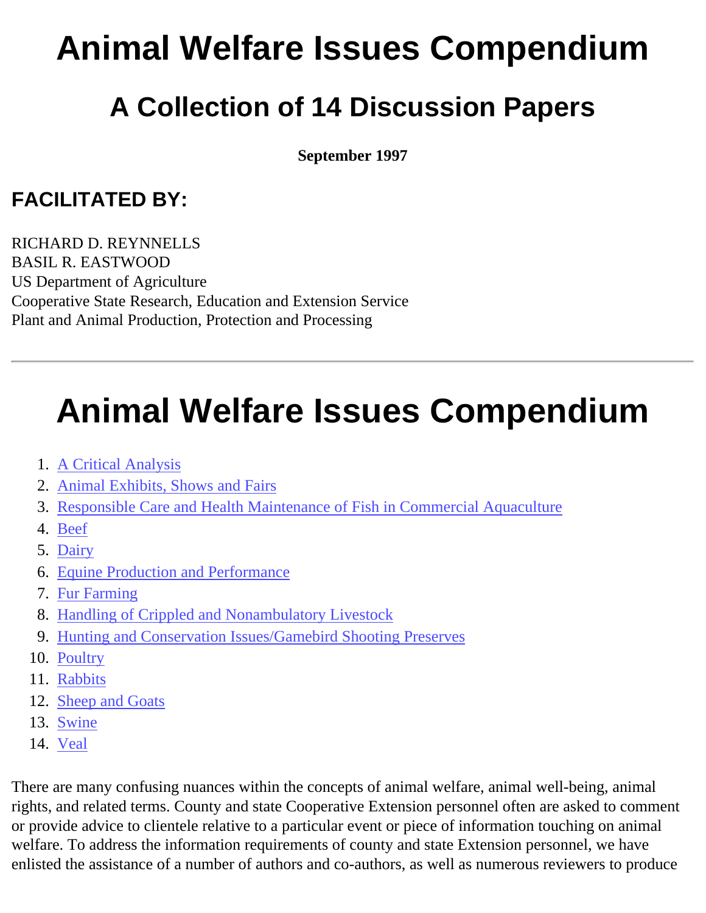# Animal Welfare Issues Compendium

## A Collection of 14 Discussion Papers

**September 1997**

### FACILITATED BY:

RICHARD D. REYNNELLS
BASIL R. EASTWOOD
US Department of Agriculture
Cooperative State Research, Education and Extension Service
Plant and Animal Production, Protection and Processing

---

# Animal Welfare Issues Compendium

1. A Critical Analysis
2. Animal Exhibits, Shows and Fairs
3. Responsible Care and Health Maintenance of Fish in Commercial Aquaculture
4. Beef
5. Dairy
6. Equine Production and Performance
7. Fur Farming
8. Handling of Crippled and Nonambulatory Livestock
9. Hunting and Conservation Issues/Gamebird Shooting Preserves
10. Poultry
11. Rabbits
12. Sheep and Goats
13. Swine
14. Veal

There are many confusing nuances within the concepts of animal welfare, animal well-being, animal rights, and related terms. County and state Cooperative Extension personnel often are asked to comment or provide advice to clientele relative to a particular event or piece of information touching on animal welfare. To address the information requirements of county and state Extension personnel, we have enlisted the assistance of a number of authors and co-authors, as well as numerous reviewers to produce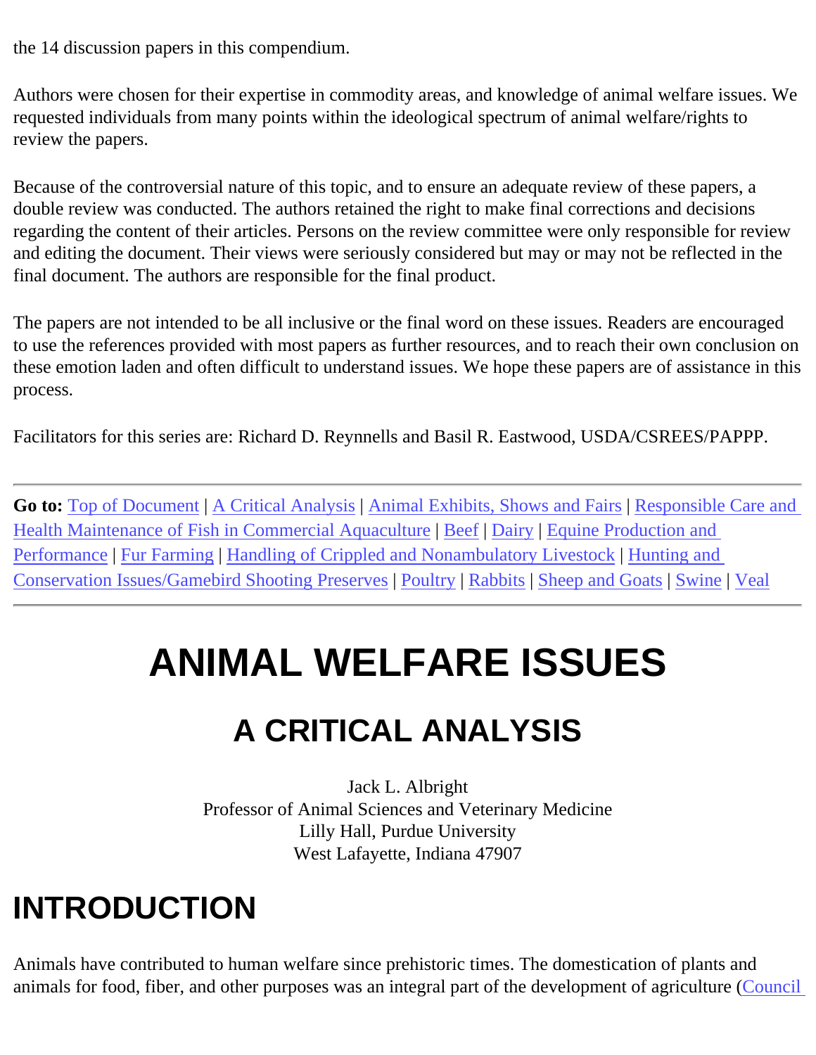the 14 discussion papers in this compendium.

Authors were chosen for their expertise in commodity areas, and knowledge of animal welfare issues. We requested individuals from many points within the ideological spectrum of animal welfare/rights to review the papers.

Because of the controversial nature of this topic, and to ensure an adequate review of these papers, a double review was conducted. The authors retained the right to make final corrections and decisions regarding the content of their articles. Persons on the review committee were only responsible for review and editing the document. Their views were seriously considered but may or may not be reflected in the final document. The authors are responsible for the final product.

The papers are not intended to be all inclusive or the final word on these issues. Readers are encouraged to use the references provided with most papers as further resources, and to reach their own conclusion on these emotion laden and often difficult to understand issues. We hope these papers are of assistance in this process.

Facilitators for this series are: Richard D. Reynnells and Basil R. Eastwood, USDA/CSREES/PAPPP.

---

**Go to:** Top of Document | A Critical Analysis | Animal Exhibits, Shows and Fairs | Responsible Care and Health Maintenance of Fish in Commercial Aquaculture | Beef | Dairy | Equine Production and Performance | Fur Farming | Handling of Crippled and Nonambulatory Livestock | Hunting and Conservation Issues/Gamebird Shooting Preserves | Poultry | Rabbits | Sheep and Goats | Swine | Veal

---

# ANIMAL WELFARE ISSUES

## A CRITICAL ANALYSIS

Jack L. Albright
Professor of Animal Sciences and Veterinary Medicine
Lilly Hall, Purdue University
West Lafayette, Indiana 47907

# INTRODUCTION

Animals have contributed to human welfare since prehistoric times. The domestication of plants and animals for food, fiber, and other purposes was an integral part of the development of agriculture (Council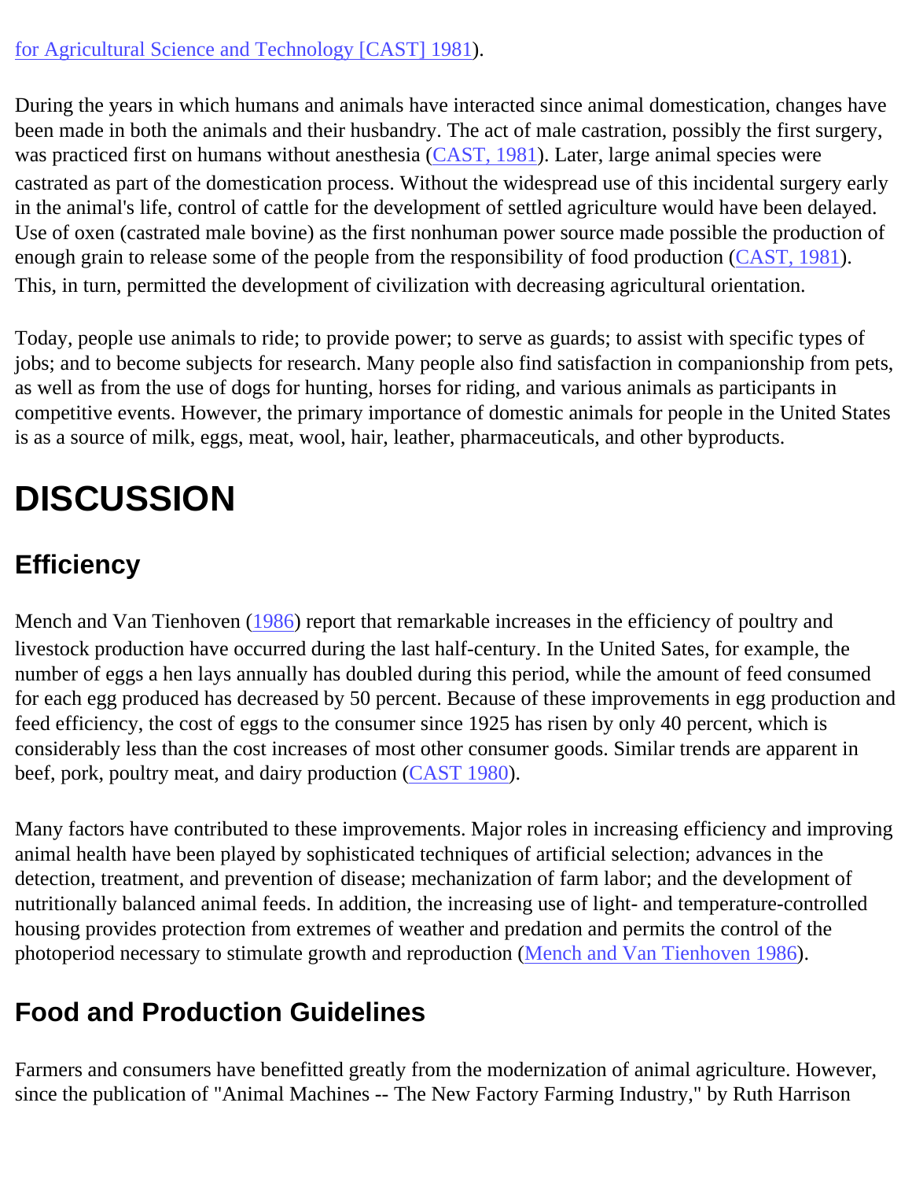for Agricultural Science and Technology [CAST] 1981).

During the years in which humans and animals have interacted since animal domestication, changes have been made in both the animals and their husbandry. The act of male castration, possibly the first surgery, was practiced first on humans without anesthesia (CAST, 1981). Later, large animal species were castrated as part of the domestication process. Without the widespread use of this incidental surgery early in the animal's life, control of cattle for the development of settled agriculture would have been delayed. Use of oxen (castrated male bovine) as the first nonhuman power source made possible the production of enough grain to release some of the people from the responsibility of food production (CAST, 1981). This, in turn, permitted the development of civilization with decreasing agricultural orientation.

Today, people use animals to ride; to provide power; to serve as guards; to assist with specific types of jobs; and to become subjects for research. Many people also find satisfaction in companionship from pets, as well as from the use of dogs for hunting, horses for riding, and various animals as participants in competitive events. However, the primary importance of domestic animals for people in the United States is as a source of milk, eggs, meat, wool, hair, leather, pharmaceuticals, and other byproducts.

# DISCUSSION

## Efficiency

Mench and Van Tienhoven (1986) report that remarkable increases in the efficiency of poultry and livestock production have occurred during the last half-century. In the United Sates, for example, the number of eggs a hen lays annually has doubled during this period, while the amount of feed consumed for each egg produced has decreased by 50 percent. Because of these improvements in egg production and feed efficiency, the cost of eggs to the consumer since 1925 has risen by only 40 percent, which is considerably less than the cost increases of most other consumer goods. Similar trends are apparent in beef, pork, poultry meat, and dairy production (CAST 1980).

Many factors have contributed to these improvements. Major roles in increasing efficiency and improving animal health have been played by sophisticated techniques of artificial selection; advances in the detection, treatment, and prevention of disease; mechanization of farm labor; and the development of nutritionally balanced animal feeds. In addition, the increasing use of light- and temperature-controlled housing provides protection from extremes of weather and predation and permits the control of the photoperiod necessary to stimulate growth and reproduction (Mench and Van Tienhoven 1986).

## Food and Production Guidelines

Farmers and consumers have benefitted greatly from the modernization of animal agriculture. However, since the publication of "Animal Machines -- The New Factory Farming Industry," by Ruth Harrison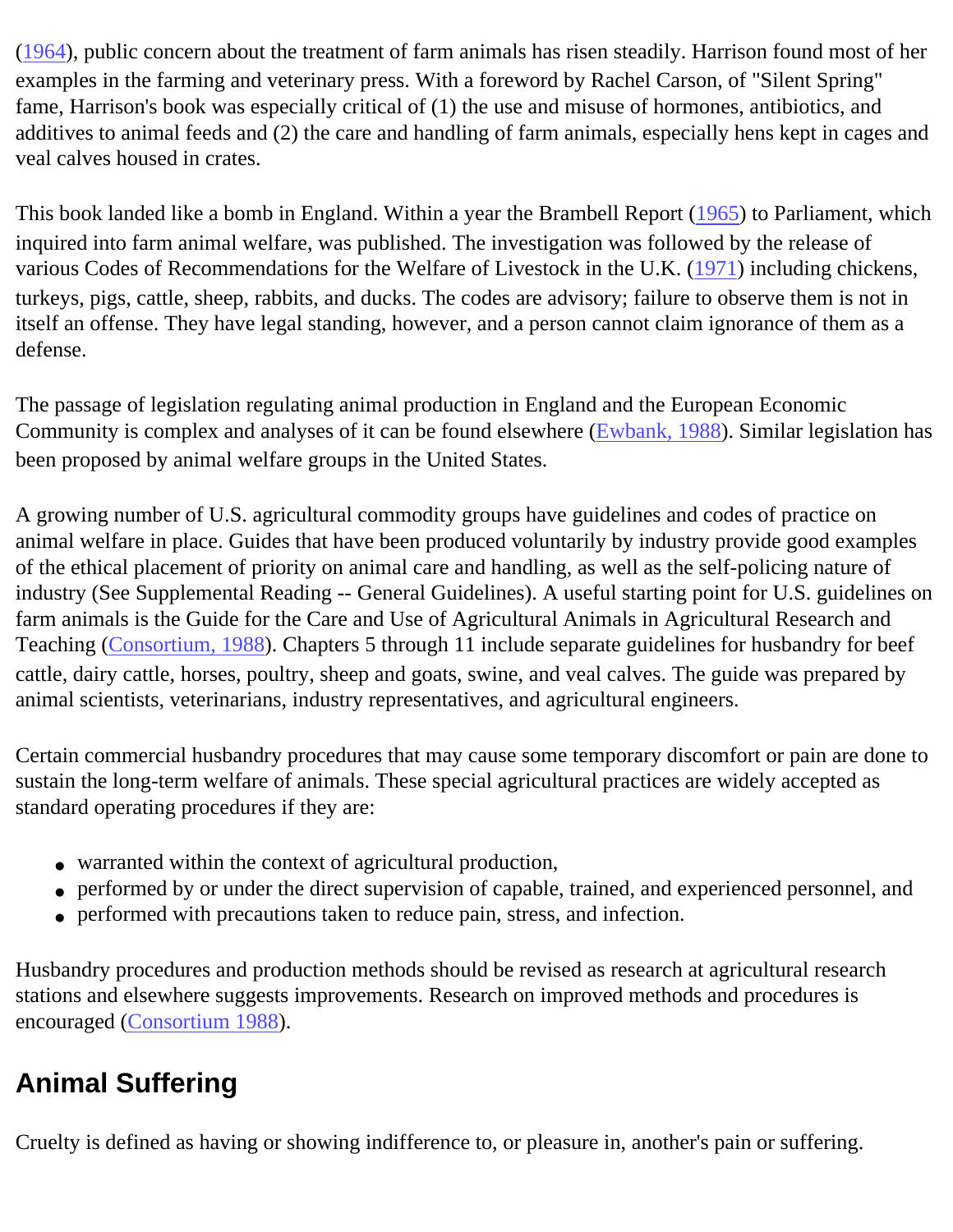(1964), public concern about the treatment of farm animals has risen steadily. Harrison found most of her examples in the farming and veterinary press. With a foreword by Rachel Carson, of "Silent Spring" fame, Harrison's book was especially critical of (1) the use and misuse of hormones, antibiotics, and additives to animal feeds and (2) the care and handling of farm animals, especially hens kept in cages and veal calves housed in crates.

This book landed like a bomb in England. Within a year the Brambell Report (1965) to Parliament, which inquired into farm animal welfare, was published. The investigation was followed by the release of various Codes of Recommendations for the Welfare of Livestock in the U.K. (1971) including chickens, turkeys, pigs, cattle, sheep, rabbits, and ducks. The codes are advisory; failure to observe them is not in itself an offense. They have legal standing, however, and a person cannot claim ignorance of them as a defense.

The passage of legislation regulating animal production in England and the European Economic Community is complex and analyses of it can be found elsewhere (Ewbank, 1988). Similar legislation has been proposed by animal welfare groups in the United States.

A growing number of U.S. agricultural commodity groups have guidelines and codes of practice on animal welfare in place. Guides that have been produced voluntarily by industry provide good examples of the ethical placement of priority on animal care and handling, as well as the self-policing nature of industry (See Supplemental Reading -- General Guidelines). A useful starting point for U.S. guidelines on farm animals is the Guide for the Care and Use of Agricultural Animals in Agricultural Research and Teaching (Consortium, 1988). Chapters 5 through 11 include separate guidelines for husbandry for beef cattle, dairy cattle, horses, poultry, sheep and goats, swine, and veal calves. The guide was prepared by animal scientists, veterinarians, industry representatives, and agricultural engineers.

Certain commercial husbandry procedures that may cause some temporary discomfort or pain are done to sustain the long-term welfare of animals. These special agricultural practices are widely accepted as standard operating procedures if they are:

- warranted within the context of agricultural production,
- performed by or under the direct supervision of capable, trained, and experienced personnel, and
- performed with precautions taken to reduce pain, stress, and infection.

Husbandry procedures and production methods should be revised as research at agricultural research stations and elsewhere suggests improvements. Research on improved methods and procedures is encouraged (Consortium 1988).

## Animal Suffering

Cruelty is defined as having or showing indifference to, or pleasure in, another's pain or suffering.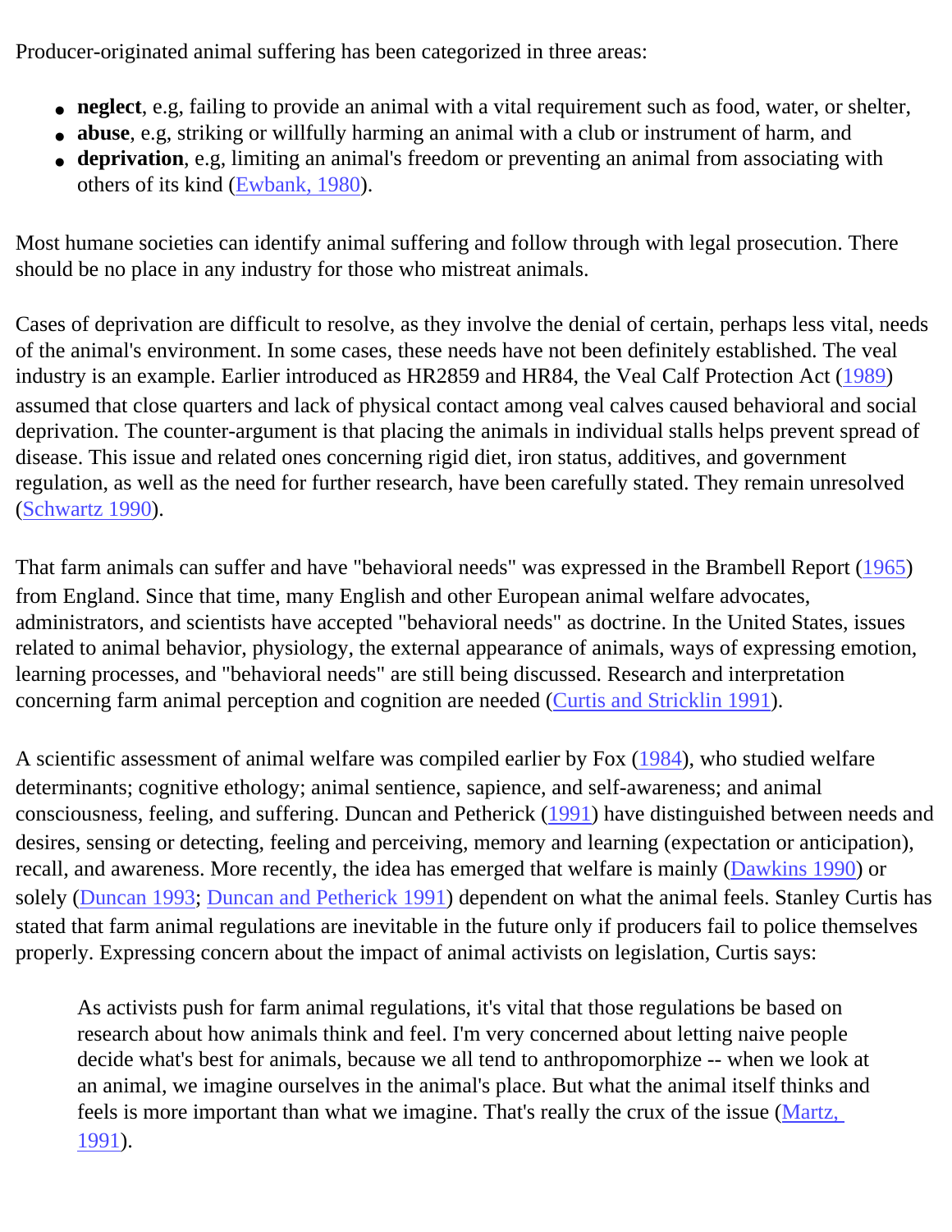Producer-originated animal suffering has been categorized in three areas:

- **neglect**, e.g, failing to provide an animal with a vital requirement such as food, water, or shelter,
- **abuse**, e.g, striking or willfully harming an animal with a club or instrument of harm, and
- **deprivation**, e.g, limiting an animal's freedom or preventing an animal from associating with others of its kind (Ewbank, 1980).

Most humane societies can identify animal suffering and follow through with legal prosecution. There should be no place in any industry for those who mistreat animals.

Cases of deprivation are difficult to resolve, as they involve the denial of certain, perhaps less vital, needs of the animal's environment. In some cases, these needs have not been definitely established. The veal industry is an example. Earlier introduced as HR2859 and HR84, the Veal Calf Protection Act (1989) assumed that close quarters and lack of physical contact among veal calves caused behavioral and social deprivation. The counter-argument is that placing the animals in individual stalls helps prevent spread of disease. This issue and related ones concerning rigid diet, iron status, additives, and government regulation, as well as the need for further research, have been carefully stated. They remain unresolved (Schwartz 1990).

That farm animals can suffer and have "behavioral needs" was expressed in the Brambell Report (1965) from England. Since that time, many English and other European animal welfare advocates, administrators, and scientists have accepted "behavioral needs" as doctrine. In the United States, issues related to animal behavior, physiology, the external appearance of animals, ways of expressing emotion, learning processes, and "behavioral needs" are still being discussed. Research and interpretation concerning farm animal perception and cognition are needed (Curtis and Stricklin 1991).

A scientific assessment of animal welfare was compiled earlier by Fox (1984), who studied welfare determinants; cognitive ethology; animal sentience, sapience, and self-awareness; and animal consciousness, feeling, and suffering. Duncan and Petherick (1991) have distinguished between needs and desires, sensing or detecting, feeling and perceiving, memory and learning (expectation or anticipation), recall, and awareness. More recently, the idea has emerged that welfare is mainly (Dawkins 1990) or solely (Duncan 1993; Duncan and Petherick 1991) dependent on what the animal feels. Stanley Curtis has stated that farm animal regulations are inevitable in the future only if producers fail to police themselves properly. Expressing concern about the impact of animal activists on legislation, Curtis says:

> As activists push for farm animal regulations, it's vital that those regulations be based on research about how animals think and feel. I'm very concerned about letting naive people decide what's best for animals, because we all tend to anthropomorphize -- when we look at an animal, we imagine ourselves in the animal's place. But what the animal itself thinks and feels is more important than what we imagine. That's really the crux of the issue (Martz, 1991).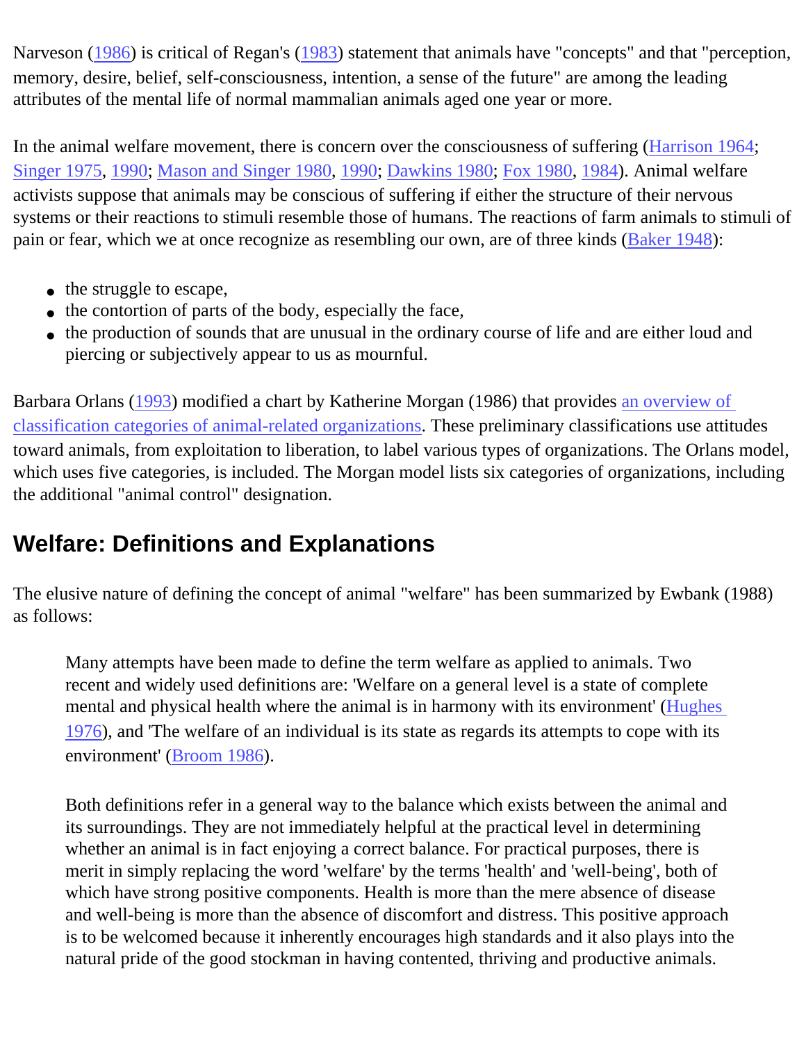Narveson (1986) is critical of Regan's (1983) statement that animals have "concepts" and that "perception, memory, desire, belief, self-consciousness, intention, a sense of the future" are among the leading attributes of the mental life of normal mammalian animals aged one year or more.

In the animal welfare movement, there is concern over the consciousness of suffering (Harrison 1964; Singer 1975, 1990; Mason and Singer 1980, 1990; Dawkins 1980; Fox 1980, 1984). Animal welfare activists suppose that animals may be conscious of suffering if either the structure of their nervous systems or their reactions to stimuli resemble those of humans. The reactions of farm animals to stimuli of pain or fear, which we at once recognize as resembling our own, are of three kinds (Baker 1948):

- the struggle to escape,
- the contortion of parts of the body, especially the face,
- the production of sounds that are unusual in the ordinary course of life and are either loud and piercing or subjectively appear to us as mournful.

Barbara Orlans (1993) modified a chart by Katherine Morgan (1986) that provides an overview of classification categories of animal-related organizations. These preliminary classifications use attitudes toward animals, from exploitation to liberation, to label various types of organizations. The Orlans model, which uses five categories, is included. The Morgan model lists six categories of organizations, including the additional "animal control" designation.

## Welfare: Definitions and Explanations

The elusive nature of defining the concept of animal "welfare" has been summarized by Ewbank (1988) as follows:

> Many attempts have been made to define the term welfare as applied to animals. Two recent and widely used definitions are: 'Welfare on a general level is a state of complete mental and physical health where the animal is in harmony with its environment' (Hughes 1976), and 'The welfare of an individual is its state as regards its attempts to cope with its environment' (Broom 1986).
>
> Both definitions refer in a general way to the balance which exists between the animal and its surroundings. They are not immediately helpful at the practical level in determining whether an animal is in fact enjoying a correct balance. For practical purposes, there is merit in simply replacing the word 'welfare' by the terms 'health' and 'well-being', both of which have strong positive components. Health is more than the mere absence of disease and well-being is more than the absence of discomfort and distress. This positive approach is to be welcomed because it inherently encourages high standards and it also plays into the natural pride of the good stockman in having contented, thriving and productive animals.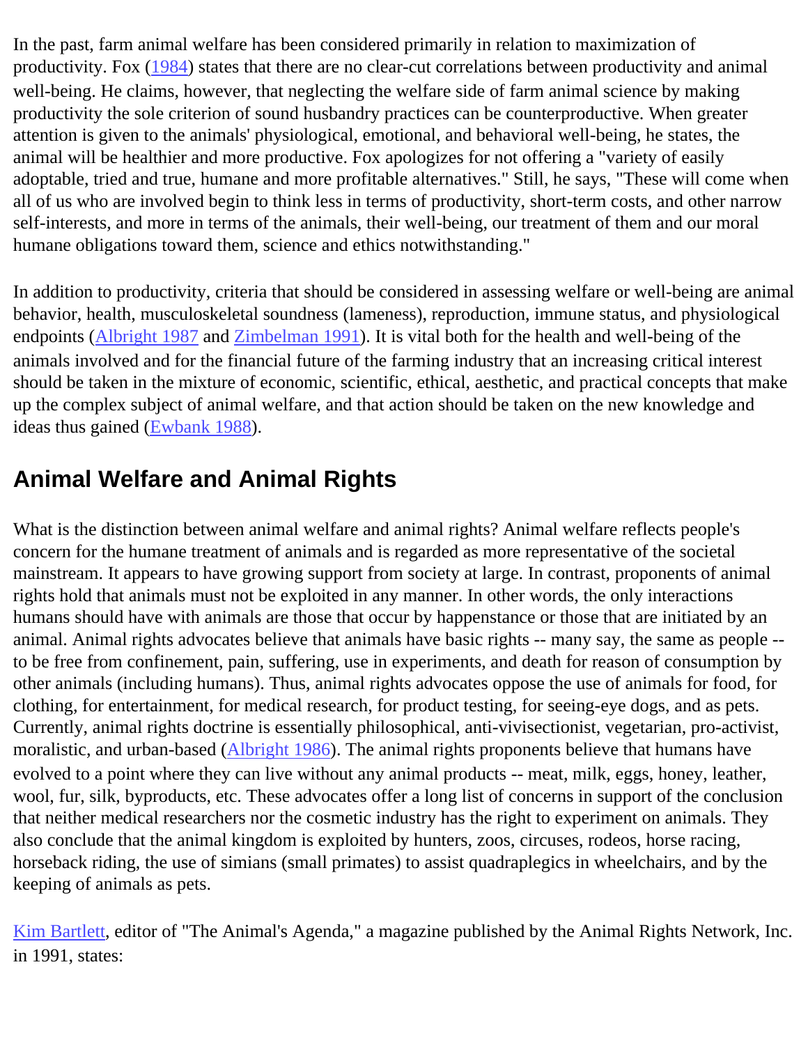In the past, farm animal welfare has been considered primarily in relation to maximization of productivity. Fox (1984) states that there are no clear-cut correlations between productivity and animal well-being. He claims, however, that neglecting the welfare side of farm animal science by making productivity the sole criterion of sound husbandry practices can be counterproductive. When greater attention is given to the animals' physiological, emotional, and behavioral well-being, he states, the animal will be healthier and more productive. Fox apologizes for not offering a "variety of easily adoptable, tried and true, humane and more profitable alternatives." Still, he says, "These will come when all of us who are involved begin to think less in terms of productivity, short-term costs, and other narrow self-interests, and more in terms of the animals, their well-being, our treatment of them and our moral humane obligations toward them, science and ethics notwithstanding."

In addition to productivity, criteria that should be considered in assessing welfare or well-being are animal behavior, health, musculoskeletal soundness (lameness), reproduction, immune status, and physiological endpoints (Albright 1987 and Zimbelman 1991). It is vital both for the health and well-being of the animals involved and for the financial future of the farming industry that an increasing critical interest should be taken in the mixture of economic, scientific, ethical, aesthetic, and practical concepts that make up the complex subject of animal welfare, and that action should be taken on the new knowledge and ideas thus gained (Ewbank 1988).

## Animal Welfare and Animal Rights

What is the distinction between animal welfare and animal rights? Animal welfare reflects people's concern for the humane treatment of animals and is regarded as more representative of the societal mainstream. It appears to have growing support from society at large. In contrast, proponents of animal rights hold that animals must not be exploited in any manner. In other words, the only interactions humans should have with animals are those that occur by happenstance or those that are initiated by an animal. Animal rights advocates believe that animals have basic rights -- many say, the same as people -- to be free from confinement, pain, suffering, use in experiments, and death for reason of consumption by other animals (including humans). Thus, animal rights advocates oppose the use of animals for food, for clothing, for entertainment, for medical research, for product testing, for seeing-eye dogs, and as pets. Currently, animal rights doctrine is essentially philosophical, anti-vivisectionist, vegetarian, pro-activist, moralistic, and urban-based (Albright 1986). The animal rights proponents believe that humans have evolved to a point where they can live without any animal products -- meat, milk, eggs, honey, leather, wool, fur, silk, byproducts, etc. These advocates offer a long list of concerns in support of the conclusion that neither medical researchers nor the cosmetic industry has the right to experiment on animals. They also conclude that the animal kingdom is exploited by hunters, zoos, circuses, rodeos, horse racing, horseback riding, the use of simians (small primates) to assist quadraplegics in wheelchairs, and by the keeping of animals as pets.

Kim Bartlett, editor of "The Animal's Agenda," a magazine published by the Animal Rights Network, Inc. in 1991, states: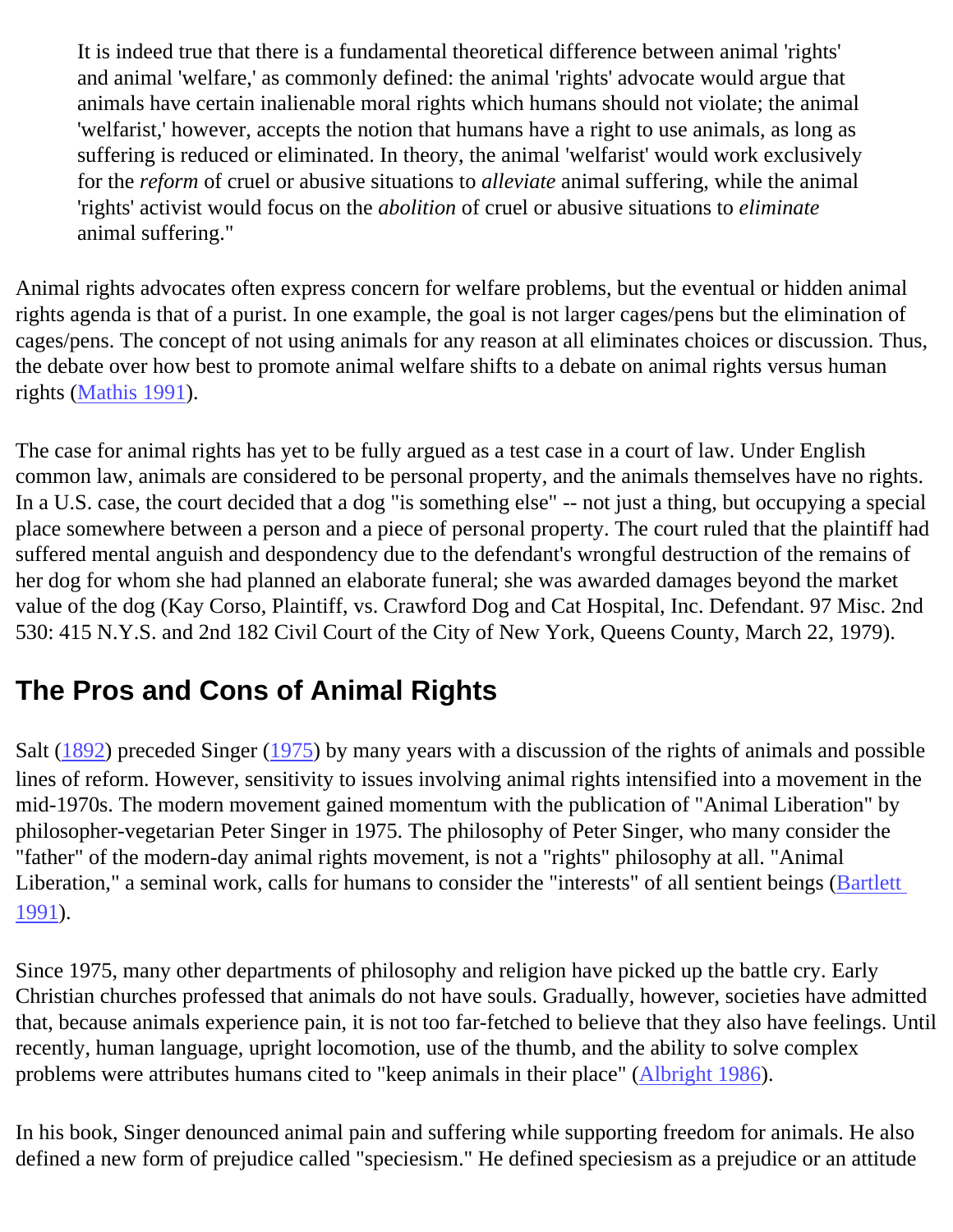> It is indeed true that there is a fundamental theoretical difference between animal 'rights' and animal 'welfare,' as commonly defined: the animal 'rights' advocate would argue that animals have certain inalienable moral rights which humans should not violate; the animal 'welfarist,' however, accepts the notion that humans have a right to use animals, as long as suffering is reduced or eliminated. In theory, the animal 'welfarist' would work exclusively for the *reform* of cruel or abusive situations to *alleviate* animal suffering, while the animal 'rights' activist would focus on the *abolition* of cruel or abusive situations to *eliminate* animal suffering."

Animal rights advocates often express concern for welfare problems, but the eventual or hidden animal rights agenda is that of a purist. In one example, the goal is not larger cages/pens but the elimination of cages/pens. The concept of not using animals for any reason at all eliminates choices or discussion. Thus, the debate over how best to promote animal welfare shifts to a debate on animal rights versus human rights (Mathis 1991).

The case for animal rights has yet to be fully argued as a test case in a court of law. Under English common law, animals are considered to be personal property, and the animals themselves have no rights. In a U.S. case, the court decided that a dog "is something else" -- not just a thing, but occupying a special place somewhere between a person and a piece of personal property. The court ruled that the plaintiff had suffered mental anguish and despondency due to the defendant's wrongful destruction of the remains of her dog for whom she had planned an elaborate funeral; she was awarded damages beyond the market value of the dog (Kay Corso, Plaintiff, vs. Crawford Dog and Cat Hospital, Inc. Defendant. 97 Misc. 2nd 530: 415 N.Y.S. and 2nd 182 Civil Court of the City of New York, Queens County, March 22, 1979).

## The Pros and Cons of Animal Rights

Salt (1892) preceded Singer (1975) by many years with a discussion of the rights of animals and possible lines of reform. However, sensitivity to issues involving animal rights intensified into a movement in the mid-1970s. The modern movement gained momentum with the publication of "Animal Liberation" by philosopher-vegetarian Peter Singer in 1975. The philosophy of Peter Singer, who many consider the "father" of the modern-day animal rights movement, is not a "rights" philosophy at all. "Animal Liberation," a seminal work, calls for humans to consider the "interests" of all sentient beings (Bartlett 1991).

Since 1975, many other departments of philosophy and religion have picked up the battle cry. Early Christian churches professed that animals do not have souls. Gradually, however, societies have admitted that, because animals experience pain, it is not too far-fetched to believe that they also have feelings. Until recently, human language, upright locomotion, use of the thumb, and the ability to solve complex problems were attributes humans cited to "keep animals in their place" (Albright 1986).

In his book, Singer denounced animal pain and suffering while supporting freedom for animals. He also defined a new form of prejudice called "speciesism." He defined speciesism as a prejudice or an attitude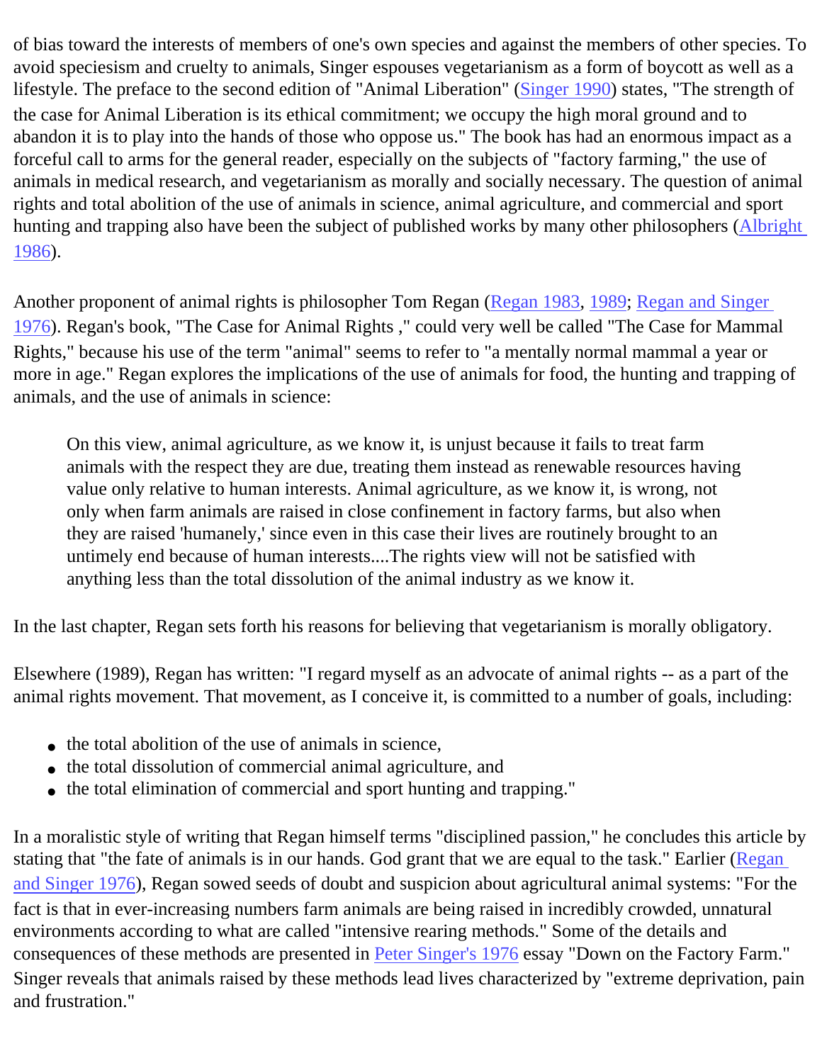of bias toward the interests of members of one's own species and against the members of other species. To avoid speciesism and cruelty to animals, Singer espouses vegetarianism as a form of boycott as well as a lifestyle. The preface to the second edition of "Animal Liberation" (Singer 1990) states, "The strength of the case for Animal Liberation is its ethical commitment; we occupy the high moral ground and to abandon it is to play into the hands of those who oppose us." The book has had an enormous impact as a forceful call to arms for the general reader, especially on the subjects of "factory farming," the use of animals in medical research, and vegetarianism as morally and socially necessary. The question of animal rights and total abolition of the use of animals in science, animal agriculture, and commercial and sport hunting and trapping also have been the subject of published works by many other philosophers (Albright 1986).

Another proponent of animal rights is philosopher Tom Regan (Regan 1983, 1989; Regan and Singer 1976). Regan's book, "The Case for Animal Rights ," could very well be called "The Case for Mammal Rights," because his use of the term "animal" seems to refer to "a mentally normal mammal a year or more in age." Regan explores the implications of the use of animals for food, the hunting and trapping of animals, and the use of animals in science:

> On this view, animal agriculture, as we know it, is unjust because it fails to treat farm animals with the respect they are due, treating them instead as renewable resources having value only relative to human interests. Animal agriculture, as we know it, is wrong, not only when farm animals are raised in close confinement in factory farms, but also when they are raised 'humanely,' since even in this case their lives are routinely brought to an untimely end because of human interests....The rights view will not be satisfied with anything less than the total dissolution of the animal industry as we know it.

In the last chapter, Regan sets forth his reasons for believing that vegetarianism is morally obligatory.

Elsewhere (1989), Regan has written: "I regard myself as an advocate of animal rights -- as a part of the animal rights movement. That movement, as I conceive it, is committed to a number of goals, including:

- the total abolition of the use of animals in science,
- the total dissolution of commercial animal agriculture, and
- the total elimination of commercial and sport hunting and trapping."

In a moralistic style of writing that Regan himself terms "disciplined passion," he concludes this article by stating that "the fate of animals is in our hands. God grant that we are equal to the task." Earlier (Regan and Singer 1976), Regan sowed seeds of doubt and suspicion about agricultural animal systems: "For the fact is that in ever-increasing numbers farm animals are being raised in incredibly crowded, unnatural environments according to what are called "intensive rearing methods." Some of the details and consequences of these methods are presented in Peter Singer's 1976 essay "Down on the Factory Farm." Singer reveals that animals raised by these methods lead lives characterized by "extreme deprivation, pain and frustration."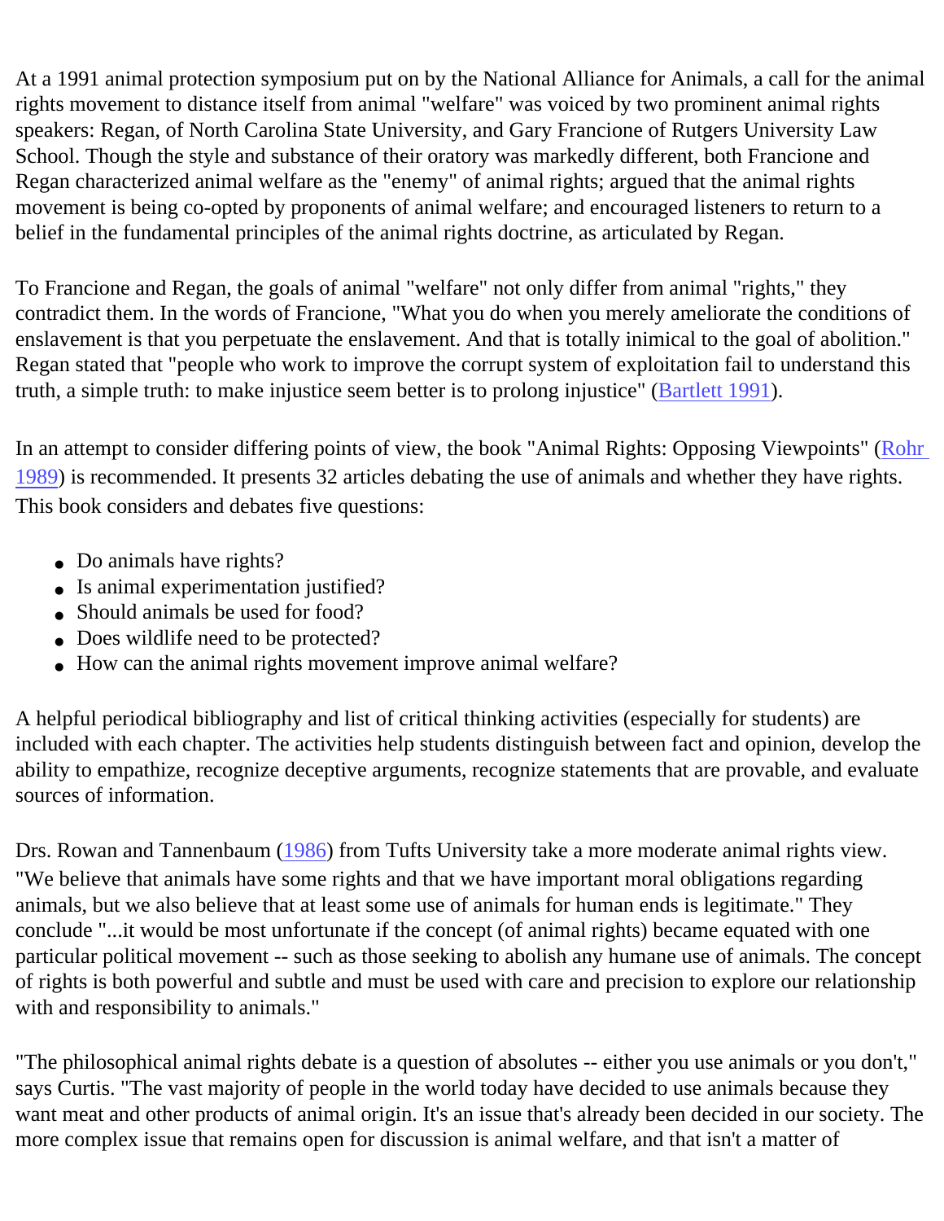At a 1991 animal protection symposium put on by the National Alliance for Animals, a call for the animal rights movement to distance itself from animal "welfare" was voiced by two prominent animal rights speakers: Regan, of North Carolina State University, and Gary Francione of Rutgers University Law School. Though the style and substance of their oratory was markedly different, both Francione and Regan characterized animal welfare as the "enemy" of animal rights; argued that the animal rights movement is being co-opted by proponents of animal welfare; and encouraged listeners to return to a belief in the fundamental principles of the animal rights doctrine, as articulated by Regan.

To Francione and Regan, the goals of animal "welfare" not only differ from animal "rights," they contradict them. In the words of Francione, "What you do when you merely ameliorate the conditions of enslavement is that you perpetuate the enslavement. And that is totally inimical to the goal of abolition." Regan stated that "people who work to improve the corrupt system of exploitation fail to understand this truth, a simple truth: to make injustice seem better is to prolong injustice" (Bartlett 1991).

In an attempt to consider differing points of view, the book "Animal Rights: Opposing Viewpoints" (Rohr 1989) is recommended. It presents 32 articles debating the use of animals and whether they have rights. This book considers and debates five questions:

- Do animals have rights?
- Is animal experimentation justified?
- Should animals be used for food?
- Does wildlife need to be protected?
- How can the animal rights movement improve animal welfare?

A helpful periodical bibliography and list of critical thinking activities (especially for students) are included with each chapter. The activities help students distinguish between fact and opinion, develop the ability to empathize, recognize deceptive arguments, recognize statements that are provable, and evaluate sources of information.

Drs. Rowan and Tannenbaum (1986) from Tufts University take a more moderate animal rights view. "We believe that animals have some rights and that we have important moral obligations regarding animals, but we also believe that at least some use of animals for human ends is legitimate." They conclude "...it would be most unfortunate if the concept (of animal rights) became equated with one particular political movement -- such as those seeking to abolish any humane use of animals. The concept of rights is both powerful and subtle and must be used with care and precision to explore our relationship with and responsibility to animals."

"The philosophical animal rights debate is a question of absolutes -- either you use animals or you don't," says Curtis. "The vast majority of people in the world today have decided to use animals because they want meat and other products of animal origin. It's an issue that's already been decided in our society. The more complex issue that remains open for discussion is animal welfare, and that isn't a matter of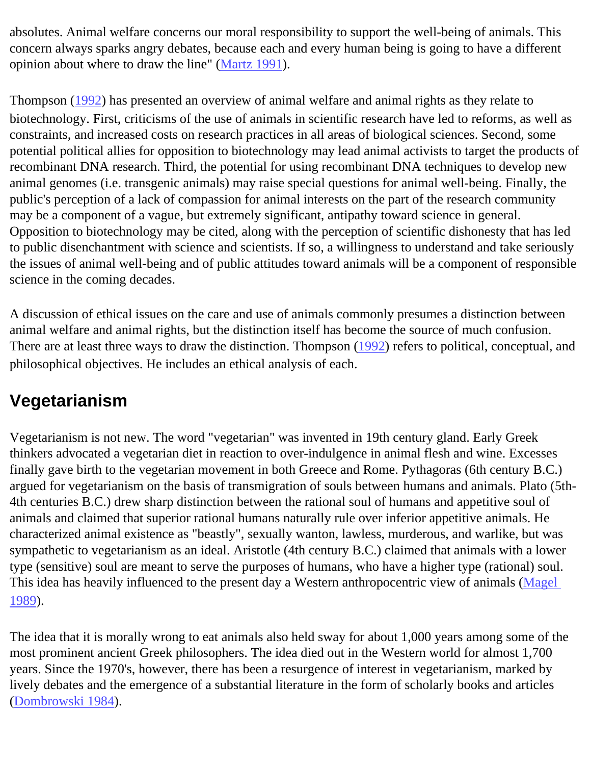absolutes. Animal welfare concerns our moral responsibility to support the well-being of animals. This concern always sparks angry debates, because each and every human being is going to have a different opinion about where to draw the line" (Martz 1991).

Thompson (1992) has presented an overview of animal welfare and animal rights as they relate to biotechnology. First, criticisms of the use of animals in scientific research have led to reforms, as well as constraints, and increased costs on research practices in all areas of biological sciences. Second, some potential political allies for opposition to biotechnology may lead animal activists to target the products of recombinant DNA research. Third, the potential for using recombinant DNA techniques to develop new animal genomes (i.e. transgenic animals) may raise special questions for animal well-being. Finally, the public's perception of a lack of compassion for animal interests on the part of the research community may be a component of a vague, but extremely significant, antipathy toward science in general. Opposition to biotechnology may be cited, along with the perception of scientific dishonesty that has led to public disenchantment with science and scientists. If so, a willingness to understand and take seriously the issues of animal well-being and of public attitudes toward animals will be a component of responsible science in the coming decades.

A discussion of ethical issues on the care and use of animals commonly presumes a distinction between animal welfare and animal rights, but the distinction itself has become the source of much confusion. There are at least three ways to draw the distinction. Thompson (1992) refers to political, conceptual, and philosophical objectives. He includes an ethical analysis of each.

## Vegetarianism

Vegetarianism is not new. The word "vegetarian" was invented in 19th century gland. Early Greek thinkers advocated a vegetarian diet in reaction to over-indulgence in animal flesh and wine. Excesses finally gave birth to the vegetarian movement in both Greece and Rome. Pythagoras (6th century B.C.) argued for vegetarianism on the basis of transmigration of souls between humans and animals. Plato (5th-4th centuries B.C.) drew sharp distinction between the rational soul of humans and appetitive soul of animals and claimed that superior rational humans naturally rule over inferior appetitive animals. He characterized animal existence as "beastly", sexually wanton, lawless, murderous, and warlike, but was sympathetic to vegetarianism as an ideal. Aristotle (4th century B.C.) claimed that animals with a lower type (sensitive) soul are meant to serve the purposes of humans, who have a higher type (rational) soul. This idea has heavily influenced to the present day a Western anthropocentric view of animals (Magel 1989).

The idea that it is morally wrong to eat animals also held sway for about 1,000 years among some of the most prominent ancient Greek philosophers. The idea died out in the Western world for almost 1,700 years. Since the 1970's, however, there has been a resurgence of interest in vegetarianism, marked by lively debates and the emergence of a substantial literature in the form of scholarly books and articles (Dombrowski 1984).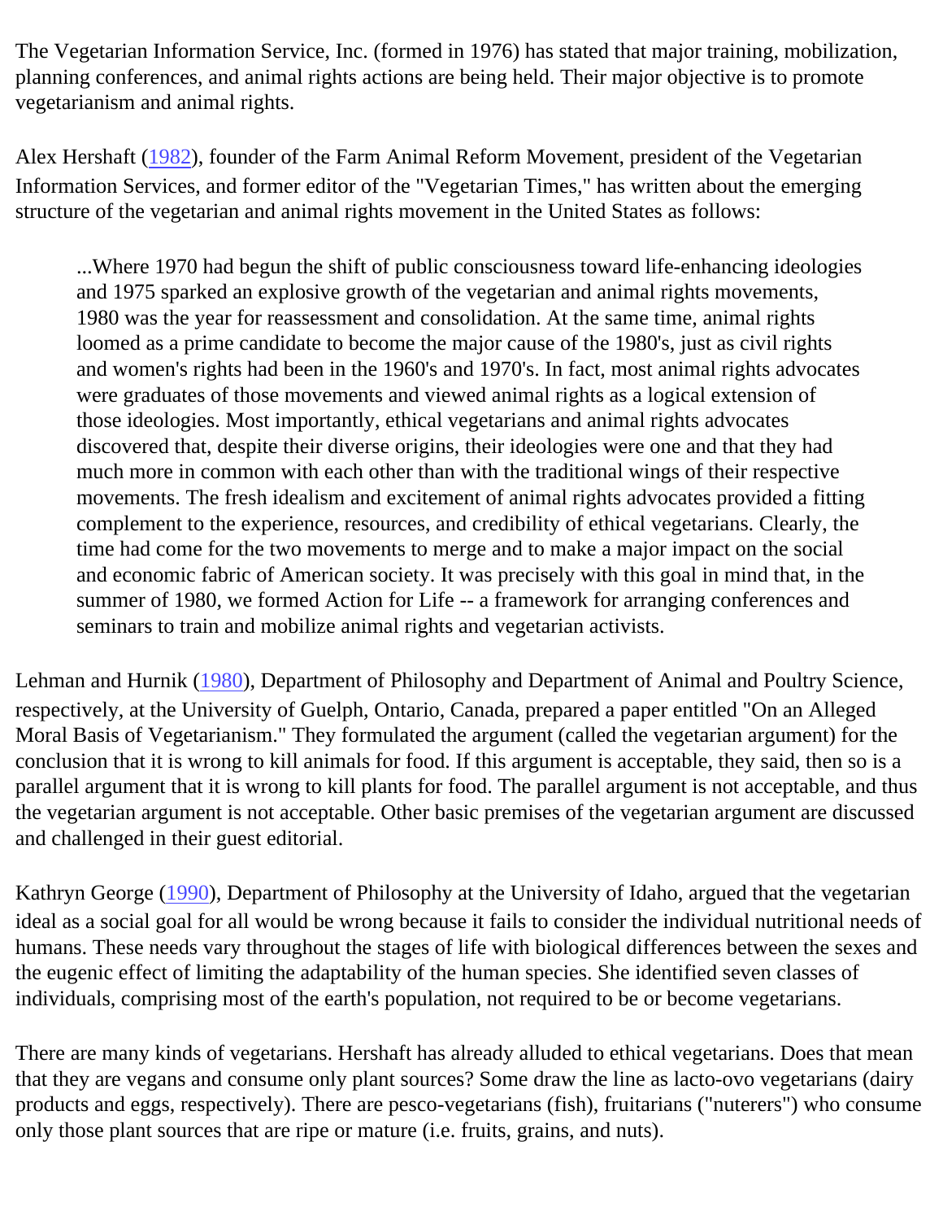The Vegetarian Information Service, Inc. (formed in 1976) has stated that major training, mobilization, planning conferences, and animal rights actions are being held. Their major objective is to promote vegetarianism and animal rights.

Alex Hershaft (1982), founder of the Farm Animal Reform Movement, president of the Vegetarian Information Services, and former editor of the "Vegetarian Times," has written about the emerging structure of the vegetarian and animal rights movement in the United States as follows:

> ...Where 1970 had begun the shift of public consciousness toward life-enhancing ideologies and 1975 sparked an explosive growth of the vegetarian and animal rights movements, 1980 was the year for reassessment and consolidation. At the same time, animal rights loomed as a prime candidate to become the major cause of the 1980's, just as civil rights and women's rights had been in the 1960's and 1970's. In fact, most animal rights advocates were graduates of those movements and viewed animal rights as a logical extension of those ideologies. Most importantly, ethical vegetarians and animal rights advocates discovered that, despite their diverse origins, their ideologies were one and that they had much more in common with each other than with the traditional wings of their respective movements. The fresh idealism and excitement of animal rights advocates provided a fitting complement to the experience, resources, and credibility of ethical vegetarians. Clearly, the time had come for the two movements to merge and to make a major impact on the social and economic fabric of American society. It was precisely with this goal in mind that, in the summer of 1980, we formed Action for Life -- a framework for arranging conferences and seminars to train and mobilize animal rights and vegetarian activists.

Lehman and Hurnik (1980), Department of Philosophy and Department of Animal and Poultry Science, respectively, at the University of Guelph, Ontario, Canada, prepared a paper entitled "On an Alleged Moral Basis of Vegetarianism." They formulated the argument (called the vegetarian argument) for the conclusion that it is wrong to kill animals for food. If this argument is acceptable, they said, then so is a parallel argument that it is wrong to kill plants for food. The parallel argument is not acceptable, and thus the vegetarian argument is not acceptable. Other basic premises of the vegetarian argument are discussed and challenged in their guest editorial.

Kathryn George (1990), Department of Philosophy at the University of Idaho, argued that the vegetarian ideal as a social goal for all would be wrong because it fails to consider the individual nutritional needs of humans. These needs vary throughout the stages of life with biological differences between the sexes and the eugenic effect of limiting the adaptability of the human species. She identified seven classes of individuals, comprising most of the earth's population, not required to be or become vegetarians.

There are many kinds of vegetarians. Hershaft has already alluded to ethical vegetarians. Does that mean that they are vegans and consume only plant sources? Some draw the line as lacto-ovo vegetarians (dairy products and eggs, respectively). There are pesco-vegetarians (fish), fruitarians ("nuterers") who consume only those plant sources that are ripe or mature (i.e. fruits, grains, and nuts).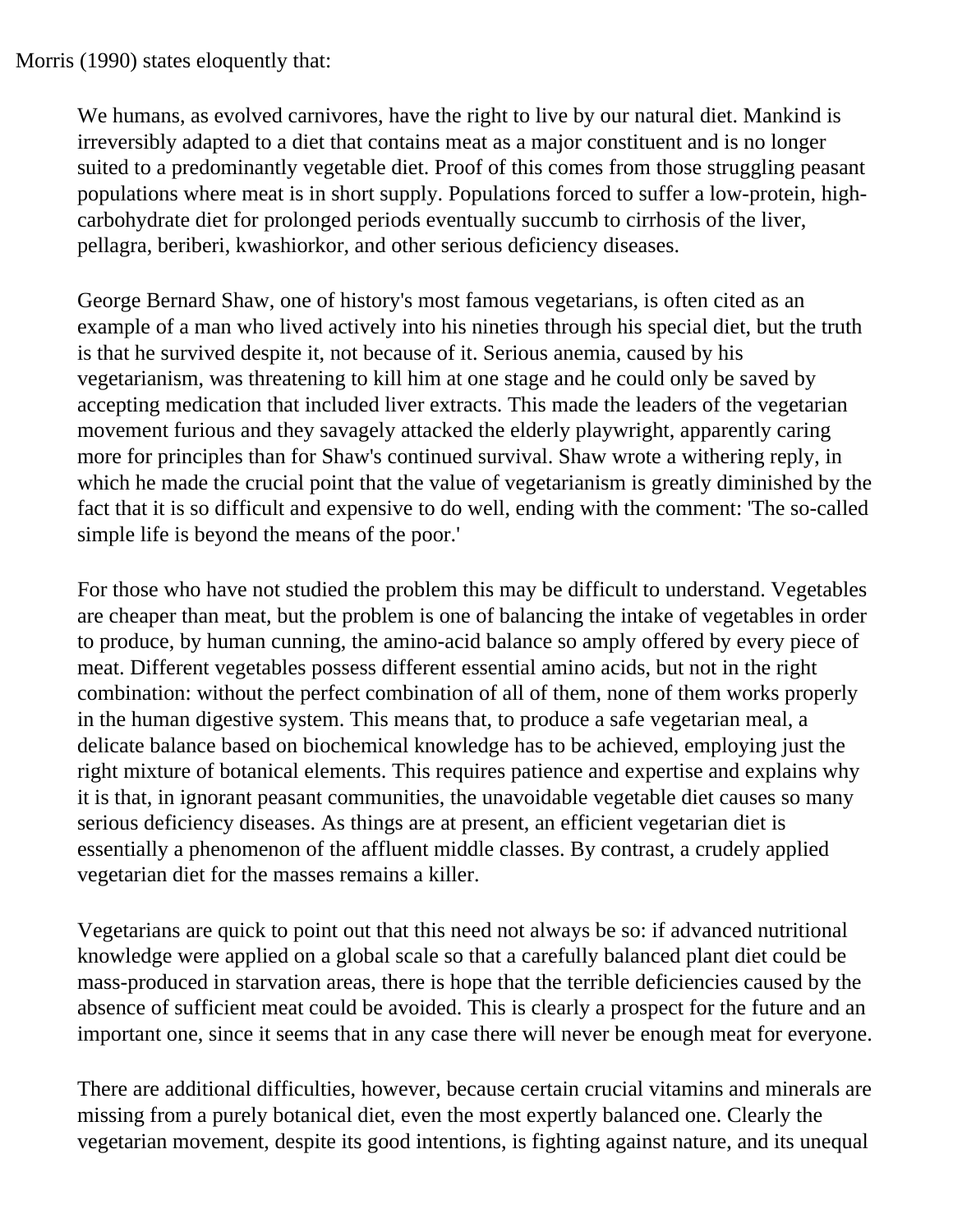Morris (1990) states eloquently that:

> We humans, as evolved carnivores, have the right to live by our natural diet. Mankind is irreversibly adapted to a diet that contains meat as a major constituent and is no longer suited to a predominantly vegetable diet. Proof of this comes from those struggling peasant populations where meat is in short supply. Populations forced to suffer a low-protein, high-carbohydrate diet for prolonged periods eventually succumb to cirrhosis of the liver, pellagra, beriberi, kwashiorkor, and other serious deficiency diseases.
>
> George Bernard Shaw, one of history's most famous vegetarians, is often cited as an example of a man who lived actively into his nineties through his special diet, but the truth is that he survived despite it, not because of it. Serious anemia, caused by his vegetarianism, was threatening to kill him at one stage and he could only be saved by accepting medication that included liver extracts. This made the leaders of the vegetarian movement furious and they savagely attacked the elderly playwright, apparently caring more for principles than for Shaw's continued survival. Shaw wrote a withering reply, in which he made the crucial point that the value of vegetarianism is greatly diminished by the fact that it is so difficult and expensive to do well, ending with the comment: 'The so-called simple life is beyond the means of the poor.'
>
> For those who have not studied the problem this may be difficult to understand. Vegetables are cheaper than meat, but the problem is one of balancing the intake of vegetables in order to produce, by human cunning, the amino-acid balance so amply offered by every piece of meat. Different vegetables possess different essential amino acids, but not in the right combination: without the perfect combination of all of them, none of them works properly in the human digestive system. This means that, to produce a safe vegetarian meal, a delicate balance based on biochemical knowledge has to be achieved, employing just the right mixture of botanical elements. This requires patience and expertise and explains why it is that, in ignorant peasant communities, the unavoidable vegetable diet causes so many serious deficiency diseases. As things are at present, an efficient vegetarian diet is essentially a phenomenon of the affluent middle classes. By contrast, a crudely applied vegetarian diet for the masses remains a killer.
>
> Vegetarians are quick to point out that this need not always be so: if advanced nutritional knowledge were applied on a global scale so that a carefully balanced plant diet could be mass-produced in starvation areas, there is hope that the terrible deficiencies caused by the absence of sufficient meat could be avoided. This is clearly a prospect for the future and an important one, since it seems that in any case there will never be enough meat for everyone.
>
> There are additional difficulties, however, because certain crucial vitamins and minerals are missing from a purely botanical diet, even the most expertly balanced one. Clearly the vegetarian movement, despite its good intentions, is fighting against nature, and its unequal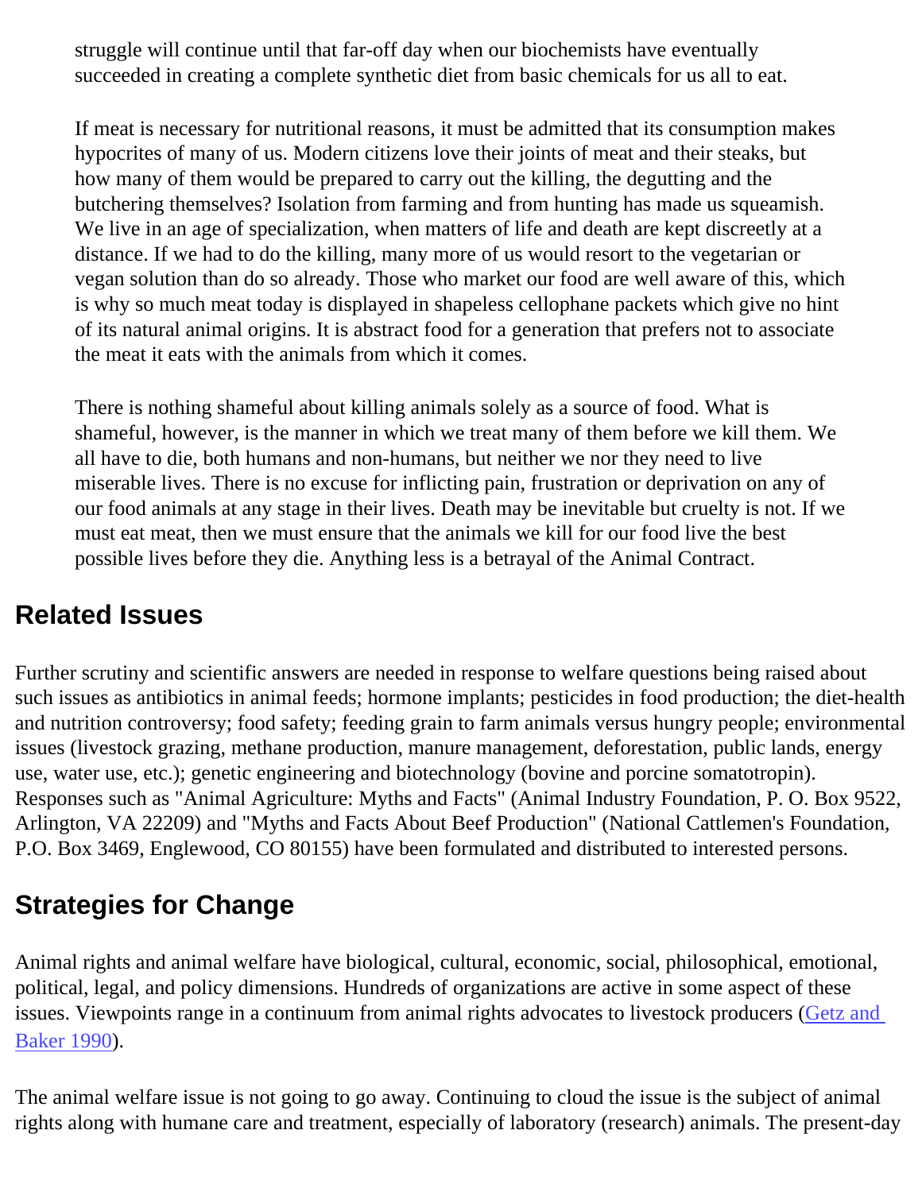struggle will continue until that far-off day when our biochemists have eventually succeeded in creating a complete synthetic diet from basic chemicals for us all to eat.

> If meat is necessary for nutritional reasons, it must be admitted that its consumption makes hypocrites of many of us. Modern citizens love their joints of meat and their steaks, but how many of them would be prepared to carry out the killing, the degutting and the butchering themselves? Isolation from farming and from hunting has made us squeamish. We live in an age of specialization, when matters of life and death are kept discreetly at a distance. If we had to do the killing, many more of us would resort to the vegetarian or vegan solution than do so already. Those who market our food are well aware of this, which is why so much meat today is displayed in shapeless cellophane packets which give no hint of its natural animal origins. It is abstract food for a generation that prefers not to associate the meat it eats with the animals from which it comes.
>
> There is nothing shameful about killing animals solely as a source of food. What is shameful, however, is the manner in which we treat many of them before we kill them. We all have to die, both humans and non-humans, but neither we nor they need to live miserable lives. There is no excuse for inflicting pain, frustration or deprivation on any of our food animals at any stage in their lives. Death may be inevitable but cruelty is not. If we must eat meat, then we must ensure that the animals we kill for our food live the best possible lives before they die. Anything less is a betrayal of the Animal Contract.

## Related Issues

Further scrutiny and scientific answers are needed in response to welfare questions being raised about such issues as antibiotics in animal feeds; hormone implants; pesticides in food production; the diet-health and nutrition controversy; food safety; feeding grain to farm animals versus hungry people; environmental issues (livestock grazing, methane production, manure management, deforestation, public lands, energy use, water use, etc.); genetic engineering and biotechnology (bovine and porcine somatotropin). Responses such as "Animal Agriculture: Myths and Facts" (Animal Industry Foundation, P. O. Box 9522, Arlington, VA 22209) and "Myths and Facts About Beef Production" (National Cattlemen's Foundation, P.O. Box 3469, Englewood, CO 80155) have been formulated and distributed to interested persons.

## Strategies for Change

Animal rights and animal welfare have biological, cultural, economic, social, philosophical, emotional, political, legal, and policy dimensions. Hundreds of organizations are active in some aspect of these issues. Viewpoints range in a continuum from animal rights advocates to livestock producers (Getz and Baker 1990).

The animal welfare issue is not going to go away. Continuing to cloud the issue is the subject of animal rights along with humane care and treatment, especially of laboratory (research) animals. The present-day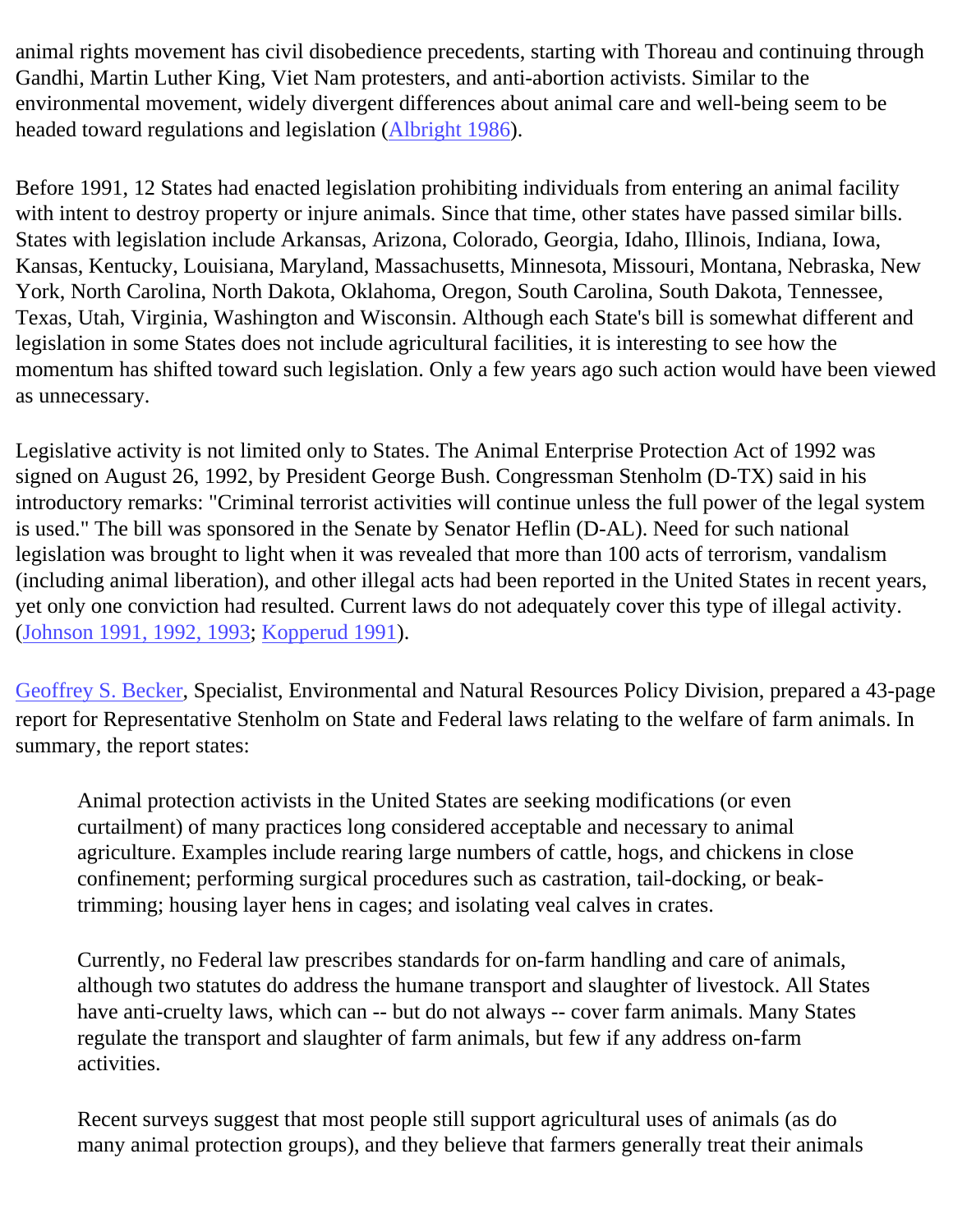animal rights movement has civil disobedience precedents, starting with Thoreau and continuing through Gandhi, Martin Luther King, Viet Nam protesters, and anti-abortion activists. Similar to the environmental movement, widely divergent differences about animal care and well-being seem to be headed toward regulations and legislation (Albright 1986).

Before 1991, 12 States had enacted legislation prohibiting individuals from entering an animal facility with intent to destroy property or injure animals. Since that time, other states have passed similar bills. States with legislation include Arkansas, Arizona, Colorado, Georgia, Idaho, Illinois, Indiana, Iowa, Kansas, Kentucky, Louisiana, Maryland, Massachusetts, Minnesota, Missouri, Montana, Nebraska, New York, North Carolina, North Dakota, Oklahoma, Oregon, South Carolina, South Dakota, Tennessee, Texas, Utah, Virginia, Washington and Wisconsin. Although each State's bill is somewhat different and legislation in some States does not include agricultural facilities, it is interesting to see how the momentum has shifted toward such legislation. Only a few years ago such action would have been viewed as unnecessary.

Legislative activity is not limited only to States. The Animal Enterprise Protection Act of 1992 was signed on August 26, 1992, by President George Bush. Congressman Stenholm (D-TX) said in his introductory remarks: "Criminal terrorist activities will continue unless the full power of the legal system is used." The bill was sponsored in the Senate by Senator Heflin (D-AL). Need for such national legislation was brought to light when it was revealed that more than 100 acts of terrorism, vandalism (including animal liberation), and other illegal acts had been reported in the United States in recent years, yet only one conviction had resulted. Current laws do not adequately cover this type of illegal activity. (Johnson 1991, 1992, 1993; Kopperud 1991).

Geoffrey S. Becker, Specialist, Environmental and Natural Resources Policy Division, prepared a 43-page report for Representative Stenholm on State and Federal laws relating to the welfare of farm animals. In summary, the report states:

> Animal protection activists in the United States are seeking modifications (or even curtailment) of many practices long considered acceptable and necessary to animal agriculture. Examples include rearing large numbers of cattle, hogs, and chickens in close confinement; performing surgical procedures such as castration, tail-docking, or beak-trimming; housing layer hens in cages; and isolating veal calves in crates.
>
> Currently, no Federal law prescribes standards for on-farm handling and care of animals, although two statutes do address the humane transport and slaughter of livestock. All States have anti-cruelty laws, which can -- but do not always -- cover farm animals. Many States regulate the transport and slaughter of farm animals, but few if any address on-farm activities.
>
> Recent surveys suggest that most people still support agricultural uses of animals (as do many animal protection groups), and they believe that farmers generally treat their animals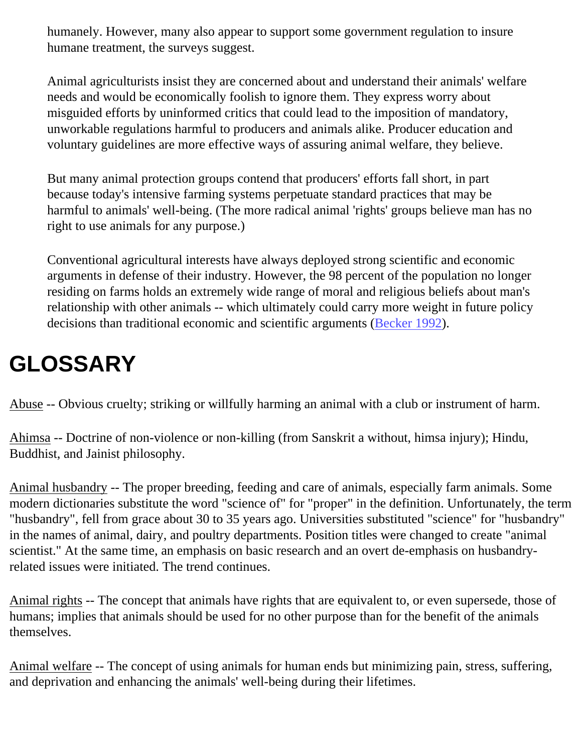humanely. However, many also appear to support some government regulation to insure humane treatment, the surveys suggest.

Animal agriculturists insist they are concerned about and understand their animals' welfare needs and would be economically foolish to ignore them. They express worry about misguided efforts by uninformed critics that could lead to the imposition of mandatory, unworkable regulations harmful to producers and animals alike. Producer education and voluntary guidelines are more effective ways of assuring animal welfare, they believe.

But many animal protection groups contend that producers' efforts fall short, in part because today's intensive farming systems perpetuate standard practices that may be harmful to animals' well-being. (The more radical animal 'rights' groups believe man has no right to use animals for any purpose.)

Conventional agricultural interests have always deployed strong scientific and economic arguments in defense of their industry. However, the 98 percent of the population no longer residing on farms holds an extremely wide range of moral and religious beliefs about man's relationship with other animals -- which ultimately could carry more weight in future policy decisions than traditional economic and scientific arguments (Becker 1992).

# GLOSSARY

Abuse -- Obvious cruelty; striking or willfully harming an animal with a club or instrument of harm.

Ahimsa -- Doctrine of non-violence or non-killing (from Sanskrit a without, himsa injury); Hindu, Buddhist, and Jainist philosophy.

Animal husbandry -- The proper breeding, feeding and care of animals, especially farm animals. Some modern dictionaries substitute the word "science of" for "proper" in the definition. Unfortunately, the term "husbandry", fell from grace about 30 to 35 years ago. Universities substituted "science" for "husbandry" in the names of animal, dairy, and poultry departments. Position titles were changed to create "animal scientist." At the same time, an emphasis on basic research and an overt de-emphasis on husbandry-related issues were initiated. The trend continues.

Animal rights -- The concept that animals have rights that are equivalent to, or even supersede, those of humans; implies that animals should be used for no other purpose than for the benefit of the animals themselves.

Animal welfare -- The concept of using animals for human ends but minimizing pain, stress, suffering, and deprivation and enhancing the animals' well-being during their lifetimes.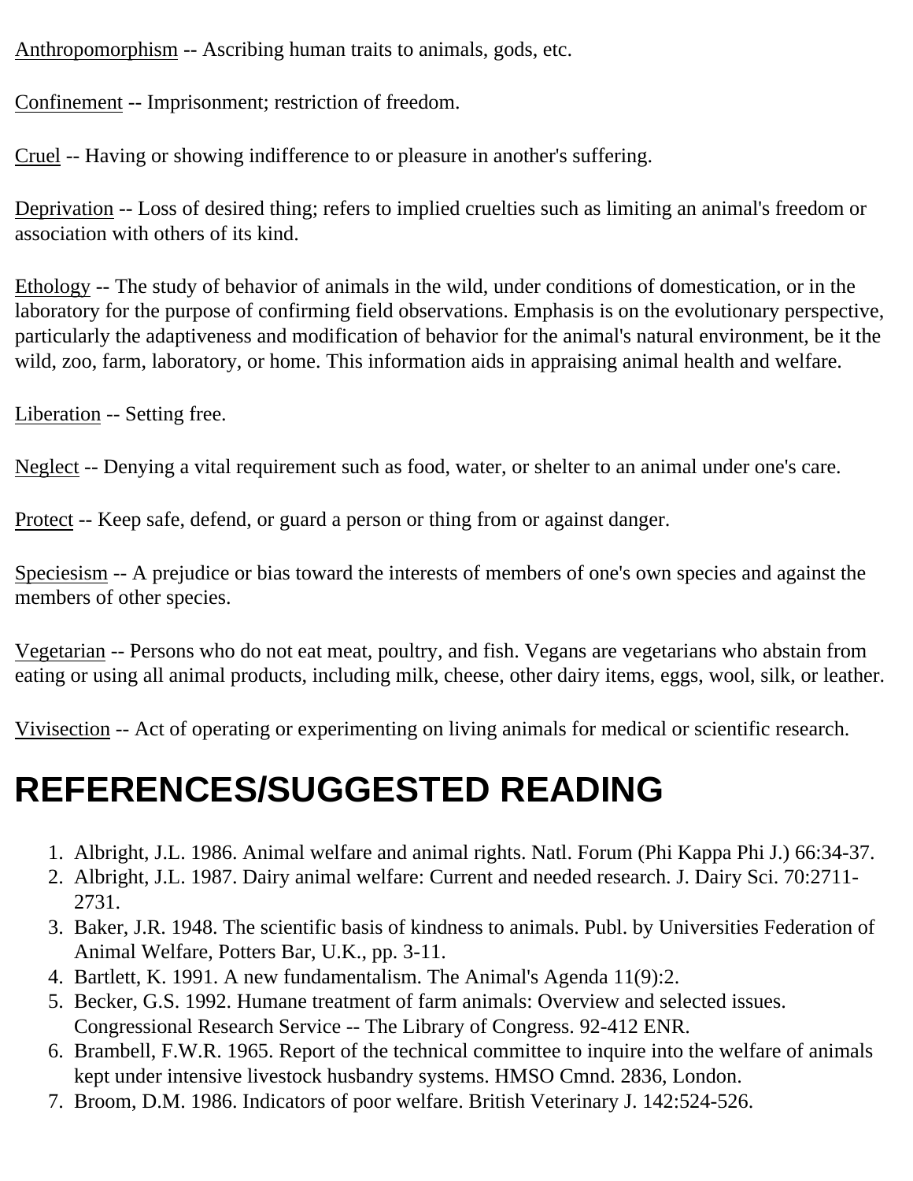Anthropomorphism -- Ascribing human traits to animals, gods, etc.

Confinement -- Imprisonment; restriction of freedom.

Cruel -- Having or showing indifference to or pleasure in another's suffering.

Deprivation -- Loss of desired thing; refers to implied cruelties such as limiting an animal's freedom or association with others of its kind.

Ethology -- The study of behavior of animals in the wild, under conditions of domestication, or in the laboratory for the purpose of confirming field observations. Emphasis is on the evolutionary perspective, particularly the adaptiveness and modification of behavior for the animal's natural environment, be it the wild, zoo, farm, laboratory, or home. This information aids in appraising animal health and welfare.

Liberation -- Setting free.

Neglect -- Denying a vital requirement such as food, water, or shelter to an animal under one's care.

Protect -- Keep safe, defend, or guard a person or thing from or against danger.

Speciesism -- A prejudice or bias toward the interests of members of one's own species and against the members of other species.

Vegetarian -- Persons who do not eat meat, poultry, and fish. Vegans are vegetarians who abstain from eating or using all animal products, including milk, cheese, other dairy items, eggs, wool, silk, or leather.

Vivisection -- Act of operating or experimenting on living animals for medical or scientific research.

# REFERENCES/SUGGESTED READING

1. Albright, J.L. 1986. Animal welfare and animal rights. Natl. Forum (Phi Kappa Phi J.) 66:34-37.
2. Albright, J.L. 1987. Dairy animal welfare: Current and needed research. J. Dairy Sci. 70:2711-2731.
3. Baker, J.R. 1948. The scientific basis of kindness to animals. Publ. by Universities Federation of Animal Welfare, Potters Bar, U.K., pp. 3-11.
4. Bartlett, K. 1991. A new fundamentalism. The Animal's Agenda 11(9):2.
5. Becker, G.S. 1992. Humane treatment of farm animals: Overview and selected issues. Congressional Research Service -- The Library of Congress. 92-412 ENR.
6. Brambell, F.W.R. 1965. Report of the technical committee to inquire into the welfare of animals kept under intensive livestock husbandry systems. HMSO Cmnd. 2836, London.
7. Broom, D.M. 1986. Indicators of poor welfare. British Veterinary J. 142:524-526.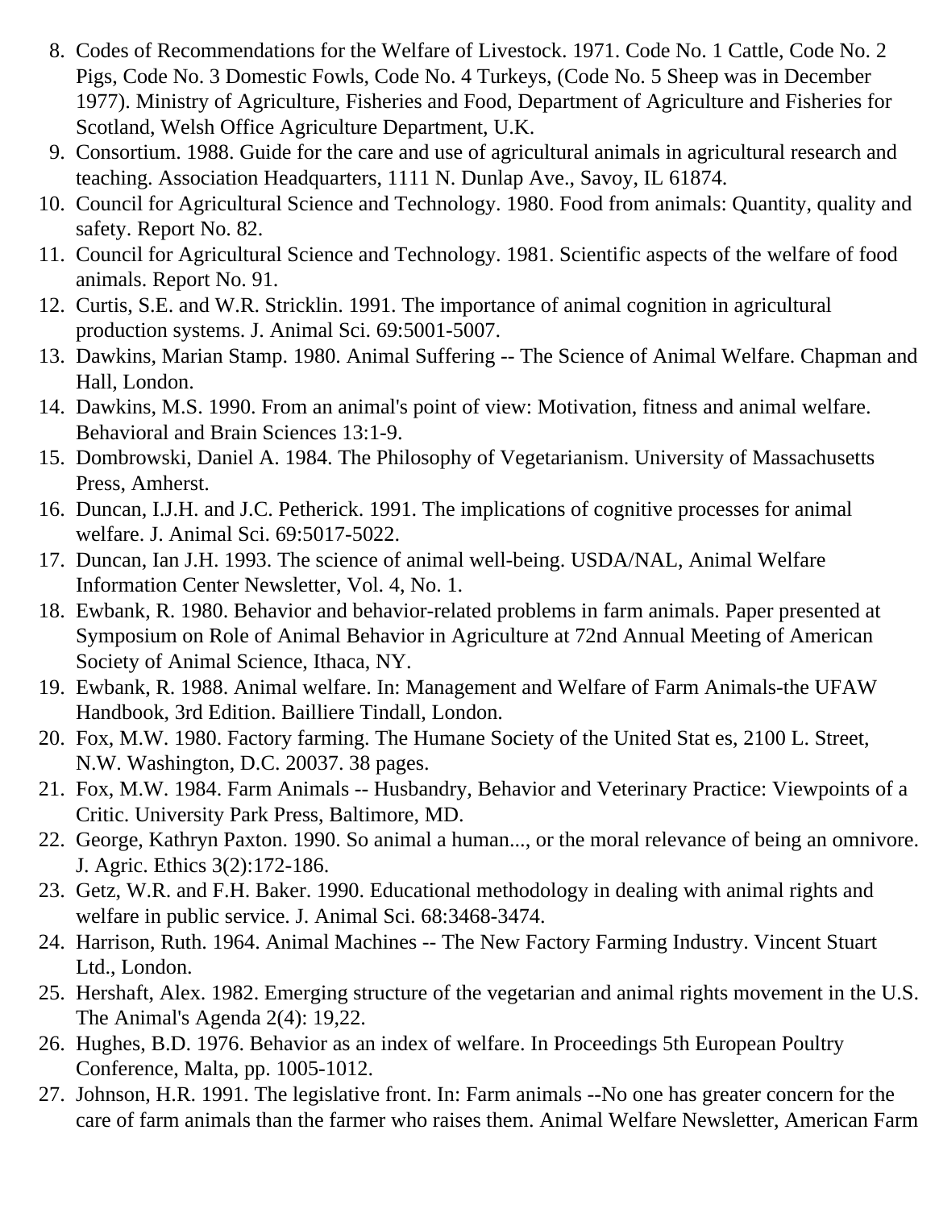8. Codes of Recommendations for the Welfare of Livestock. 1971. Code No. 1 Cattle, Code No. 2 Pigs, Code No. 3 Domestic Fowls, Code No. 4 Turkeys, (Code No. 5 Sheep was in December 1977). Ministry of Agriculture, Fisheries and Food, Department of Agriculture and Fisheries for Scotland, Welsh Office Agriculture Department, U.K.
9. Consortium. 1988. Guide for the care and use of agricultural animals in agricultural research and teaching. Association Headquarters, 1111 N. Dunlap Ave., Savoy, IL 61874.
10. Council for Agricultural Science and Technology. 1980. Food from animals: Quantity, quality and safety. Report No. 82.
11. Council for Agricultural Science and Technology. 1981. Scientific aspects of the welfare of food animals. Report No. 91.
12. Curtis, S.E. and W.R. Stricklin. 1991. The importance of animal cognition in agricultural production systems. J. Animal Sci. 69:5001-5007.
13. Dawkins, Marian Stamp. 1980. Animal Suffering -- The Science of Animal Welfare. Chapman and Hall, London.
14. Dawkins, M.S. 1990. From an animal's point of view: Motivation, fitness and animal welfare. Behavioral and Brain Sciences 13:1-9.
15. Dombrowski, Daniel A. 1984. The Philosophy of Vegetarianism. University of Massachusetts Press, Amherst.
16. Duncan, I.J.H. and J.C. Petherick. 1991. The implications of cognitive processes for animal welfare. J. Animal Sci. 69:5017-5022.
17. Duncan, Ian J.H. 1993. The science of animal well-being. USDA/NAL, Animal Welfare Information Center Newsletter, Vol. 4, No. 1.
18. Ewbank, R. 1980. Behavior and behavior-related problems in farm animals. Paper presented at Symposium on Role of Animal Behavior in Agriculture at 72nd Annual Meeting of American Society of Animal Science, Ithaca, NY.
19. Ewbank, R. 1988. Animal welfare. In: Management and Welfare of Farm Animals-the UFAW Handbook, 3rd Edition. Bailliere Tindall, London.
20. Fox, M.W. 1980. Factory farming. The Humane Society of the United Stat es, 2100 L. Street, N.W. Washington, D.C. 20037. 38 pages.
21. Fox, M.W. 1984. Farm Animals -- Husbandry, Behavior and Veterinary Practice: Viewpoints of a Critic. University Park Press, Baltimore, MD.
22. George, Kathryn Paxton. 1990. So animal a human..., or the moral relevance of being an omnivore. J. Agric. Ethics 3(2):172-186.
23. Getz, W.R. and F.H. Baker. 1990. Educational methodology in dealing with animal rights and welfare in public service. J. Animal Sci. 68:3468-3474.
24. Harrison, Ruth. 1964. Animal Machines -- The New Factory Farming Industry. Vincent Stuart Ltd., London.
25. Hershaft, Alex. 1982. Emerging structure of the vegetarian and animal rights movement in the U.S. The Animal's Agenda 2(4): 19,22.
26. Hughes, B.D. 1976. Behavior as an index of welfare. In Proceedings 5th European Poultry Conference, Malta, pp. 1005-1012.
27. Johnson, H.R. 1991. The legislative front. In: Farm animals --No one has greater concern for the care of farm animals than the farmer who raises them. Animal Welfare Newsletter, American Farm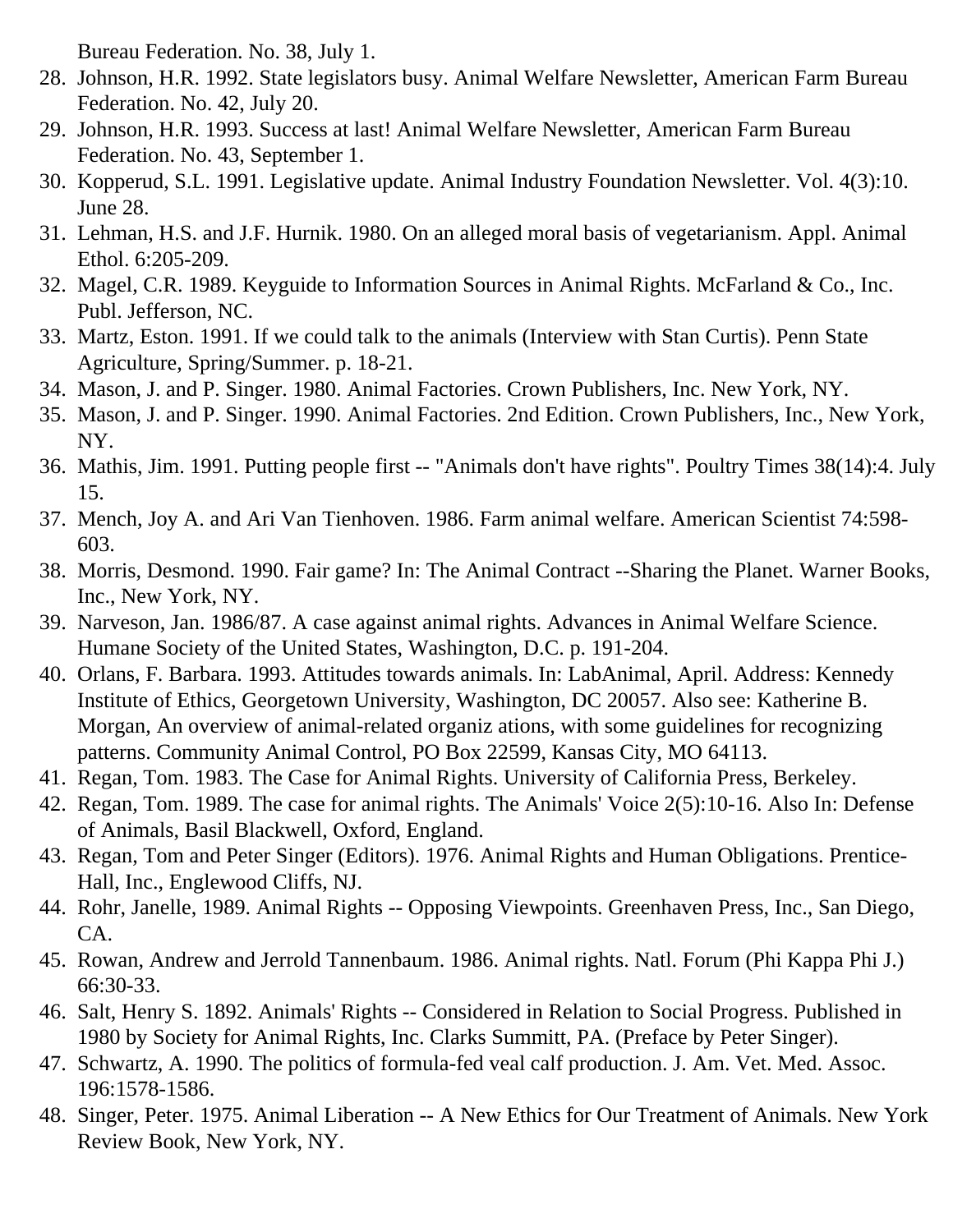Bureau Federation. No. 38, July 1.

28. Johnson, H.R. 1992. State legislators busy. Animal Welfare Newsletter, American Farm Bureau Federation. No. 42, July 20.
29. Johnson, H.R. 1993. Success at last! Animal Welfare Newsletter, American Farm Bureau Federation. No. 43, September 1.
30. Kopperud, S.L. 1991. Legislative update. Animal Industry Foundation Newsletter. Vol. 4(3):10. June 28.
31. Lehman, H.S. and J.F. Hurnik. 1980. On an alleged moral basis of vegetarianism. Appl. Animal Ethol. 6:205-209.
32. Magel, C.R. 1989. Keyguide to Information Sources in Animal Rights. McFarland & Co., Inc. Publ. Jefferson, NC.
33. Martz, Eston. 1991. If we could talk to the animals (Interview with Stan Curtis). Penn State Agriculture, Spring/Summer. p. 18-21.
34. Mason, J. and P. Singer. 1980. Animal Factories. Crown Publishers, Inc. New York, NY.
35. Mason, J. and P. Singer. 1990. Animal Factories. 2nd Edition. Crown Publishers, Inc., New York, NY.
36. Mathis, Jim. 1991. Putting people first -- "Animals don't have rights". Poultry Times 38(14):4. July 15.
37. Mench, Joy A. and Ari Van Tienhoven. 1986. Farm animal welfare. American Scientist 74:598-603.
38. Morris, Desmond. 1990. Fair game? In: The Animal Contract --Sharing the Planet. Warner Books, Inc., New York, NY.
39. Narveson, Jan. 1986/87. A case against animal rights. Advances in Animal Welfare Science. Humane Society of the United States, Washington, D.C. p. 191-204.
40. Orlans, F. Barbara. 1993. Attitudes towards animals. In: LabAnimal, April. Address: Kennedy Institute of Ethics, Georgetown University, Washington, DC 20057. Also see: Katherine B. Morgan, An overview of animal-related organiz ations, with some guidelines for recognizing patterns. Community Animal Control, PO Box 22599, Kansas City, MO 64113.
41. Regan, Tom. 1983. The Case for Animal Rights. University of California Press, Berkeley.
42. Regan, Tom. 1989. The case for animal rights. The Animals' Voice 2(5):10-16. Also In: Defense of Animals, Basil Blackwell, Oxford, England.
43. Regan, Tom and Peter Singer (Editors). 1976. Animal Rights and Human Obligations. Prentice-Hall, Inc., Englewood Cliffs, NJ.
44. Rohr, Janelle, 1989. Animal Rights -- Opposing Viewpoints. Greenhaven Press, Inc., San Diego, CA.
45. Rowan, Andrew and Jerrold Tannenbaum. 1986. Animal rights. Natl. Forum (Phi Kappa Phi J.) 66:30-33.
46. Salt, Henry S. 1892. Animals' Rights -- Considered in Relation to Social Progress. Published in 1980 by Society for Animal Rights, Inc. Clarks Summitt, PA. (Preface by Peter Singer).
47. Schwartz, A. 1990. The politics of formula-fed veal calf production. J. Am. Vet. Med. Assoc. 196:1578-1586.
48. Singer, Peter. 1975. Animal Liberation -- A New Ethics for Our Treatment of Animals. New York Review Book, New York, NY.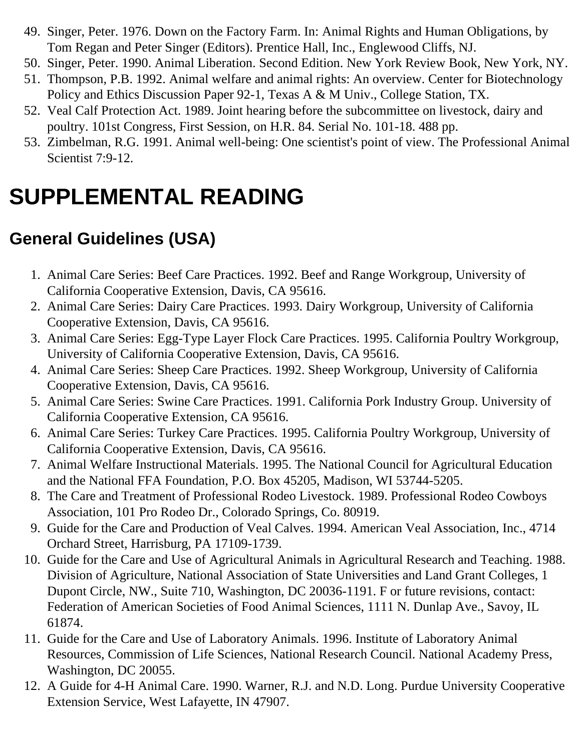49. Singer, Peter. 1976. Down on the Factory Farm. In: Animal Rights and Human Obligations, by Tom Regan and Peter Singer (Editors). Prentice Hall, Inc., Englewood Cliffs, NJ.
50. Singer, Peter. 1990. Animal Liberation. Second Edition. New York Review Book, New York, NY.
51. Thompson, P.B. 1992. Animal welfare and animal rights: An overview. Center for Biotechnology Policy and Ethics Discussion Paper 92-1, Texas A & M Univ., College Station, TX.
52. Veal Calf Protection Act. 1989. Joint hearing before the subcommittee on livestock, dairy and poultry. 101st Congress, First Session, on H.R. 84. Serial No. 101-18. 488 pp.
53. Zimbelman, R.G. 1991. Animal well-being: One scientist's point of view. The Professional Animal Scientist 7:9-12.

# SUPPLEMENTAL READING

## General Guidelines (USA)

1. Animal Care Series: Beef Care Practices. 1992. Beef and Range Workgroup, University of California Cooperative Extension, Davis, CA 95616.
2. Animal Care Series: Dairy Care Practices. 1993. Dairy Workgroup, University of California Cooperative Extension, Davis, CA 95616.
3. Animal Care Series: Egg-Type Layer Flock Care Practices. 1995. California Poultry Workgroup, University of California Cooperative Extension, Davis, CA 95616.
4. Animal Care Series: Sheep Care Practices. 1992. Sheep Workgroup, University of California Cooperative Extension, Davis, CA 95616.
5. Animal Care Series: Swine Care Practices. 1991. California Pork Industry Group. University of California Cooperative Extension, CA 95616.
6. Animal Care Series: Turkey Care Practices. 1995. California Poultry Workgroup, University of California Cooperative Extension, Davis, CA 95616.
7. Animal Welfare Instructional Materials. 1995. The National Council for Agricultural Education and the National FFA Foundation, P.O. Box 45205, Madison, WI 53744-5205.
8. The Care and Treatment of Professional Rodeo Livestock. 1989. Professional Rodeo Cowboys Association, 101 Pro Rodeo Dr., Colorado Springs, Co. 80919.
9. Guide for the Care and Production of Veal Calves. 1994. American Veal Association, Inc., 4714 Orchard Street, Harrisburg, PA 17109-1739.
10. Guide for the Care and Use of Agricultural Animals in Agricultural Research and Teaching. 1988. Division of Agriculture, National Association of State Universities and Land Grant Colleges, 1 Dupont Circle, NW., Suite 710, Washington, DC 20036-1191. F or future revisions, contact: Federation of American Societies of Food Animal Sciences, 1111 N. Dunlap Ave., Savoy, IL 61874.
11. Guide for the Care and Use of Laboratory Animals. 1996. Institute of Laboratory Animal Resources, Commission of Life Sciences, National Research Council. National Academy Press, Washington, DC 20055.
12. A Guide for 4-H Animal Care. 1990. Warner, R.J. and N.D. Long. Purdue University Cooperative Extension Service, West Lafayette, IN 47907.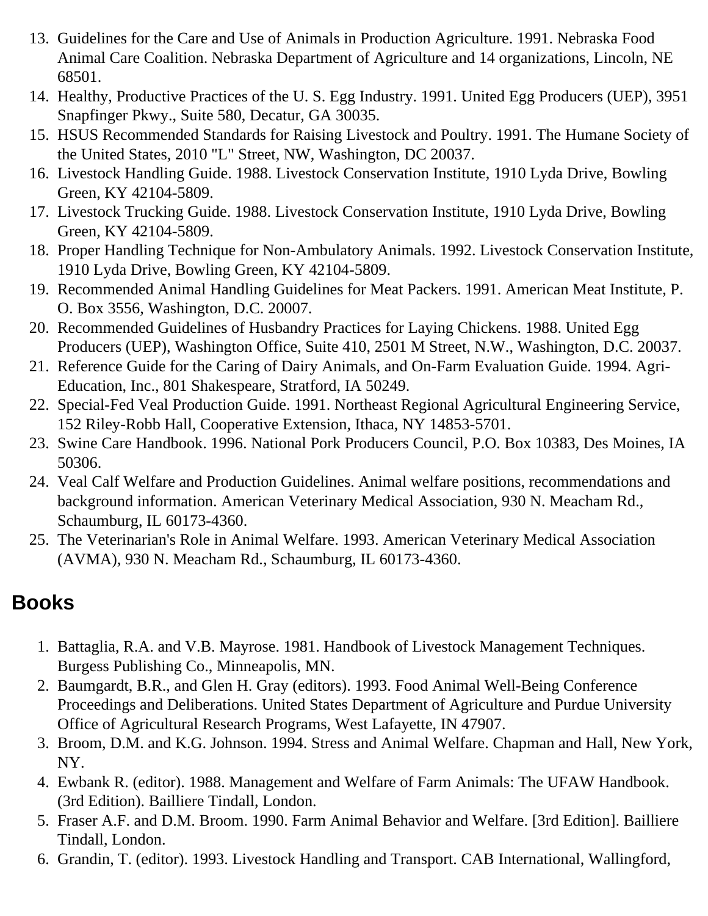13. Guidelines for the Care and Use of Animals in Production Agriculture. 1991. Nebraska Food Animal Care Coalition. Nebraska Department of Agriculture and 14 organizations, Lincoln, NE 68501.
14. Healthy, Productive Practices of the U. S. Egg Industry. 1991. United Egg Producers (UEP), 3951 Snapfinger Pkwy., Suite 580, Decatur, GA 30035.
15. HSUS Recommended Standards for Raising Livestock and Poultry. 1991. The Humane Society of the United States, 2010 "L" Street, NW, Washington, DC 20037.
16. Livestock Handling Guide. 1988. Livestock Conservation Institute, 1910 Lyda Drive, Bowling Green, KY 42104-5809.
17. Livestock Trucking Guide. 1988. Livestock Conservation Institute, 1910 Lyda Drive, Bowling Green, KY 42104-5809.
18. Proper Handling Technique for Non-Ambulatory Animals. 1992. Livestock Conservation Institute, 1910 Lyda Drive, Bowling Green, KY 42104-5809.
19. Recommended Animal Handling Guidelines for Meat Packers. 1991. American Meat Institute, P. O. Box 3556, Washington, D.C. 20007.
20. Recommended Guidelines of Husbandry Practices for Laying Chickens. 1988. United Egg Producers (UEP), Washington Office, Suite 410, 2501 M Street, N.W., Washington, D.C. 20037.
21. Reference Guide for the Caring of Dairy Animals, and On-Farm Evaluation Guide. 1994. Agri-Education, Inc., 801 Shakespeare, Stratford, IA 50249.
22. Special-Fed Veal Production Guide. 1991. Northeast Regional Agricultural Engineering Service, 152 Riley-Robb Hall, Cooperative Extension, Ithaca, NY 14853-5701.
23. Swine Care Handbook. 1996. National Pork Producers Council, P.O. Box 10383, Des Moines, IA 50306.
24. Veal Calf Welfare and Production Guidelines. Animal welfare positions, recommendations and background information. American Veterinary Medical Association, 930 N. Meacham Rd., Schaumburg, IL 60173-4360.
25. The Veterinarian's Role in Animal Welfare. 1993. American Veterinary Medical Association (AVMA), 930 N. Meacham Rd., Schaumburg, IL 60173-4360.

## Books

1. Battaglia, R.A. and V.B. Mayrose. 1981. Handbook of Livestock Management Techniques. Burgess Publishing Co., Minneapolis, MN.
2. Baumgardt, B.R., and Glen H. Gray (editors). 1993. Food Animal Well-Being Conference Proceedings and Deliberations. United States Department of Agriculture and Purdue University Office of Agricultural Research Programs, West Lafayette, IN 47907.
3. Broom, D.M. and K.G. Johnson. 1994. Stress and Animal Welfare. Chapman and Hall, New York, NY.
4. Ewbank R. (editor). 1988. Management and Welfare of Farm Animals: The UFAW Handbook. (3rd Edition). Bailliere Tindall, London.
5. Fraser A.F. and D.M. Broom. 1990. Farm Animal Behavior and Welfare. [3rd Edition]. Bailliere Tindall, London.
6. Grandin, T. (editor). 1993. Livestock Handling and Transport. CAB International, Wallingford,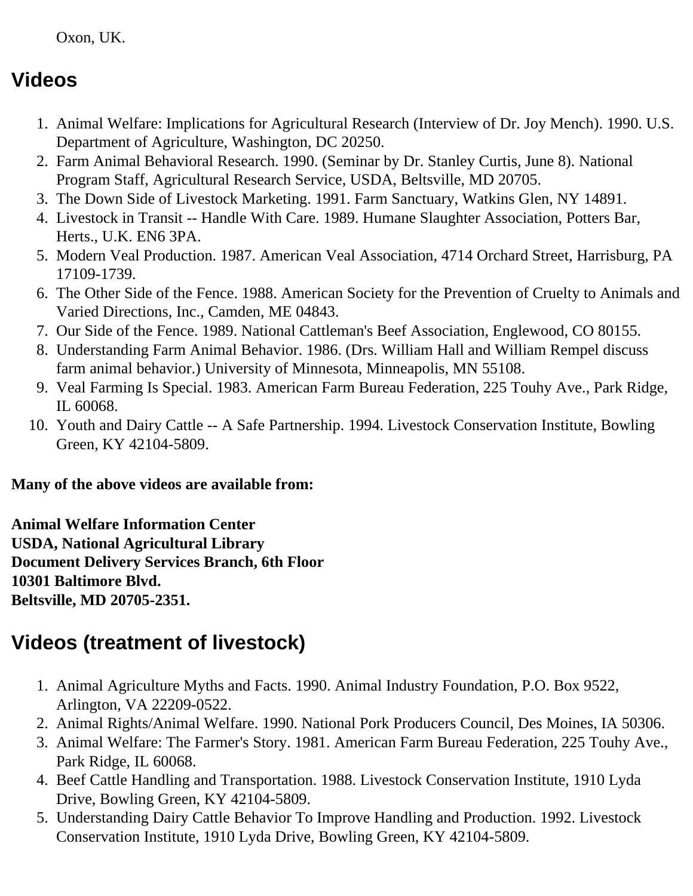Oxon, UK.

## Videos

1. Animal Welfare: Implications for Agricultural Research (Interview of Dr. Joy Mench). 1990. U.S. Department of Agriculture, Washington, DC 20250.
2. Farm Animal Behavioral Research. 1990. (Seminar by Dr. Stanley Curtis, June 8). National Program Staff, Agricultural Research Service, USDA, Beltsville, MD 20705.
3. The Down Side of Livestock Marketing. 1991. Farm Sanctuary, Watkins Glen, NY 14891.
4. Livestock in Transit -- Handle With Care. 1989. Humane Slaughter Association, Potters Bar, Herts., U.K. EN6 3PA.
5. Modern Veal Production. 1987. American Veal Association, 4714 Orchard Street, Harrisburg, PA 17109-1739.
6. The Other Side of the Fence. 1988. American Society for the Prevention of Cruelty to Animals and Varied Directions, Inc., Camden, ME 04843.
7. Our Side of the Fence. 1989. National Cattleman's Beef Association, Englewood, CO 80155.
8. Understanding Farm Animal Behavior. 1986. (Drs. William Hall and William Rempel discuss farm animal behavior.) University of Minnesota, Minneapolis, MN 55108.
9. Veal Farming Is Special. 1983. American Farm Bureau Federation, 225 Touhy Ave., Park Ridge, IL 60068.
10. Youth and Dairy Cattle -- A Safe Partnership. 1994. Livestock Conservation Institute, Bowling Green, KY 42104-5809.

**Many of the above videos are available from:**

**Animal Welfare Information Center**
**USDA, National Agricultural Library**
**Document Delivery Services Branch, 6th Floor**
**10301 Baltimore Blvd.**
**Beltsville, MD 20705-2351.**

## Videos (treatment of livestock)

1. Animal Agriculture Myths and Facts. 1990. Animal Industry Foundation, P.O. Box 9522, Arlington, VA 22209-0522.
2. Animal Rights/Animal Welfare. 1990. National Pork Producers Council, Des Moines, IA 50306.
3. Animal Welfare: The Farmer's Story. 1981. American Farm Bureau Federation, 225 Touhy Ave., Park Ridge, IL 60068.
4. Beef Cattle Handling and Transportation. 1988. Livestock Conservation Institute, 1910 Lyda Drive, Bowling Green, KY 42104-5809.
5. Understanding Dairy Cattle Behavior To Improve Handling and Production. 1992. Livestock Conservation Institute, 1910 Lyda Drive, Bowling Green, KY 42104-5809.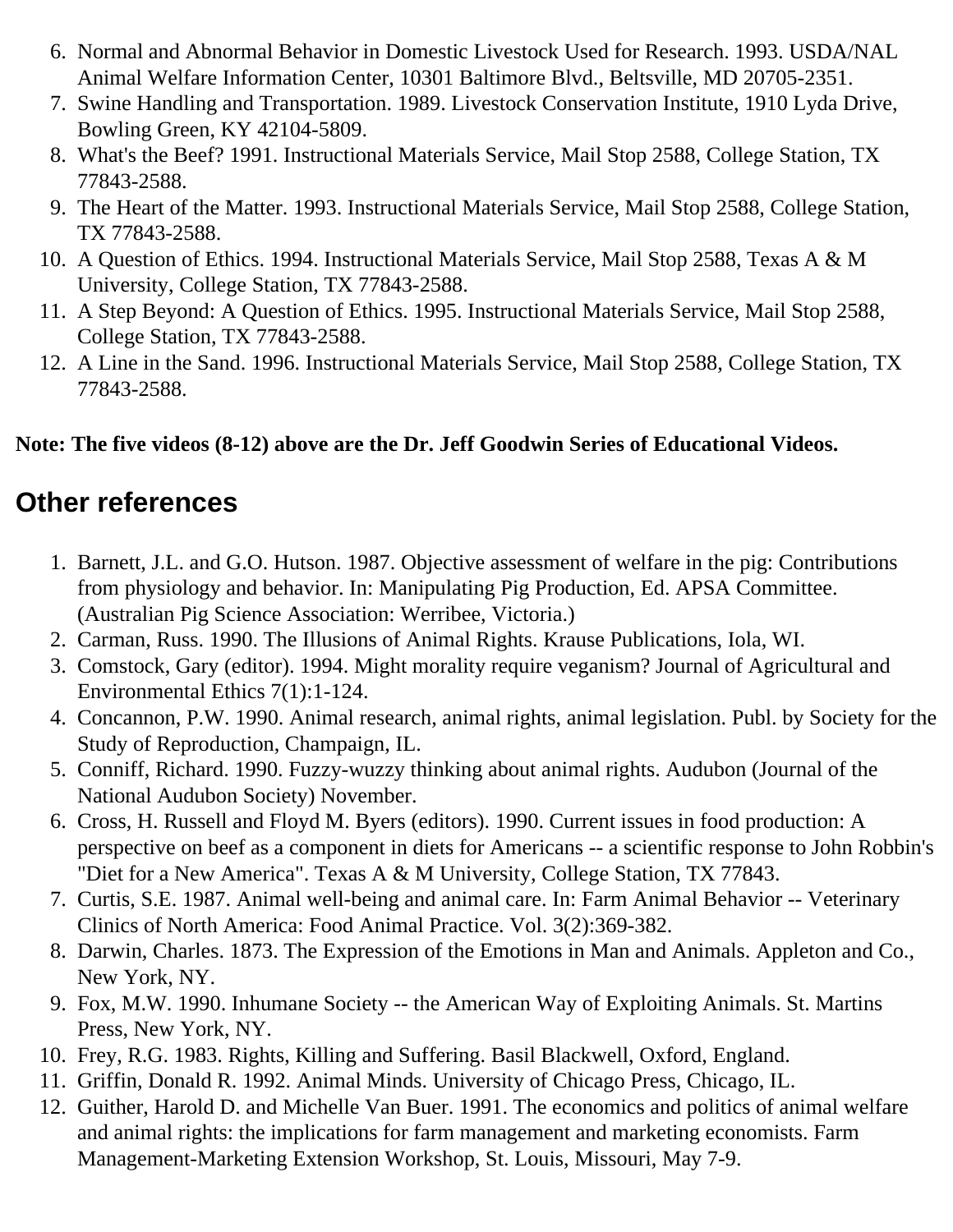6. Normal and Abnormal Behavior in Domestic Livestock Used for Research. 1993. USDA/NAL Animal Welfare Information Center, 10301 Baltimore Blvd., Beltsville, MD 20705-2351.
7. Swine Handling and Transportation. 1989. Livestock Conservation Institute, 1910 Lyda Drive, Bowling Green, KY 42104-5809.
8. What's the Beef? 1991. Instructional Materials Service, Mail Stop 2588, College Station, TX 77843-2588.
9. The Heart of the Matter. 1993. Instructional Materials Service, Mail Stop 2588, College Station, TX 77843-2588.
10. A Question of Ethics. 1994. Instructional Materials Service, Mail Stop 2588, Texas A & M University, College Station, TX 77843-2588.
11. A Step Beyond: A Question of Ethics. 1995. Instructional Materials Service, Mail Stop 2588, College Station, TX 77843-2588.
12. A Line in the Sand. 1996. Instructional Materials Service, Mail Stop 2588, College Station, TX 77843-2588.

**Note: The five videos (8-12) above are the Dr. Jeff Goodwin Series of Educational Videos.**

## Other references

1. Barnett, J.L. and G.O. Hutson. 1987. Objective assessment of welfare in the pig: Contributions from physiology and behavior. In: Manipulating Pig Production, Ed. APSA Committee. (Australian Pig Science Association: Werribee, Victoria.)
2. Carman, Russ. 1990. The Illusions of Animal Rights. Krause Publications, Iola, WI.
3. Comstock, Gary (editor). 1994. Might morality require veganism? Journal of Agricultural and Environmental Ethics 7(1):1-124.
4. Concannon, P.W. 1990. Animal research, animal rights, animal legislation. Publ. by Society for the Study of Reproduction, Champaign, IL.
5. Conniff, Richard. 1990. Fuzzy-wuzzy thinking about animal rights. Audubon (Journal of the National Audubon Society) November.
6. Cross, H. Russell and Floyd M. Byers (editors). 1990. Current issues in food production: A perspective on beef as a component in diets for Americans -- a scientific response to John Robbin's "Diet for a New America". Texas A & M University, College Station, TX 77843.
7. Curtis, S.E. 1987. Animal well-being and animal care. In: Farm Animal Behavior -- Veterinary Clinics of North America: Food Animal Practice. Vol. 3(2):369-382.
8. Darwin, Charles. 1873. The Expression of the Emotions in Man and Animals. Appleton and Co., New York, NY.
9. Fox, M.W. 1990. Inhumane Society -- the American Way of Exploiting Animals. St. Martins Press, New York, NY.
10. Frey, R.G. 1983. Rights, Killing and Suffering. Basil Blackwell, Oxford, England.
11. Griffin, Donald R. 1992. Animal Minds. University of Chicago Press, Chicago, IL.
12. Guither, Harold D. and Michelle Van Buer. 1991. The economics and politics of animal welfare and animal rights: the implications for farm management and marketing economists. Farm Management-Marketing Extension Workshop, St. Louis, Missouri, May 7-9.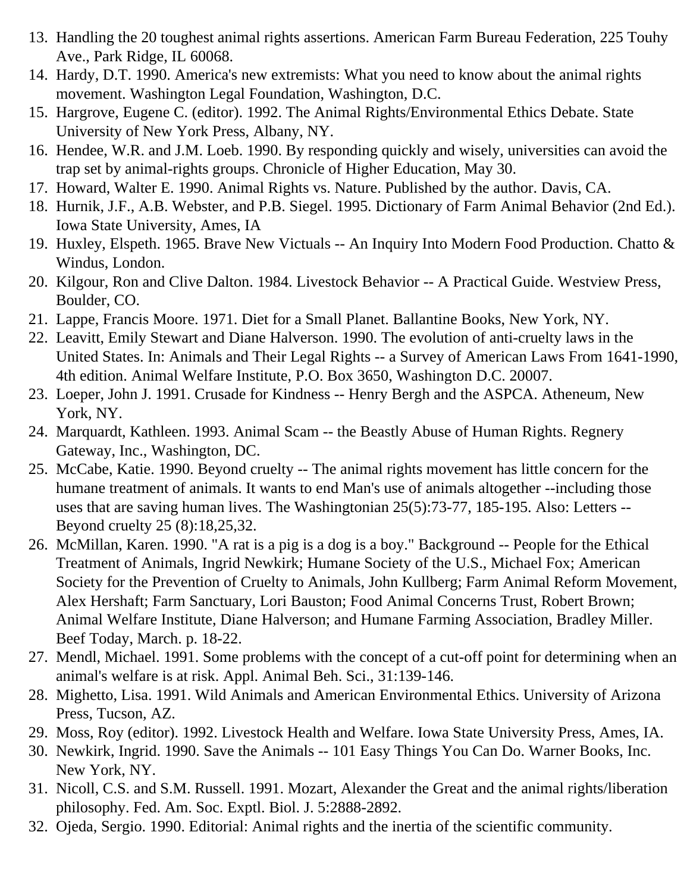13. Handling the 20 toughest animal rights assertions. American Farm Bureau Federation, 225 Touhy Ave., Park Ridge, IL 60068.
14. Hardy, D.T. 1990. America's new extremists: What you need to know about the animal rights movement. Washington Legal Foundation, Washington, D.C.
15. Hargrove, Eugene C. (editor). 1992. The Animal Rights/Environmental Ethics Debate. State University of New York Press, Albany, NY.
16. Hendee, W.R. and J.M. Loeb. 1990. By responding quickly and wisely, universities can avoid the trap set by animal-rights groups. Chronicle of Higher Education, May 30.
17. Howard, Walter E. 1990. Animal Rights vs. Nature. Published by the author. Davis, CA.
18. Hurnik, J.F., A.B. Webster, and P.B. Siegel. 1995. Dictionary of Farm Animal Behavior (2nd Ed.). Iowa State University, Ames, IA
19. Huxley, Elspeth. 1965. Brave New Victuals -- An Inquiry Into Modern Food Production. Chatto & Windus, London.
20. Kilgour, Ron and Clive Dalton. 1984. Livestock Behavior -- A Practical Guide. Westview Press, Boulder, CO.
21. Lappe, Francis Moore. 1971. Diet for a Small Planet. Ballantine Books, New York, NY.
22. Leavitt, Emily Stewart and Diane Halverson. 1990. The evolution of anti-cruelty laws in the United States. In: Animals and Their Legal Rights -- a Survey of American Laws From 1641-1990, 4th edition. Animal Welfare Institute, P.O. Box 3650, Washington D.C. 20007.
23. Loeper, John J. 1991. Crusade for Kindness -- Henry Bergh and the ASPCA. Atheneum, New York, NY.
24. Marquardt, Kathleen. 1993. Animal Scam -- the Beastly Abuse of Human Rights. Regnery Gateway, Inc., Washington, DC.
25. McCabe, Katie. 1990. Beyond cruelty -- The animal rights movement has little concern for the humane treatment of animals. It wants to end Man's use of animals altogether --including those uses that are saving human lives. The Washingtonian 25(5):73-77, 185-195. Also: Letters -- Beyond cruelty 25 (8):18,25,32.
26. McMillan, Karen. 1990. "A rat is a pig is a dog is a boy." Background -- People for the Ethical Treatment of Animals, Ingrid Newkirk; Humane Society of the U.S., Michael Fox; American Society for the Prevention of Cruelty to Animals, John Kullberg; Farm Animal Reform Movement, Alex Hershaft; Farm Sanctuary, Lori Bauston; Food Animal Concerns Trust, Robert Brown; Animal Welfare Institute, Diane Halverson; and Humane Farming Association, Bradley Miller. Beef Today, March. p. 18-22.
27. Mendl, Michael. 1991. Some problems with the concept of a cut-off point for determining when an animal's welfare is at risk. Appl. Animal Beh. Sci., 31:139-146.
28. Mighetto, Lisa. 1991. Wild Animals and American Environmental Ethics. University of Arizona Press, Tucson, AZ.
29. Moss, Roy (editor). 1992. Livestock Health and Welfare. Iowa State University Press, Ames, IA.
30. Newkirk, Ingrid. 1990. Save the Animals -- 101 Easy Things You Can Do. Warner Books, Inc. New York, NY.
31. Nicoll, C.S. and S.M. Russell. 1991. Mozart, Alexander the Great and the animal rights/liberation philosophy. Fed. Am. Soc. Exptl. Biol. J. 5:2888-2892.
32. Ojeda, Sergio. 1990. Editorial: Animal rights and the inertia of the scientific community.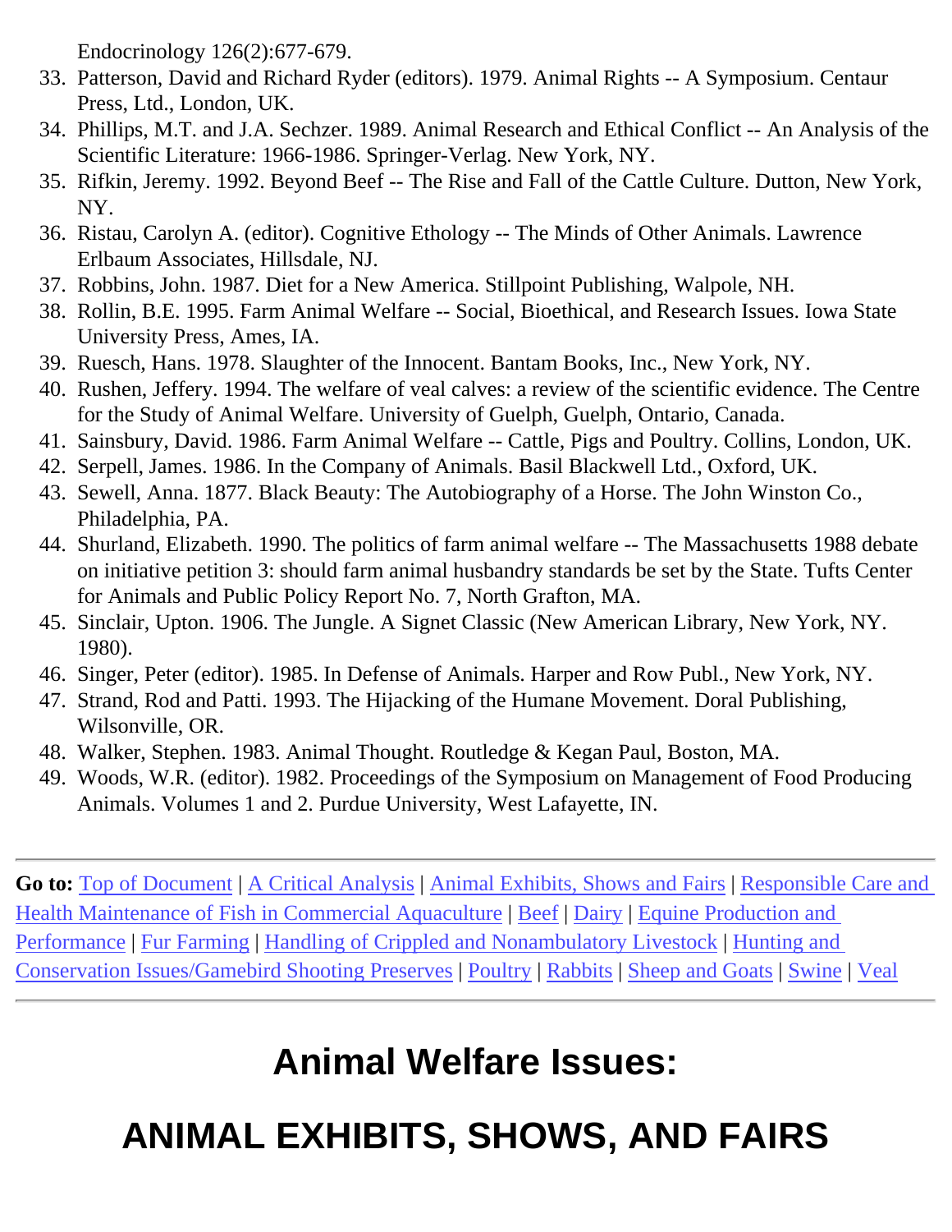Endocrinology 126(2):677-679.

33. Patterson, David and Richard Ryder (editors). 1979. Animal Rights -- A Symposium. Centaur Press, Ltd., London, UK.
34. Phillips, M.T. and J.A. Sechzer. 1989. Animal Research and Ethical Conflict -- An Analysis of the Scientific Literature: 1966-1986. Springer-Verlag. New York, NY.
35. Rifkin, Jeremy. 1992. Beyond Beef -- The Rise and Fall of the Cattle Culture. Dutton, New York, NY.
36. Ristau, Carolyn A. (editor). Cognitive Ethology -- The Minds of Other Animals. Lawrence Erlbaum Associates, Hillsdale, NJ.
37. Robbins, John. 1987. Diet for a New America. Stillpoint Publishing, Walpole, NH.
38. Rollin, B.E. 1995. Farm Animal Welfare -- Social, Bioethical, and Research Issues. Iowa State University Press, Ames, IA.
39. Ruesch, Hans. 1978. Slaughter of the Innocent. Bantam Books, Inc., New York, NY.
40. Rushen, Jeffery. 1994. The welfare of veal calves: a review of the scientific evidence. The Centre for the Study of Animal Welfare. University of Guelph, Guelph, Ontario, Canada.
41. Sainsbury, David. 1986. Farm Animal Welfare -- Cattle, Pigs and Poultry. Collins, London, UK.
42. Serpell, James. 1986. In the Company of Animals. Basil Blackwell Ltd., Oxford, UK.
43. Sewell, Anna. 1877. Black Beauty: The Autobiography of a Horse. The John Winston Co., Philadelphia, PA.
44. Shurland, Elizabeth. 1990. The politics of farm animal welfare -- The Massachusetts 1988 debate on initiative petition 3: should farm animal husbandry standards be set by the State. Tufts Center for Animals and Public Policy Report No. 7, North Grafton, MA.
45. Sinclair, Upton. 1906. The Jungle. A Signet Classic (New American Library, New York, NY. 1980).
46. Singer, Peter (editor). 1985. In Defense of Animals. Harper and Row Publ., New York, NY.
47. Strand, Rod and Patti. 1993. The Hijacking of the Humane Movement. Doral Publishing, Wilsonville, OR.
48. Walker, Stephen. 1983. Animal Thought. Routledge & Kegan Paul, Boston, MA.
49. Woods, W.R. (editor). 1982. Proceedings of the Symposium on Management of Food Producing Animals. Volumes 1 and 2. Purdue University, West Lafayette, IN.

---

**Go to:** Top of Document | A Critical Analysis | Animal Exhibits, Shows and Fairs | Responsible Care and Health Maintenance of Fish in Commercial Aquaculture | Beef | Dairy | Equine Production and Performance | Fur Farming | Handling of Crippled and Nonambulatory Livestock | Hunting and Conservation Issues/Gamebird Shooting Preserves | Poultry | Rabbits | Sheep and Goats | Swine | Veal

---

# Animal Welfare Issues:

# ANIMAL EXHIBITS, SHOWS, AND FAIRS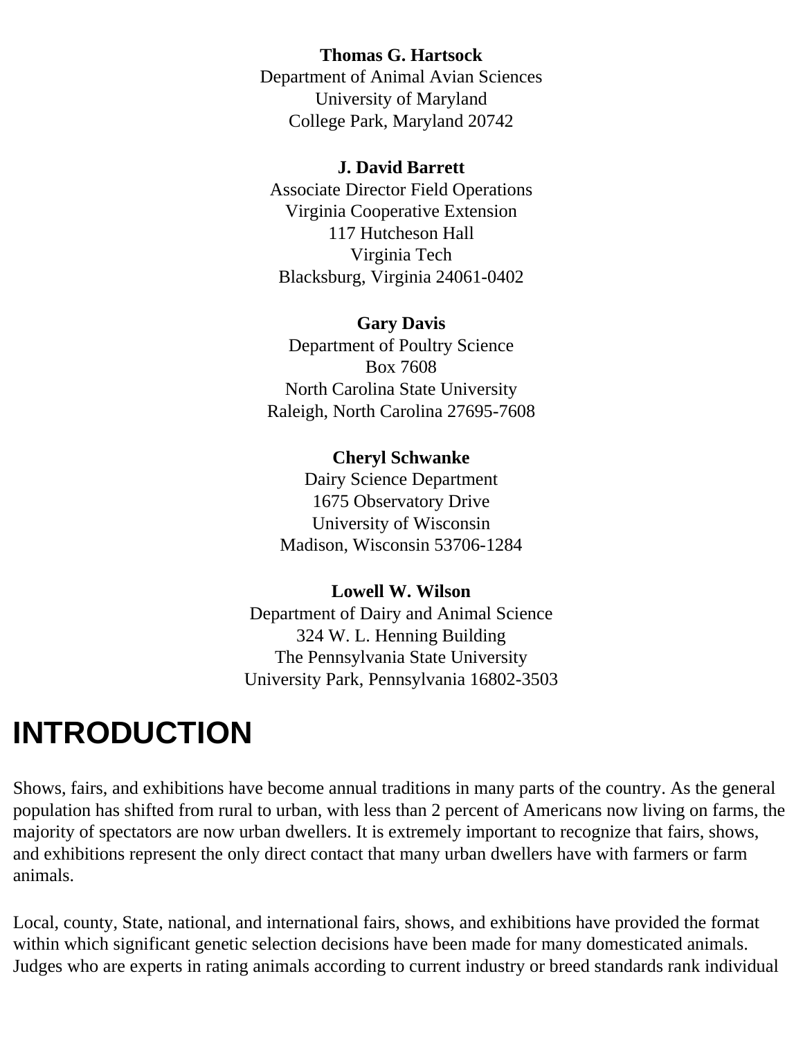**Thomas G. Hartsock**
Department of Animal Avian Sciences
University of Maryland
College Park, Maryland 20742

**J. David Barrett**
Associate Director Field Operations
Virginia Cooperative Extension
117 Hutcheson Hall
Virginia Tech
Blacksburg, Virginia 24061-0402

**Gary Davis**
Department of Poultry Science
Box 7608
North Carolina State University
Raleigh, North Carolina 27695-7608

**Cheryl Schwanke**
Dairy Science Department
1675 Observatory Drive
University of Wisconsin
Madison, Wisconsin 53706-1284

**Lowell W. Wilson**
Department of Dairy and Animal Science
324 W. L. Henning Building
The Pennsylvania State University
University Park, Pennsylvania 16802-3503

# INTRODUCTION

Shows, fairs, and exhibitions have become annual traditions in many parts of the country. As the general population has shifted from rural to urban, with less than 2 percent of Americans now living on farms, the majority of spectators are now urban dwellers. It is extremely important to recognize that fairs, shows, and exhibitions represent the only direct contact that many urban dwellers have with farmers or farm animals.

Local, county, State, national, and international fairs, shows, and exhibitions have provided the format within which significant genetic selection decisions have been made for many domesticated animals. Judges who are experts in rating animals according to current industry or breed standards rank individual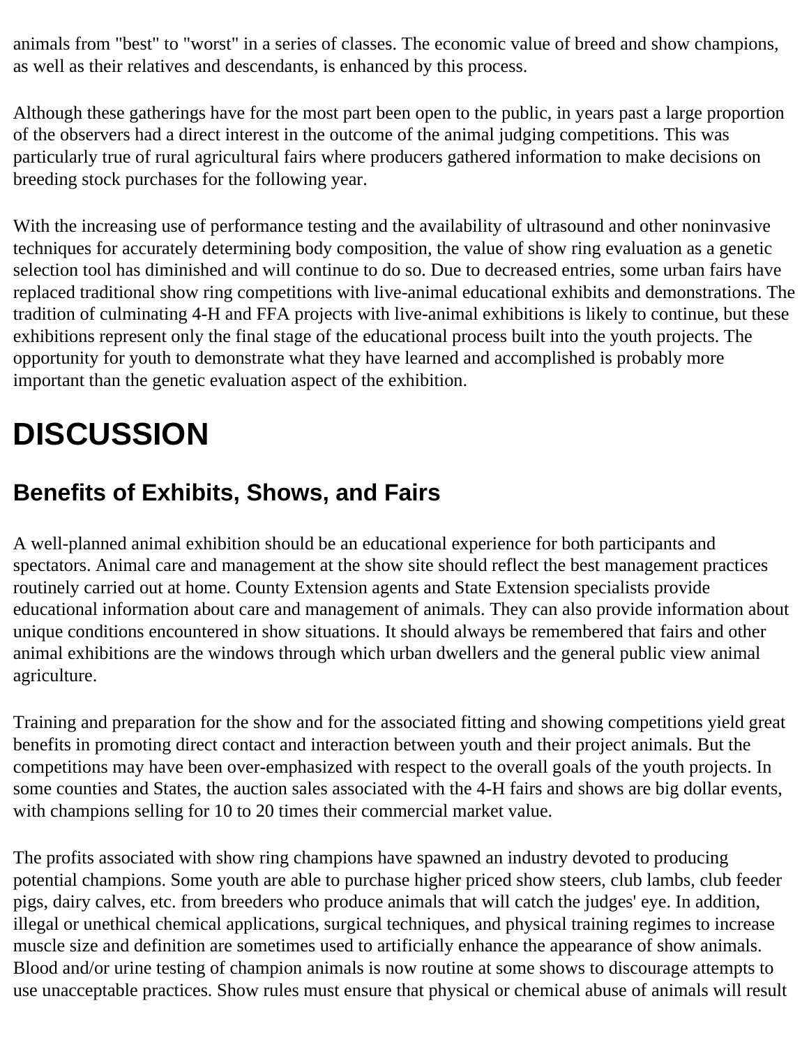animals from "best" to "worst" in a series of classes. The economic value of breed and show champions, as well as their relatives and descendants, is enhanced by this process.

Although these gatherings have for the most part been open to the public, in years past a large proportion of the observers had a direct interest in the outcome of the animal judging competitions. This was particularly true of rural agricultural fairs where producers gathered information to make decisions on breeding stock purchases for the following year.

With the increasing use of performance testing and the availability of ultrasound and other noninvasive techniques for accurately determining body composition, the value of show ring evaluation as a genetic selection tool has diminished and will continue to do so. Due to decreased entries, some urban fairs have replaced traditional show ring competitions with live-animal educational exhibits and demonstrations. The tradition of culminating 4-H and FFA projects with live-animal exhibitions is likely to continue, but these exhibitions represent only the final stage of the educational process built into the youth projects. The opportunity for youth to demonstrate what they have learned and accomplished is probably more important than the genetic evaluation aspect of the exhibition.

# DISCUSSION

## Benefits of Exhibits, Shows, and Fairs

A well-planned animal exhibition should be an educational experience for both participants and spectators. Animal care and management at the show site should reflect the best management practices routinely carried out at home. County Extension agents and State Extension specialists provide educational information about care and management of animals. They can also provide information about unique conditions encountered in show situations. It should always be remembered that fairs and other animal exhibitions are the windows through which urban dwellers and the general public view animal agriculture.

Training and preparation for the show and for the associated fitting and showing competitions yield great benefits in promoting direct contact and interaction between youth and their project animals. But the competitions may have been over-emphasized with respect to the overall goals of the youth projects. In some counties and States, the auction sales associated with the 4-H fairs and shows are big dollar events, with champions selling for 10 to 20 times their commercial market value.

The profits associated with show ring champions have spawned an industry devoted to producing potential champions. Some youth are able to purchase higher priced show steers, club lambs, club feeder pigs, dairy calves, etc. from breeders who produce animals that will catch the judges' eye. In addition, illegal or unethical chemical applications, surgical techniques, and physical training regimes to increase muscle size and definition are sometimes used to artificially enhance the appearance of show animals. Blood and/or urine testing of champion animals is now routine at some shows to discourage attempts to use unacceptable practices. Show rules must ensure that physical or chemical abuse of animals will result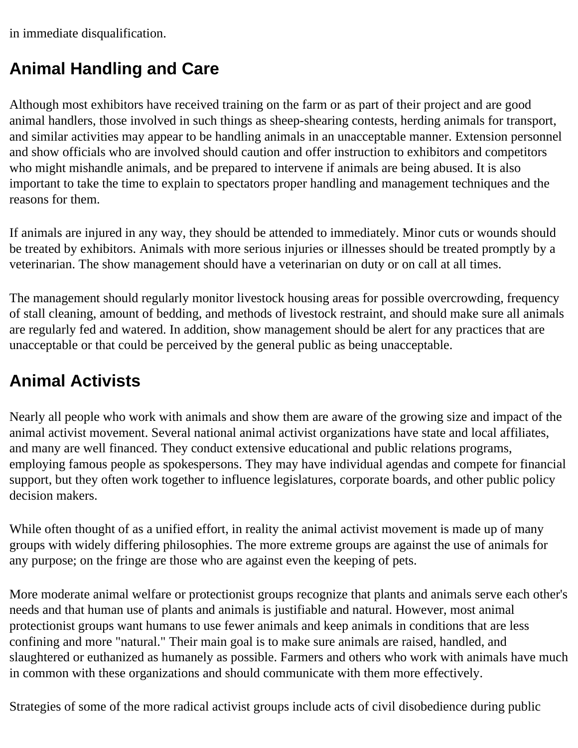in immediate disqualification.

## Animal Handling and Care

Although most exhibitors have received training on the farm or as part of their project and are good animal handlers, those involved in such things as sheep-shearing contests, herding animals for transport, and similar activities may appear to be handling animals in an unacceptable manner. Extension personnel and show officials who are involved should caution and offer instruction to exhibitors and competitors who might mishandle animals, and be prepared to intervene if animals are being abused. It is also important to take the time to explain to spectators proper handling and management techniques and the reasons for them.

If animals are injured in any way, they should be attended to immediately. Minor cuts or wounds should be treated by exhibitors. Animals with more serious injuries or illnesses should be treated promptly by a veterinarian. The show management should have a veterinarian on duty or on call at all times.

The management should regularly monitor livestock housing areas for possible overcrowding, frequency of stall cleaning, amount of bedding, and methods of livestock restraint, and should make sure all animals are regularly fed and watered. In addition, show management should be alert for any practices that are unacceptable or that could be perceived by the general public as being unacceptable.

## Animal Activists

Nearly all people who work with animals and show them are aware of the growing size and impact of the animal activist movement. Several national animal activist organizations have state and local affiliates, and many are well financed. They conduct extensive educational and public relations programs, employing famous people as spokespersons. They may have individual agendas and compete for financial support, but they often work together to influence legislatures, corporate boards, and other public policy decision makers.

While often thought of as a unified effort, in reality the animal activist movement is made up of many groups with widely differing philosophies. The more extreme groups are against the use of animals for any purpose; on the fringe are those who are against even the keeping of pets.

More moderate animal welfare or protectionist groups recognize that plants and animals serve each other's needs and that human use of plants and animals is justifiable and natural. However, most animal protectionist groups want humans to use fewer animals and keep animals in conditions that are less confining and more "natural." Their main goal is to make sure animals are raised, handled, and slaughtered or euthanized as humanely as possible. Farmers and others who work with animals have much in common with these organizations and should communicate with them more effectively.

Strategies of some of the more radical activist groups include acts of civil disobedience during public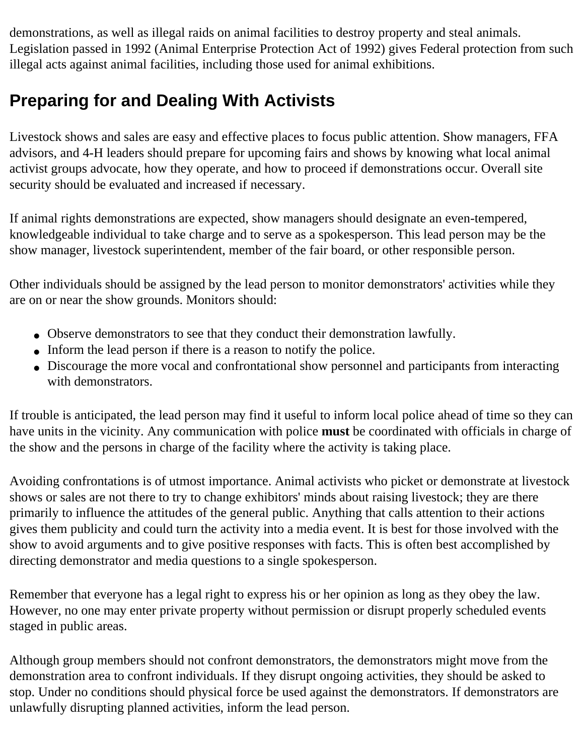demonstrations, as well as illegal raids on animal facilities to destroy property and steal animals. Legislation passed in 1992 (Animal Enterprise Protection Act of 1992) gives Federal protection from such illegal acts against animal facilities, including those used for animal exhibitions.

## Preparing for and Dealing With Activists

Livestock shows and sales are easy and effective places to focus public attention. Show managers, FFA advisors, and 4-H leaders should prepare for upcoming fairs and shows by knowing what local animal activist groups advocate, how they operate, and how to proceed if demonstrations occur. Overall site security should be evaluated and increased if necessary.

If animal rights demonstrations are expected, show managers should designate an even-tempered, knowledgeable individual to take charge and to serve as a spokesperson. This lead person may be the show manager, livestock superintendent, member of the fair board, or other responsible person.

Other individuals should be assigned by the lead person to monitor demonstrators' activities while they are on or near the show grounds. Monitors should:

- Observe demonstrators to see that they conduct their demonstration lawfully.
- Inform the lead person if there is a reason to notify the police.
- Discourage the more vocal and confrontational show personnel and participants from interacting with demonstrators.

If trouble is anticipated, the lead person may find it useful to inform local police ahead of time so they can have units in the vicinity. Any communication with police **must** be coordinated with officials in charge of the show and the persons in charge of the facility where the activity is taking place.

Avoiding confrontations is of utmost importance. Animal activists who picket or demonstrate at livestock shows or sales are not there to try to change exhibitors' minds about raising livestock; they are there primarily to influence the attitudes of the general public. Anything that calls attention to their actions gives them publicity and could turn the activity into a media event. It is best for those involved with the show to avoid arguments and to give positive responses with facts. This is often best accomplished by directing demonstrator and media questions to a single spokesperson.

Remember that everyone has a legal right to express his or her opinion as long as they obey the law. However, no one may enter private property without permission or disrupt properly scheduled events staged in public areas.

Although group members should not confront demonstrators, the demonstrators might move from the demonstration area to confront individuals. If they disrupt ongoing activities, they should be asked to stop. Under no conditions should physical force be used against the demonstrators. If demonstrators are unlawfully disrupting planned activities, inform the lead person.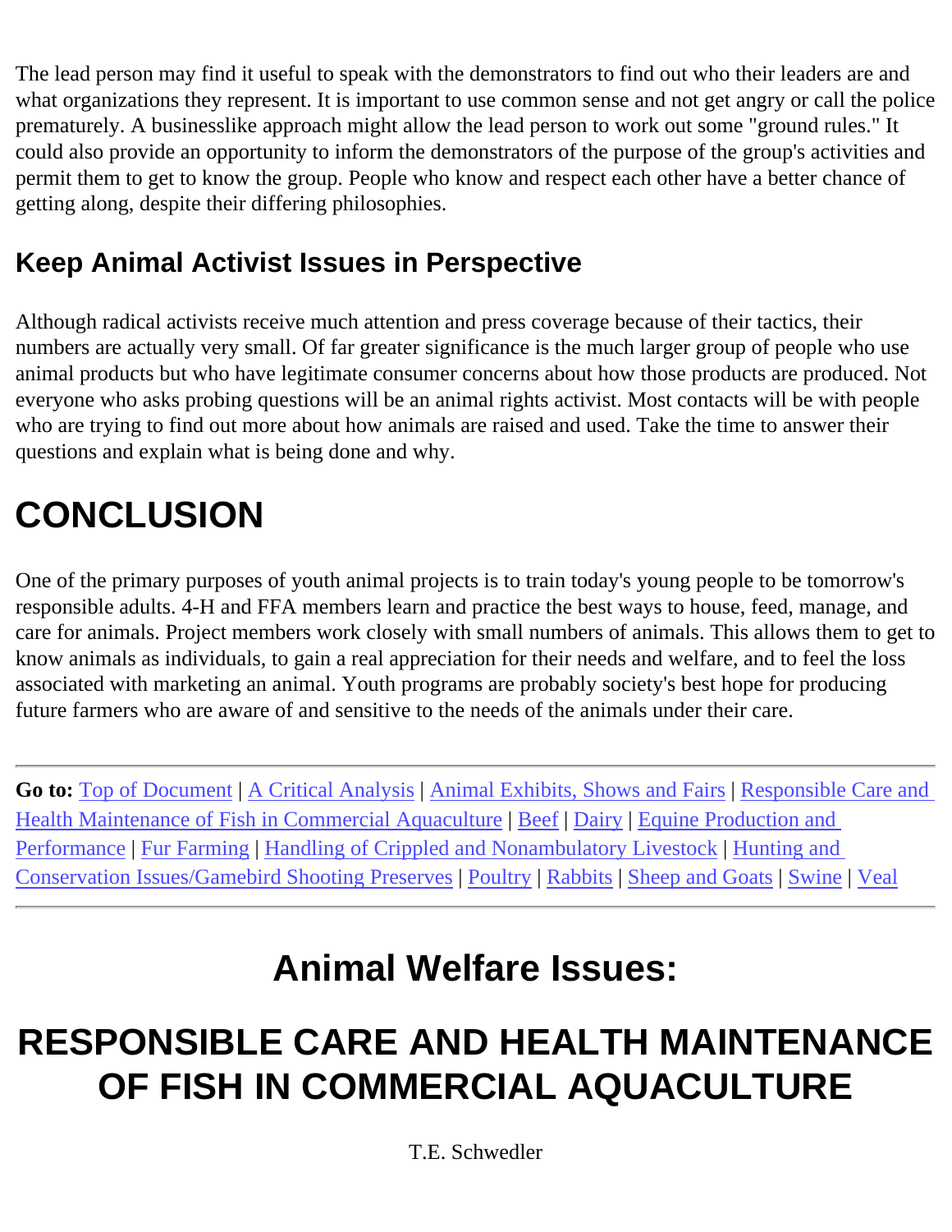The lead person may find it useful to speak with the demonstrators to find out who their leaders are and what organizations they represent. It is important to use common sense and not get angry or call the police prematurely. A businesslike approach might allow the lead person to work out some "ground rules." It could also provide an opportunity to inform the demonstrators of the purpose of the group's activities and permit them to get to know the group. People who know and respect each other have a better chance of getting along, despite their differing philosophies.

### Keep Animal Activist Issues in Perspective

Although radical activists receive much attention and press coverage because of their tactics, their numbers are actually very small. Of far greater significance is the much larger group of people who use animal products but who have legitimate consumer concerns about how those products are produced. Not everyone who asks probing questions will be an animal rights activist. Most contacts will be with people who are trying to find out more about how animals are raised and used. Take the time to answer their questions and explain what is being done and why.

## CONCLUSION

One of the primary purposes of youth animal projects is to train today's young people to be tomorrow's responsible adults. 4-H and FFA members learn and practice the best ways to house, feed, manage, and care for animals. Project members work closely with small numbers of animals. This allows them to get to know animals as individuals, to gain a real appreciation for their needs and welfare, and to feel the loss associated with marketing an animal. Youth programs are probably society's best hope for producing future farmers who are aware of and sensitive to the needs of the animals under their care.

---

**Go to:** Top of Document | A Critical Analysis | Animal Exhibits, Shows and Fairs | Responsible Care and Health Maintenance of Fish in Commercial Aquaculture | Beef | Dairy | Equine Production and Performance | Fur Farming | Handling of Crippled and Nonambulatory Livestock | Hunting and Conservation Issues/Gamebird Shooting Preserves | Poultry | Rabbits | Sheep and Goats | Swine | Veal

---

# Animal Welfare Issues:

# RESPONSIBLE CARE AND HEALTH MAINTENANCE OF FISH IN COMMERCIAL AQUACULTURE

T.E. Schwedler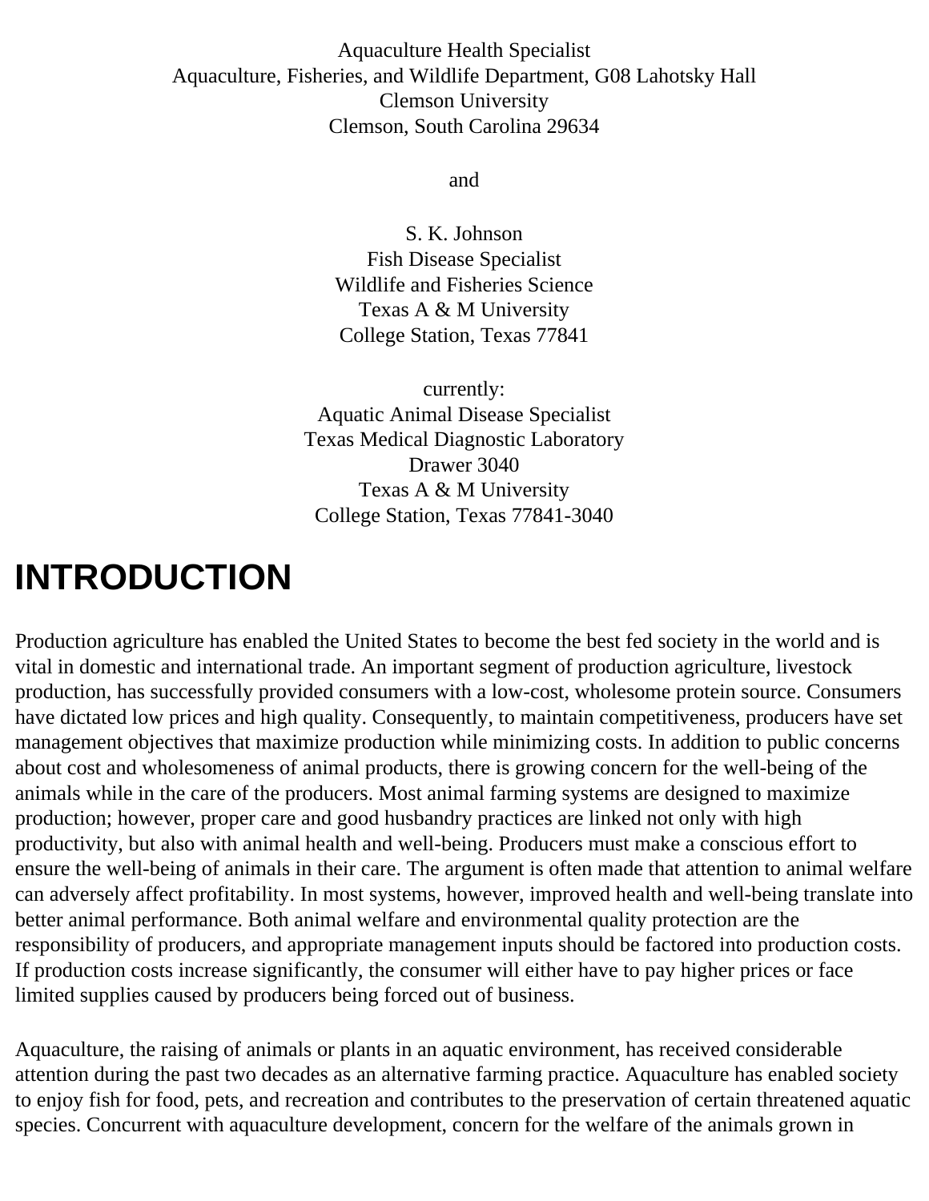Aquaculture Health Specialist
Aquaculture, Fisheries, and Wildlife Department, G08 Lahotsky Hall
Clemson University
Clemson, South Carolina 29634

and

S. K. Johnson
Fish Disease Specialist
Wildlife and Fisheries Science
Texas A & M University
College Station, Texas 77841

currently:
Aquatic Animal Disease Specialist
Texas Medical Diagnostic Laboratory
Drawer 3040
Texas A & M University
College Station, Texas 77841-3040

# INTRODUCTION

Production agriculture has enabled the United States to become the best fed society in the world and is vital in domestic and international trade. An important segment of production agriculture, livestock production, has successfully provided consumers with a low-cost, wholesome protein source. Consumers have dictated low prices and high quality. Consequently, to maintain competitiveness, producers have set management objectives that maximize production while minimizing costs. In addition to public concerns about cost and wholesomeness of animal products, there is growing concern for the well-being of the animals while in the care of the producers. Most animal farming systems are designed to maximize production; however, proper care and good husbandry practices are linked not only with high productivity, but also with animal health and well-being. Producers must make a conscious effort to ensure the well-being of animals in their care. The argument is often made that attention to animal welfare can adversely affect profitability. In most systems, however, improved health and well-being translate into better animal performance. Both animal welfare and environmental quality protection are the responsibility of producers, and appropriate management inputs should be factored into production costs. If production costs increase significantly, the consumer will either have to pay higher prices or face limited supplies caused by producers being forced out of business.

Aquaculture, the raising of animals or plants in an aquatic environment, has received considerable attention during the past two decades as an alternative farming practice. Aquaculture has enabled society to enjoy fish for food, pets, and recreation and contributes to the preservation of certain threatened aquatic species. Concurrent with aquaculture development, concern for the welfare of the animals grown in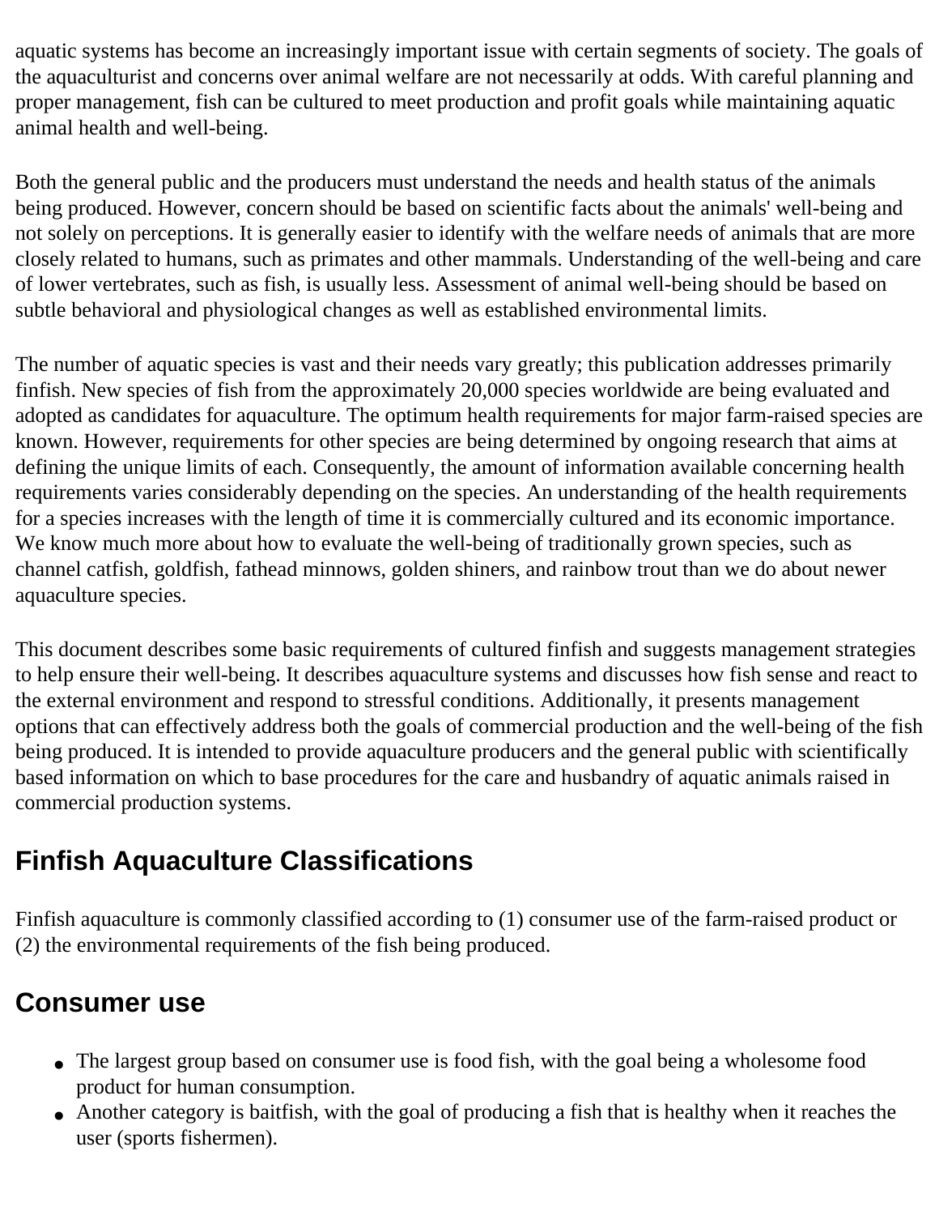aquatic systems has become an increasingly important issue with certain segments of society. The goals of the aquaculturist and concerns over animal welfare are not necessarily at odds. With careful planning and proper management, fish can be cultured to meet production and profit goals while maintaining aquatic animal health and well-being.

Both the general public and the producers must understand the needs and health status of the animals being produced. However, concern should be based on scientific facts about the animals' well-being and not solely on perceptions. It is generally easier to identify with the welfare needs of animals that are more closely related to humans, such as primates and other mammals. Understanding of the well-being and care of lower vertebrates, such as fish, is usually less. Assessment of animal well-being should be based on subtle behavioral and physiological changes as well as established environmental limits.

The number of aquatic species is vast and their needs vary greatly; this publication addresses primarily finfish. New species of fish from the approximately 20,000 species worldwide are being evaluated and adopted as candidates for aquaculture. The optimum health requirements for major farm-raised species are known. However, requirements for other species are being determined by ongoing research that aims at defining the unique limits of each. Consequently, the amount of information available concerning health requirements varies considerably depending on the species. An understanding of the health requirements for a species increases with the length of time it is commercially cultured and its economic importance. We know much more about how to evaluate the well-being of traditionally grown species, such as channel catfish, goldfish, fathead minnows, golden shiners, and rainbow trout than we do about newer aquaculture species.

This document describes some basic requirements of cultured finfish and suggests management strategies to help ensure their well-being. It describes aquaculture systems and discusses how fish sense and react to the external environment and respond to stressful conditions. Additionally, it presents management options that can effectively address both the goals of commercial production and the well-being of the fish being produced. It is intended to provide aquaculture producers and the general public with scientifically based information on which to base procedures for the care and husbandry of aquatic animals raised in commercial production systems.

## Finfish Aquaculture Classifications

Finfish aquaculture is commonly classified according to (1) consumer use of the farm-raised product or (2) the environmental requirements of the fish being produced.

## Consumer use

- The largest group based on consumer use is food fish, with the goal being a wholesome food product for human consumption.
- Another category is baitfish, with the goal of producing a fish that is healthy when it reaches the user (sports fishermen).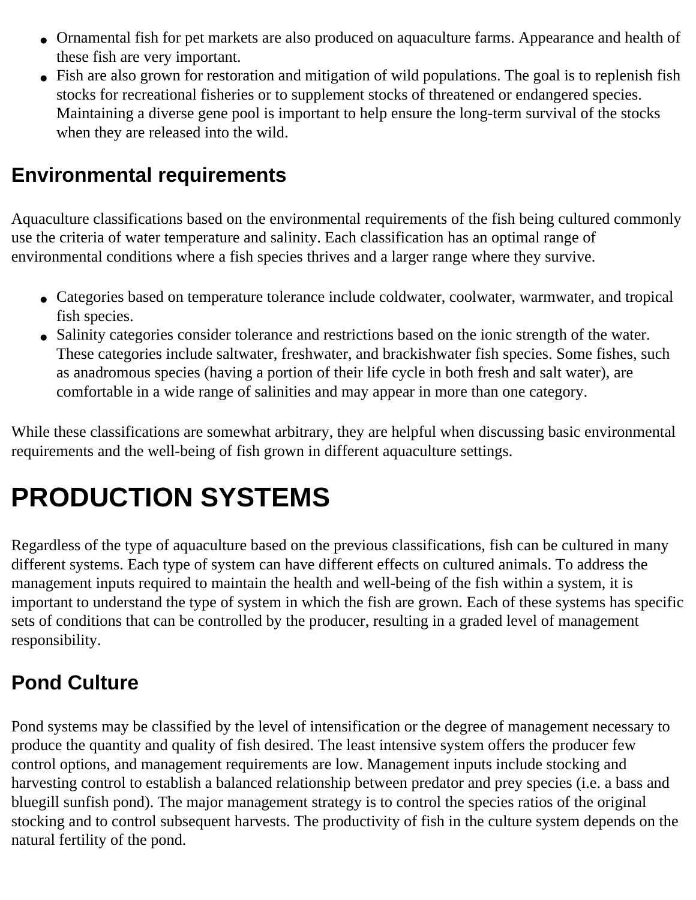- Ornamental fish for pet markets are also produced on aquaculture farms. Appearance and health of these fish are very important.
- Fish are also grown for restoration and mitigation of wild populations. The goal is to replenish fish stocks for recreational fisheries or to supplement stocks of threatened or endangered species. Maintaining a diverse gene pool is important to help ensure the long-term survival of the stocks when they are released into the wild.

## Environmental requirements

Aquaculture classifications based on the environmental requirements of the fish being cultured commonly use the criteria of water temperature and salinity. Each classification has an optimal range of environmental conditions where a fish species thrives and a larger range where they survive.

- Categories based on temperature tolerance include coldwater, coolwater, warmwater, and tropical fish species.
- Salinity categories consider tolerance and restrictions based on the ionic strength of the water. These categories include saltwater, freshwater, and brackishwater fish species. Some fishes, such as anadromous species (having a portion of their life cycle in both fresh and salt water), are comfortable in a wide range of salinities and may appear in more than one category.

While these classifications are somewhat arbitrary, they are helpful when discussing basic environmental requirements and the well-being of fish grown in different aquaculture settings.

# PRODUCTION SYSTEMS

Regardless of the type of aquaculture based on the previous classifications, fish can be cultured in many different systems. Each type of system can have different effects on cultured animals. To address the management inputs required to maintain the health and well-being of the fish within a system, it is important to understand the type of system in which the fish are grown. Each of these systems has specific sets of conditions that can be controlled by the producer, resulting in a graded level of management responsibility.

## Pond Culture

Pond systems may be classified by the level of intensification or the degree of management necessary to produce the quantity and quality of fish desired. The least intensive system offers the producer few control options, and management requirements are low. Management inputs include stocking and harvesting control to establish a balanced relationship between predator and prey species (i.e. a bass and bluegill sunfish pond). The major management strategy is to control the species ratios of the original stocking and to control subsequent harvests. The productivity of fish in the culture system depends on the natural fertility of the pond.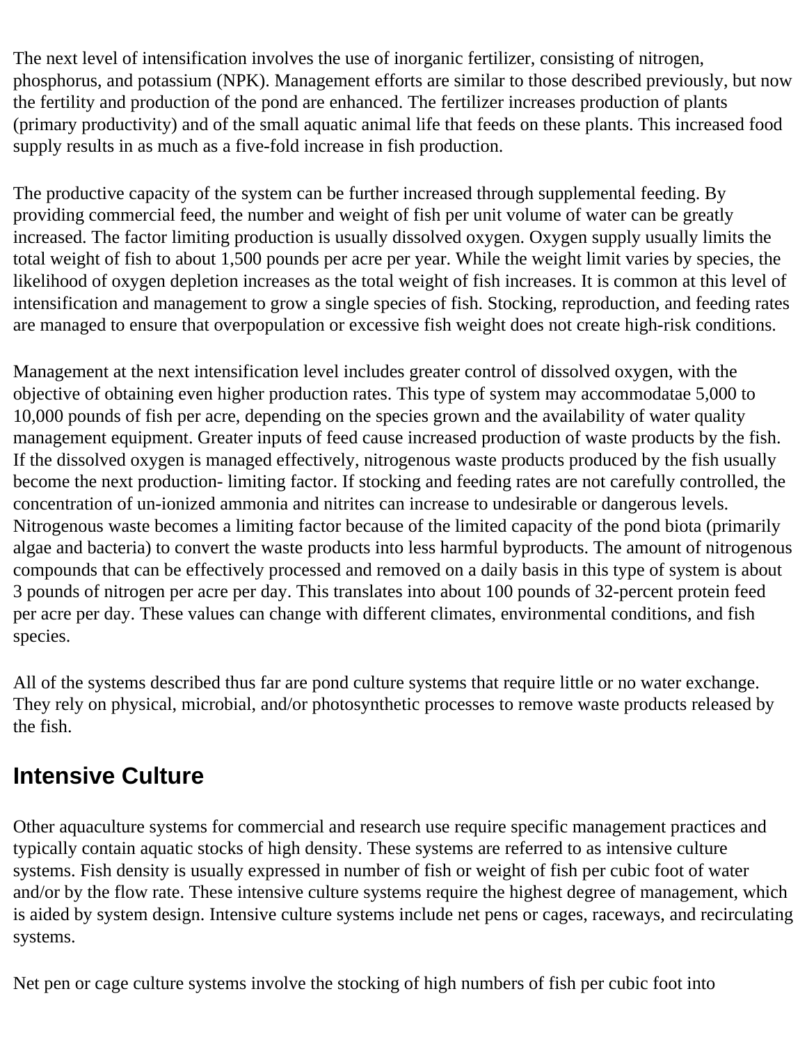The next level of intensification involves the use of inorganic fertilizer, consisting of nitrogen, phosphorus, and potassium (NPK). Management efforts are similar to those described previously, but now the fertility and production of the pond are enhanced. The fertilizer increases production of plants (primary productivity) and of the small aquatic animal life that feeds on these plants. This increased food supply results in as much as a five-fold increase in fish production.

The productive capacity of the system can be further increased through supplemental feeding. By providing commercial feed, the number and weight of fish per unit volume of water can be greatly increased. The factor limiting production is usually dissolved oxygen. Oxygen supply usually limits the total weight of fish to about 1,500 pounds per acre per year. While the weight limit varies by species, the likelihood of oxygen depletion increases as the total weight of fish increases. It is common at this level of intensification and management to grow a single species of fish. Stocking, reproduction, and feeding rates are managed to ensure that overpopulation or excessive fish weight does not create high-risk conditions.

Management at the next intensification level includes greater control of dissolved oxygen, with the objective of obtaining even higher production rates. This type of system may accommodatae 5,000 to 10,000 pounds of fish per acre, depending on the species grown and the availability of water quality management equipment. Greater inputs of feed cause increased production of waste products by the fish. If the dissolved oxygen is managed effectively, nitrogenous waste products produced by the fish usually become the next production- limiting factor. If stocking and feeding rates are not carefully controlled, the concentration of un-ionized ammonia and nitrites can increase to undesirable or dangerous levels. Nitrogenous waste becomes a limiting factor because of the limited capacity of the pond biota (primarily algae and bacteria) to convert the waste products into less harmful byproducts. The amount of nitrogenous compounds that can be effectively processed and removed on a daily basis in this type of system is about 3 pounds of nitrogen per acre per day. This translates into about 100 pounds of 32-percent protein feed per acre per day. These values can change with different climates, environmental conditions, and fish species.

All of the systems described thus far are pond culture systems that require little or no water exchange. They rely on physical, microbial, and/or photosynthetic processes to remove waste products released by the fish.

## Intensive Culture

Other aquaculture systems for commercial and research use require specific management practices and typically contain aquatic stocks of high density. These systems are referred to as intensive culture systems. Fish density is usually expressed in number of fish or weight of fish per cubic foot of water and/or by the flow rate. These intensive culture systems require the highest degree of management, which is aided by system design. Intensive culture systems include net pens or cages, raceways, and recirculating systems.

Net pen or cage culture systems involve the stocking of high numbers of fish per cubic foot into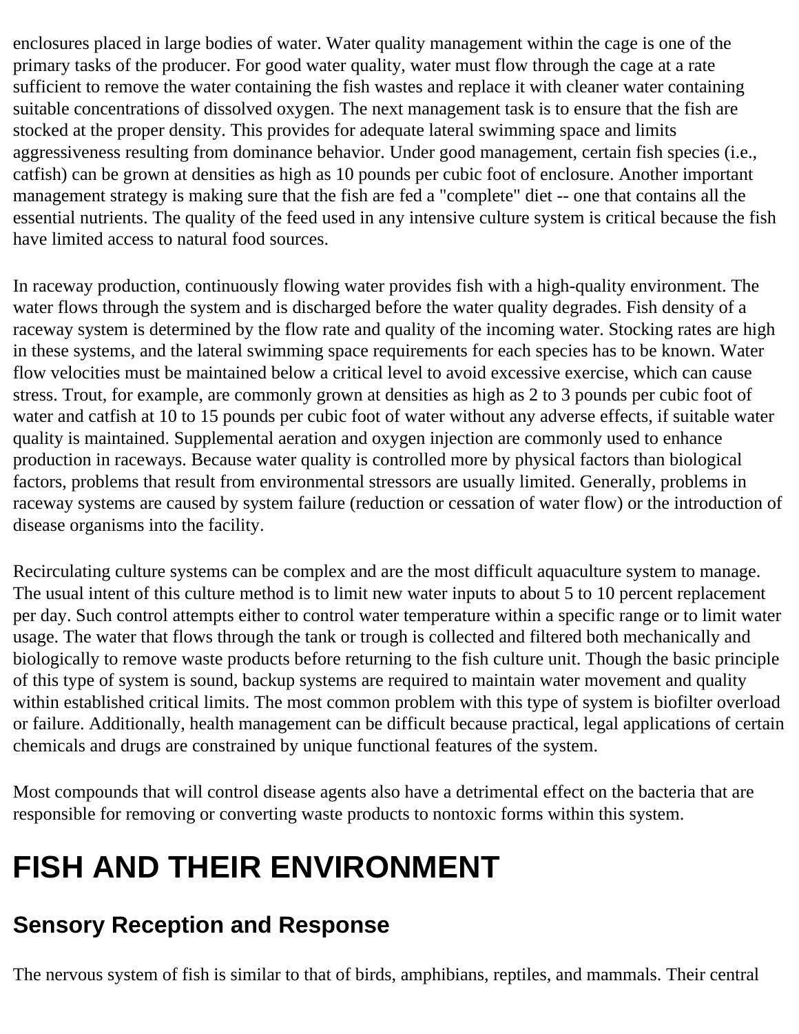enclosures placed in large bodies of water. Water quality management within the cage is one of the primary tasks of the producer. For good water quality, water must flow through the cage at a rate sufficient to remove the water containing the fish wastes and replace it with cleaner water containing suitable concentrations of dissolved oxygen. The next management task is to ensure that the fish are stocked at the proper density. This provides for adequate lateral swimming space and limits aggressiveness resulting from dominance behavior. Under good management, certain fish species (i.e., catfish) can be grown at densities as high as 10 pounds per cubic foot of enclosure. Another important management strategy is making sure that the fish are fed a "complete" diet -- one that contains all the essential nutrients. The quality of the feed used in any intensive culture system is critical because the fish have limited access to natural food sources.

In raceway production, continuously flowing water provides fish with a high-quality environment. The water flows through the system and is discharged before the water quality degrades. Fish density of a raceway system is determined by the flow rate and quality of the incoming water. Stocking rates are high in these systems, and the lateral swimming space requirements for each species has to be known. Water flow velocities must be maintained below a critical level to avoid excessive exercise, which can cause stress. Trout, for example, are commonly grown at densities as high as 2 to 3 pounds per cubic foot of water and catfish at 10 to 15 pounds per cubic foot of water without any adverse effects, if suitable water quality is maintained. Supplemental aeration and oxygen injection are commonly used to enhance production in raceways. Because water quality is controlled more by physical factors than biological factors, problems that result from environmental stressors are usually limited. Generally, problems in raceway systems are caused by system failure (reduction or cessation of water flow) or the introduction of disease organisms into the facility.

Recirculating culture systems can be complex and are the most difficult aquaculture system to manage. The usual intent of this culture method is to limit new water inputs to about 5 to 10 percent replacement per day. Such control attempts either to control water temperature within a specific range or to limit water usage. The water that flows through the tank or trough is collected and filtered both mechanically and biologically to remove waste products before returning to the fish culture unit. Though the basic principle of this type of system is sound, backup systems are required to maintain water movement and quality within established critical limits. The most common problem with this type of system is biofilter overload or failure. Additionally, health management can be difficult because practical, legal applications of certain chemicals and drugs are constrained by unique functional features of the system.

Most compounds that will control disease agents also have a detrimental effect on the bacteria that are responsible for removing or converting waste products to nontoxic forms within this system.

# FISH AND THEIR ENVIRONMENT

## Sensory Reception and Response

The nervous system of fish is similar to that of birds, amphibians, reptiles, and mammals. Their central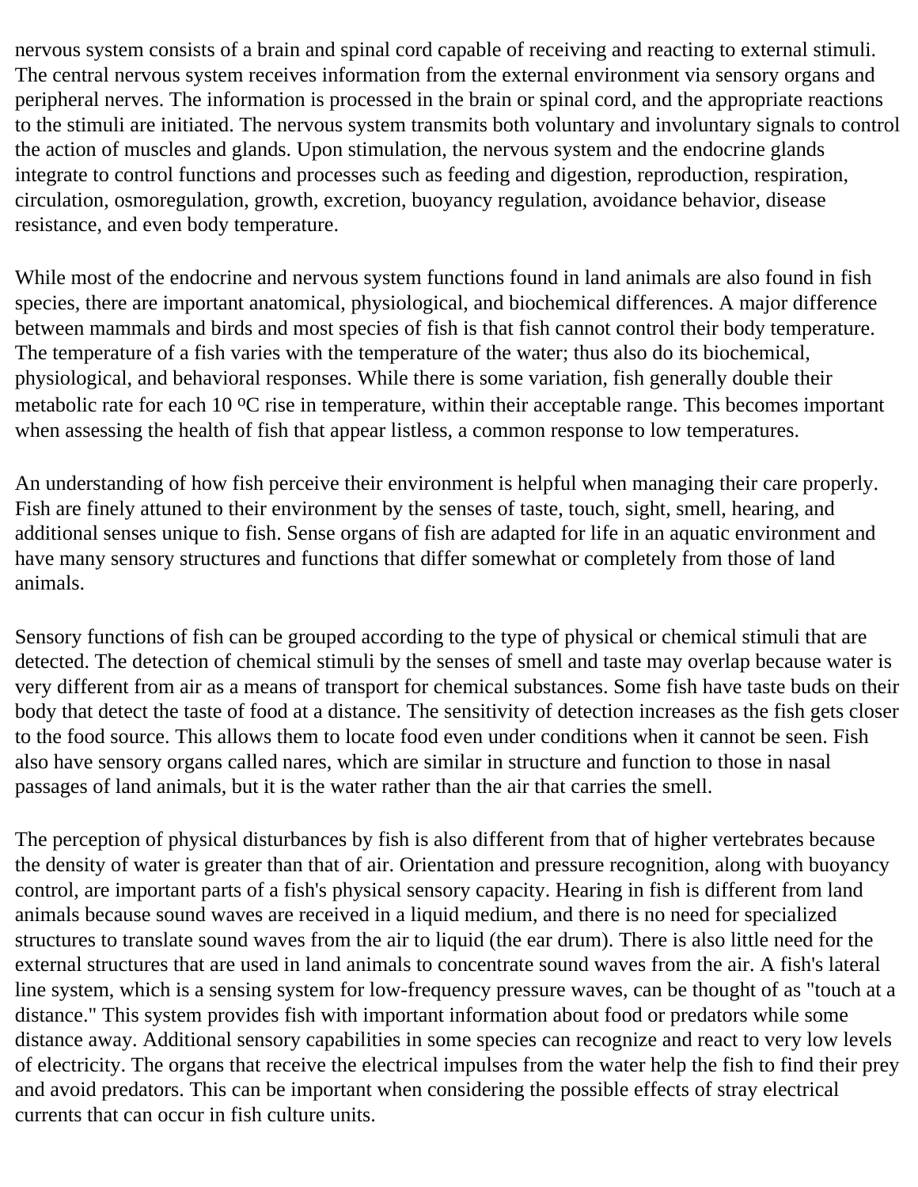nervous system consists of a brain and spinal cord capable of receiving and reacting to external stimuli. The central nervous system receives information from the external environment via sensory organs and peripheral nerves. The information is processed in the brain or spinal cord, and the appropriate reactions to the stimuli are initiated. The nervous system transmits both voluntary and involuntary signals to control the action of muscles and glands. Upon stimulation, the nervous system and the endocrine glands integrate to control functions and processes such as feeding and digestion, reproduction, respiration, circulation, osmoregulation, growth, excretion, buoyancy regulation, avoidance behavior, disease resistance, and even body temperature.

While most of the endocrine and nervous system functions found in land animals are also found in fish species, there are important anatomical, physiological, and biochemical differences. A major difference between mammals and birds and most species of fish is that fish cannot control their body temperature. The temperature of a fish varies with the temperature of the water; thus also do its biochemical, physiological, and behavioral responses. While there is some variation, fish generally double their metabolic rate for each 10 $^{o}$C rise in temperature, within their acceptable range. This becomes important when assessing the health of fish that appear listless, a common response to low temperatures.

An understanding of how fish perceive their environment is helpful when managing their care properly. Fish are finely attuned to their environment by the senses of taste, touch, sight, smell, hearing, and additional senses unique to fish. Sense organs of fish are adapted for life in an aquatic environment and have many sensory structures and functions that differ somewhat or completely from those of land animals.

Sensory functions of fish can be grouped according to the type of physical or chemical stimuli that are detected. The detection of chemical stimuli by the senses of smell and taste may overlap because water is very different from air as a means of transport for chemical substances. Some fish have taste buds on their body that detect the taste of food at a distance. The sensitivity of detection increases as the fish gets closer to the food source. This allows them to locate food even under conditions when it cannot be seen. Fish also have sensory organs called nares, which are similar in structure and function to those in nasal passages of land animals, but it is the water rather than the air that carries the smell.

The perception of physical disturbances by fish is also different from that of higher vertebrates because the density of water is greater than that of air. Orientation and pressure recognition, along with buoyancy control, are important parts of a fish's physical sensory capacity. Hearing in fish is different from land animals because sound waves are received in a liquid medium, and there is no need for specialized structures to translate sound waves from the air to liquid (the ear drum). There is also little need for the external structures that are used in land animals to concentrate sound waves from the air. A fish's lateral line system, which is a sensing system for low-frequency pressure waves, can be thought of as "touch at a distance." This system provides fish with important information about food or predators while some distance away. Additional sensory capabilities in some species can recognize and react to very low levels of electricity. The organs that receive the electrical impulses from the water help the fish to find their prey and avoid predators. This can be important when considering the possible effects of stray electrical currents that can occur in fish culture units.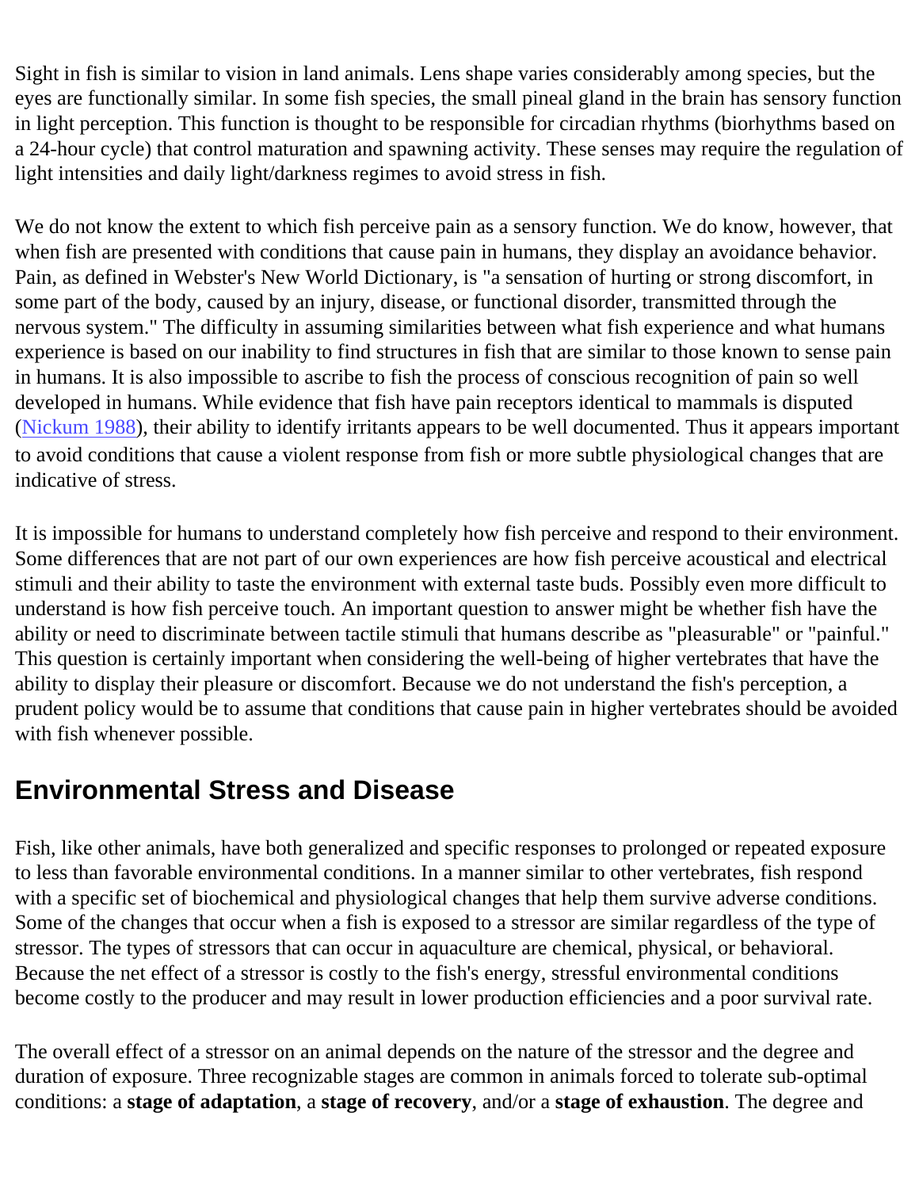Sight in fish is similar to vision in land animals. Lens shape varies considerably among species, but the eyes are functionally similar. In some fish species, the small pineal gland in the brain has sensory function in light perception. This function is thought to be responsible for circadian rhythms (biorhythms based on a 24-hour cycle) that control maturation and spawning activity. These senses may require the regulation of light intensities and daily light/darkness regimes to avoid stress in fish.

We do not know the extent to which fish perceive pain as a sensory function. We do know, however, that when fish are presented with conditions that cause pain in humans, they display an avoidance behavior. Pain, as defined in Webster's New World Dictionary, is "a sensation of hurting or strong discomfort, in some part of the body, caused by an injury, disease, or functional disorder, transmitted through the nervous system." The difficulty in assuming similarities between what fish experience and what humans experience is based on our inability to find structures in fish that are similar to those known to sense pain in humans. It is also impossible to ascribe to fish the process of conscious recognition of pain so well developed in humans. While evidence that fish have pain receptors identical to mammals is disputed (Nickum 1988), their ability to identify irritants appears to be well documented. Thus it appears important to avoid conditions that cause a violent response from fish or more subtle physiological changes that are indicative of stress.

It is impossible for humans to understand completely how fish perceive and respond to their environment. Some differences that are not part of our own experiences are how fish perceive acoustical and electrical stimuli and their ability to taste the environment with external taste buds. Possibly even more difficult to understand is how fish perceive touch. An important question to answer might be whether fish have the ability or need to discriminate between tactile stimuli that humans describe as "pleasurable" or "painful." This question is certainly important when considering the well-being of higher vertebrates that have the ability to display their pleasure or discomfort. Because we do not understand the fish's perception, a prudent policy would be to assume that conditions that cause pain in higher vertebrates should be avoided with fish whenever possible.

## Environmental Stress and Disease

Fish, like other animals, have both generalized and specific responses to prolonged or repeated exposure to less than favorable environmental conditions. In a manner similar to other vertebrates, fish respond with a specific set of biochemical and physiological changes that help them survive adverse conditions. Some of the changes that occur when a fish is exposed to a stressor are similar regardless of the type of stressor. The types of stressors that can occur in aquaculture are chemical, physical, or behavioral. Because the net effect of a stressor is costly to the fish's energy, stressful environmental conditions become costly to the producer and may result in lower production efficiencies and a poor survival rate.

The overall effect of a stressor on an animal depends on the nature of the stressor and the degree and duration of exposure. Three recognizable stages are common in animals forced to tolerate sub-optimal conditions: a **stage of adaptation**, a **stage of recovery**, and/or a **stage of exhaustion**. The degree and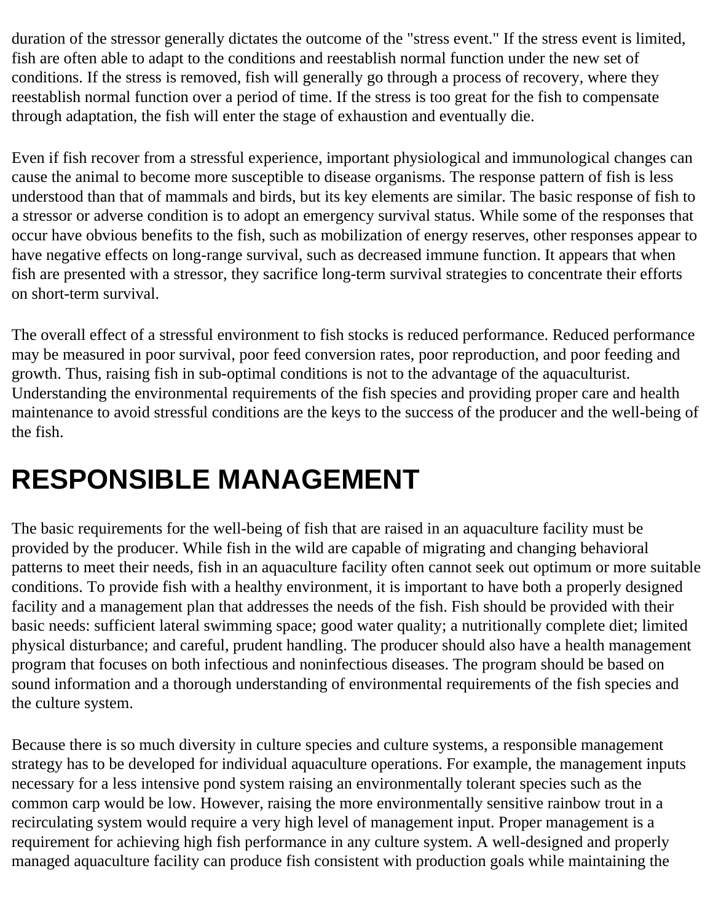duration of the stressor generally dictates the outcome of the "stress event." If the stress event is limited, fish are often able to adapt to the conditions and reestablish normal function under the new set of conditions. If the stress is removed, fish will generally go through a process of recovery, where they reestablish normal function over a period of time. If the stress is too great for the fish to compensate through adaptation, the fish will enter the stage of exhaustion and eventually die.

Even if fish recover from a stressful experience, important physiological and immunological changes can cause the animal to become more susceptible to disease organisms. The response pattern of fish is less understood than that of mammals and birds, but its key elements are similar. The basic response of fish to a stressor or adverse condition is to adopt an emergency survival status. While some of the responses that occur have obvious benefits to the fish, such as mobilization of energy reserves, other responses appear to have negative effects on long-range survival, such as decreased immune function. It appears that when fish are presented with a stressor, they sacrifice long-term survival strategies to concentrate their efforts on short-term survival.

The overall effect of a stressful environment to fish stocks is reduced performance. Reduced performance may be measured in poor survival, poor feed conversion rates, poor reproduction, and poor feeding and growth. Thus, raising fish in sub-optimal conditions is not to the advantage of the aquaculturist. Understanding the environmental requirements of the fish species and providing proper care and health maintenance to avoid stressful conditions are the keys to the success of the producer and the well-being of the fish.

# RESPONSIBLE MANAGEMENT

The basic requirements for the well-being of fish that are raised in an aquaculture facility must be provided by the producer. While fish in the wild are capable of migrating and changing behavioral patterns to meet their needs, fish in an aquaculture facility often cannot seek out optimum or more suitable conditions. To provide fish with a healthy environment, it is important to have both a properly designed facility and a management plan that addresses the needs of the fish. Fish should be provided with their basic needs: sufficient lateral swimming space; good water quality; a nutritionally complete diet; limited physical disturbance; and careful, prudent handling. The producer should also have a health management program that focuses on both infectious and noninfectious diseases. The program should be based on sound information and a thorough understanding of environmental requirements of the fish species and the culture system.

Because there is so much diversity in culture species and culture systems, a responsible management strategy has to be developed for individual aquaculture operations. For example, the management inputs necessary for a less intensive pond system raising an environmentally tolerant species such as the common carp would be low. However, raising the more environmentally sensitive rainbow trout in a recirculating system would require a very high level of management input. Proper management is a requirement for achieving high fish performance in any culture system. A well-designed and properly managed aquaculture facility can produce fish consistent with production goals while maintaining the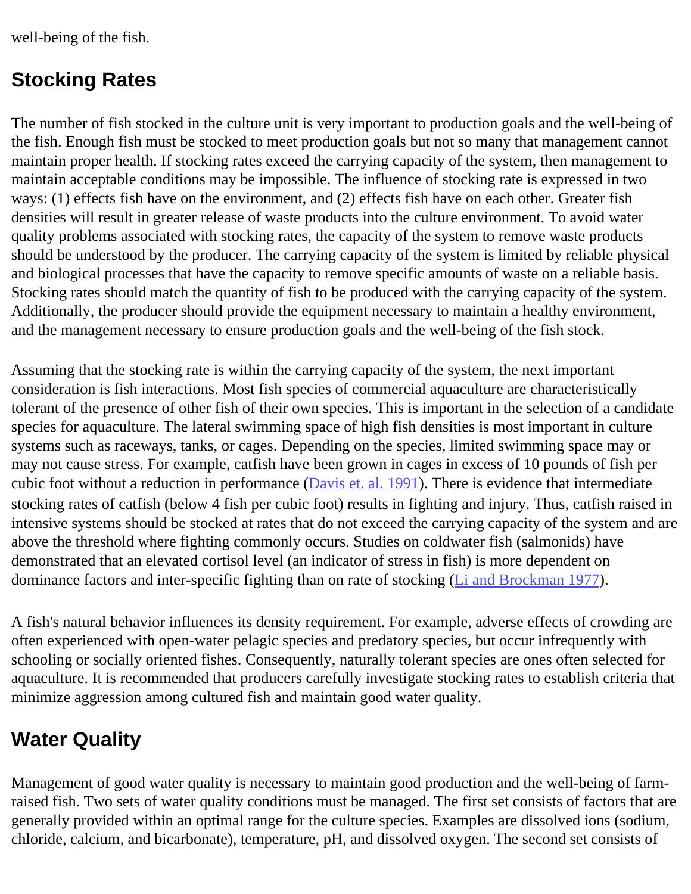well-being of the fish.

## Stocking Rates

The number of fish stocked in the culture unit is very important to production goals and the well-being of the fish. Enough fish must be stocked to meet production goals but not so many that management cannot maintain proper health. If stocking rates exceed the carrying capacity of the system, then management to maintain acceptable conditions may be impossible. The influence of stocking rate is expressed in two ways: (1) effects fish have on the environment, and (2) effects fish have on each other. Greater fish densities will result in greater release of waste products into the culture environment. To avoid water quality problems associated with stocking rates, the capacity of the system to remove waste products should be understood by the producer. The carrying capacity of the system is limited by reliable physical and biological processes that have the capacity to remove specific amounts of waste on a reliable basis. Stocking rates should match the quantity of fish to be produced with the carrying capacity of the system. Additionally, the producer should provide the equipment necessary to maintain a healthy environment, and the management necessary to ensure production goals and the well-being of the fish stock.

Assuming that the stocking rate is within the carrying capacity of the system, the next important consideration is fish interactions. Most fish species of commercial aquaculture are characteristically tolerant of the presence of other fish of their own species. This is important in the selection of a candidate species for aquaculture. The lateral swimming space of high fish densities is most important in culture systems such as raceways, tanks, or cages. Depending on the species, limited swimming space may or may not cause stress. For example, catfish have been grown in cages in excess of 10 pounds of fish per cubic foot without a reduction in performance (Davis et. al. 1991). There is evidence that intermediate stocking rates of catfish (below 4 fish per cubic foot) results in fighting and injury. Thus, catfish raised in intensive systems should be stocked at rates that do not exceed the carrying capacity of the system and are above the threshold where fighting commonly occurs. Studies on coldwater fish (salmonids) have demonstrated that an elevated cortisol level (an indicator of stress in fish) is more dependent on dominance factors and inter-specific fighting than on rate of stocking (Li and Brockman 1977).

A fish's natural behavior influences its density requirement. For example, adverse effects of crowding are often experienced with open-water pelagic species and predatory species, but occur infrequently with schooling or socially oriented fishes. Consequently, naturally tolerant species are ones often selected for aquaculture. It is recommended that producers carefully investigate stocking rates to establish criteria that minimize aggression among cultured fish and maintain good water quality.

## Water Quality

Management of good water quality is necessary to maintain good production and the well-being of farm-raised fish. Two sets of water quality conditions must be managed. The first set consists of factors that are generally provided within an optimal range for the culture species. Examples are dissolved ions (sodium, chloride, calcium, and bicarbonate), temperature, pH, and dissolved oxygen. The second set consists of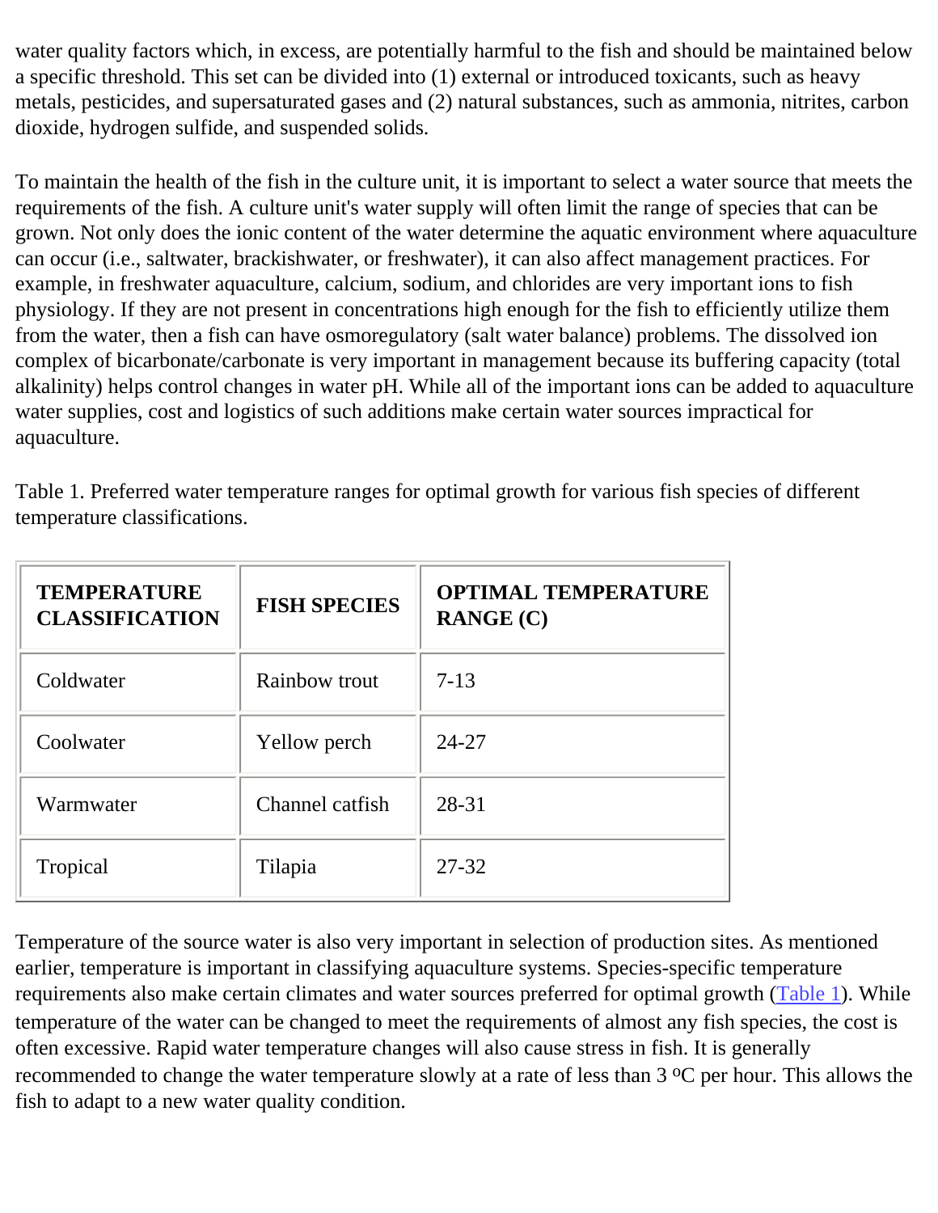water quality factors which, in excess, are potentially harmful to the fish and should be maintained below a specific threshold. This set can be divided into (1) external or introduced toxicants, such as heavy metals, pesticides, and supersaturated gases and (2) natural substances, such as ammonia, nitrites, carbon dioxide, hydrogen sulfide, and suspended solids.

To maintain the health of the fish in the culture unit, it is important to select a water source that meets the requirements of the fish. A culture unit's water supply will often limit the range of species that can be grown. Not only does the ionic content of the water determine the aquatic environment where aquaculture can occur (i.e., saltwater, brackishwater, or freshwater), it can also affect management practices. For example, in freshwater aquaculture, calcium, sodium, and chlorides are very important ions to fish physiology. If they are not present in concentrations high enough for the fish to efficiently utilize them from the water, then a fish can have osmoregulatory (salt water balance) problems. The dissolved ion complex of bicarbonate/carbonate is very important in management because its buffering capacity (total alkalinity) helps control changes in water pH. While all of the important ions can be added to aquaculture water supplies, cost and logistics of such additions make certain water sources impractical for aquaculture.

Table 1. Preferred water temperature ranges for optimal growth for various fish species of different temperature classifications.

| TEMPERATURE CLASSIFICATION | FISH SPECIES | OPTIMAL TEMPERATURE RANGE (C) |
| --- | --- | --- |
| Coldwater | Rainbow trout | 7-13 |
| Coolwater | Yellow perch | 24-27 |
| Warmwater | Channel catfish | 28-31 |
| Tropical | Tilapia | 27-32 |

Temperature of the source water is also very important in selection of production sites. As mentioned earlier, temperature is important in classifying aquaculture systems. Species-specific temperature requirements also make certain climates and water sources preferred for optimal growth (Table 1). While temperature of the water can be changed to meet the requirements of almost any fish species, the cost is often excessive. Rapid water temperature changes will also cause stress in fish. It is generally recommended to change the water temperature slowly at a rate of less than 3 ºC per hour. This allows the fish to adapt to a new water quality condition.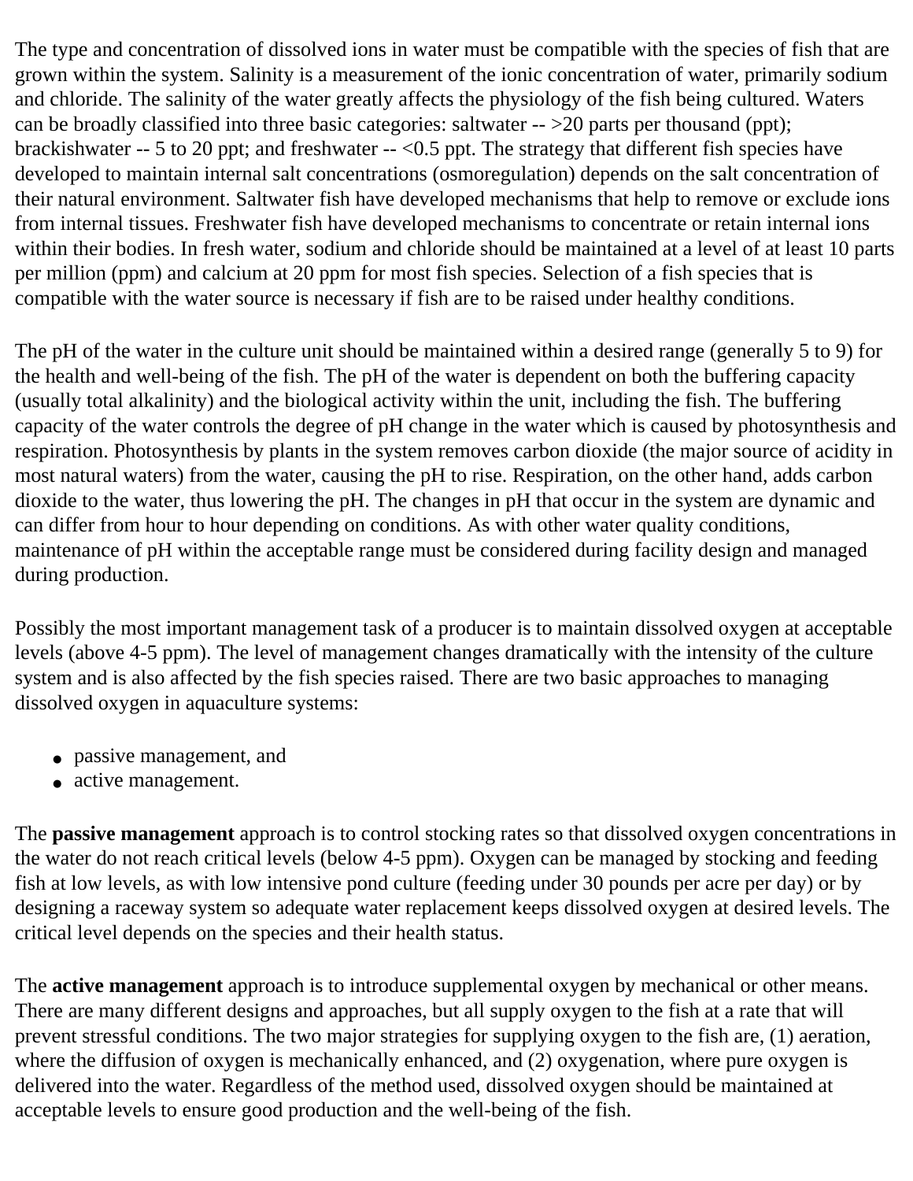The type and concentration of dissolved ions in water must be compatible with the species of fish that are grown within the system. Salinity is a measurement of the ionic concentration of water, primarily sodium and chloride. The salinity of the water greatly affects the physiology of the fish being cultured. Waters can be broadly classified into three basic categories: saltwater -- >20 parts per thousand (ppt); brackishwater -- 5 to 20 ppt; and freshwater -- <0.5 ppt. The strategy that different fish species have developed to maintain internal salt concentrations (osmoregulation) depends on the salt concentration of their natural environment. Saltwater fish have developed mechanisms that help to remove or exclude ions from internal tissues. Freshwater fish have developed mechanisms to concentrate or retain internal ions within their bodies. In fresh water, sodium and chloride should be maintained at a level of at least 10 parts per million (ppm) and calcium at 20 ppm for most fish species. Selection of a fish species that is compatible with the water source is necessary if fish are to be raised under healthy conditions.

The pH of the water in the culture unit should be maintained within a desired range (generally 5 to 9) for the health and well-being of the fish. The pH of the water is dependent on both the buffering capacity (usually total alkalinity) and the biological activity within the unit, including the fish. The buffering capacity of the water controls the degree of pH change in the water which is caused by photosynthesis and respiration. Photosynthesis by plants in the system removes carbon dioxide (the major source of acidity in most natural waters) from the water, causing the pH to rise. Respiration, on the other hand, adds carbon dioxide to the water, thus lowering the pH. The changes in pH that occur in the system are dynamic and can differ from hour to hour depending on conditions. As with other water quality conditions, maintenance of pH within the acceptable range must be considered during facility design and managed during production.

Possibly the most important management task of a producer is to maintain dissolved oxygen at acceptable levels (above 4-5 ppm). The level of management changes dramatically with the intensity of the culture system and is also affected by the fish species raised. There are two basic approaches to managing dissolved oxygen in aquaculture systems:

- passive management, and
- active management.

The **passive management** approach is to control stocking rates so that dissolved oxygen concentrations in the water do not reach critical levels (below 4-5 ppm). Oxygen can be managed by stocking and feeding fish at low levels, as with low intensive pond culture (feeding under 30 pounds per acre per day) or by designing a raceway system so adequate water replacement keeps dissolved oxygen at desired levels. The critical level depends on the species and their health status.

The **active management** approach is to introduce supplemental oxygen by mechanical or other means. There are many different designs and approaches, but all supply oxygen to the fish at a rate that will prevent stressful conditions. The two major strategies for supplying oxygen to the fish are, (1) aeration, where the diffusion of oxygen is mechanically enhanced, and (2) oxygenation, where pure oxygen is delivered into the water. Regardless of the method used, dissolved oxygen should be maintained at acceptable levels to ensure good production and the well-being of the fish.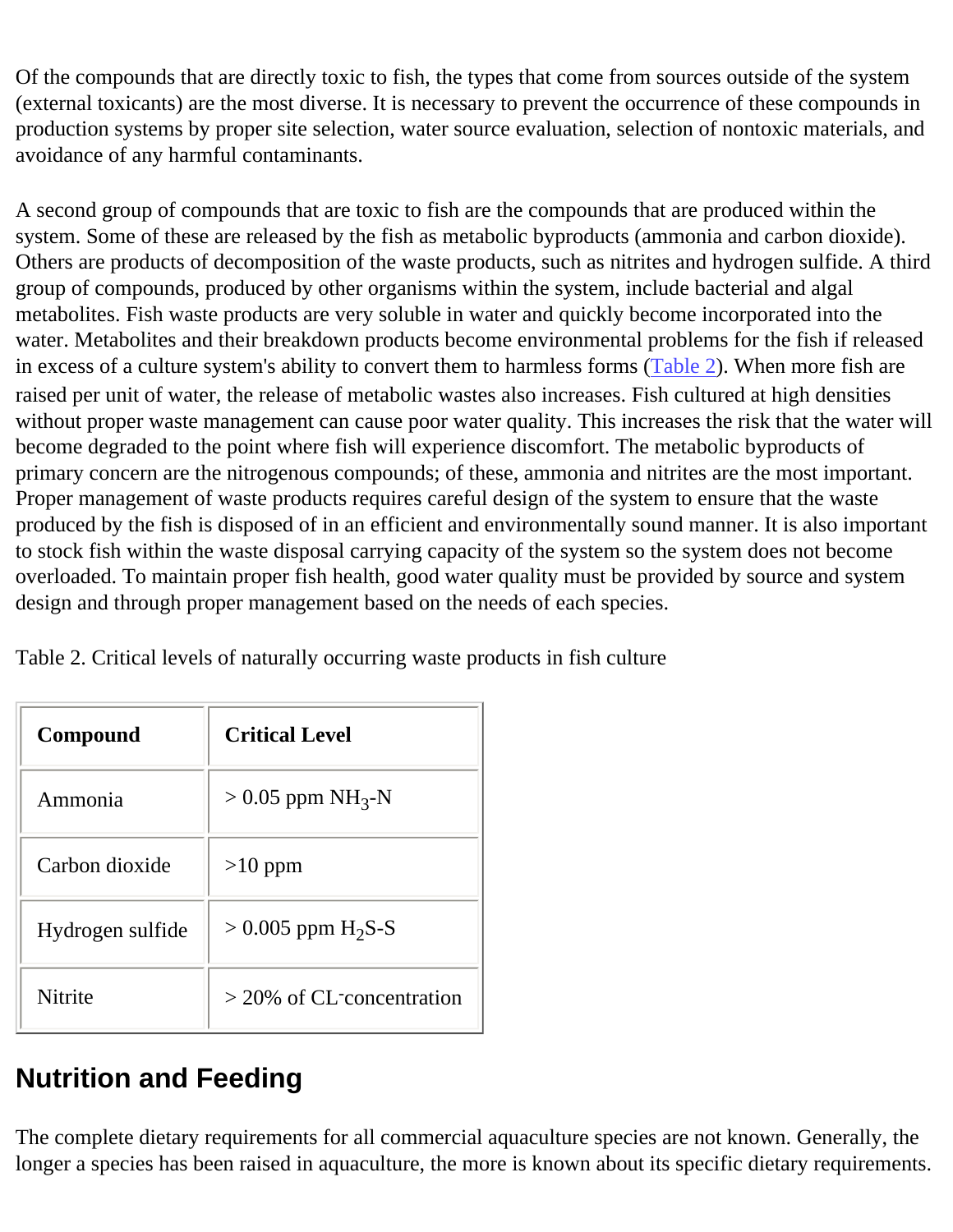Of the compounds that are directly toxic to fish, the types that come from sources outside of the system (external toxicants) are the most diverse. It is necessary to prevent the occurrence of these compounds in production systems by proper site selection, water source evaluation, selection of nontoxic materials, and avoidance of any harmful contaminants.

A second group of compounds that are toxic to fish are the compounds that are produced within the system. Some of these are released by the fish as metabolic byproducts (ammonia and carbon dioxide). Others are products of decomposition of the waste products, such as nitrites and hydrogen sulfide. A third group of compounds, produced by other organisms within the system, include bacterial and algal metabolites. Fish waste products are very soluble in water and quickly become incorporated into the water. Metabolites and their breakdown products become environmental problems for the fish if released in excess of a culture system's ability to convert them to harmless forms (Table 2). When more fish are raised per unit of water, the release of metabolic wastes also increases. Fish cultured at high densities without proper waste management can cause poor water quality. This increases the risk that the water will become degraded to the point where fish will experience discomfort. The metabolic byproducts of primary concern are the nitrogenous compounds; of these, ammonia and nitrites are the most important. Proper management of waste products requires careful design of the system to ensure that the waste produced by the fish is disposed of in an efficient and environmentally sound manner. It is also important to stock fish within the waste disposal carrying capacity of the system so the system does not become overloaded. To maintain proper fish health, good water quality must be provided by source and system design and through proper management based on the needs of each species.

Table 2. Critical levels of naturally occurring waste products in fish culture

| Compound | Critical Level |
|---|---|
| Ammonia | > 0.05 ppm $NH_3$-N |
| Carbon dioxide | >10 ppm |
| Hydrogen sulfide | > 0.005 ppm $H_2S$-S |
| Nitrite | > 20% of $CL^-$ concentration |

## Nutrition and Feeding

The complete dietary requirements for all commercial aquaculture species are not known. Generally, the longer a species has been raised in aquaculture, the more is known about its specific dietary requirements.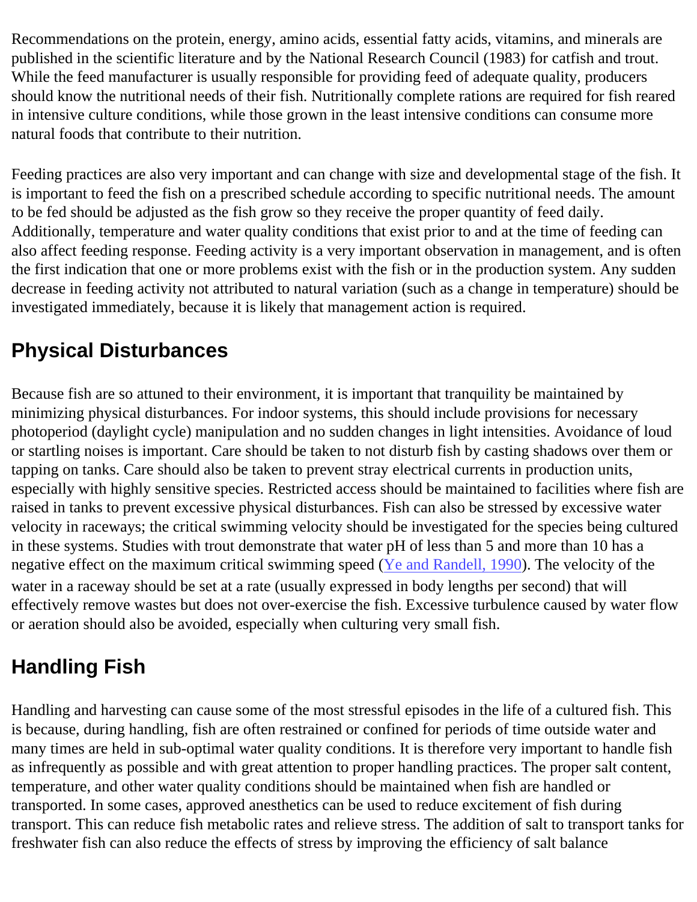Recommendations on the protein, energy, amino acids, essential fatty acids, vitamins, and minerals are published in the scientific literature and by the National Research Council (1983) for catfish and trout. While the feed manufacturer is usually responsible for providing feed of adequate quality, producers should know the nutritional needs of their fish. Nutritionally complete rations are required for fish reared in intensive culture conditions, while those grown in the least intensive conditions can consume more natural foods that contribute to their nutrition.

Feeding practices are also very important and can change with size and developmental stage of the fish. It is important to feed the fish on a prescribed schedule according to specific nutritional needs. The amount to be fed should be adjusted as the fish grow so they receive the proper quantity of feed daily. Additionally, temperature and water quality conditions that exist prior to and at the time of feeding can also affect feeding response. Feeding activity is a very important observation in management, and is often the first indication that one or more problems exist with the fish or in the production system. Any sudden decrease in feeding activity not attributed to natural variation (such as a change in temperature) should be investigated immediately, because it is likely that management action is required.

## Physical Disturbances

Because fish are so attuned to their environment, it is important that tranquility be maintained by minimizing physical disturbances. For indoor systems, this should include provisions for necessary photoperiod (daylight cycle) manipulation and no sudden changes in light intensities. Avoidance of loud or startling noises is important. Care should be taken to not disturb fish by casting shadows over them or tapping on tanks. Care should also be taken to prevent stray electrical currents in production units, especially with highly sensitive species. Restricted access should be maintained to facilities where fish are raised in tanks to prevent excessive physical disturbances. Fish can also be stressed by excessive water velocity in raceways; the critical swimming velocity should be investigated for the species being cultured in these systems. Studies with trout demonstrate that water pH of less than 5 and more than 10 has a negative effect on the maximum critical swimming speed (Ye and Randell, 1990). The velocity of the water in a raceway should be set at a rate (usually expressed in body lengths per second) that will effectively remove wastes but does not over-exercise the fish. Excessive turbulence caused by water flow or aeration should also be avoided, especially when culturing very small fish.

## Handling Fish

Handling and harvesting can cause some of the most stressful episodes in the life of a cultured fish. This is because, during handling, fish are often restrained or confined for periods of time outside water and many times are held in sub-optimal water quality conditions. It is therefore very important to handle fish as infrequently as possible and with great attention to proper handling practices. The proper salt content, temperature, and other water quality conditions should be maintained when fish are handled or transported. In some cases, approved anesthetics can be used to reduce excitement of fish during transport. This can reduce fish metabolic rates and relieve stress. The addition of salt to transport tanks for freshwater fish can also reduce the effects of stress by improving the efficiency of salt balance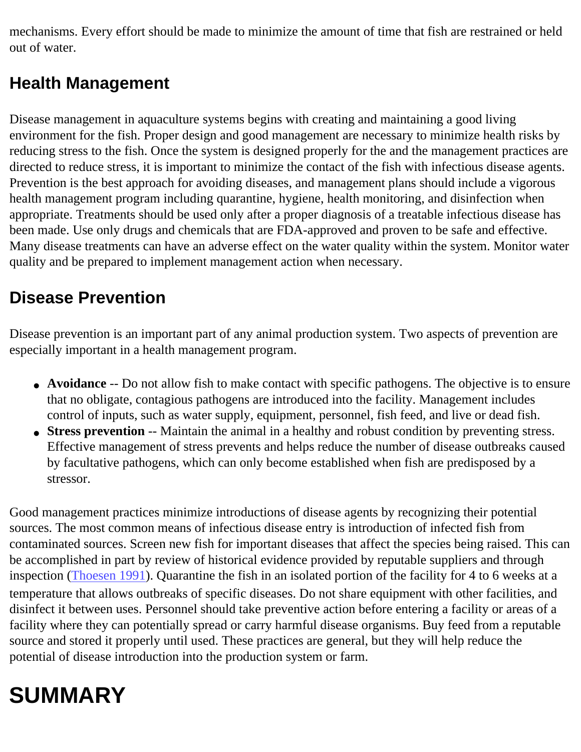mechanisms. Every effort should be made to minimize the amount of time that fish are restrained or held out of water.

## Health Management

Disease management in aquaculture systems begins with creating and maintaining a good living environment for the fish. Proper design and good management are necessary to minimize health risks by reducing stress to the fish. Once the system is designed properly for the and the management practices are directed to reduce stress, it is important to minimize the contact of the fish with infectious disease agents. Prevention is the best approach for avoiding diseases, and management plans should include a vigorous health management program including quarantine, hygiene, health monitoring, and disinfection when appropriate. Treatments should be used only after a proper diagnosis of a treatable infectious disease has been made. Use only drugs and chemicals that are FDA-approved and proven to be safe and effective. Many disease treatments can have an adverse effect on the water quality within the system. Monitor water quality and be prepared to implement management action when necessary.

## Disease Prevention

Disease prevention is an important part of any animal production system. Two aspects of prevention are especially important in a health management program.

- **Avoidance** -- Do not allow fish to make contact with specific pathogens. The objective is to ensure that no obligate, contagious pathogens are introduced into the facility. Management includes control of inputs, such as water supply, equipment, personnel, fish feed, and live or dead fish.
- **Stress prevention** -- Maintain the animal in a healthy and robust condition by preventing stress. Effective management of stress prevents and helps reduce the number of disease outbreaks caused by facultative pathogens, which can only become established when fish are predisposed by a stressor.

Good management practices minimize introductions of disease agents by recognizing their potential sources. The most common means of infectious disease entry is introduction of infected fish from contaminated sources. Screen new fish for important diseases that affect the species being raised. This can be accomplished in part by review of historical evidence provided by reputable suppliers and through inspection (Thoesen 1991). Quarantine the fish in an isolated portion of the facility for 4 to 6 weeks at a temperature that allows outbreaks of specific diseases. Do not share equipment with other facilities, and disinfect it between uses. Personnel should take preventive action before entering a facility or areas of a facility where they can potentially spread or carry harmful disease organisms. Buy feed from a reputable source and stored it properly until used. These practices are general, but they will help reduce the potential of disease introduction into the production system or farm.

# SUMMARY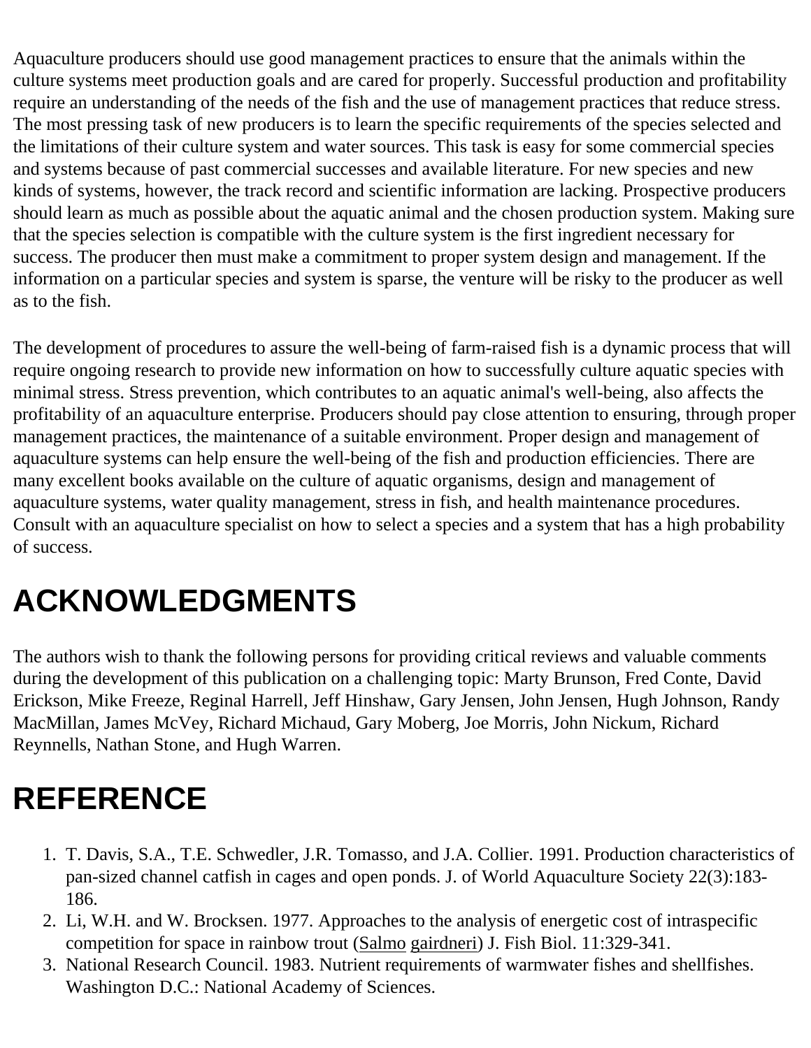Aquaculture producers should use good management practices to ensure that the animals within the culture systems meet production goals and are cared for properly. Successful production and profitability require an understanding of the needs of the fish and the use of management practices that reduce stress. The most pressing task of new producers is to learn the specific requirements of the species selected and the limitations of their culture system and water sources. This task is easy for some commercial species and systems because of past commercial successes and available literature. For new species and new kinds of systems, however, the track record and scientific information are lacking. Prospective producers should learn as much as possible about the aquatic animal and the chosen production system. Making sure that the species selection is compatible with the culture system is the first ingredient necessary for success. The producer then must make a commitment to proper system design and management. If the information on a particular species and system is sparse, the venture will be risky to the producer as well as to the fish.

The development of procedures to assure the well-being of farm-raised fish is a dynamic process that will require ongoing research to provide new information on how to successfully culture aquatic species with minimal stress. Stress prevention, which contributes to an aquatic animal's well-being, also affects the profitability of an aquaculture enterprise. Producers should pay close attention to ensuring, through proper management practices, the maintenance of a suitable environment. Proper design and management of aquaculture systems can help ensure the well-being of the fish and production efficiencies. There are many excellent books available on the culture of aquatic organisms, design and management of aquaculture systems, water quality management, stress in fish, and health maintenance procedures. Consult with an aquaculture specialist on how to select a species and a system that has a high probability of success.

# ACKNOWLEDGMENTS

The authors wish to thank the following persons for providing critical reviews and valuable comments during the development of this publication on a challenging topic: Marty Brunson, Fred Conte, David Erickson, Mike Freeze, Reginal Harrell, Jeff Hinshaw, Gary Jensen, John Jensen, Hugh Johnson, Randy MacMillan, James McVey, Richard Michaud, Gary Moberg, Joe Morris, John Nickum, Richard Reynnells, Nathan Stone, and Hugh Warren.

# REFERENCE

1. T. Davis, S.A., T.E. Schwedler, J.R. Tomasso, and J.A. Collier. 1991. Production characteristics of pan-sized channel catfish in cages and open ponds. J. of World Aquaculture Society 22(3):183-186.
2. Li, W.H. and W. Brocksen. 1977. Approaches to the analysis of energetic cost of intraspecific competition for space in rainbow trout (Salmo gairdneri) J. Fish Biol. 11:329-341.
3. National Research Council. 1983. Nutrient requirements of warmwater fishes and shellfishes. Washington D.C.: National Academy of Sciences.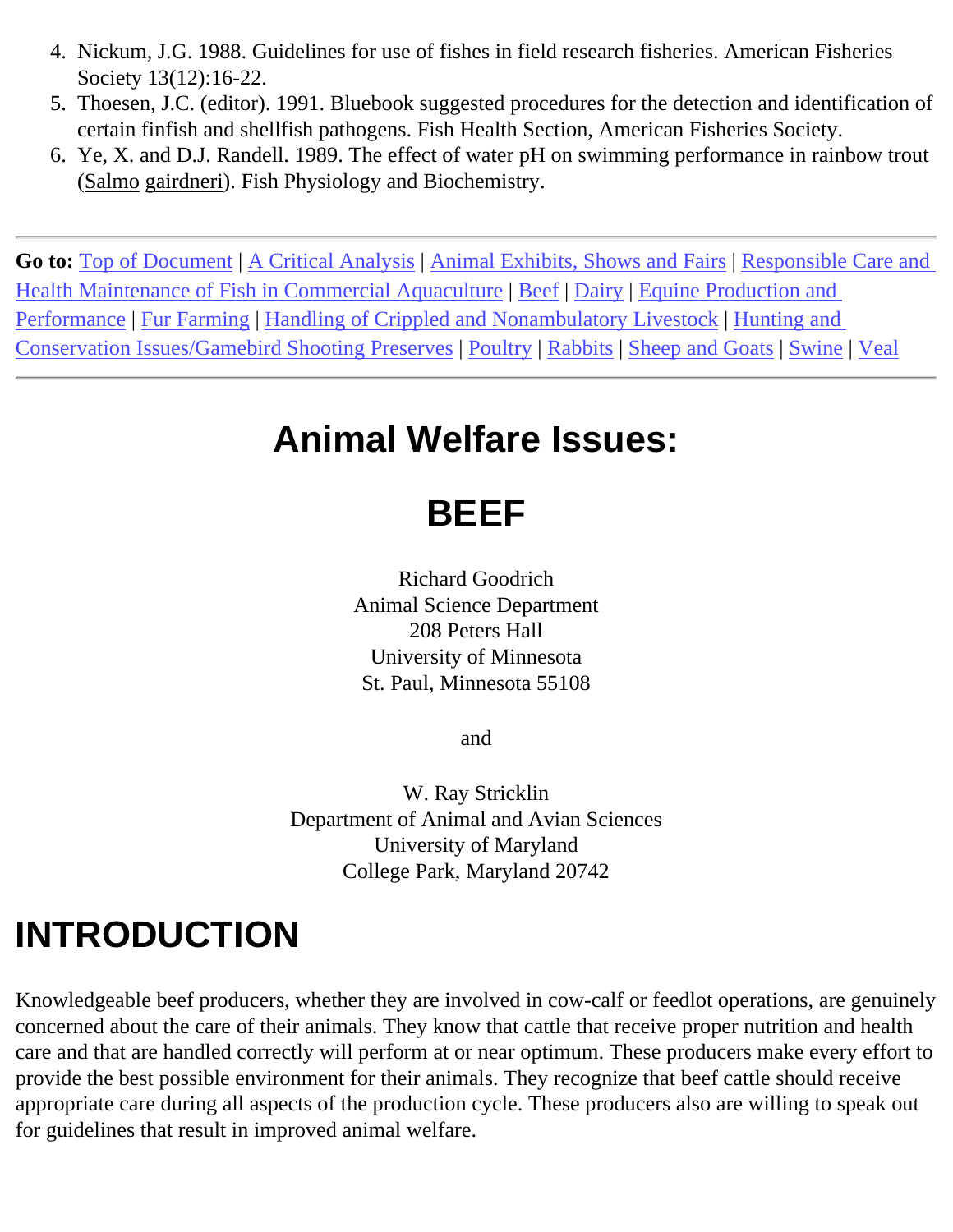4. Nickum, J.G. 1988. Guidelines for use of fishes in field research fisheries. American Fisheries Society 13(12):16-22.
5. Thoesen, J.C. (editor). 1991. Bluebook suggested procedures for the detection and identification of certain finfish and shellfish pathogens. Fish Health Section, American Fisheries Society.
6. Ye, X. and D.J. Randell. 1989. The effect of water pH on swimming performance in rainbow trout (Salmo gairdneri). Fish Physiology and Biochemistry.

---

**Go to:** Top of Document | A Critical Analysis | Animal Exhibits, Shows and Fairs | Responsible Care and Health Maintenance of Fish in Commercial Aquaculture | Beef | Dairy | Equine Production and Performance | Fur Farming | Handling of Crippled and Nonambulatory Livestock | Hunting and Conservation Issues/Gamebird Shooting Preserves | Poultry | Rabbits | Sheep and Goats | Swine | Veal

---

# Animal Welfare Issues:

# BEEF

Richard Goodrich
Animal Science Department
208 Peters Hall
University of Minnesota
St. Paul, Minnesota 55108

and

W. Ray Stricklin
Department of Animal and Avian Sciences
University of Maryland
College Park, Maryland 20742

# INTRODUCTION

Knowledgeable beef producers, whether they are involved in cow-calf or feedlot operations, are genuinely concerned about the care of their animals. They know that cattle that receive proper nutrition and health care and that are handled correctly will perform at or near optimum. These producers make every effort to provide the best possible environment for their animals. They recognize that beef cattle should receive appropriate care during all aspects of the production cycle. These producers also are willing to speak out for guidelines that result in improved animal welfare.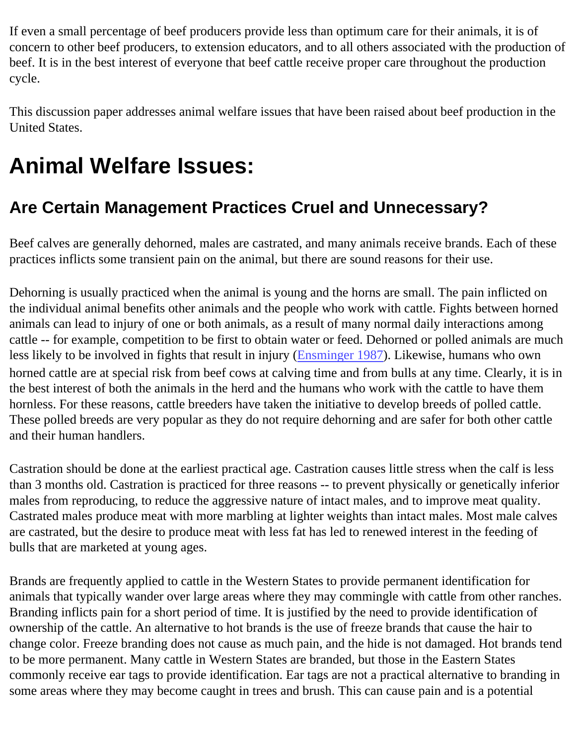If even a small percentage of beef producers provide less than optimum care for their animals, it is of concern to other beef producers, to extension educators, and to all others associated with the production of beef. It is in the best interest of everyone that beef cattle receive proper care throughout the production cycle.

This discussion paper addresses animal welfare issues that have been raised about beef production in the United States.

# Animal Welfare Issues:

## Are Certain Management Practices Cruel and Unnecessary?

Beef calves are generally dehorned, males are castrated, and many animals receive brands. Each of these practices inflicts some transient pain on the animal, but there are sound reasons for their use.

Dehorning is usually practiced when the animal is young and the horns are small. The pain inflicted on the individual animal benefits other animals and the people who work with cattle. Fights between horned animals can lead to injury of one or both animals, as a result of many normal daily interactions among cattle -- for example, competition to be first to obtain water or feed. Dehorned or polled animals are much less likely to be involved in fights that result in injury (Ensminger 1987). Likewise, humans who own horned cattle are at special risk from beef cows at calving time and from bulls at any time. Clearly, it is in the best interest of both the animals in the herd and the humans who work with the cattle to have them hornless. For these reasons, cattle breeders have taken the initiative to develop breeds of polled cattle. These polled breeds are very popular as they do not require dehorning and are safer for both other cattle and their human handlers.

Castration should be done at the earliest practical age. Castration causes little stress when the calf is less than 3 months old. Castration is practiced for three reasons -- to prevent physically or genetically inferior males from reproducing, to reduce the aggressive nature of intact males, and to improve meat quality. Castrated males produce meat with more marbling at lighter weights than intact males. Most male calves are castrated, but the desire to produce meat with less fat has led to renewed interest in the feeding of bulls that are marketed at young ages.

Brands are frequently applied to cattle in the Western States to provide permanent identification for animals that typically wander over large areas where they may commingle with cattle from other ranches. Branding inflicts pain for a short period of time. It is justified by the need to provide identification of ownership of the cattle. An alternative to hot brands is the use of freeze brands that cause the hair to change color. Freeze branding does not cause as much pain, and the hide is not damaged. Hot brands tend to be more permanent. Many cattle in Western States are branded, but those in the Eastern States commonly receive ear tags to provide identification. Ear tags are not a practical alternative to branding in some areas where they may become caught in trees and brush. This can cause pain and is a potential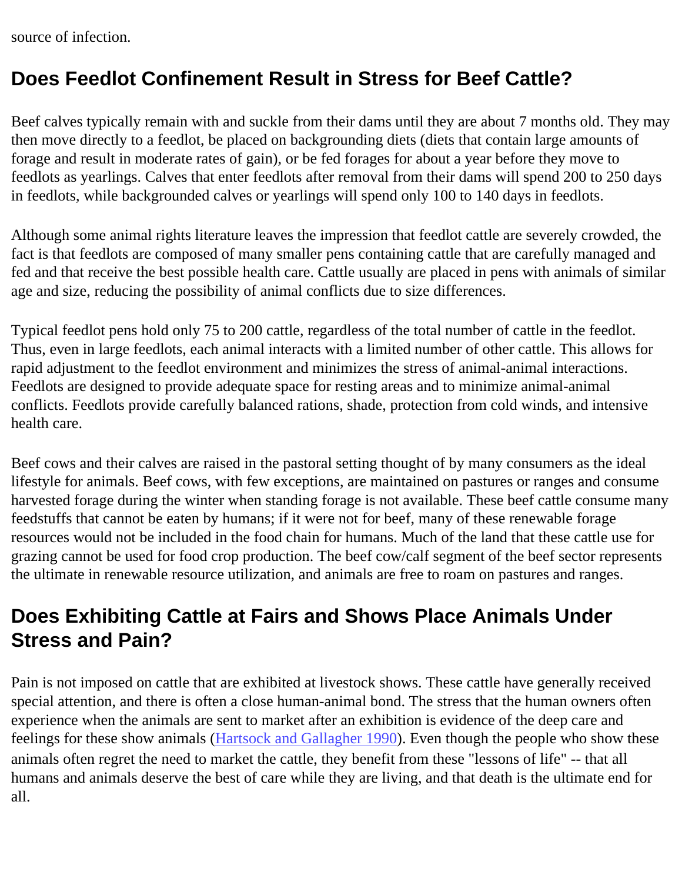source of infection.

## Does Feedlot Confinement Result in Stress for Beef Cattle?

Beef calves typically remain with and suckle from their dams until they are about 7 months old. They may then move directly to a feedlot, be placed on backgrounding diets (diets that contain large amounts of forage and result in moderate rates of gain), or be fed forages for about a year before they move to feedlots as yearlings. Calves that enter feedlots after removal from their dams will spend 200 to 250 days in feedlots, while backgrounded calves or yearlings will spend only 100 to 140 days in feedlots.

Although some animal rights literature leaves the impression that feedlot cattle are severely crowded, the fact is that feedlots are composed of many smaller pens containing cattle that are carefully managed and fed and that receive the best possible health care. Cattle usually are placed in pens with animals of similar age and size, reducing the possibility of animal conflicts due to size differences.

Typical feedlot pens hold only 75 to 200 cattle, regardless of the total number of cattle in the feedlot. Thus, even in large feedlots, each animal interacts with a limited number of other cattle. This allows for rapid adjustment to the feedlot environment and minimizes the stress of animal-animal interactions. Feedlots are designed to provide adequate space for resting areas and to minimize animal-animal conflicts. Feedlots provide carefully balanced rations, shade, protection from cold winds, and intensive health care.

Beef cows and their calves are raised in the pastoral setting thought of by many consumers as the ideal lifestyle for animals. Beef cows, with few exceptions, are maintained on pastures or ranges and consume harvested forage during the winter when standing forage is not available. These beef cattle consume many feedstuffs that cannot be eaten by humans; if it were not for beef, many of these renewable forage resources would not be included in the food chain for humans. Much of the land that these cattle use for grazing cannot be used for food crop production. The beef cow/calf segment of the beef sector represents the ultimate in renewable resource utilization, and animals are free to roam on pastures and ranges.

## Does Exhibiting Cattle at Fairs and Shows Place Animals Under Stress and Pain?

Pain is not imposed on cattle that are exhibited at livestock shows. These cattle have generally received special attention, and there is often a close human-animal bond. The stress that the human owners often experience when the animals are sent to market after an exhibition is evidence of the deep care and feelings for these show animals (Hartsock and Gallagher 1990). Even though the people who show these animals often regret the need to market the cattle, they benefit from these "lessons of life" -- that all humans and animals deserve the best of care while they are living, and that death is the ultimate end for all.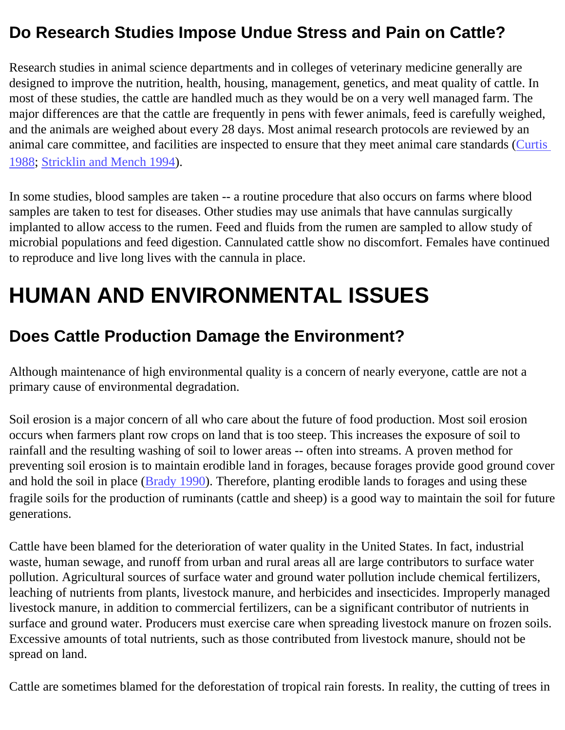## Do Research Studies Impose Undue Stress and Pain on Cattle?

Research studies in animal science departments and in colleges of veterinary medicine generally are designed to improve the nutrition, health, housing, management, genetics, and meat quality of cattle. In most of these studies, the cattle are handled much as they would be on a very well managed farm. The major differences are that the cattle are frequently in pens with fewer animals, feed is carefully weighed, and the animals are weighed about every 28 days. Most animal research protocols are reviewed by an animal care committee, and facilities are inspected to ensure that they meet animal care standards (Curtis 1988; Stricklin and Mench 1994).

In some studies, blood samples are taken -- a routine procedure that also occurs on farms where blood samples are taken to test for diseases. Other studies may use animals that have cannulas surgically implanted to allow access to the rumen. Feed and fluids from the rumen are sampled to allow study of microbial populations and feed digestion. Cannulated cattle show no discomfort. Females have continued to reproduce and live long lives with the cannula in place.

# HUMAN AND ENVIRONMENTAL ISSUES

## Does Cattle Production Damage the Environment?

Although maintenance of high environmental quality is a concern of nearly everyone, cattle are not a primary cause of environmental degradation.

Soil erosion is a major concern of all who care about the future of food production. Most soil erosion occurs when farmers plant row crops on land that is too steep. This increases the exposure of soil to rainfall and the resulting washing of soil to lower areas -- often into streams. A proven method for preventing soil erosion is to maintain erodible land in forages, because forages provide good ground cover and hold the soil in place (Brady 1990). Therefore, planting erodible lands to forages and using these fragile soils for the production of ruminants (cattle and sheep) is a good way to maintain the soil for future generations.

Cattle have been blamed for the deterioration of water quality in the United States. In fact, industrial waste, human sewage, and runoff from urban and rural areas all are large contributors to surface water pollution. Agricultural sources of surface water and ground water pollution include chemical fertilizers, leaching of nutrients from plants, livestock manure, and herbicides and insecticides. Improperly managed livestock manure, in addition to commercial fertilizers, can be a significant contributor of nutrients in surface and ground water. Producers must exercise care when spreading livestock manure on frozen soils. Excessive amounts of total nutrients, such as those contributed from livestock manure, should not be spread on land.

Cattle are sometimes blamed for the deforestation of tropical rain forests. In reality, the cutting of trees in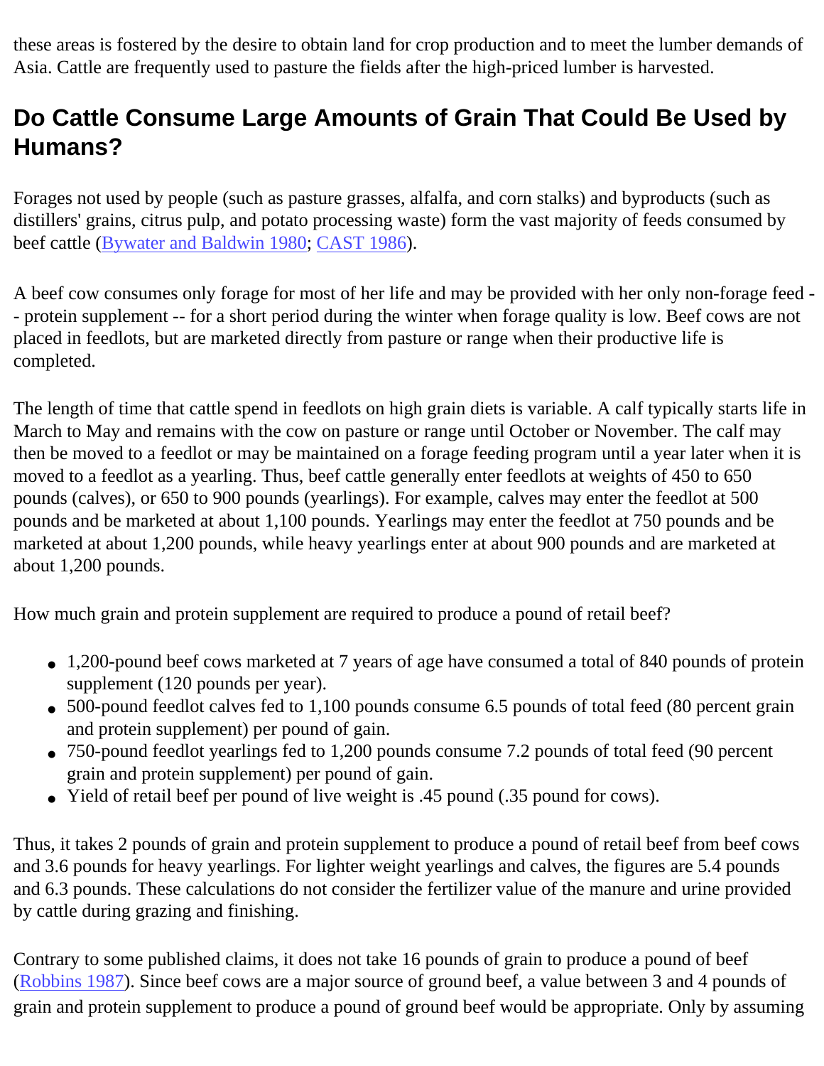these areas is fostered by the desire to obtain land for crop production and to meet the lumber demands of Asia. Cattle are frequently used to pasture the fields after the high-priced lumber is harvested.

## Do Cattle Consume Large Amounts of Grain That Could Be Used by Humans?

Forages not used by people (such as pasture grasses, alfalfa, and corn stalks) and byproducts (such as distillers' grains, citrus pulp, and potato processing waste) form the vast majority of feeds consumed by beef cattle (Bywater and Baldwin 1980; CAST 1986).

A beef cow consumes only forage for most of her life and may be provided with her only non-forage feed -- protein supplement -- for a short period during the winter when forage quality is low. Beef cows are not placed in feedlots, but are marketed directly from pasture or range when their productive life is completed.

The length of time that cattle spend in feedlots on high grain diets is variable. A calf typically starts life in March to May and remains with the cow on pasture or range until October or November. The calf may then be moved to a feedlot or may be maintained on a forage feeding program until a year later when it is moved to a feedlot as a yearling. Thus, beef cattle generally enter feedlots at weights of 450 to 650 pounds (calves), or 650 to 900 pounds (yearlings). For example, calves may enter the feedlot at 500 pounds and be marketed at about 1,100 pounds. Yearlings may enter the feedlot at 750 pounds and be marketed at about 1,200 pounds, while heavy yearlings enter at about 900 pounds and are marketed at about 1,200 pounds.

How much grain and protein supplement are required to produce a pound of retail beef?

- 1,200-pound beef cows marketed at 7 years of age have consumed a total of 840 pounds of protein supplement (120 pounds per year).
- 500-pound feedlot calves fed to 1,100 pounds consume 6.5 pounds of total feed (80 percent grain and protein supplement) per pound of gain.
- 750-pound feedlot yearlings fed to 1,200 pounds consume 7.2 pounds of total feed (90 percent grain and protein supplement) per pound of gain.
- Yield of retail beef per pound of live weight is .45 pound (.35 pound for cows).

Thus, it takes 2 pounds of grain and protein supplement to produce a pound of retail beef from beef cows and 3.6 pounds for heavy yearlings. For lighter weight yearlings and calves, the figures are 5.4 pounds and 6.3 pounds. These calculations do not consider the fertilizer value of the manure and urine provided by cattle during grazing and finishing.

Contrary to some published claims, it does not take 16 pounds of grain to produce a pound of beef (Robbins 1987). Since beef cows are a major source of ground beef, a value between 3 and 4 pounds of grain and protein supplement to produce a pound of ground beef would be appropriate. Only by assuming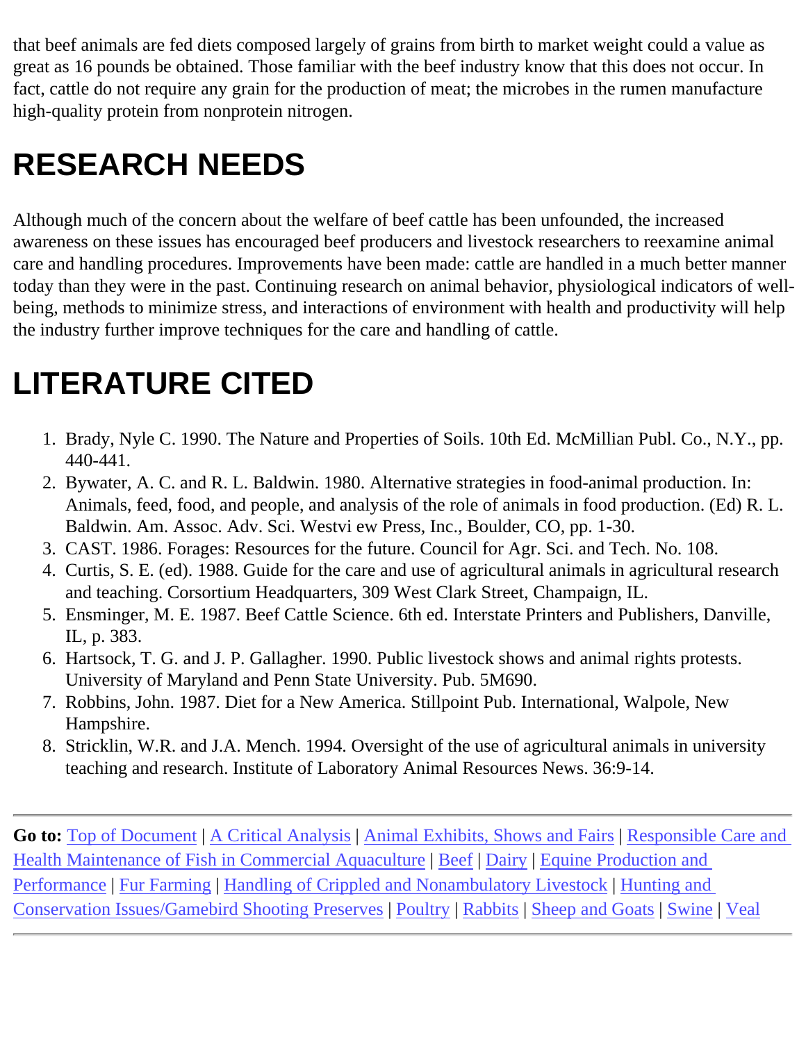that beef animals are fed diets composed largely of grains from birth to market weight could a value as great as 16 pounds be obtained. Those familiar with the beef industry know that this does not occur. In fact, cattle do not require any grain for the production of meat; the microbes in the rumen manufacture high-quality protein from nonprotein nitrogen.

# RESEARCH NEEDS

Although much of the concern about the welfare of beef cattle has been unfounded, the increased awareness on these issues has encouraged beef producers and livestock researchers to reexamine animal care and handling procedures. Improvements have been made: cattle are handled in a much better manner today than they were in the past. Continuing research on animal behavior, physiological indicators of well-being, methods to minimize stress, and interactions of environment with health and productivity will help the industry further improve techniques for the care and handling of cattle.

# LITERATURE CITED

1. Brady, Nyle C. 1990. The Nature and Properties of Soils. 10th Ed. McMillian Publ. Co., N.Y., pp. 440-441.
2. Bywater, A. C. and R. L. Baldwin. 1980. Alternative strategies in food-animal production. In: Animals, feed, food, and people, and analysis of the role of animals in food production. (Ed) R. L. Baldwin. Am. Assoc. Adv. Sci. Westvi ew Press, Inc., Boulder, CO, pp. 1-30.
3. CAST. 1986. Forages: Resources for the future. Council for Agr. Sci. and Tech. No. 108.
4. Curtis, S. E. (ed). 1988. Guide for the care and use of agricultural animals in agricultural research and teaching. Corsortium Headquarters, 309 West Clark Street, Champaign, IL.
5. Ensminger, M. E. 1987. Beef Cattle Science. 6th ed. Interstate Printers and Publishers, Danville, IL, p. 383.
6. Hartsock, T. G. and J. P. Gallagher. 1990. Public livestock shows and animal rights protests. University of Maryland and Penn State University. Pub. 5M690.
7. Robbins, John. 1987. Diet for a New America. Stillpoint Pub. International, Walpole, New Hampshire.
8. Stricklin, W.R. and J.A. Mench. 1994. Oversight of the use of agricultural animals in university teaching and research. Institute of Laboratory Animal Resources News. 36:9-14.

---

**Go to:** Top of Document | A Critical Analysis | Animal Exhibits, Shows and Fairs | Responsible Care and Health Maintenance of Fish in Commercial Aquaculture | Beef | Dairy | Equine Production and Performance | Fur Farming | Handling of Crippled and Nonambulatory Livestock | Hunting and Conservation Issues/Gamebird Shooting Preserves | Poultry | Rabbits | Sheep and Goats | Swine | Veal

---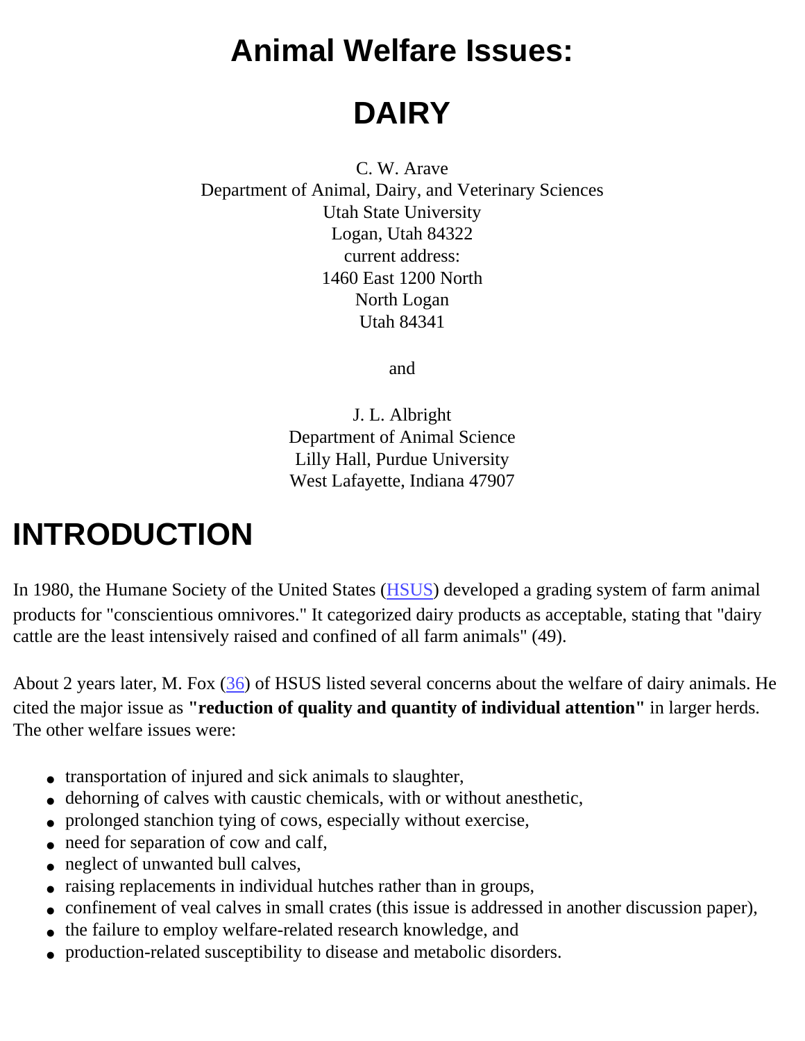# Animal Welfare Issues:

# DAIRY

C. W. Arave
Department of Animal, Dairy, and Veterinary Sciences
Utah State University
Logan, Utah 84322
current address:
1460 East 1200 North
North Logan
Utah 84341

and

J. L. Albright
Department of Animal Science
Lilly Hall, Purdue University
West Lafayette, Indiana 47907

## INTRODUCTION

In 1980, the Humane Society of the United States (HSUS) developed a grading system of farm animal products for "conscientious omnivores." It categorized dairy products as acceptable, stating that "dairy cattle are the least intensively raised and confined of all farm animals" (49).

About 2 years later, M. Fox (36) of HSUS listed several concerns about the welfare of dairy animals. He cited the major issue as **"reduction of quality and quantity of individual attention"** in larger herds. The other welfare issues were:

- transportation of injured and sick animals to slaughter,
- dehorning of calves with caustic chemicals, with or without anesthetic,
- prolonged stanchion tying of cows, especially without exercise,
- need for separation of cow and calf,
- neglect of unwanted bull calves,
- raising replacements in individual hutches rather than in groups,
- confinement of veal calves in small crates (this issue is addressed in another discussion paper),
- the failure to employ welfare-related research knowledge, and
- production-related susceptibility to disease and metabolic disorders.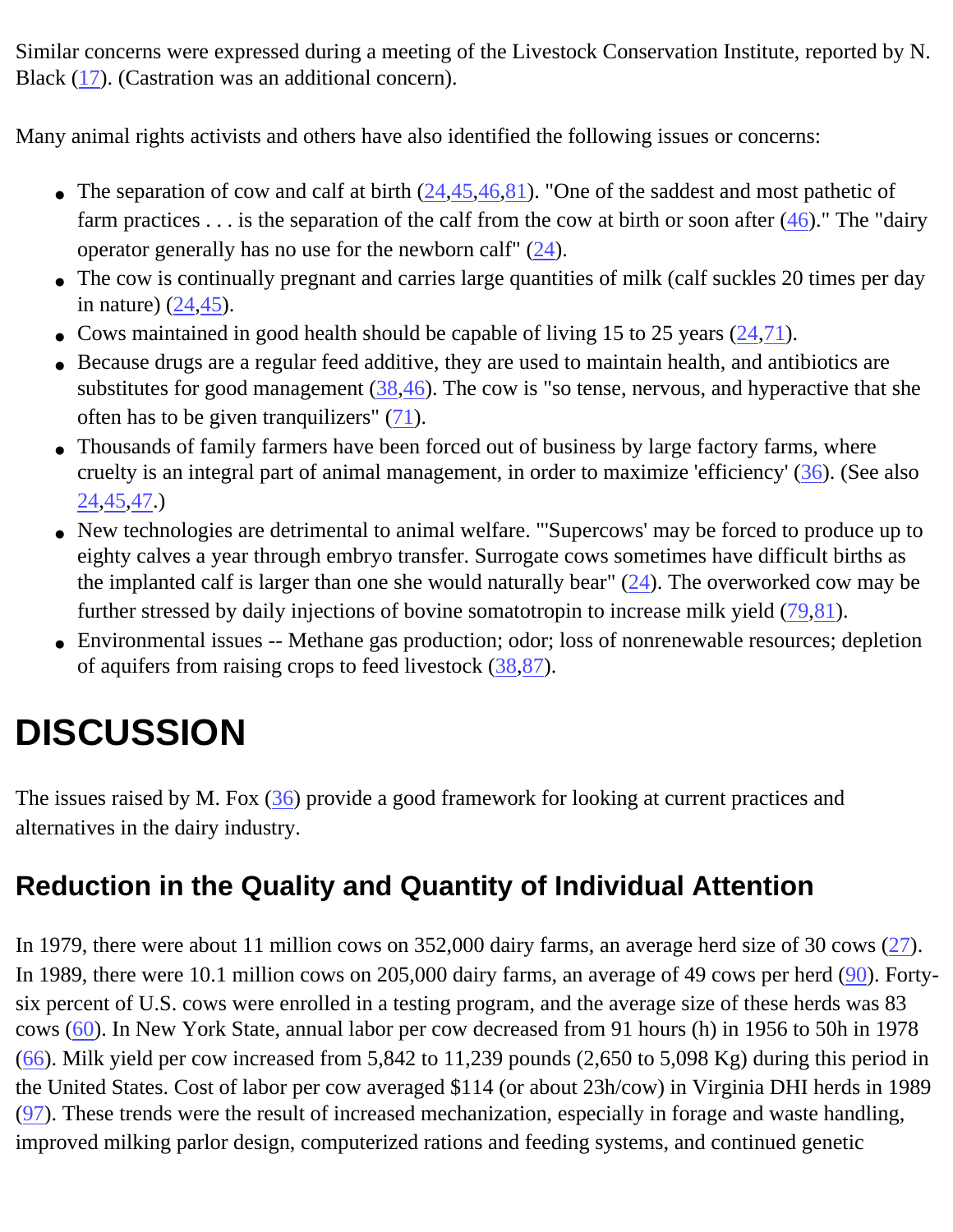Similar concerns were expressed during a meeting of the Livestock Conservation Institute, reported by N. Black (17). (Castration was an additional concern).

Many animal rights activists and others have also identified the following issues or concerns:

- The separation of cow and calf at birth (24,45,46,81). "One of the saddest and most pathetic of farm practices . . . is the separation of the calf from the cow at birth or soon after (46)." The "dairy operator generally has no use for the newborn calf" (24).
- The cow is continually pregnant and carries large quantities of milk (calf suckles 20 times per day in nature) (24,45).
- Cows maintained in good health should be capable of living 15 to 25 years (24,71).
- Because drugs are a regular feed additive, they are used to maintain health, and antibiotics are substitutes for good management (38,46). The cow is "so tense, nervous, and hyperactive that she often has to be given tranquilizers" (71).
- Thousands of family farmers have been forced out of business by large factory farms, where cruelty is an integral part of animal management, in order to maximize 'efficiency' (36). (See also 24,45,47.)
- New technologies are detrimental to animal welfare. "'Supercows' may be forced to produce up to eighty calves a year through embryo transfer. Surrogate cows sometimes have difficult births as the implanted calf is larger than one she would naturally bear" (24). The overworked cow may be further stressed by daily injections of bovine somatotropin to increase milk yield (79,81).
- Environmental issues -- Methane gas production; odor; loss of nonrenewable resources; depletion of aquifers from raising crops to feed livestock (38,87).

# DISCUSSION

The issues raised by M. Fox (36) provide a good framework for looking at current practices and alternatives in the dairy industry.

## Reduction in the Quality and Quantity of Individual Attention

In 1979, there were about 11 million cows on 352,000 dairy farms, an average herd size of 30 cows (27). In 1989, there were 10.1 million cows on 205,000 dairy farms, an average of 49 cows per herd (90). Forty-six percent of U.S. cows were enrolled in a testing program, and the average size of these herds was 83 cows (60). In New York State, annual labor per cow decreased from 91 hours (h) in 1956 to 50h in 1978 (66). Milk yield per cow increased from 5,842 to 11,239 pounds (2,650 to 5,098 Kg) during this period in the United States. Cost of labor per cow averaged $114 (or about 23h/cow) in Virginia DHI herds in 1989 (97). These trends were the result of increased mechanization, especially in forage and waste handling, improved milking parlor design, computerized rations and feeding systems, and continued genetic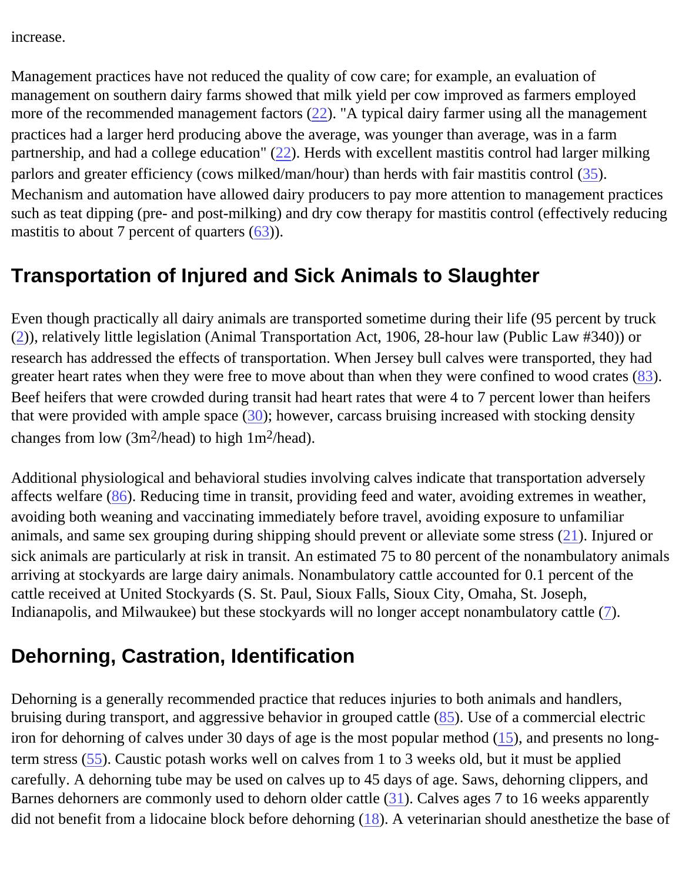increase.

Management practices have not reduced the quality of cow care; for example, an evaluation of management on southern dairy farms showed that milk yield per cow improved as farmers employed more of the recommended management factors (22). "A typical dairy farmer using all the management practices had a larger herd producing above the average, was younger than average, was in a farm partnership, and had a college education" (22). Herds with excellent mastitis control had larger milking parlors and greater efficiency (cows milked/man/hour) than herds with fair mastitis control (35). Mechanism and automation have allowed dairy producers to pay more attention to management practices such as teat dipping (pre- and post-milking) and dry cow therapy for mastitis control (effectively reducing mastitis to about 7 percent of quarters (63)).

## Transportation of Injured and Sick Animals to Slaughter

Even though practically all dairy animals are transported sometime during their life (95 percent by truck (2)), relatively little legislation (Animal Transportation Act, 1906, 28-hour law (Public Law #340)) or research has addressed the effects of transportation. When Jersey bull calves were transported, they had greater heart rates when they were free to move about than when they were confined to wood crates (83). Beef heifers that were crowded during transit had heart rates that were 4 to 7 percent lower than heifers that were provided with ample space (30); however, carcass bruising increased with stocking density changes from low (3m$^2$/head) to high 1m$^2$/head).

Additional physiological and behavioral studies involving calves indicate that transportation adversely affects welfare (86). Reducing time in transit, providing feed and water, avoiding extremes in weather, avoiding both weaning and vaccinating immediately before travel, avoiding exposure to unfamiliar animals, and same sex grouping during shipping should prevent or alleviate some stress (21). Injured or sick animals are particularly at risk in transit. An estimated 75 to 80 percent of the nonambulatory animals arriving at stockyards are large dairy animals. Nonambulatory cattle accounted for 0.1 percent of the cattle received at United Stockyards (S. St. Paul, Sioux Falls, Sioux City, Omaha, St. Joseph, Indianapolis, and Milwaukee) but these stockyards will no longer accept nonambulatory cattle (7).

## Dehorning, Castration, Identification

Dehorning is a generally recommended practice that reduces injuries to both animals and handlers, bruising during transport, and aggressive behavior in grouped cattle (85). Use of a commercial electric iron for dehorning of calves under 30 days of age is the most popular method (15), and presents no long-term stress (55). Caustic potash works well on calves from 1 to 3 weeks old, but it must be applied carefully. A dehorning tube may be used on calves up to 45 days of age. Saws, dehorning clippers, and Barnes dehorners are commonly used to dehorn older cattle (31). Calves ages 7 to 16 weeks apparently did not benefit from a lidocaine block before dehorning (18). A veterinarian should anesthetize the base of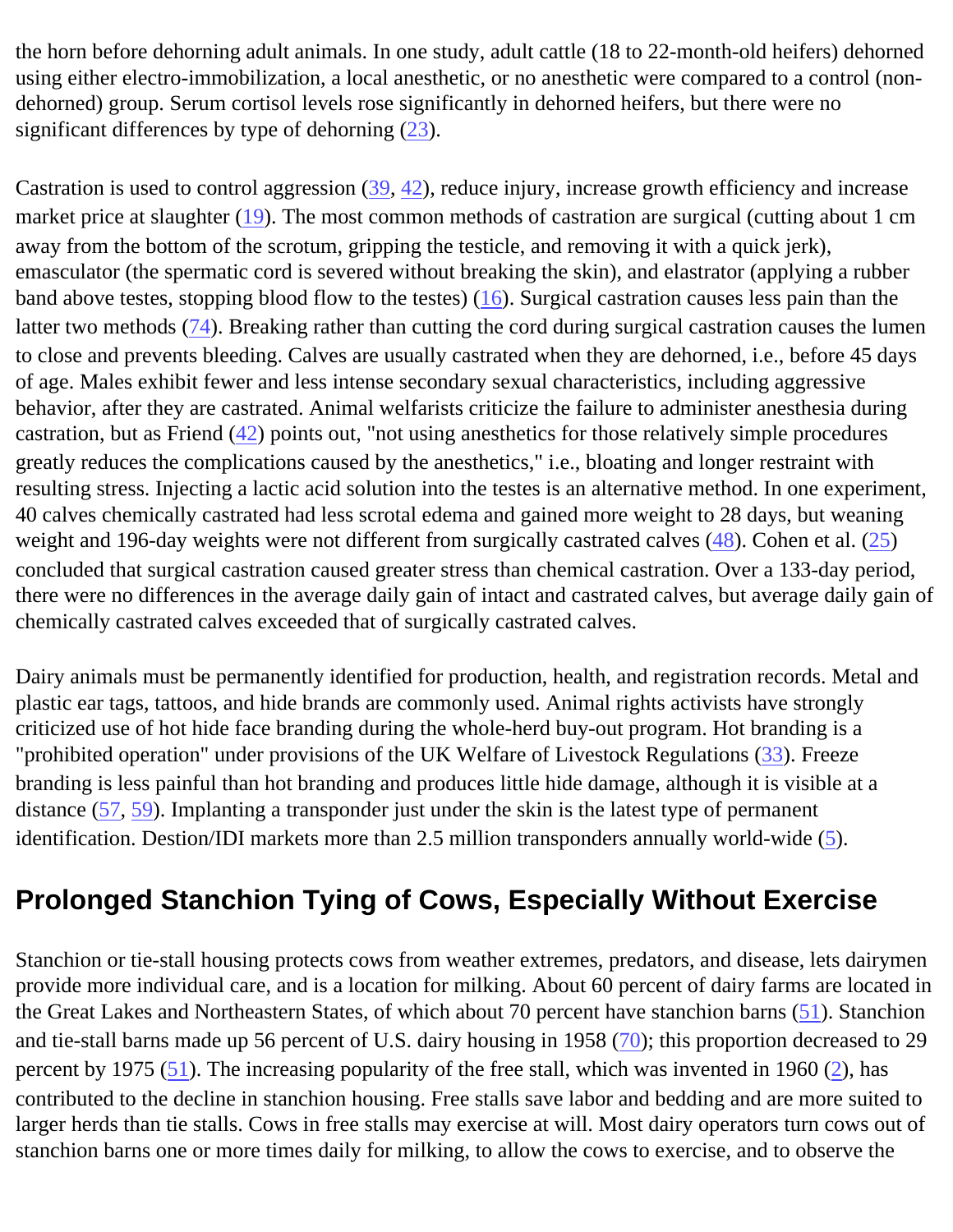the horn before dehorning adult animals. In one study, adult cattle (18 to 22-month-old heifers) dehorned using either electro-immobilization, a local anesthetic, or no anesthetic were compared to a control (non-dehorned) group. Serum cortisol levels rose significantly in dehorned heifers, but there were no significant differences by type of dehorning (23).

Castration is used to control aggression (39, 42), reduce injury, increase growth efficiency and increase market price at slaughter (19). The most common methods of castration are surgical (cutting about 1 cm away from the bottom of the scrotum, gripping the testicle, and removing it with a quick jerk), emasculator (the spermatic cord is severed without breaking the skin), and elastrator (applying a rubber band above testes, stopping blood flow to the testes) (16). Surgical castration causes less pain than the latter two methods (74). Breaking rather than cutting the cord during surgical castration causes the lumen to close and prevents bleeding. Calves are usually castrated when they are dehorned, i.e., before 45 days of age. Males exhibit fewer and less intense secondary sexual characteristics, including aggressive behavior, after they are castrated. Animal welfarists criticize the failure to administer anesthesia during castration, but as Friend (42) points out, "not using anesthetics for those relatively simple procedures greatly reduces the complications caused by the anesthetics," i.e., bloating and longer restraint with resulting stress. Injecting a lactic acid solution into the testes is an alternative method. In one experiment, 40 calves chemically castrated had less scrotal edema and gained more weight to 28 days, but weaning weight and 196-day weights were not different from surgically castrated calves (48). Cohen et al. (25) concluded that surgical castration caused greater stress than chemical castration. Over a 133-day period, there were no differences in the average daily gain of intact and castrated calves, but average daily gain of chemically castrated calves exceeded that of surgically castrated calves.

Dairy animals must be permanently identified for production, health, and registration records. Metal and plastic ear tags, tattoos, and hide brands are commonly used. Animal rights activists have strongly criticized use of hot hide face branding during the whole-herd buy-out program. Hot branding is a "prohibited operation" under provisions of the UK Welfare of Livestock Regulations (33). Freeze branding is less painful than hot branding and produces little hide damage, although it is visible at a distance (57, 59). Implanting a transponder just under the skin is the latest type of permanent identification. Destion/IDI markets more than 2.5 million transponders annually world-wide (5).

## Prolonged Stanchion Tying of Cows, Especially Without Exercise

Stanchion or tie-stall housing protects cows from weather extremes, predators, and disease, lets dairymen provide more individual care, and is a location for milking. About 60 percent of dairy farms are located in the Great Lakes and Northeastern States, of which about 70 percent have stanchion barns (51). Stanchion and tie-stall barns made up 56 percent of U.S. dairy housing in 1958 (70); this proportion decreased to 29 percent by 1975 (51). The increasing popularity of the free stall, which was invented in 1960 (2), has contributed to the decline in stanchion housing. Free stalls save labor and bedding and are more suited to larger herds than tie stalls. Cows in free stalls may exercise at will. Most dairy operators turn cows out of stanchion barns one or more times daily for milking, to allow the cows to exercise, and to observe the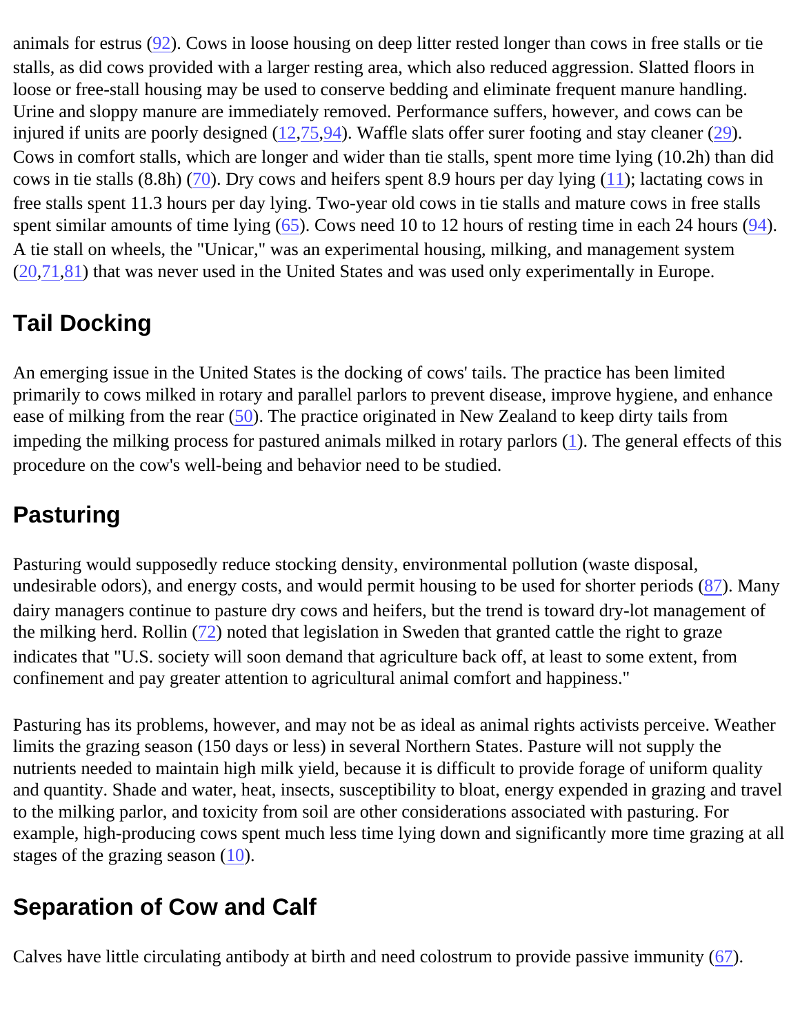animals for estrus (92). Cows in loose housing on deep litter rested longer than cows in free stalls or tie stalls, as did cows provided with a larger resting area, which also reduced aggression. Slatted floors in loose or free-stall housing may be used to conserve bedding and eliminate frequent manure handling. Urine and sloppy manure are immediately removed. Performance suffers, however, and cows can be injured if units are poorly designed (12,75,94). Waffle slats offer surer footing and stay cleaner (29). Cows in comfort stalls, which are longer and wider than tie stalls, spent more time lying (10.2h) than did cows in tie stalls (8.8h) (70). Dry cows and heifers spent 8.9 hours per day lying (11); lactating cows in free stalls spent 11.3 hours per day lying. Two-year old cows in tie stalls and mature cows in free stalls spent similar amounts of time lying (65). Cows need 10 to 12 hours of resting time in each 24 hours (94). A tie stall on wheels, the "Unicar," was an experimental housing, milking, and management system (20,71,81) that was never used in the United States and was used only experimentally in Europe.

## Tail Docking

An emerging issue in the United States is the docking of cows' tails. The practice has been limited primarily to cows milked in rotary and parallel parlors to prevent disease, improve hygiene, and enhance ease of milking from the rear (50). The practice originated in New Zealand to keep dirty tails from impeding the milking process for pastured animals milked in rotary parlors (1). The general effects of this procedure on the cow's well-being and behavior need to be studied.

## Pasturing

Pasturing would supposedly reduce stocking density, environmental pollution (waste disposal, undesirable odors), and energy costs, and would permit housing to be used for shorter periods (87). Many dairy managers continue to pasture dry cows and heifers, but the trend is toward dry-lot management of the milking herd. Rollin (72) noted that legislation in Sweden that granted cattle the right to graze indicates that "U.S. society will soon demand that agriculture back off, at least to some extent, from confinement and pay greater attention to agricultural animal comfort and happiness."

Pasturing has its problems, however, and may not be as ideal as animal rights activists perceive. Weather limits the grazing season (150 days or less) in several Northern States. Pasture will not supply the nutrients needed to maintain high milk yield, because it is difficult to provide forage of uniform quality and quantity. Shade and water, heat, insects, susceptibility to bloat, energy expended in grazing and travel to the milking parlor, and toxicity from soil are other considerations associated with pasturing. For example, high-producing cows spent much less time lying down and significantly more time grazing at all stages of the grazing season (10).

## Separation of Cow and Calf

Calves have little circulating antibody at birth and need colostrum to provide passive immunity (67).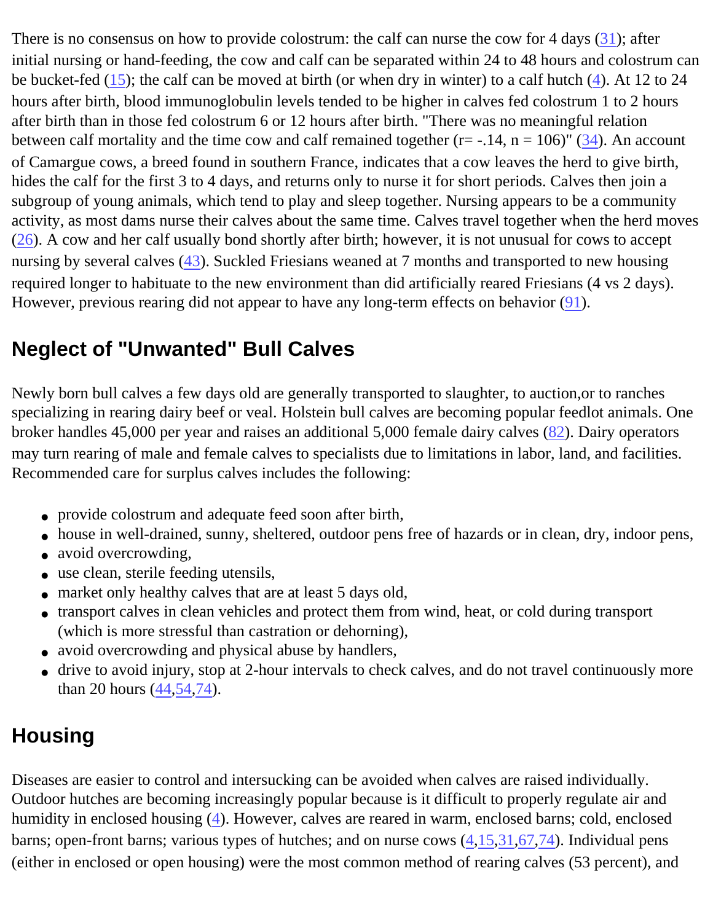There is no consensus on how to provide colostrum: the calf can nurse the cow for 4 days (31); after initial nursing or hand-feeding, the cow and calf can be separated within 24 to 48 hours and colostrum can be bucket-fed (15); the calf can be moved at birth (or when dry in winter) to a calf hutch (4). At 12 to 24 hours after birth, blood immunoglobulin levels tended to be higher in calves fed colostrum 1 to 2 hours after birth than in those fed colostrum 6 or 12 hours after birth. "There was no meaningful relation between calf mortality and the time cow and calf remained together ($r = -.14$, $n = 106$)" (34). An account of Camargue cows, a breed found in southern France, indicates that a cow leaves the herd to give birth, hides the calf for the first 3 to 4 days, and returns only to nurse it for short periods. Calves then join a subgroup of young animals, which tend to play and sleep together. Nursing appears to be a community activity, as most dams nurse their calves about the same time. Calves travel together when the herd moves (26). A cow and her calf usually bond shortly after birth; however, it is not unusual for cows to accept nursing by several calves (43). Suckled Friesians weaned at 7 months and transported to new housing required longer to habituate to the new environment than did artificially reared Friesians (4 vs 2 days). However, previous rearing did not appear to have any long-term effects on behavior (91).

## Neglect of "Unwanted" Bull Calves

Newly born bull calves a few days old are generally transported to slaughter, to auction,or to ranches specializing in rearing dairy beef or veal. Holstein bull calves are becoming popular feedlot animals. One broker handles 45,000 per year and raises an additional 5,000 female dairy calves (82). Dairy operators may turn rearing of male and female calves to specialists due to limitations in labor, land, and facilities. Recommended care for surplus calves includes the following:

- provide colostrum and adequate feed soon after birth,
- house in well-drained, sunny, sheltered, outdoor pens free of hazards or in clean, dry, indoor pens,
- avoid overcrowding,
- use clean, sterile feeding utensils,
- market only healthy calves that are at least 5 days old,
- transport calves in clean vehicles and protect them from wind, heat, or cold during transport (which is more stressful than castration or dehorning),
- avoid overcrowding and physical abuse by handlers,
- drive to avoid injury, stop at 2-hour intervals to check calves, and do not travel continuously more than 20 hours (44,54,74).

## Housing

Diseases are easier to control and intersucking can be avoided when calves are raised individually. Outdoor hutches are becoming increasingly popular because is it difficult to properly regulate air and humidity in enclosed housing (4). However, calves are reared in warm, enclosed barns; cold, enclosed barns; open-front barns; various types of hutches; and on nurse cows (4,15,31,67,74). Individual pens (either in enclosed or open housing) were the most common method of rearing calves (53 percent), and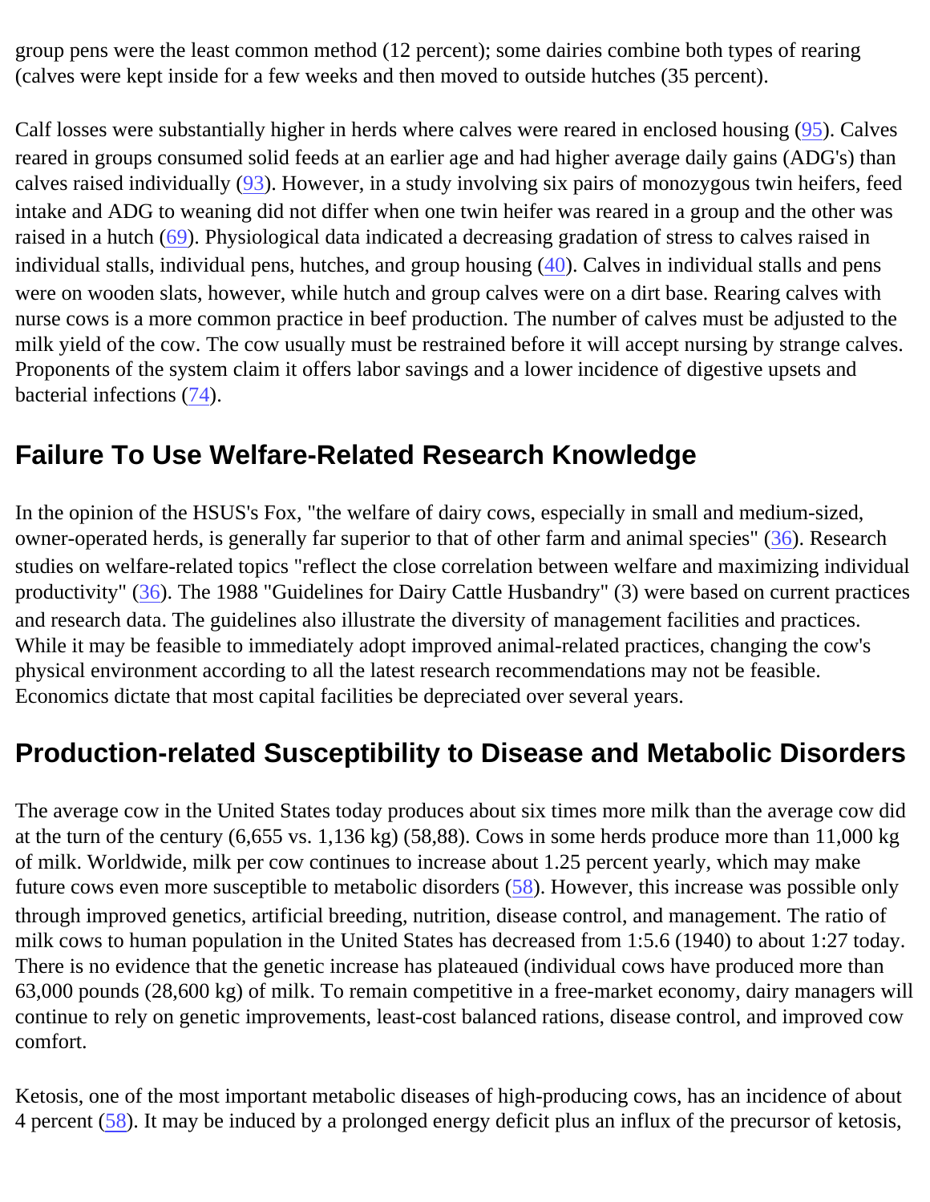group pens were the least common method (12 percent); some dairies combine both types of rearing (calves were kept inside for a few weeks and then moved to outside hutches (35 percent).

Calf losses were substantially higher in herds where calves were reared in enclosed housing (95). Calves reared in groups consumed solid feeds at an earlier age and had higher average daily gains (ADG's) than calves raised individually (93). However, in a study involving six pairs of monozygous twin heifers, feed intake and ADG to weaning did not differ when one twin heifer was reared in a group and the other was raised in a hutch (69). Physiological data indicated a decreasing gradation of stress to calves raised in individual stalls, individual pens, hutches, and group housing (40). Calves in individual stalls and pens were on wooden slats, however, while hutch and group calves were on a dirt base. Rearing calves with nurse cows is a more common practice in beef production. The number of calves must be adjusted to the milk yield of the cow. The cow usually must be restrained before it will accept nursing by strange calves. Proponents of the system claim it offers labor savings and a lower incidence of digestive upsets and bacterial infections (74).

## Failure To Use Welfare-Related Research Knowledge

In the opinion of the HSUS's Fox, "the welfare of dairy cows, especially in small and medium-sized, owner-operated herds, is generally far superior to that of other farm and animal species" (36). Research studies on welfare-related topics "reflect the close correlation between welfare and maximizing individual productivity" (36). The 1988 "Guidelines for Dairy Cattle Husbandry" (3) were based on current practices and research data. The guidelines also illustrate the diversity of management facilities and practices. While it may be feasible to immediately adopt improved animal-related practices, changing the cow's physical environment according to all the latest research recommendations may not be feasible. Economics dictate that most capital facilities be depreciated over several years.

## Production-related Susceptibility to Disease and Metabolic Disorders

The average cow in the United States today produces about six times more milk than the average cow did at the turn of the century (6,655 vs. 1,136 kg) (58,88). Cows in some herds produce more than 11,000 kg of milk. Worldwide, milk per cow continues to increase about 1.25 percent yearly, which may make future cows even more susceptible to metabolic disorders (58). However, this increase was possible only through improved genetics, artificial breeding, nutrition, disease control, and management. The ratio of milk cows to human population in the United States has decreased from 1:5.6 (1940) to about 1:27 today. There is no evidence that the genetic increase has plateaued (individual cows have produced more than 63,000 pounds (28,600 kg) of milk. To remain competitive in a free-market economy, dairy managers will continue to rely on genetic improvements, least-cost balanced rations, disease control, and improved cow comfort.

Ketosis, one of the most important metabolic diseases of high-producing cows, has an incidence of about 4 percent (58). It may be induced by a prolonged energy deficit plus an influx of the precursor of ketosis,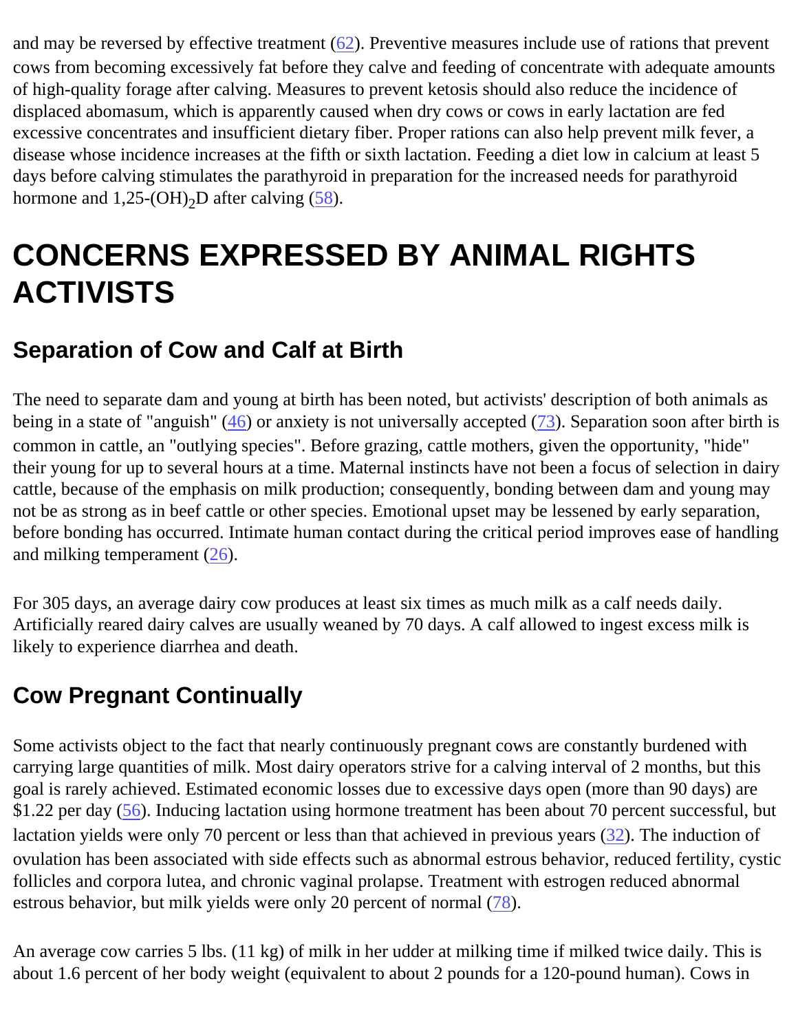and may be reversed by effective treatment (62). Preventive measures include use of rations that prevent cows from becoming excessively fat before they calve and feeding of concentrate with adequate amounts of high-quality forage after calving. Measures to prevent ketosis should also reduce the incidence of displaced abomasum, which is apparently caused when dry cows or cows in early lactation are fed excessive concentrates and insufficient dietary fiber. Proper rations can also help prevent milk fever, a disease whose incidence increases at the fifth or sixth lactation. Feeding a diet low in calcium at least 5 days before calving stimulates the parathyroid in preparation for the increased needs for parathyroid hormone and 1,25-$(OH)_2$D after calving (58).

# CONCERNS EXPRESSED BY ANIMAL RIGHTS ACTIVISTS

## Separation of Cow and Calf at Birth

The need to separate dam and young at birth has been noted, but activists' description of both animals as being in a state of "anguish" (46) or anxiety is not universally accepted (73). Separation soon after birth is common in cattle, an "outlying species". Before grazing, cattle mothers, given the opportunity, "hide" their young for up to several hours at a time. Maternal instincts have not been a focus of selection in dairy cattle, because of the emphasis on milk production; consequently, bonding between dam and young may not be as strong as in beef cattle or other species. Emotional upset may be lessened by early separation, before bonding has occurred. Intimate human contact during the critical period improves ease of handling and milking temperament (26).

For 305 days, an average dairy cow produces at least six times as much milk as a calf needs daily. Artificially reared dairy calves are usually weaned by 70 days. A calf allowed to ingest excess milk is likely to experience diarrhea and death.

## Cow Pregnant Continually

Some activists object to the fact that nearly continuously pregnant cows are constantly burdened with carrying large quantities of milk. Most dairy operators strive for a calving interval of 2 months, but this goal is rarely achieved. Estimated economic losses due to excessive days open (more than 90 days) are $1.22 per day (56). Inducing lactation using hormone treatment has been about 70 percent successful, but lactation yields were only 70 percent or less than that achieved in previous years (32). The induction of ovulation has been associated with side effects such as abnormal estrous behavior, reduced fertility, cystic follicles and corpora lutea, and chronic vaginal prolapse. Treatment with estrogen reduced abnormal estrous behavior, but milk yields were only 20 percent of normal (78).

An average cow carries 5 lbs. (11 kg) of milk in her udder at milking time if milked twice daily. This is about 1.6 percent of her body weight (equivalent to about 2 pounds for a 120-pound human). Cows in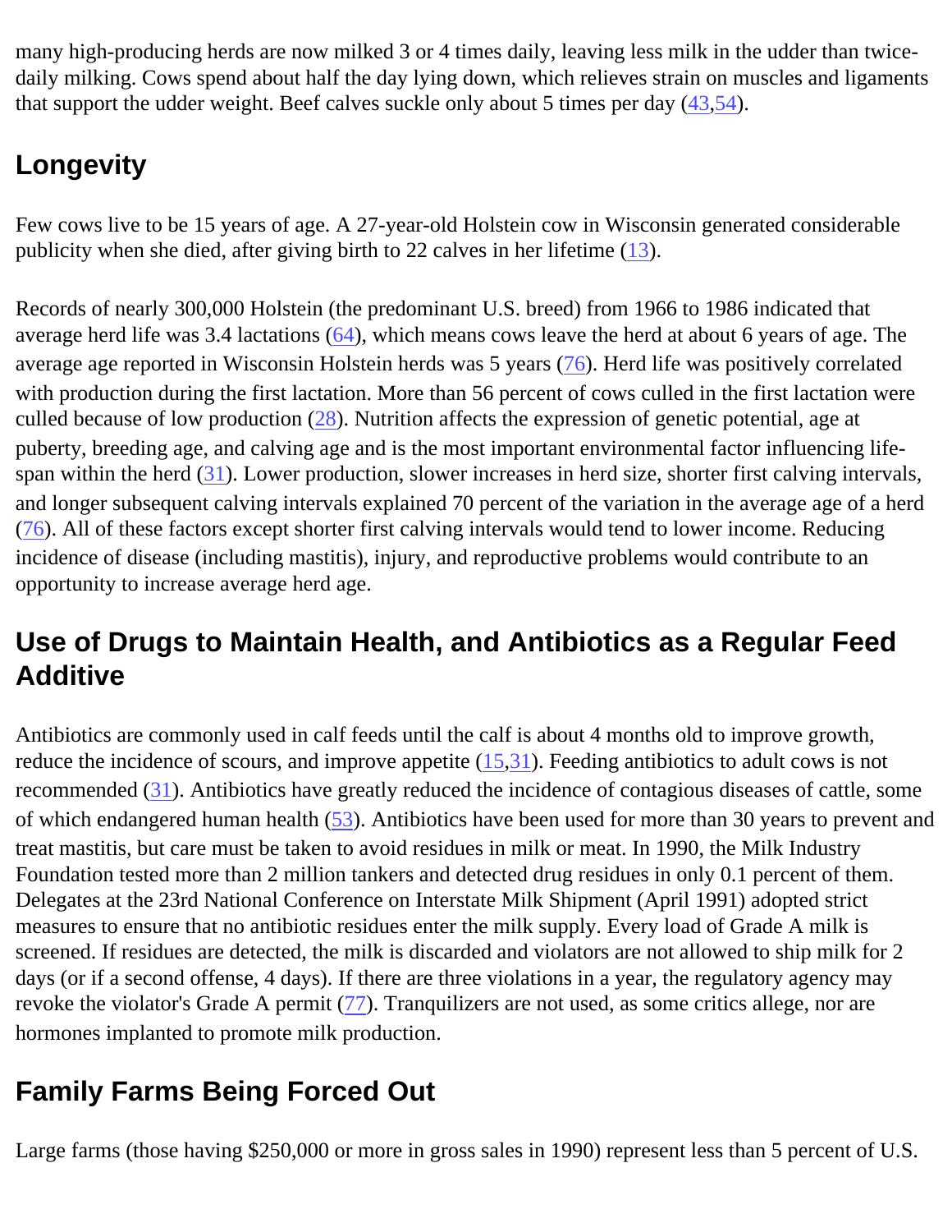many high-producing herds are now milked 3 or 4 times daily, leaving less milk in the udder than twice-daily milking. Cows spend about half the day lying down, which relieves strain on muscles and ligaments that support the udder weight. Beef calves suckle only about 5 times per day (43,54).

## Longevity

Few cows live to be 15 years of age. A 27-year-old Holstein cow in Wisconsin generated considerable publicity when she died, after giving birth to 22 calves in her lifetime (13).

Records of nearly 300,000 Holstein (the predominant U.S. breed) from 1966 to 1986 indicated that average herd life was 3.4 lactations (64), which means cows leave the herd at about 6 years of age. The average age reported in Wisconsin Holstein herds was 5 years (76). Herd life was positively correlated with production during the first lactation. More than 56 percent of cows culled in the first lactation were culled because of low production (28). Nutrition affects the expression of genetic potential, age at puberty, breeding age, and calving age and is the most important environmental factor influencing life-span within the herd (31). Lower production, slower increases in herd size, shorter first calving intervals, and longer subsequent calving intervals explained 70 percent of the variation in the average age of a herd (76). All of these factors except shorter first calving intervals would tend to lower income. Reducing incidence of disease (including mastitis), injury, and reproductive problems would contribute to an opportunity to increase average herd age.

## Use of Drugs to Maintain Health, and Antibiotics as a Regular Feed Additive

Antibiotics are commonly used in calf feeds until the calf is about 4 months old to improve growth, reduce the incidence of scours, and improve appetite (15,31). Feeding antibiotics to adult cows is not recommended (31). Antibiotics have greatly reduced the incidence of contagious diseases of cattle, some of which endangered human health (53). Antibiotics have been used for more than 30 years to prevent and treat mastitis, but care must be taken to avoid residues in milk or meat. In 1990, the Milk Industry Foundation tested more than 2 million tankers and detected drug residues in only 0.1 percent of them. Delegates at the 23rd National Conference on Interstate Milk Shipment (April 1991) adopted strict measures to ensure that no antibiotic residues enter the milk supply. Every load of Grade A milk is screened. If residues are detected, the milk is discarded and violators are not allowed to ship milk for 2 days (or if a second offense, 4 days). If there are three violations in a year, the regulatory agency may revoke the violator's Grade A permit (77). Tranquilizers are not used, as some critics allege, nor are hormones implanted to promote milk production.

## Family Farms Being Forced Out

Large farms (those having $250,000 or more in gross sales in 1990) represent less than 5 percent of U.S.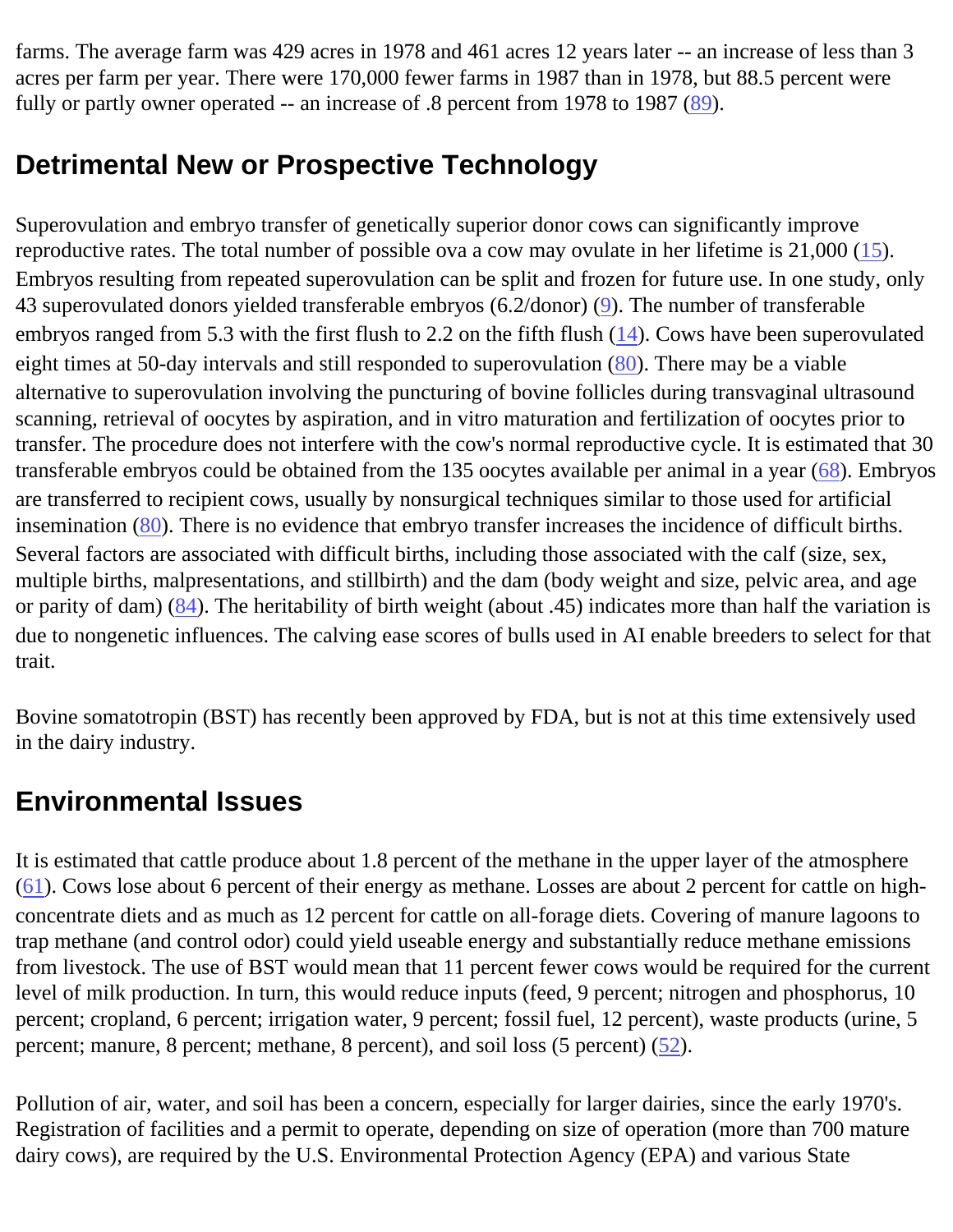farms. The average farm was 429 acres in 1978 and 461 acres 12 years later -- an increase of less than 3 acres per farm per year. There were 170,000 fewer farms in 1987 than in 1978, but 88.5 percent were fully or partly owner operated -- an increase of .8 percent from 1978 to 1987 (89).

## Detrimental New or Prospective Technology

Superovulation and embryo transfer of genetically superior donor cows can significantly improve reproductive rates. The total number of possible ova a cow may ovulate in her lifetime is 21,000 (15). Embryos resulting from repeated superovulation can be split and frozen for future use. In one study, only 43 superovulated donors yielded transferable embryos (6.2/donor) (9). The number of transferable embryos ranged from 5.3 with the first flush to 2.2 on the fifth flush (14). Cows have been superovulated eight times at 50-day intervals and still responded to superovulation (80). There may be a viable alternative to superovulation involving the puncturing of bovine follicles during transvaginal ultrasound scanning, retrieval of oocytes by aspiration, and in vitro maturation and fertilization of oocytes prior to transfer. The procedure does not interfere with the cow's normal reproductive cycle. It is estimated that 30 transferable embryos could be obtained from the 135 oocytes available per animal in a year (68). Embryos are transferred to recipient cows, usually by nonsurgical techniques similar to those used for artificial insemination (80). There is no evidence that embryo transfer increases the incidence of difficult births. Several factors are associated with difficult births, including those associated with the calf (size, sex, multiple births, malpresentations, and stillbirth) and the dam (body weight and size, pelvic area, and age or parity of dam) (84). The heritability of birth weight (about .45) indicates more than half the variation is due to nongenetic influences. The calving ease scores of bulls used in AI enable breeders to select for that trait.

Bovine somatotropin (BST) has recently been approved by FDA, but is not at this time extensively used in the dairy industry.

## Environmental Issues

It is estimated that cattle produce about 1.8 percent of the methane in the upper layer of the atmosphere (61). Cows lose about 6 percent of their energy as methane. Losses are about 2 percent for cattle on high-concentrate diets and as much as 12 percent for cattle on all-forage diets. Covering of manure lagoons to trap methane (and control odor) could yield useable energy and substantially reduce methane emissions from livestock. The use of BST would mean that 11 percent fewer cows would be required for the current level of milk production. In turn, this would reduce inputs (feed, 9 percent; nitrogen and phosphorus, 10 percent; cropland, 6 percent; irrigation water, 9 percent; fossil fuel, 12 percent), waste products (urine, 5 percent; manure, 8 percent; methane, 8 percent), and soil loss (5 percent) (52).

Pollution of air, water, and soil has been a concern, especially for larger dairies, since the early 1970's. Registration of facilities and a permit to operate, depending on size of operation (more than 700 mature dairy cows), are required by the U.S. Environmental Protection Agency (EPA) and various State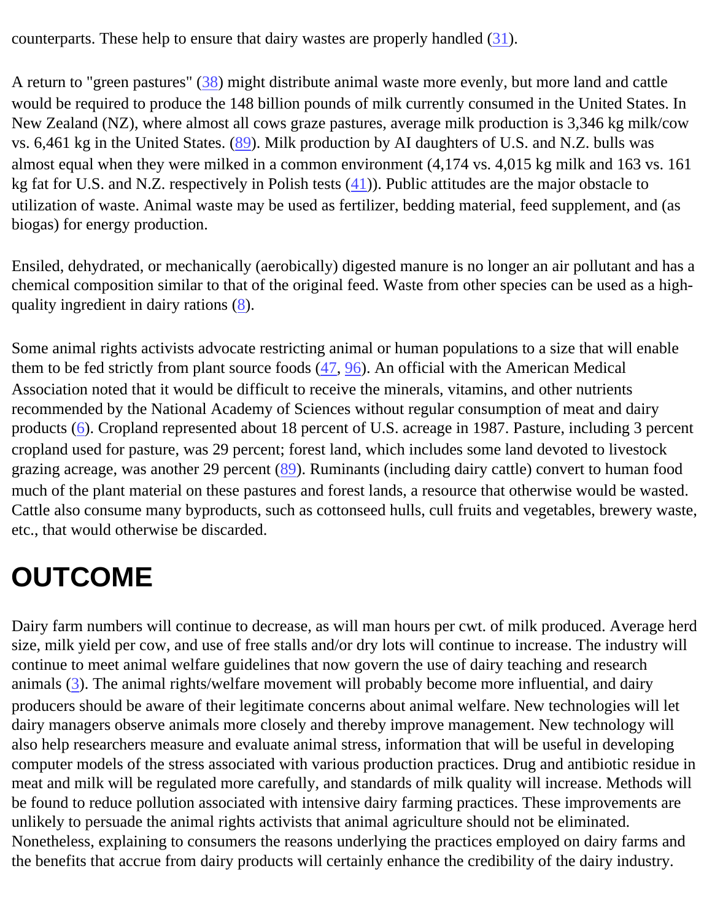counterparts. These help to ensure that dairy wastes are properly handled (31).

A return to "green pastures" (38) might distribute animal waste more evenly, but more land and cattle would be required to produce the 148 billion pounds of milk currently consumed in the United States. In New Zealand (NZ), where almost all cows graze pastures, average milk production is 3,346 kg milk/cow vs. 6,461 kg in the United States. (89). Milk production by AI daughters of U.S. and N.Z. bulls was almost equal when they were milked in a common environment (4,174 vs. 4,015 kg milk and 163 vs. 161 kg fat for U.S. and N.Z. respectively in Polish tests (41)). Public attitudes are the major obstacle to utilization of waste. Animal waste may be used as fertilizer, bedding material, feed supplement, and (as biogas) for energy production.

Ensiled, dehydrated, or mechanically (aerobically) digested manure is no longer an air pollutant and has a chemical composition similar to that of the original feed. Waste from other species can be used as a high-quality ingredient in dairy rations (8).

Some animal rights activists advocate restricting animal or human populations to a size that will enable them to be fed strictly from plant source foods (47, 96). An official with the American Medical Association noted that it would be difficult to receive the minerals, vitamins, and other nutrients recommended by the National Academy of Sciences without regular consumption of meat and dairy products (6). Cropland represented about 18 percent of U.S. acreage in 1987. Pasture, including 3 percent cropland used for pasture, was 29 percent; forest land, which includes some land devoted to livestock grazing acreage, was another 29 percent (89). Ruminants (including dairy cattle) convert to human food much of the plant material on these pastures and forest lands, a resource that otherwise would be wasted. Cattle also consume many byproducts, such as cottonseed hulls, cull fruits and vegetables, brewery waste, etc., that would otherwise be discarded.

# OUTCOME

Dairy farm numbers will continue to decrease, as will man hours per cwt. of milk produced. Average herd size, milk yield per cow, and use of free stalls and/or dry lots will continue to increase. The industry will continue to meet animal welfare guidelines that now govern the use of dairy teaching and research animals (3). The animal rights/welfare movement will probably become more influential, and dairy producers should be aware of their legitimate concerns about animal welfare. New technologies will let dairy managers observe animals more closely and thereby improve management. New technology will also help researchers measure and evaluate animal stress, information that will be useful in developing computer models of the stress associated with various production practices. Drug and antibiotic residue in meat and milk will be regulated more carefully, and standards of milk quality will increase. Methods will be found to reduce pollution associated with intensive dairy farming practices. These improvements are unlikely to persuade the animal rights activists that animal agriculture should not be eliminated. Nonetheless, explaining to consumers the reasons underlying the practices employed on dairy farms and the benefits that accrue from dairy products will certainly enhance the credibility of the dairy industry.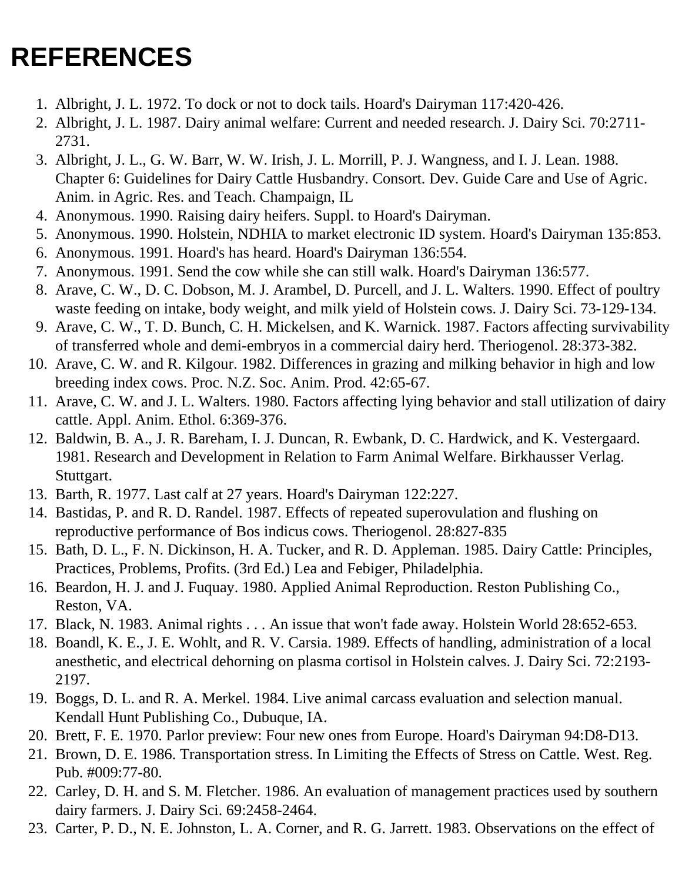# REFERENCES

1. Albright, J. L. 1972. To dock or not to dock tails. Hoard's Dairyman 117:420-426.
2. Albright, J. L. 1987. Dairy animal welfare: Current and needed research. J. Dairy Sci. 70:2711-2731.
3. Albright, J. L., G. W. Barr, W. W. Irish, J. L. Morrill, P. J. Wangness, and I. J. Lean. 1988. Chapter 6: Guidelines for Dairy Cattle Husbandry. Consort. Dev. Guide Care and Use of Agric. Anim. in Agric. Res. and Teach. Champaign, IL
4. Anonymous. 1990. Raising dairy heifers. Suppl. to Hoard's Dairyman.
5. Anonymous. 1990. Holstein, NDHIA to market electronic ID system. Hoard's Dairyman 135:853.
6. Anonymous. 1991. Hoard's has heard. Hoard's Dairyman 136:554.
7. Anonymous. 1991. Send the cow while she can still walk. Hoard's Dairyman 136:577.
8. Arave, C. W., D. C. Dobson, M. J. Arambel, D. Purcell, and J. L. Walters. 1990. Effect of poultry waste feeding on intake, body weight, and milk yield of Holstein cows. J. Dairy Sci. 73-129-134.
9. Arave, C. W., T. D. Bunch, C. H. Mickelsen, and K. Warnick. 1987. Factors affecting survivability of transferred whole and demi-embryos in a commercial dairy herd. Theriogenol. 28:373-382.
10. Arave, C. W. and R. Kilgour. 1982. Differences in grazing and milking behavior in high and low breeding index cows. Proc. N.Z. Soc. Anim. Prod. 42:65-67.
11. Arave, C. W. and J. L. Walters. 1980. Factors affecting lying behavior and stall utilization of dairy cattle. Appl. Anim. Ethol. 6:369-376.
12. Baldwin, B. A., J. R. Bareham, I. J. Duncan, R. Ewbank, D. C. Hardwick, and K. Vestergaard. 1981. Research and Development in Relation to Farm Animal Welfare. Birkhausser Verlag. Stuttgart.
13. Barth, R. 1977. Last calf at 27 years. Hoard's Dairyman 122:227.
14. Bastidas, P. and R. D. Randel. 1987. Effects of repeated superovulation and flushing on reproductive performance of Bos indicus cows. Theriogenol. 28:827-835
15. Bath, D. L., F. N. Dickinson, H. A. Tucker, and R. D. Appleman. 1985. Dairy Cattle: Principles, Practices, Problems, Profits. (3rd Ed.) Lea and Febiger, Philadelphia.
16. Beardon, H. J. and J. Fuquay. 1980. Applied Animal Reproduction. Reston Publishing Co., Reston, VA.
17. Black, N. 1983. Animal rights . . . An issue that won't fade away. Holstein World 28:652-653.
18. Boandl, K. E., J. E. Wohlt, and R. V. Carsia. 1989. Effects of handling, administration of a local anesthetic, and electrical dehorning on plasma cortisol in Holstein calves. J. Dairy Sci. 72:2193-2197.
19. Boggs, D. L. and R. A. Merkel. 1984. Live animal carcass evaluation and selection manual. Kendall Hunt Publishing Co., Dubuque, IA.
20. Brett, F. E. 1970. Parlor preview: Four new ones from Europe. Hoard's Dairyman 94:D8-D13.
21. Brown, D. E. 1986. Transportation stress. In Limiting the Effects of Stress on Cattle. West. Reg. Pub. #009:77-80.
22. Carley, D. H. and S. M. Fletcher. 1986. An evaluation of management practices used by southern dairy farmers. J. Dairy Sci. 69:2458-2464.
23. Carter, P. D., N. E. Johnston, L. A. Corner, and R. G. Jarrett. 1983. Observations on the effect of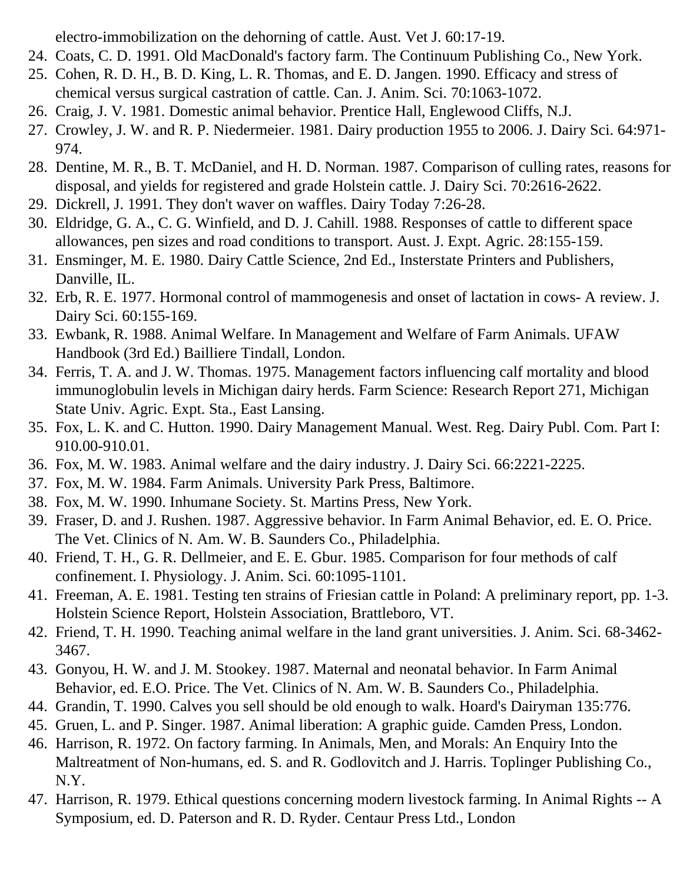electro-immobilization on the dehorning of cattle. Aust. Vet J. 60:17-19.

24. Coats, C. D. 1991. Old MacDonald's factory farm. The Continuum Publishing Co., New York.
25. Cohen, R. D. H., B. D. King, L. R. Thomas, and E. D. Jangen. 1990. Efficacy and stress of chemical versus surgical castration of cattle. Can. J. Anim. Sci. 70:1063-1072.
26. Craig, J. V. 1981. Domestic animal behavior. Prentice Hall, Englewood Cliffs, N.J.
27. Crowley, J. W. and R. P. Niedermeier. 1981. Dairy production 1955 to 2006. J. Dairy Sci. 64:971-974.
28. Dentine, M. R., B. T. McDaniel, and H. D. Norman. 1987. Comparison of culling rates, reasons for disposal, and yields for registered and grade Holstein cattle. J. Dairy Sci. 70:2616-2622.
29. Dickrell, J. 1991. They don't waver on waffles. Dairy Today 7:26-28.
30. Eldridge, G. A., C. G. Winfield, and D. J. Cahill. 1988. Responses of cattle to different space allowances, pen sizes and road conditions to transport. Aust. J. Expt. Agric. 28:155-159.
31. Ensminger, M. E. 1980. Dairy Cattle Science, 2nd Ed., Insterstate Printers and Publishers, Danville, IL.
32. Erb, R. E. 1977. Hormonal control of mammogenesis and onset of lactation in cows- A review. J. Dairy Sci. 60:155-169.
33. Ewbank, R. 1988. Animal Welfare. In Management and Welfare of Farm Animals. UFAW Handbook (3rd Ed.) Bailliere Tindall, London.
34. Ferris, T. A. and J. W. Thomas. 1975. Management factors influencing calf mortality and blood immunoglobulin levels in Michigan dairy herds. Farm Science: Research Report 271, Michigan State Univ. Agric. Expt. Sta., East Lansing.
35. Fox, L. K. and C. Hutton. 1990. Dairy Management Manual. West. Reg. Dairy Publ. Com. Part I: 910.00-910.01.
36. Fox, M. W. 1983. Animal welfare and the dairy industry. J. Dairy Sci. 66:2221-2225.
37. Fox, M. W. 1984. Farm Animals. University Park Press, Baltimore.
38. Fox, M. W. 1990. Inhumane Society. St. Martins Press, New York.
39. Fraser, D. and J. Rushen. 1987. Aggressive behavior. In Farm Animal Behavior, ed. E. O. Price. The Vet. Clinics of N. Am. W. B. Saunders Co., Philadelphia.
40. Friend, T. H., G. R. Dellmeier, and E. E. Gbur. 1985. Comparison for four methods of calf confinement. I. Physiology. J. Anim. Sci. 60:1095-1101.
41. Freeman, A. E. 1981. Testing ten strains of Friesian cattle in Poland: A preliminary report, pp. 1-3. Holstein Science Report, Holstein Association, Brattleboro, VT.
42. Friend, T. H. 1990. Teaching animal welfare in the land grant universities. J. Anim. Sci. 68-3462-3467.
43. Gonyou, H. W. and J. M. Stookey. 1987. Maternal and neonatal behavior. In Farm Animal Behavior, ed. E.O. Price. The Vet. Clinics of N. Am. W. B. Saunders Co., Philadelphia.
44. Grandin, T. 1990. Calves you sell should be old enough to walk. Hoard's Dairyman 135:776.
45. Gruen, L. and P. Singer. 1987. Animal liberation: A graphic guide. Camden Press, London.
46. Harrison, R. 1972. On factory farming. In Animals, Men, and Morals: An Enquiry Into the Maltreatment of Non-humans, ed. S. and R. Godlovitch and J. Harris. Toplinger Publishing Co., N.Y.
47. Harrison, R. 1979. Ethical questions concerning modern livestock farming. In Animal Rights -- A Symposium, ed. D. Paterson and R. D. Ryder. Centaur Press Ltd., London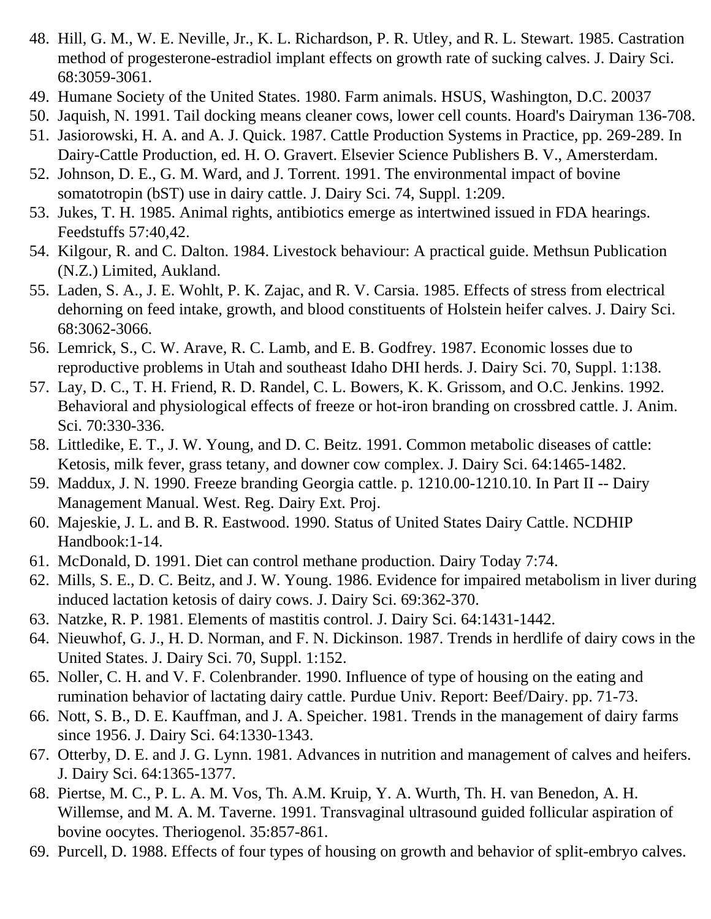48. Hill, G. M., W. E. Neville, Jr., K. L. Richardson, P. R. Utley, and R. L. Stewart. 1985. Castration method of progesterone-estradiol implant effects on growth rate of sucking calves. J. Dairy Sci. 68:3059-3061.
49. Humane Society of the United States. 1980. Farm animals. HSUS, Washington, D.C. 20037
50. Jaquish, N. 1991. Tail docking means cleaner cows, lower cell counts. Hoard's Dairyman 136-708.
51. Jasiorowski, H. A. and A. J. Quick. 1987. Cattle Production Systems in Practice, pp. 269-289. In Dairy-Cattle Production, ed. H. O. Gravert. Elsevier Science Publishers B. V., Amersterdam.
52. Johnson, D. E., G. M. Ward, and J. Torrent. 1991. The environmental impact of bovine somatotropin (bST) use in dairy cattle. J. Dairy Sci. 74, Suppl. 1:209.
53. Jukes, T. H. 1985. Animal rights, antibiotics emerge as intertwined issued in FDA hearings. Feedstuffs 57:40,42.
54. Kilgour, R. and C. Dalton. 1984. Livestock behaviour: A practical guide. Methsun Publication (N.Z.) Limited, Aukland.
55. Laden, S. A., J. E. Wohlt, P. K. Zajac, and R. V. Carsia. 1985. Effects of stress from electrical dehorning on feed intake, growth, and blood constituents of Holstein heifer calves. J. Dairy Sci. 68:3062-3066.
56. Lemrick, S., C. W. Arave, R. C. Lamb, and E. B. Godfrey. 1987. Economic losses due to reproductive problems in Utah and southeast Idaho DHI herds. J. Dairy Sci. 70, Suppl. 1:138.
57. Lay, D. C., T. H. Friend, R. D. Randel, C. L. Bowers, K. K. Grissom, and O.C. Jenkins. 1992. Behavioral and physiological effects of freeze or hot-iron branding on crossbred cattle. J. Anim. Sci. 70:330-336.
58. Littledike, E. T., J. W. Young, and D. C. Beitz. 1991. Common metabolic diseases of cattle: Ketosis, milk fever, grass tetany, and downer cow complex. J. Dairy Sci. 64:1465-1482.
59. Maddux, J. N. 1990. Freeze branding Georgia cattle. p. 1210.00-1210.10. In Part II -- Dairy Management Manual. West. Reg. Dairy Ext. Proj.
60. Majeskie, J. L. and B. R. Eastwood. 1990. Status of United States Dairy Cattle. NCDHIP Handbook:1-14.
61. McDonald, D. 1991. Diet can control methane production. Dairy Today 7:74.
62. Mills, S. E., D. C. Beitz, and J. W. Young. 1986. Evidence for impaired metabolism in liver during induced lactation ketosis of dairy cows. J. Dairy Sci. 69:362-370.
63. Natzke, R. P. 1981. Elements of mastitis control. J. Dairy Sci. 64:1431-1442.
64. Nieuwhof, G. J., H. D. Norman, and F. N. Dickinson. 1987. Trends in herdlife of dairy cows in the United States. J. Dairy Sci. 70, Suppl. 1:152.
65. Noller, C. H. and V. F. Colenbrander. 1990. Influence of type of housing on the eating and rumination behavior of lactating dairy cattle. Purdue Univ. Report: Beef/Dairy. pp. 71-73.
66. Nott, S. B., D. E. Kauffman, and J. A. Speicher. 1981. Trends in the management of dairy farms since 1956. J. Dairy Sci. 64:1330-1343.
67. Otterby, D. E. and J. G. Lynn. 1981. Advances in nutrition and management of calves and heifers. J. Dairy Sci. 64:1365-1377.
68. Piertse, M. C., P. L. A. M. Vos, Th. A.M. Kruip, Y. A. Wurth, Th. H. van Benedon, A. H. Willemse, and M. A. M. Taverne. 1991. Transvaginal ultrasound guided follicular aspiration of bovine oocytes. Theriogenol. 35:857-861.
69. Purcell, D. 1988. Effects of four types of housing on growth and behavior of split-embryo calves.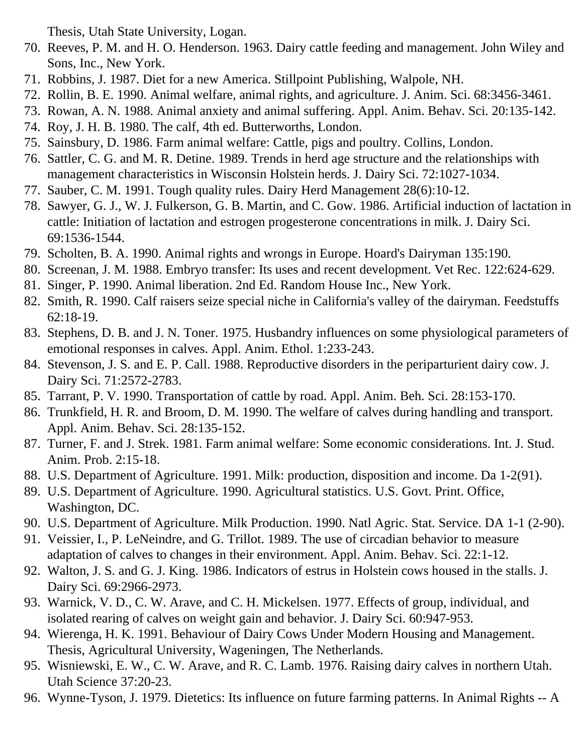Thesis, Utah State University, Logan.

70. Reeves, P. M. and H. O. Henderson. 1963. Dairy cattle feeding and management. John Wiley and Sons, Inc., New York.
71. Robbins, J. 1987. Diet for a new America. Stillpoint Publishing, Walpole, NH.
72. Rollin, B. E. 1990. Animal welfare, animal rights, and agriculture. J. Anim. Sci. 68:3456-3461.
73. Rowan, A. N. 1988. Animal anxiety and animal suffering. Appl. Anim. Behav. Sci. 20:135-142.
74. Roy, J. H. B. 1980. The calf, 4th ed. Butterworths, London.
75. Sainsbury, D. 1986. Farm animal welfare: Cattle, pigs and poultry. Collins, London.
76. Sattler, C. G. and M. R. Detine. 1989. Trends in herd age structure and the relationships with management characteristics in Wisconsin Holstein herds. J. Dairy Sci. 72:1027-1034.
77. Sauber, C. M. 1991. Tough quality rules. Dairy Herd Management 28(6):10-12.
78. Sawyer, G. J., W. J. Fulkerson, G. B. Martin, and C. Gow. 1986. Artificial induction of lactation in cattle: Initiation of lactation and estrogen progesterone concentrations in milk. J. Dairy Sci. 69:1536-1544.
79. Scholten, B. A. 1990. Animal rights and wrongs in Europe. Hoard's Dairyman 135:190.
80. Screenan, J. M. 1988. Embryo transfer: Its uses and recent development. Vet Rec. 122:624-629.
81. Singer, P. 1990. Animal liberation. 2nd Ed. Random House Inc., New York.
82. Smith, R. 1990. Calf raisers seize special niche in California's valley of the dairyman. Feedstuffs 62:18-19.
83. Stephens, D. B. and J. N. Toner. 1975. Husbandry influences on some physiological parameters of emotional responses in calves. Appl. Anim. Ethol. 1:233-243.
84. Stevenson, J. S. and E. P. Call. 1988. Reproductive disorders in the periparturient dairy cow. J. Dairy Sci. 71:2572-2783.
85. Tarrant, P. V. 1990. Transportation of cattle by road. Appl. Anim. Beh. Sci. 28:153-170.
86. Trunkfield, H. R. and Broom, D. M. 1990. The welfare of calves during handling and transport. Appl. Anim. Behav. Sci. 28:135-152.
87. Turner, F. and J. Strek. 1981. Farm animal welfare: Some economic considerations. Int. J. Stud. Anim. Prob. 2:15-18.
88. U.S. Department of Agriculture. 1991. Milk: production, disposition and income. Da 1-2(91).
89. U.S. Department of Agriculture. 1990. Agricultural statistics. U.S. Govt. Print. Office, Washington, DC.
90. U.S. Department of Agriculture. Milk Production. 1990. Natl Agric. Stat. Service. DA 1-1 (2-90).
91. Veissier, I., P. LeNeindre, and G. Trillot. 1989. The use of circadian behavior to measure adaptation of calves to changes in their environment. Appl. Anim. Behav. Sci. 22:1-12.
92. Walton, J. S. and G. J. King. 1986. Indicators of estrus in Holstein cows housed in the stalls. J. Dairy Sci. 69:2966-2973.
93. Warnick, V. D., C. W. Arave, and C. H. Mickelsen. 1977. Effects of group, individual, and isolated rearing of calves on weight gain and behavior. J. Dairy Sci. 60:947-953.
94. Wierenga, H. K. 1991. Behaviour of Dairy Cows Under Modern Housing and Management. Thesis, Agricultural University, Wageningen, The Netherlands.
95. Wisniewski, E. W., C. W. Arave, and R. C. Lamb. 1976. Raising dairy calves in northern Utah. Utah Science 37:20-23.
96. Wynne-Tyson, J. 1979. Dietetics: Its influence on future farming patterns. In Animal Rights -- A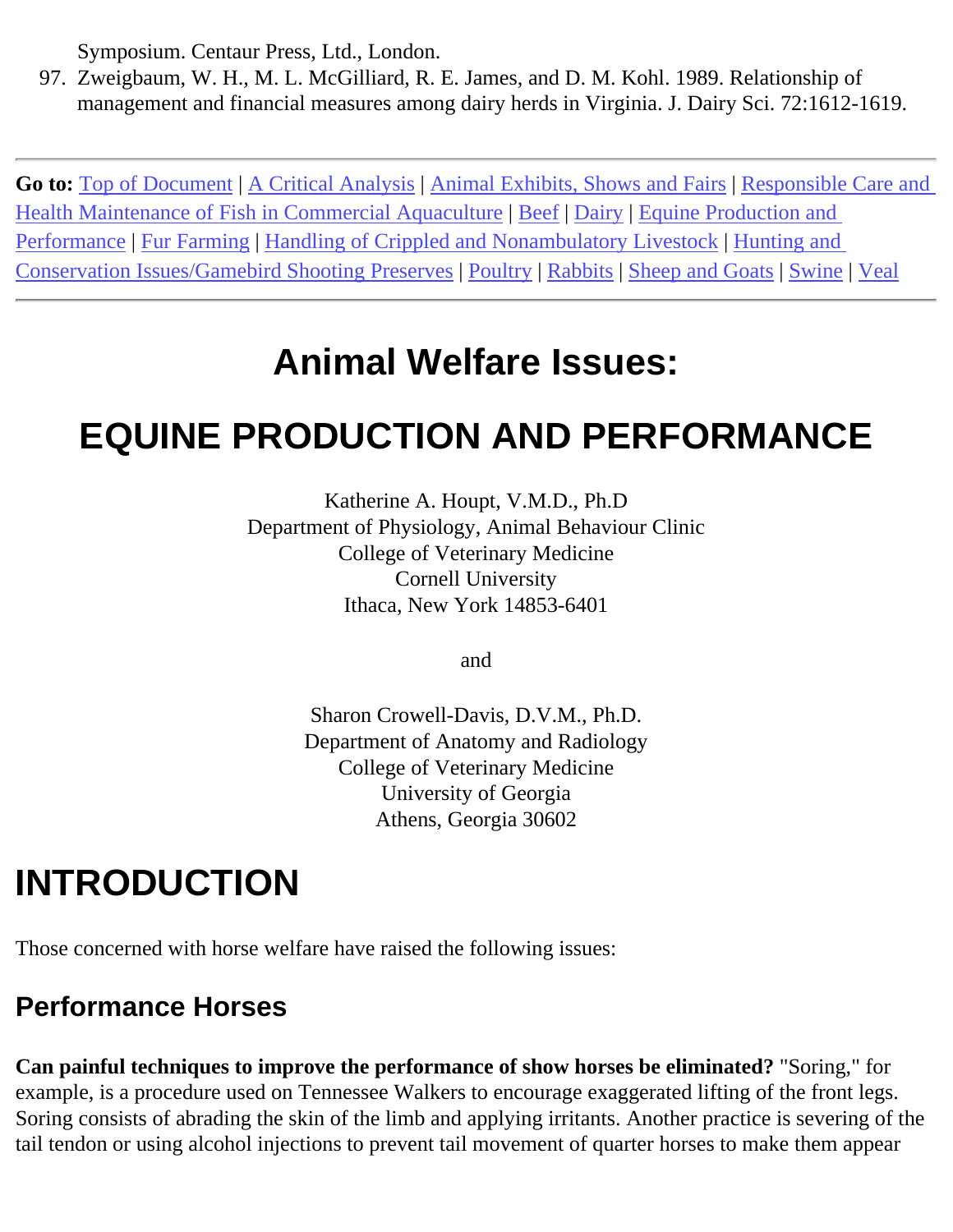Symposium. Centaur Press, Ltd., London.

97. Zweigbaum, W. H., M. L. McGilliard, R. E. James, and D. M. Kohl. 1989. Relationship of management and financial measures among dairy herds in Virginia. J. Dairy Sci. 72:1612-1619.

---

**Go to:** Top of Document | A Critical Analysis | Animal Exhibits, Shows and Fairs | Responsible Care and Health Maintenance of Fish in Commercial Aquaculture | Beef | Dairy | Equine Production and Performance | Fur Farming | Handling of Crippled and Nonambulatory Livestock | Hunting and Conservation Issues/Gamebird Shooting Preserves | Poultry | Rabbits | Sheep and Goats | Swine | Veal

---

# Animal Welfare Issues:

# EQUINE PRODUCTION AND PERFORMANCE

Katherine A. Houpt, V.M.D., Ph.D
Department of Physiology, Animal Behaviour Clinic
College of Veterinary Medicine
Cornell University
Ithaca, New York 14853-6401

and

Sharon Crowell-Davis, D.V.M., Ph.D.
Department of Anatomy and Radiology
College of Veterinary Medicine
University of Georgia
Athens, Georgia 30602

# INTRODUCTION

Those concerned with horse welfare have raised the following issues:

## Performance Horses

**Can painful techniques to improve the performance of show horses be eliminated?** "Soring," for example, is a procedure used on Tennessee Walkers to encourage exaggerated lifting of the front legs. Soring consists of abrading the skin of the limb and applying irritants. Another practice is severing of the tail tendon or using alcohol injections to prevent tail movement of quarter horses to make them appear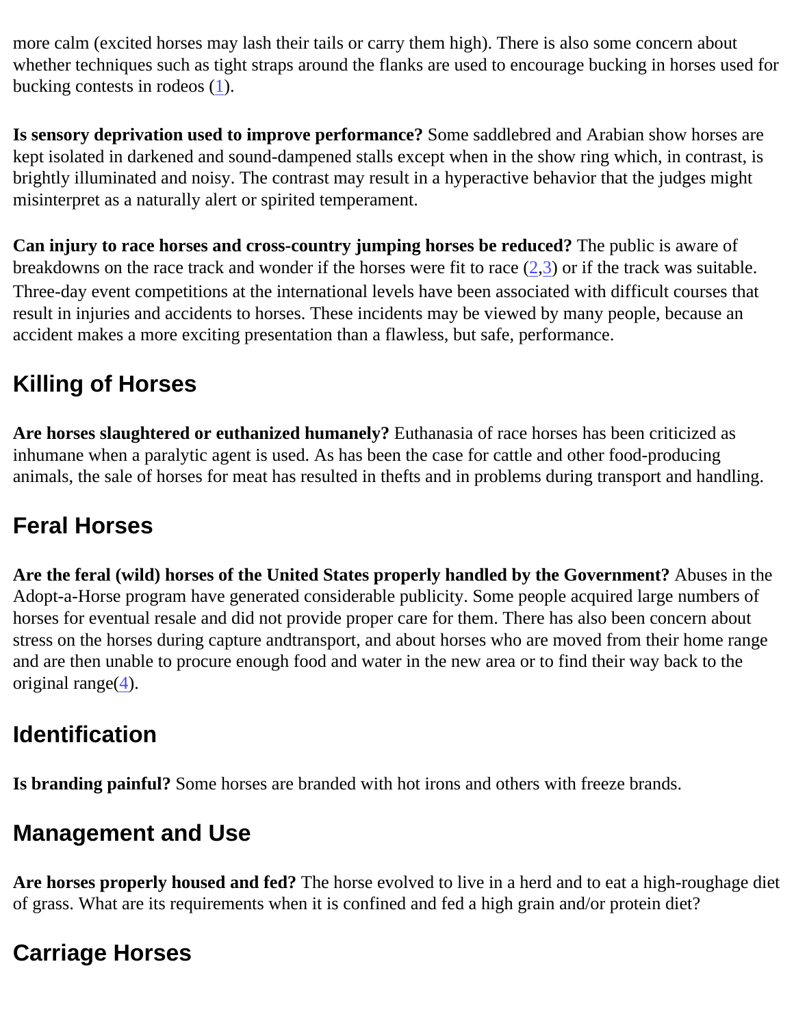more calm (excited horses may lash their tails or carry them high). There is also some concern about whether techniques such as tight straps around the flanks are used to encourage bucking in horses used for bucking contests in rodeos (1).

**Is sensory deprivation used to improve performance?** Some saddlebred and Arabian show horses are kept isolated in darkened and sound-dampened stalls except when in the show ring which, in contrast, is brightly illuminated and noisy. The contrast may result in a hyperactive behavior that the judges might misinterpret as a naturally alert or spirited temperament.

**Can injury to race horses and cross-country jumping horses be reduced?** The public is aware of breakdowns on the race track and wonder if the horses were fit to race (2,3) or if the track was suitable. Three-day event competitions at the international levels have been associated with difficult courses that result in injuries and accidents to horses. These incidents may be viewed by many people, because an accident makes a more exciting presentation than a flawless, but safe, performance.

## Killing of Horses

**Are horses slaughtered or euthanized humanely?** Euthanasia of race horses has been criticized as inhumane when a paralytic agent is used. As has been the case for cattle and other food-producing animals, the sale of horses for meat has resulted in thefts and in problems during transport and handling.

## Feral Horses

**Are the feral (wild) horses of the United States properly handled by the Government?** Abuses in the Adopt-a-Horse program have generated considerable publicity. Some people acquired large numbers of horses for eventual resale and did not provide proper care for them. There has also been concern about stress on the horses during capture andtransport, and about horses who are moved from their home range and are then unable to procure enough food and water in the new area or to find their way back to the original range(4).

## Identification

**Is branding painful?** Some horses are branded with hot irons and others with freeze brands.

## Management and Use

**Are horses properly housed and fed?** The horse evolved to live in a herd and to eat a high-roughage diet of grass. What are its requirements when it is confined and fed a high grain and/or protein diet?

## Carriage Horses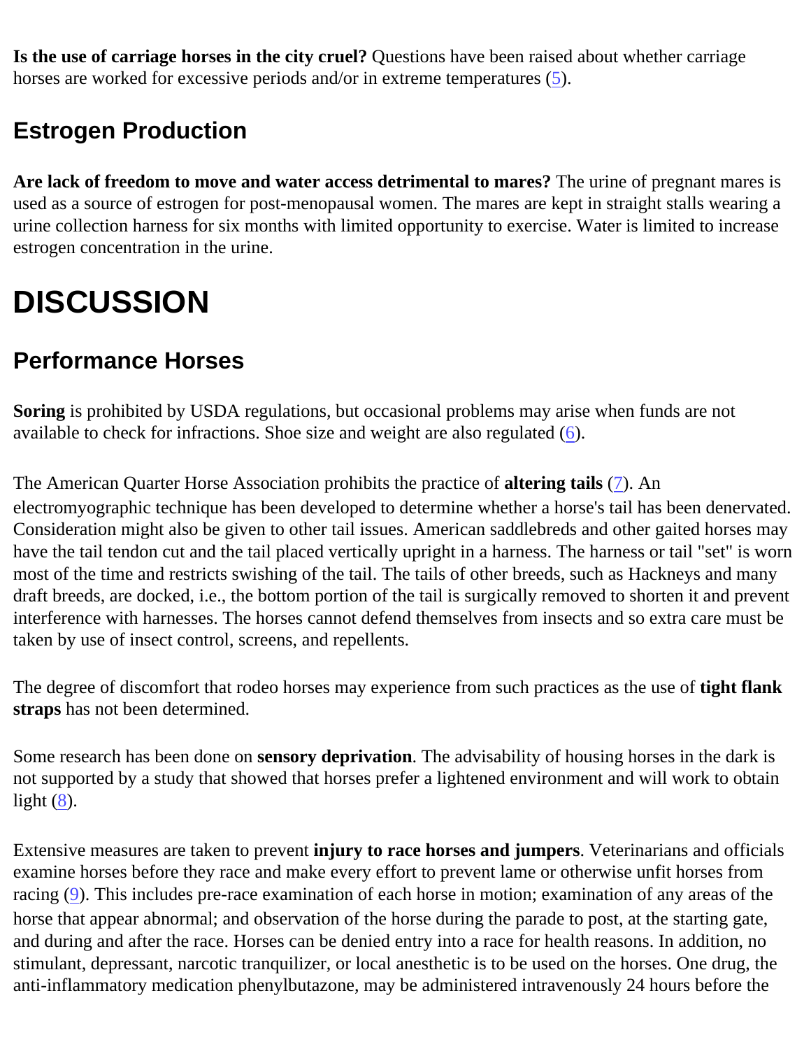**Is the use of carriage horses in the city cruel?** Questions have been raised about whether carriage horses are worked for excessive periods and/or in extreme temperatures (5).

## Estrogen Production

**Are lack of freedom to move and water access detrimental to mares?** The urine of pregnant mares is used as a source of estrogen for post-menopausal women. The mares are kept in straight stalls wearing a urine collection harness for six months with limited opportunity to exercise. Water is limited to increase estrogen concentration in the urine.

# DISCUSSION

## Performance Horses

**Soring** is prohibited by USDA regulations, but occasional problems may arise when funds are not available to check for infractions. Shoe size and weight are also regulated (6).

The American Quarter Horse Association prohibits the practice of **altering tails** (7). An electromyographic technique has been developed to determine whether a horse's tail has been denervated. Consideration might also be given to other tail issues. American saddlebreds and other gaited horses may have the tail tendon cut and the tail placed vertically upright in a harness. The harness or tail "set" is worn most of the time and restricts swishing of the tail. The tails of other breeds, such as Hackneys and many draft breeds, are docked, i.e., the bottom portion of the tail is surgically removed to shorten it and prevent interference with harnesses. The horses cannot defend themselves from insects and so extra care must be taken by use of insect control, screens, and repellents.

The degree of discomfort that rodeo horses may experience from such practices as the use of **tight flank straps** has not been determined.

Some research has been done on **sensory deprivation**. The advisability of housing horses in the dark is not supported by a study that showed that horses prefer a lightened environment and will work to obtain light (8).

Extensive measures are taken to prevent **injury to race horses and jumpers**. Veterinarians and officials examine horses before they race and make every effort to prevent lame or otherwise unfit horses from racing (9). This includes pre-race examination of each horse in motion; examination of any areas of the horse that appear abnormal; and observation of the horse during the parade to post, at the starting gate, and during and after the race. Horses can be denied entry into a race for health reasons. In addition, no stimulant, depressant, narcotic tranquilizer, or local anesthetic is to be used on the horses. One drug, the anti-inflammatory medication phenylbutazone, may be administered intravenously 24 hours before the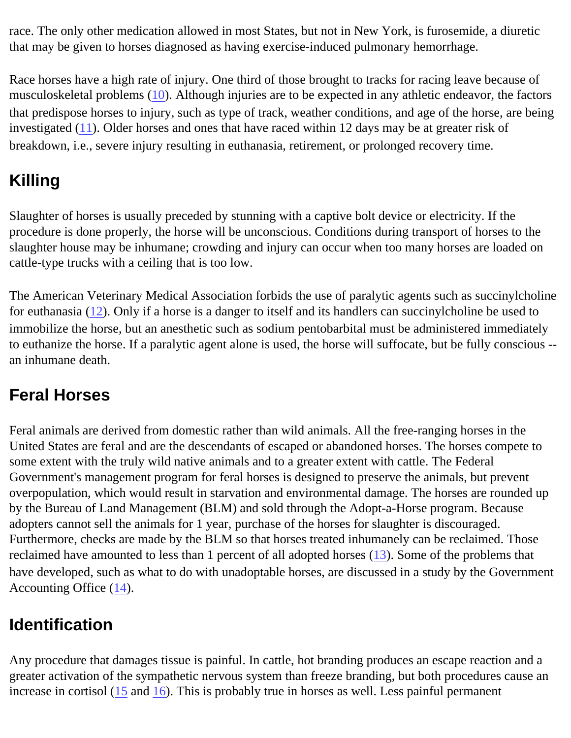race. The only other medication allowed in most States, but not in New York, is furosemide, a diuretic that may be given to horses diagnosed as having exercise-induced pulmonary hemorrhage.

Race horses have a high rate of injury. One third of those brought to tracks for racing leave because of musculoskeletal problems (10). Although injuries are to be expected in any athletic endeavor, the factors that predispose horses to injury, such as type of track, weather conditions, and age of the horse, are being investigated (11). Older horses and ones that have raced within 12 days may be at greater risk of breakdown, i.e., severe injury resulting in euthanasia, retirement, or prolonged recovery time.

## Killing

Slaughter of horses is usually preceded by stunning with a captive bolt device or electricity. If the procedure is done properly, the horse will be unconscious. Conditions during transport of horses to the slaughter house may be inhumane; crowding and injury can occur when too many horses are loaded on cattle-type trucks with a ceiling that is too low.

The American Veterinary Medical Association forbids the use of paralytic agents such as succinylcholine for euthanasia (12). Only if a horse is a danger to itself and its handlers can succinylcholine be used to immobilize the horse, but an anesthetic such as sodium pentobarbital must be administered immediately to euthanize the horse. If a paralytic agent alone is used, the horse will suffocate, but be fully conscious -- an inhumane death.

## Feral Horses

Feral animals are derived from domestic rather than wild animals. All the free-ranging horses in the United States are feral and are the descendants of escaped or abandoned horses. The horses compete to some extent with the truly wild native animals and to a greater extent with cattle. The Federal Government's management program for feral horses is designed to preserve the animals, but prevent overpopulation, which would result in starvation and environmental damage. The horses are rounded up by the Bureau of Land Management (BLM) and sold through the Adopt-a-Horse program. Because adopters cannot sell the animals for 1 year, purchase of the horses for slaughter is discouraged. Furthermore, checks are made by the BLM so that horses treated inhumanely can be reclaimed. Those reclaimed have amounted to less than 1 percent of all adopted horses (13). Some of the problems that have developed, such as what to do with unadoptable horses, are discussed in a study by the Government Accounting Office (14).

## Identification

Any procedure that damages tissue is painful. In cattle, hot branding produces an escape reaction and a greater activation of the sympathetic nervous system than freeze branding, but both procedures cause an increase in cortisol (15 and 16). This is probably true in horses as well. Less painful permanent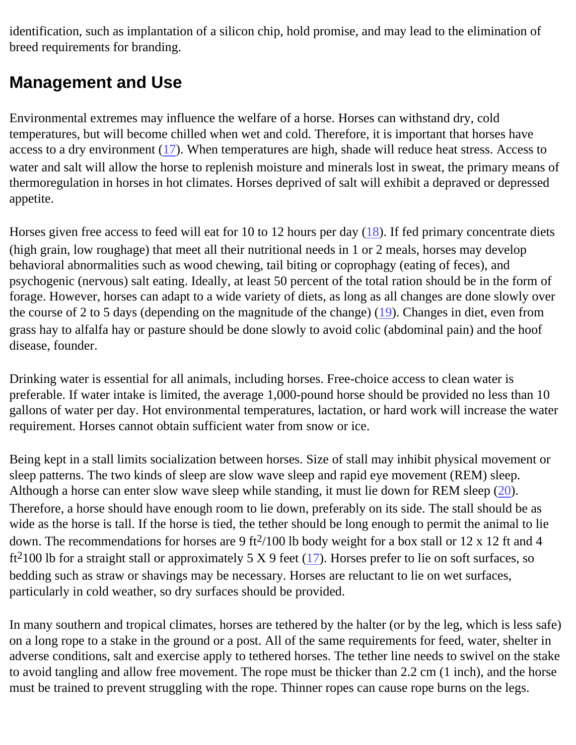identification, such as implantation of a silicon chip, hold promise, and may lead to the elimination of breed requirements for branding.

## Management and Use

Environmental extremes may influence the welfare of a horse. Horses can withstand dry, cold temperatures, but will become chilled when wet and cold. Therefore, it is important that horses have access to a dry environment (17). When temperatures are high, shade will reduce heat stress. Access to water and salt will allow the horse to replenish moisture and minerals lost in sweat, the primary means of thermoregulation in horses in hot climates. Horses deprived of salt will exhibit a depraved or depressed appetite.

Horses given free access to feed will eat for 10 to 12 hours per day (18). If fed primary concentrate diets (high grain, low roughage) that meet all their nutritional needs in 1 or 2 meals, horses may develop behavioral abnormalities such as wood chewing, tail biting or coprophagy (eating of feces), and psychogenic (nervous) salt eating. Ideally, at least 50 percent of the total ration should be in the form of forage. However, horses can adapt to a wide variety of diets, as long as all changes are done slowly over the course of 2 to 5 days (depending on the magnitude of the change) (19). Changes in diet, even from grass hay to alfalfa hay or pasture should be done slowly to avoid colic (abdominal pain) and the hoof disease, founder.

Drinking water is essential for all animals, including horses. Free-choice access to clean water is preferable. If water intake is limited, the average 1,000-pound horse should be provided no less than 10 gallons of water per day. Hot environmental temperatures, lactation, or hard work will increase the water requirement. Horses cannot obtain sufficient water from snow or ice.

Being kept in a stall limits socialization between horses. Size of stall may inhibit physical movement or sleep patterns. The two kinds of sleep are slow wave sleep and rapid eye movement (REM) sleep. Although a horse can enter slow wave sleep while standing, it must lie down for REM sleep (20). Therefore, a horse should have enough room to lie down, preferably on its side. The stall should be as wide as the horse is tall. If the horse is tied, the tether should be long enough to permit the animal to lie down. The recommendations for horses are 9 $ft^2$/100 lb body weight for a box stall or 12 x 12 ft and 4 $ft^2$100 lb for a straight stall or approximately 5 X 9 feet (17). Horses prefer to lie on soft surfaces, so bedding such as straw or shavings may be necessary. Horses are reluctant to lie on wet surfaces, particularly in cold weather, so dry surfaces should be provided.

In many southern and tropical climates, horses are tethered by the halter (or by the leg, which is less safe) on a long rope to a stake in the ground or a post. All of the same requirements for feed, water, shelter in adverse conditions, salt and exercise apply to tethered horses. The tether line needs to swivel on the stake to avoid tangling and allow free movement. The rope must be thicker than 2.2 cm (1 inch), and the horse must be trained to prevent struggling with the rope. Thinner ropes can cause rope burns on the legs.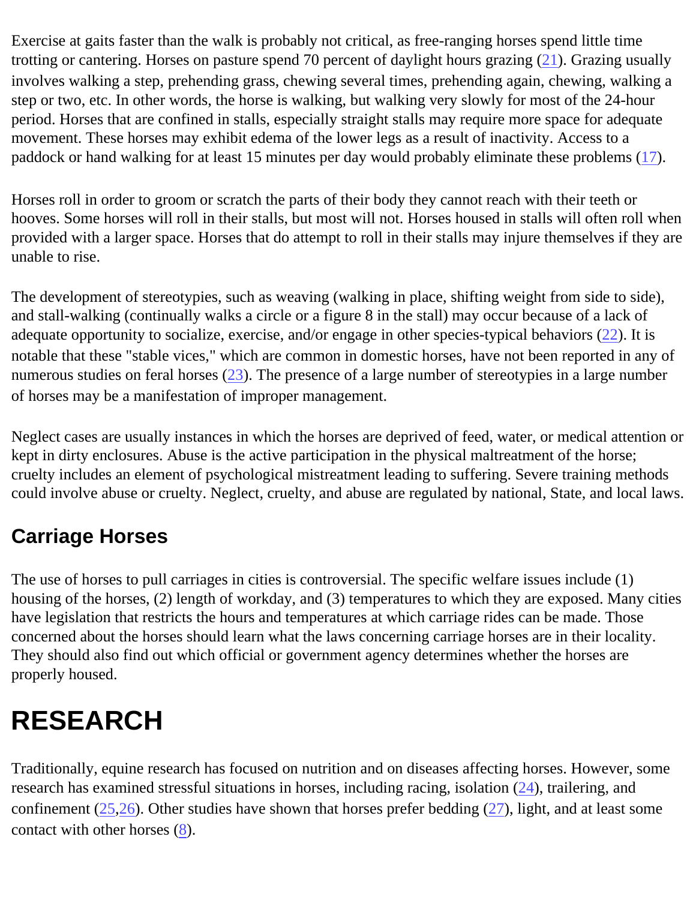Exercise at gaits faster than the walk is probably not critical, as free-ranging horses spend little time trotting or cantering. Horses on pasture spend 70 percent of daylight hours grazing (21). Grazing usually involves walking a step, prehending grass, chewing several times, prehending again, chewing, walking a step or two, etc. In other words, the horse is walking, but walking very slowly for most of the 24-hour period. Horses that are confined in stalls, especially straight stalls may require more space for adequate movement. These horses may exhibit edema of the lower legs as a result of inactivity. Access to a paddock or hand walking for at least 15 minutes per day would probably eliminate these problems (17).

Horses roll in order to groom or scratch the parts of their body they cannot reach with their teeth or hooves. Some horses will roll in their stalls, but most will not. Horses housed in stalls will often roll when provided with a larger space. Horses that do attempt to roll in their stalls may injure themselves if they are unable to rise.

The development of stereotypies, such as weaving (walking in place, shifting weight from side to side), and stall-walking (continually walks a circle or a figure 8 in the stall) may occur because of a lack of adequate opportunity to socialize, exercise, and/or engage in other species-typical behaviors (22). It is notable that these "stable vices," which are common in domestic horses, have not been reported in any of numerous studies on feral horses (23). The presence of a large number of stereotypies in a large number of horses may be a manifestation of improper management.

Neglect cases are usually instances in which the horses are deprived of feed, water, or medical attention or kept in dirty enclosures. Abuse is the active participation in the physical maltreatment of the horse; cruelty includes an element of psychological mistreatment leading to suffering. Severe training methods could involve abuse or cruelty. Neglect, cruelty, and abuse are regulated by national, State, and local laws.

## Carriage Horses

The use of horses to pull carriages in cities is controversial. The specific welfare issues include (1) housing of the horses, (2) length of workday, and (3) temperatures to which they are exposed. Many cities have legislation that restricts the hours and temperatures at which carriage rides can be made. Those concerned about the horses should learn what the laws concerning carriage horses are in their locality. They should also find out which official or government agency determines whether the horses are properly housed.

# RESEARCH

Traditionally, equine research has focused on nutrition and on diseases affecting horses. However, some research has examined stressful situations in horses, including racing, isolation (24), trailering, and confinement (25,26). Other studies have shown that horses prefer bedding (27), light, and at least some contact with other horses (8).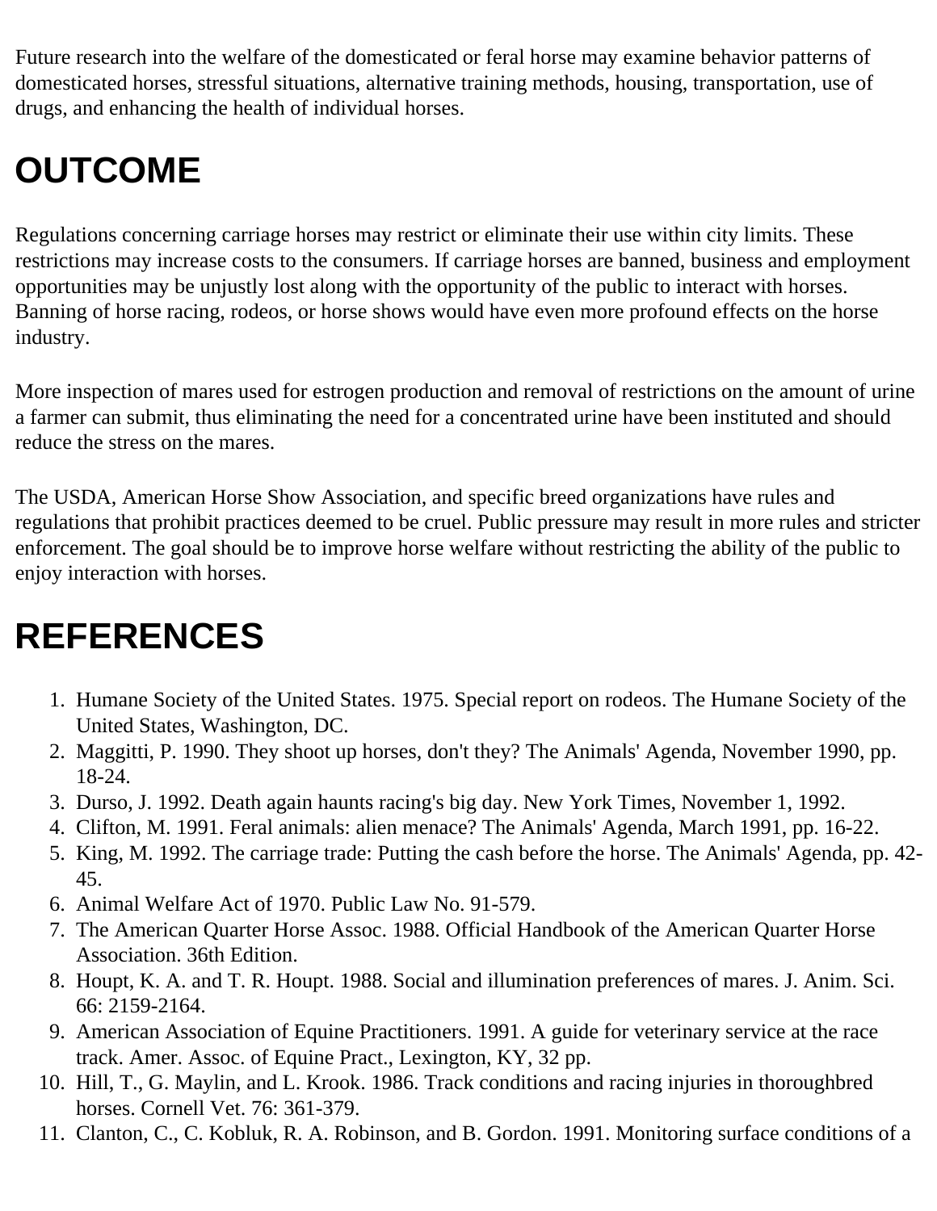Future research into the welfare of the domesticated or feral horse may examine behavior patterns of domesticated horses, stressful situations, alternative training methods, housing, transportation, use of drugs, and enhancing the health of individual horses.

# OUTCOME

Regulations concerning carriage horses may restrict or eliminate their use within city limits. These restrictions may increase costs to the consumers. If carriage horses are banned, business and employment opportunities may be unjustly lost along with the opportunity of the public to interact with horses. Banning of horse racing, rodeos, or horse shows would have even more profound effects on the horse industry.

More inspection of mares used for estrogen production and removal of restrictions on the amount of urine a farmer can submit, thus eliminating the need for a concentrated urine have been instituted and should reduce the stress on the mares.

The USDA, American Horse Show Association, and specific breed organizations have rules and regulations that prohibit practices deemed to be cruel. Public pressure may result in more rules and stricter enforcement. The goal should be to improve horse welfare without restricting the ability of the public to enjoy interaction with horses.

# REFERENCES

1. Humane Society of the United States. 1975. Special report on rodeos. The Humane Society of the United States, Washington, DC.
2. Maggitti, P. 1990. They shoot up horses, don't they? The Animals' Agenda, November 1990, pp. 18-24.
3. Durso, J. 1992. Death again haunts racing's big day. New York Times, November 1, 1992.
4. Clifton, M. 1991. Feral animals: alien menace? The Animals' Agenda, March 1991, pp. 16-22.
5. King, M. 1992. The carriage trade: Putting the cash before the horse. The Animals' Agenda, pp. 42-45.
6. Animal Welfare Act of 1970. Public Law No. 91-579.
7. The American Quarter Horse Assoc. 1988. Official Handbook of the American Quarter Horse Association. 36th Edition.
8. Houpt, K. A. and T. R. Houpt. 1988. Social and illumination preferences of mares. J. Anim. Sci. 66: 2159-2164.
9. American Association of Equine Practitioners. 1991. A guide for veterinary service at the race track. Amer. Assoc. of Equine Pract., Lexington, KY, 32 pp.
10. Hill, T., G. Maylin, and L. Krook. 1986. Track conditions and racing injuries in thoroughbred horses. Cornell Vet. 76: 361-379.
11. Clanton, C., C. Kobluk, R. A. Robinson, and B. Gordon. 1991. Monitoring surface conditions of a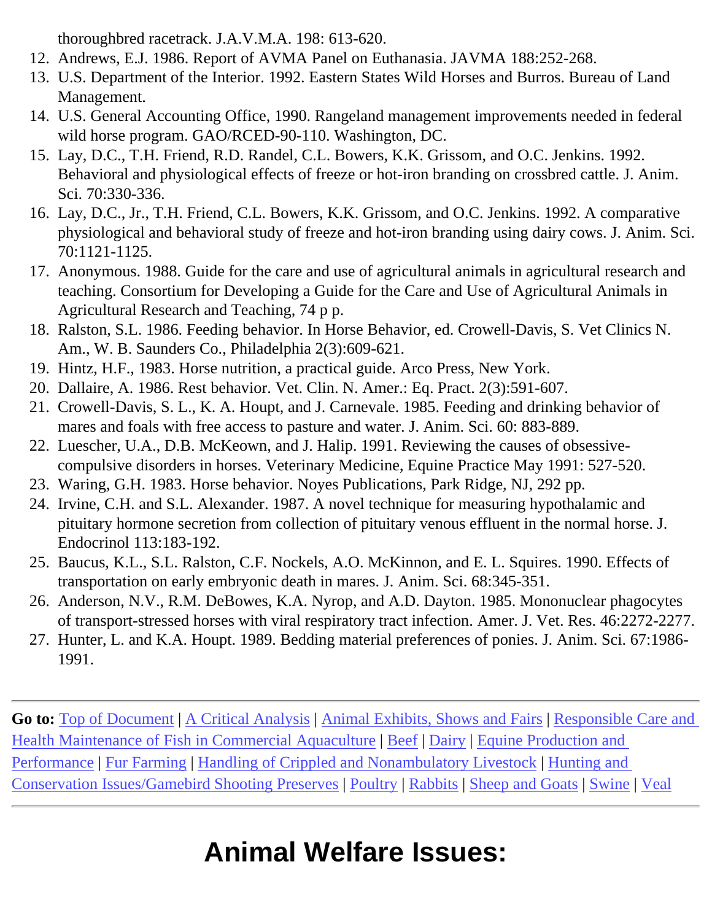thoroughbred racetrack. J.A.V.M.A. 198: 613-620.

12. Andrews, E.J. 1986. Report of AVMA Panel on Euthanasia. JAVMA 188:252-268.
13. U.S. Department of the Interior. 1992. Eastern States Wild Horses and Burros. Bureau of Land Management.
14. U.S. General Accounting Office, 1990. Rangeland management improvements needed in federal wild horse program. GAO/RCED-90-110. Washington, DC.
15. Lay, D.C., T.H. Friend, R.D. Randel, C.L. Bowers, K.K. Grissom, and O.C. Jenkins. 1992. Behavioral and physiological effects of freeze or hot-iron branding on crossbred cattle. J. Anim. Sci. 70:330-336.
16. Lay, D.C., Jr., T.H. Friend, C.L. Bowers, K.K. Grissom, and O.C. Jenkins. 1992. A comparative physiological and behavioral study of freeze and hot-iron branding using dairy cows. J. Anim. Sci. 70:1121-1125.
17. Anonymous. 1988. Guide for the care and use of agricultural animals in agricultural research and teaching. Consortium for Developing a Guide for the Care and Use of Agricultural Animals in Agricultural Research and Teaching, 74 p p.
18. Ralston, S.L. 1986. Feeding behavior. In Horse Behavior, ed. Crowell-Davis, S. Vet Clinics N. Am., W. B. Saunders Co., Philadelphia 2(3):609-621.
19. Hintz, H.F., 1983. Horse nutrition, a practical guide. Arco Press, New York.
20. Dallaire, A. 1986. Rest behavior. Vet. Clin. N. Amer.: Eq. Pract. 2(3):591-607.
21. Crowell-Davis, S. L., K. A. Houpt, and J. Carnevale. 1985. Feeding and drinking behavior of mares and foals with free access to pasture and water. J. Anim. Sci. 60: 883-889.
22. Luescher, U.A., D.B. McKeown, and J. Halip. 1991. Reviewing the causes of obsessive-compulsive disorders in horses. Veterinary Medicine, Equine Practice May 1991: 527-520.
23. Waring, G.H. 1983. Horse behavior. Noyes Publications, Park Ridge, NJ, 292 pp.
24. Irvine, C.H. and S.L. Alexander. 1987. A novel technique for measuring hypothalamic and pituitary hormone secretion from collection of pituitary venous effluent in the normal horse. J. Endocrinol 113:183-192.
25. Baucus, K.L., S.L. Ralston, C.F. Nockels, A.O. McKinnon, and E. L. Squires. 1990. Effects of transportation on early embryonic death in mares. J. Anim. Sci. 68:345-351.
26. Anderson, N.V., R.M. DeBowes, K.A. Nyrop, and A.D. Dayton. 1985. Mononuclear phagocytes of transport-stressed horses with viral respiratory tract infection. Amer. J. Vet. Res. 46:2272-2277.
27. Hunter, L. and K.A. Houpt. 1989. Bedding material preferences of ponies. J. Anim. Sci. 67:1986-1991.

---

**Go to:** Top of Document | A Critical Analysis | Animal Exhibits, Shows and Fairs | Responsible Care and Health Maintenance of Fish in Commercial Aquaculture | Beef | Dairy | Equine Production and Performance | Fur Farming | Handling of Crippled and Nonambulatory Livestock | Hunting and Conservation Issues/Gamebird Shooting Preserves | Poultry | Rabbits | Sheep and Goats | Swine | Veal

---

# Animal Welfare Issues: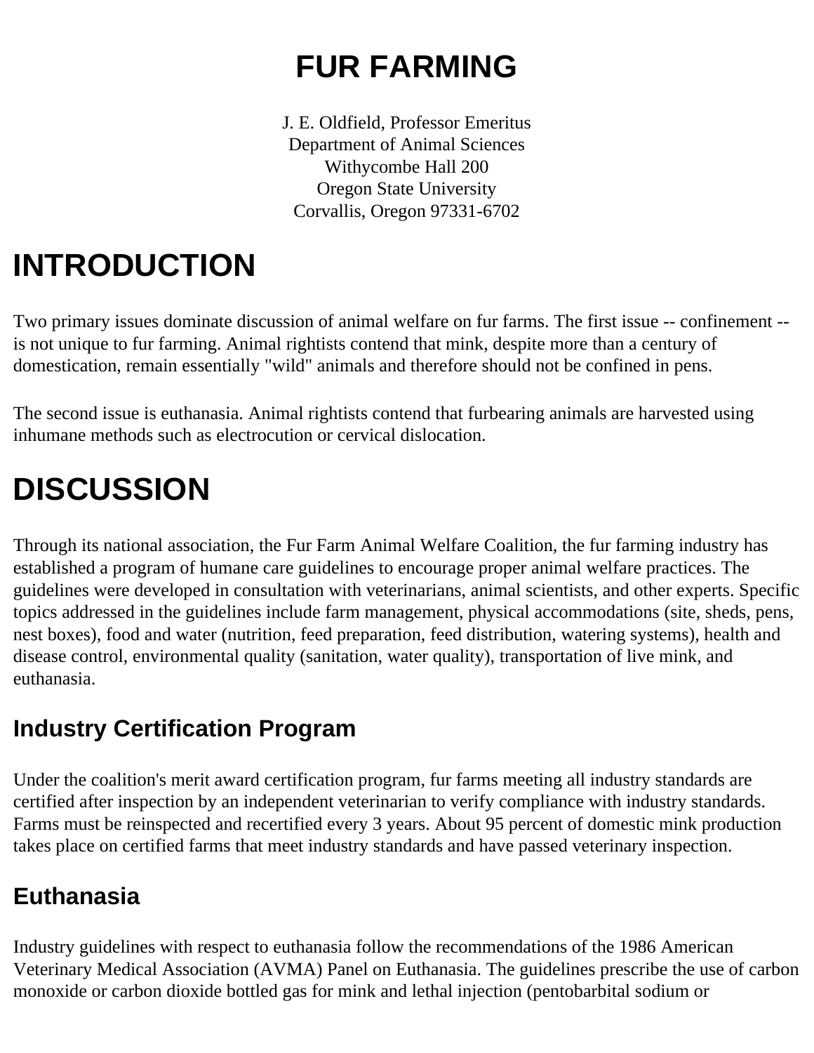# FUR FARMING

J. E. Oldfield, Professor Emeritus
Department of Animal Sciences
Withycombe Hall 200
Oregon State University
Corvallis, Oregon 97331-6702

# INTRODUCTION

Two primary issues dominate discussion of animal welfare on fur farms. The first issue -- confinement -- is not unique to fur farming. Animal rightists contend that mink, despite more than a century of domestication, remain essentially "wild" animals and therefore should not be confined in pens.

The second issue is euthanasia. Animal rightists contend that furbearing animals are harvested using inhumane methods such as electrocution or cervical dislocation.

# DISCUSSION

Through its national association, the Fur Farm Animal Welfare Coalition, the fur farming industry has established a program of humane care guidelines to encourage proper animal welfare practices. The guidelines were developed in consultation with veterinarians, animal scientists, and other experts. Specific topics addressed in the guidelines include farm management, physical accommodations (site, sheds, pens, nest boxes), food and water (nutrition, feed preparation, feed distribution, watering systems), health and disease control, environmental quality (sanitation, water quality), transportation of live mink, and euthanasia.

## Industry Certification Program

Under the coalition's merit award certification program, fur farms meeting all industry standards are certified after inspection by an independent veterinarian to verify compliance with industry standards. Farms must be reinspected and recertified every 3 years. About 95 percent of domestic mink production takes place on certified farms that meet industry standards and have passed veterinary inspection.

## Euthanasia

Industry guidelines with respect to euthanasia follow the recommendations of the 1986 American Veterinary Medical Association (AVMA) Panel on Euthanasia. The guidelines prescribe the use of carbon monoxide or carbon dioxide bottled gas for mink and lethal injection (pentobarbital sodium or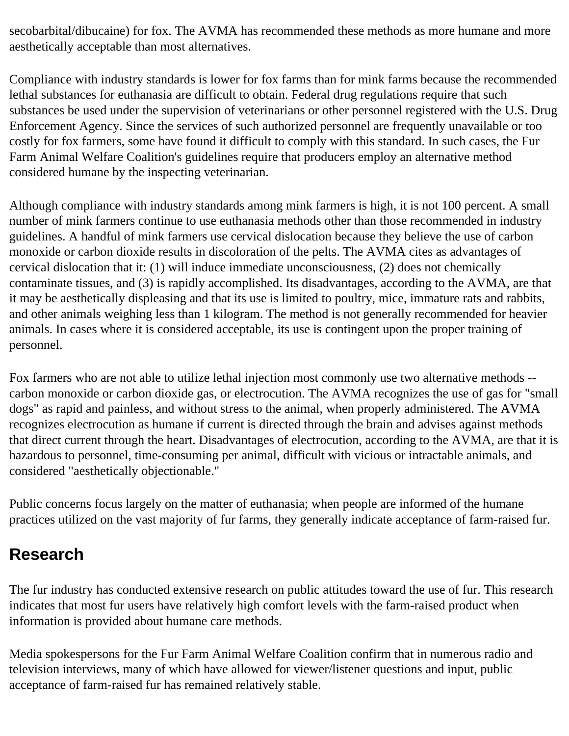secobarbital/dibucaine) for fox. The AVMA has recommended these methods as more humane and more aesthetically acceptable than most alternatives.

Compliance with industry standards is lower for fox farms than for mink farms because the recommended lethal substances for euthanasia are difficult to obtain. Federal drug regulations require that such substances be used under the supervision of veterinarians or other personnel registered with the U.S. Drug Enforcement Agency. Since the services of such authorized personnel are frequently unavailable or too costly for fox farmers, some have found it difficult to comply with this standard. In such cases, the Fur Farm Animal Welfare Coalition's guidelines require that producers employ an alternative method considered humane by the inspecting veterinarian.

Although compliance with industry standards among mink farmers is high, it is not 100 percent. A small number of mink farmers continue to use euthanasia methods other than those recommended in industry guidelines. A handful of mink farmers use cervical dislocation because they believe the use of carbon monoxide or carbon dioxide results in discoloration of the pelts. The AVMA cites as advantages of cervical dislocation that it: (1) will induce immediate unconsciousness, (2) does not chemically contaminate tissues, and (3) is rapidly accomplished. Its disadvantages, according to the AVMA, are that it may be aesthetically displeasing and that its use is limited to poultry, mice, immature rats and rabbits, and other animals weighing less than 1 kilogram. The method is not generally recommended for heavier animals. In cases where it is considered acceptable, its use is contingent upon the proper training of personnel.

Fox farmers who are not able to utilize lethal injection most commonly use two alternative methods -- carbon monoxide or carbon dioxide gas, or electrocution. The AVMA recognizes the use of gas for "small dogs" as rapid and painless, and without stress to the animal, when properly administered. The AVMA recognizes electrocution as humane if current is directed through the brain and advises against methods that direct current through the heart. Disadvantages of electrocution, according to the AVMA, are that it is hazardous to personnel, time-consuming per animal, difficult with vicious or intractable animals, and considered "aesthetically objectionable."

Public concerns focus largely on the matter of euthanasia; when people are informed of the humane practices utilized on the vast majority of fur farms, they generally indicate acceptance of farm-raised fur.

## Research

The fur industry has conducted extensive research on public attitudes toward the use of fur. This research indicates that most fur users have relatively high comfort levels with the farm-raised product when information is provided about humane care methods.

Media spokespersons for the Fur Farm Animal Welfare Coalition confirm that in numerous radio and television interviews, many of which have allowed for viewer/listener questions and input, public acceptance of farm-raised fur has remained relatively stable.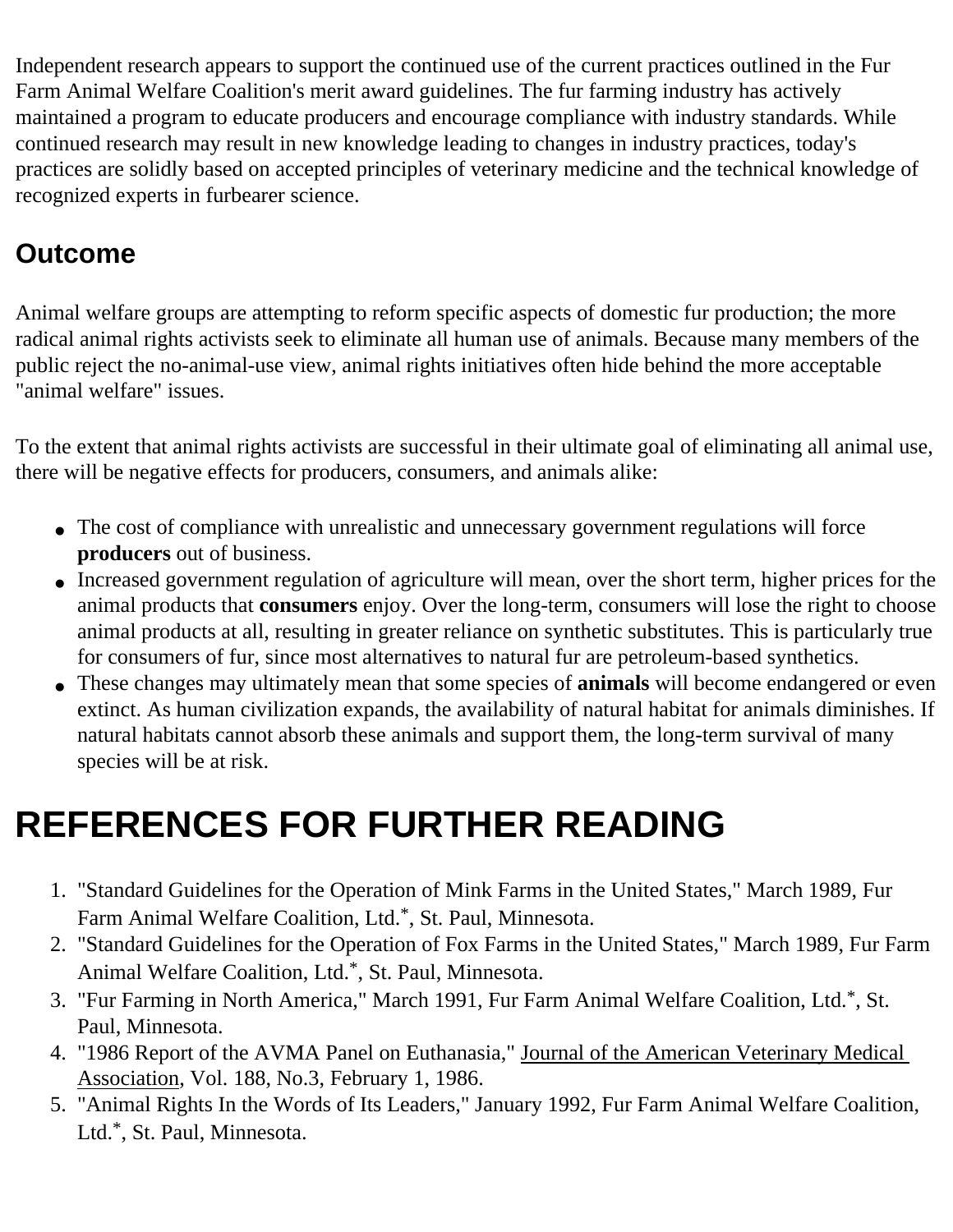Independent research appears to support the continued use of the current practices outlined in the Fur Farm Animal Welfare Coalition's merit award guidelines. The fur farming industry has actively maintained a program to educate producers and encourage compliance with industry standards. While continued research may result in new knowledge leading to changes in industry practices, today's practices are solidly based on accepted principles of veterinary medicine and the technical knowledge of recognized experts in furbearer science.

## Outcome

Animal welfare groups are attempting to reform specific aspects of domestic fur production; the more radical animal rights activists seek to eliminate all human use of animals. Because many members of the public reject the no-animal-use view, animal rights initiatives often hide behind the more acceptable "animal welfare" issues.

To the extent that animal rights activists are successful in their ultimate goal of eliminating all animal use, there will be negative effects for producers, consumers, and animals alike:

- The cost of compliance with unrealistic and unnecessary government regulations will force **producers** out of business.
- Increased government regulation of agriculture will mean, over the short term, higher prices for the animal products that **consumers** enjoy. Over the long-term, consumers will lose the right to choose animal products at all, resulting in greater reliance on synthetic substitutes. This is particularly true for consumers of fur, since most alternatives to natural fur are petroleum-based synthetics.
- These changes may ultimately mean that some species of **animals** will become endangered or even extinct. As human civilization expands, the availability of natural habitat for animals diminishes. If natural habitats cannot absorb these animals and support them, the long-term survival of many species will be at risk.

# REFERENCES FOR FURTHER READING

1. "Standard Guidelines for the Operation of Mink Farms in the United States," March 1989, Fur Farm Animal Welfare Coalition, Ltd.*, St. Paul, Minnesota.
2. "Standard Guidelines for the Operation of Fox Farms in the United States," March 1989, Fur Farm Animal Welfare Coalition, Ltd.*, St. Paul, Minnesota.
3. "Fur Farming in North America," March 1991, Fur Farm Animal Welfare Coalition, Ltd.*, St. Paul, Minnesota.
4. "1986 Report of the AVMA Panel on Euthanasia," Journal of the American Veterinary Medical Association, Vol. 188, No.3, February 1, 1986.
5. "Animal Rights In the Words of Its Leaders," January 1992, Fur Farm Animal Welfare Coalition, Ltd.*, St. Paul, Minnesota.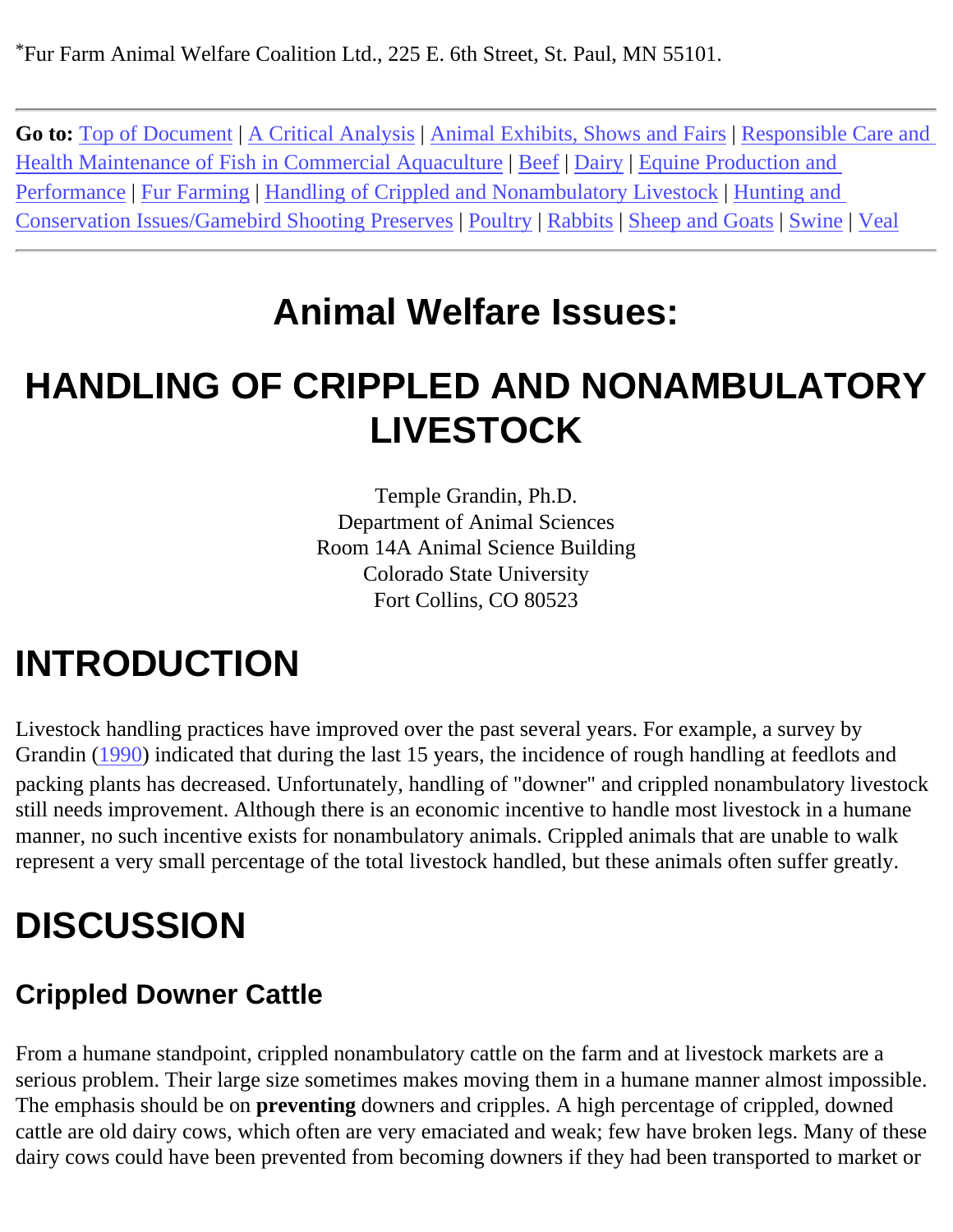*Fur Farm Animal Welfare Coalition Ltd., 225 E. 6th Street, St. Paul, MN 55101.

---

**Go to:** Top of Document | A Critical Analysis | Animal Exhibits, Shows and Fairs | Responsible Care and Health Maintenance of Fish in Commercial Aquaculture | Beef | Dairy | Equine Production and Performance | Fur Farming | Handling of Crippled and Nonambulatory Livestock | Hunting and Conservation Issues/Gamebird Shooting Preserves | Poultry | Rabbits | Sheep and Goats | Swine | Veal

---

# Animal Welfare Issues:

# HANDLING OF CRIPPLED AND NONAMBULATORY LIVESTOCK

Temple Grandin, Ph.D.
Department of Animal Sciences
Room 14A Animal Science Building
Colorado State University
Fort Collins, CO 80523

# INTRODUCTION

Livestock handling practices have improved over the past several years. For example, a survey by Grandin (1990) indicated that during the last 15 years, the incidence of rough handling at feedlots and packing plants has decreased. Unfortunately, handling of "downer" and crippled nonambulatory livestock still needs improvement. Although there is an economic incentive to handle most livestock in a humane manner, no such incentive exists for nonambulatory animals. Crippled animals that are unable to walk represent a very small percentage of the total livestock handled, but these animals often suffer greatly.

# DISCUSSION

## Crippled Downer Cattle

From a humane standpoint, crippled nonambulatory cattle on the farm and at livestock markets are a serious problem. Their large size sometimes makes moving them in a humane manner almost impossible. The emphasis should be on **preventing** downers and cripples. A high percentage of crippled, downed cattle are old dairy cows, which often are very emaciated and weak; few have broken legs. Many of these dairy cows could have been prevented from becoming downers if they had been transported to market or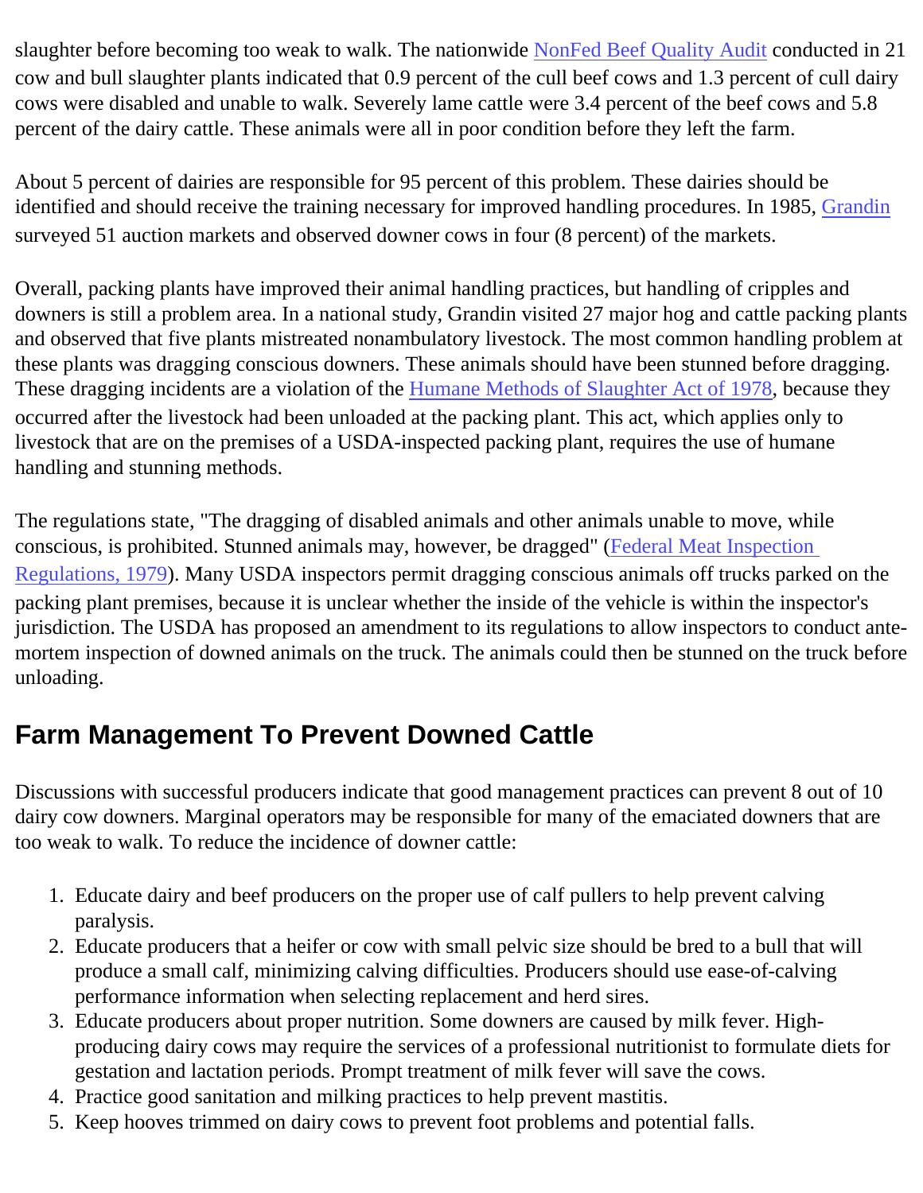slaughter before becoming too weak to walk. The nationwide NonFed Beef Quality Audit conducted in 21 cow and bull slaughter plants indicated that 0.9 percent of the cull beef cows and 1.3 percent of cull dairy cows were disabled and unable to walk. Severely lame cattle were 3.4 percent of the beef cows and 5.8 percent of the dairy cattle. These animals were all in poor condition before they left the farm.

About 5 percent of dairies are responsible for 95 percent of this problem. These dairies should be identified and should receive the training necessary for improved handling procedures. In 1985, Grandin surveyed 51 auction markets and observed downer cows in four (8 percent) of the markets.

Overall, packing plants have improved their animal handling practices, but handling of cripples and downers is still a problem area. In a national study, Grandin visited 27 major hog and cattle packing plants and observed that five plants mistreated nonambulatory livestock. The most common handling problem at these plants was dragging conscious downers. These animals should have been stunned before dragging. These dragging incidents are a violation of the Humane Methods of Slaughter Act of 1978, because they occurred after the livestock had been unloaded at the packing plant. This act, which applies only to livestock that are on the premises of a USDA-inspected packing plant, requires the use of humane handling and stunning methods.

The regulations state, "The dragging of disabled animals and other animals unable to move, while conscious, is prohibited. Stunned animals may, however, be dragged" (Federal Meat Inspection Regulations, 1979). Many USDA inspectors permit dragging conscious animals off trucks parked on the packing plant premises, because it is unclear whether the inside of the vehicle is within the inspector's jurisdiction. The USDA has proposed an amendment to its regulations to allow inspectors to conduct ante-mortem inspection of downed animals on the truck. The animals could then be stunned on the truck before unloading.

## Farm Management To Prevent Downed Cattle

Discussions with successful producers indicate that good management practices can prevent 8 out of 10 dairy cow downers. Marginal operators may be responsible for many of the emaciated downers that are too weak to walk. To reduce the incidence of downer cattle:

1. Educate dairy and beef producers on the proper use of calf pullers to help prevent calving paralysis.
2. Educate producers that a heifer or cow with small pelvic size should be bred to a bull that will produce a small calf, minimizing calving difficulties. Producers should use ease-of-calving performance information when selecting replacement and herd sires.
3. Educate producers about proper nutrition. Some downers are caused by milk fever. High-producing dairy cows may require the services of a professional nutritionist to formulate diets for gestation and lactation periods. Prompt treatment of milk fever will save the cows.
4. Practice good sanitation and milking practices to help prevent mastitis.
5. Keep hooves trimmed on dairy cows to prevent foot problems and potential falls.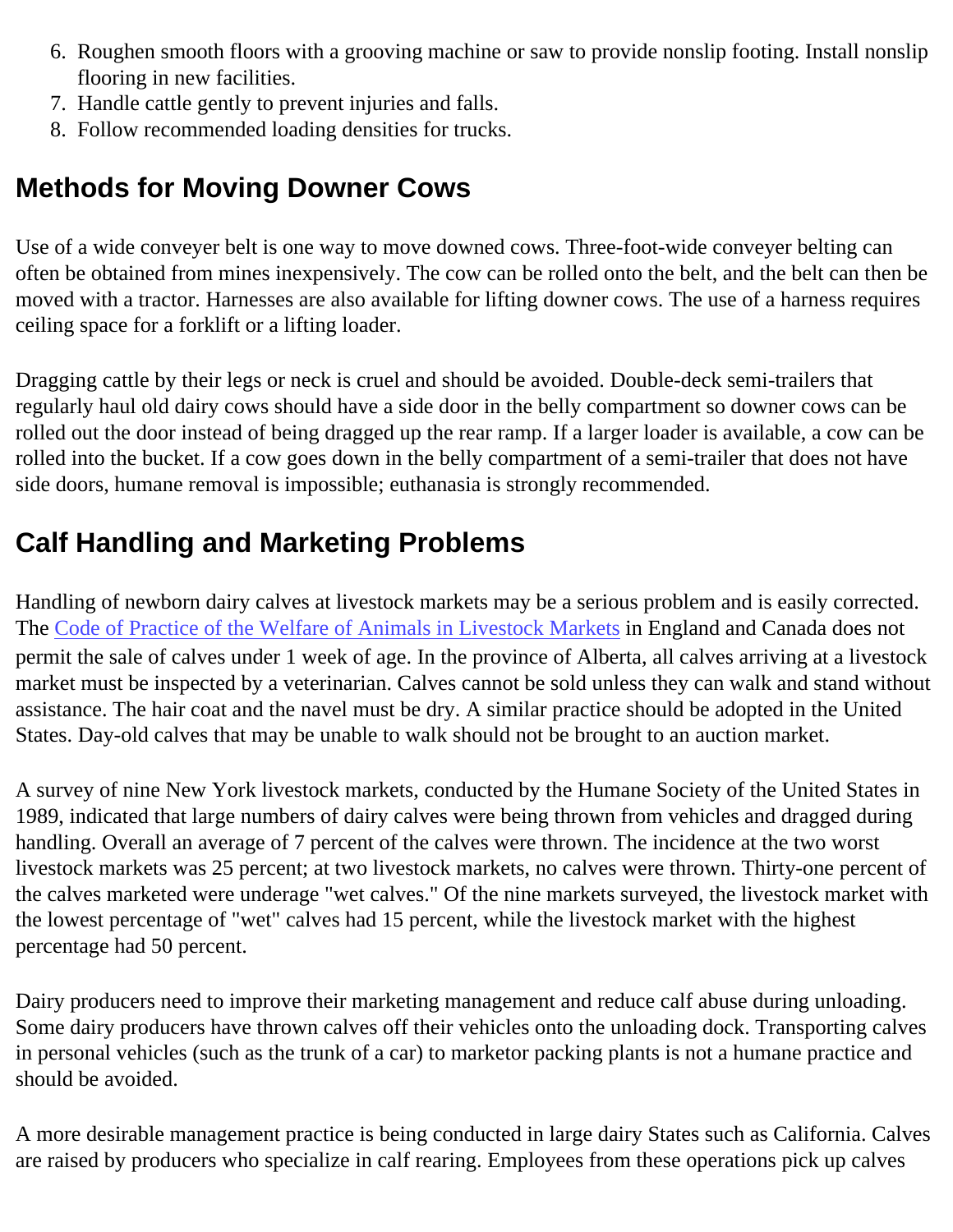6. Roughen smooth floors with a grooving machine or saw to provide nonslip footing. Install nonslip flooring in new facilities.
7. Handle cattle gently to prevent injuries and falls.
8. Follow recommended loading densities for trucks.

## Methods for Moving Downer Cows

Use of a wide conveyer belt is one way to move downed cows. Three-foot-wide conveyer belting can often be obtained from mines inexpensively. The cow can be rolled onto the belt, and the belt can then be moved with a tractor. Harnesses are also available for lifting downer cows. The use of a harness requires ceiling space for a forklift or a lifting loader.

Dragging cattle by their legs or neck is cruel and should be avoided. Double-deck semi-trailers that regularly haul old dairy cows should have a side door in the belly compartment so downer cows can be rolled out the door instead of being dragged up the rear ramp. If a larger loader is available, a cow can be rolled into the bucket. If a cow goes down in the belly compartment of a semi-trailer that does not have side doors, humane removal is impossible; euthanasia is strongly recommended.

## Calf Handling and Marketing Problems

Handling of newborn dairy calves at livestock markets may be a serious problem and is easily corrected. The Code of Practice of the Welfare of Animals in Livestock Markets in England and Canada does not permit the sale of calves under 1 week of age. In the province of Alberta, all calves arriving at a livestock market must be inspected by a veterinarian. Calves cannot be sold unless they can walk and stand without assistance. The hair coat and the navel must be dry. A similar practice should be adopted in the United States. Day-old calves that may be unable to walk should not be brought to an auction market.

A survey of nine New York livestock markets, conducted by the Humane Society of the United States in 1989, indicated that large numbers of dairy calves were being thrown from vehicles and dragged during handling. Overall an average of 7 percent of the calves were thrown. The incidence at the two worst livestock markets was 25 percent; at two livestock markets, no calves were thrown. Thirty-one percent of the calves marketed were underage "wet calves." Of the nine markets surveyed, the livestock market with the lowest percentage of "wet" calves had 15 percent, while the livestock market with the highest percentage had 50 percent.

Dairy producers need to improve their marketing management and reduce calf abuse during unloading. Some dairy producers have thrown calves off their vehicles onto the unloading dock. Transporting calves in personal vehicles (such as the trunk of a car) to marketor packing plants is not a humane practice and should be avoided.

A more desirable management practice is being conducted in large dairy States such as California. Calves are raised by producers who specialize in calf rearing. Employees from these operations pick up calves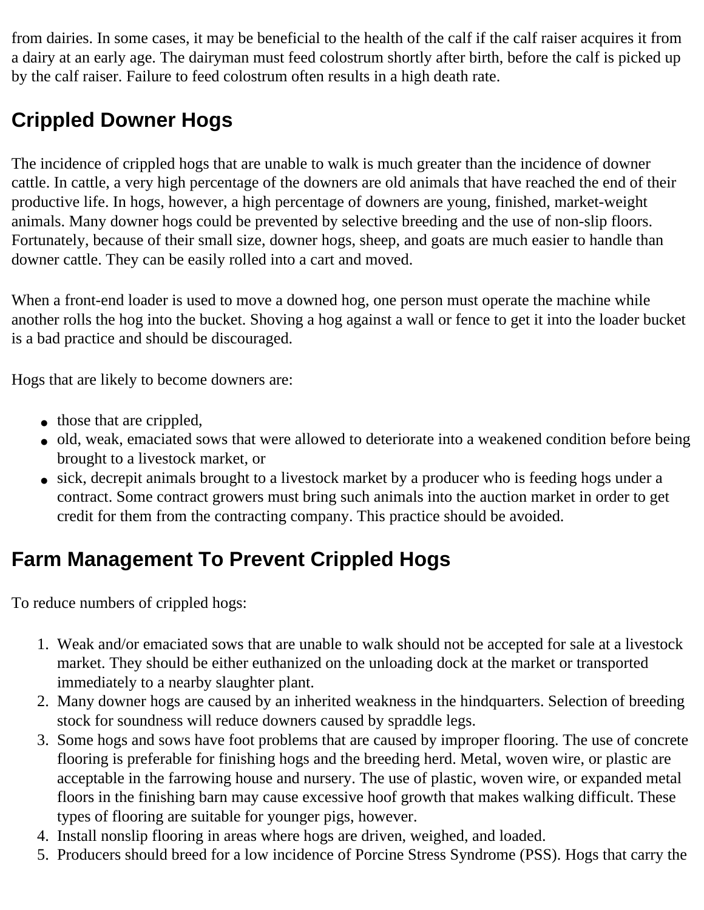from dairies. In some cases, it may be beneficial to the health of the calf if the calf raiser acquires it from a dairy at an early age. The dairyman must feed colostrum shortly after birth, before the calf is picked up by the calf raiser. Failure to feed colostrum often results in a high death rate.

## Crippled Downer Hogs

The incidence of crippled hogs that are unable to walk is much greater than the incidence of downer cattle. In cattle, a very high percentage of the downers are old animals that have reached the end of their productive life. In hogs, however, a high percentage of downers are young, finished, market-weight animals. Many downer hogs could be prevented by selective breeding and the use of non-slip floors. Fortunately, because of their small size, downer hogs, sheep, and goats are much easier to handle than downer cattle. They can be easily rolled into a cart and moved.

When a front-end loader is used to move a downed hog, one person must operate the machine while another rolls the hog into the bucket. Shoving a hog against a wall or fence to get it into the loader bucket is a bad practice and should be discouraged.

Hogs that are likely to become downers are:

- those that are crippled,
- old, weak, emaciated sows that were allowed to deteriorate into a weakened condition before being brought to a livestock market, or
- sick, decrepit animals brought to a livestock market by a producer who is feeding hogs under a contract. Some contract growers must bring such animals into the auction market in order to get credit for them from the contracting company. This practice should be avoided.

## Farm Management To Prevent Crippled Hogs

To reduce numbers of crippled hogs:

1. Weak and/or emaciated sows that are unable to walk should not be accepted for sale at a livestock market. They should be either euthanized on the unloading dock at the market or transported immediately to a nearby slaughter plant.
2. Many downer hogs are caused by an inherited weakness in the hindquarters. Selection of breeding stock for soundness will reduce downers caused by spraddle legs.
3. Some hogs and sows have foot problems that are caused by improper flooring. The use of concrete flooring is preferable for finishing hogs and the breeding herd. Metal, woven wire, or plastic are acceptable in the farrowing house and nursery. The use of plastic, woven wire, or expanded metal floors in the finishing barn may cause excessive hoof growth that makes walking difficult. These types of flooring are suitable for younger pigs, however.
4. Install nonslip flooring in areas where hogs are driven, weighed, and loaded.
5. Producers should breed for a low incidence of Porcine Stress Syndrome (PSS). Hogs that carry the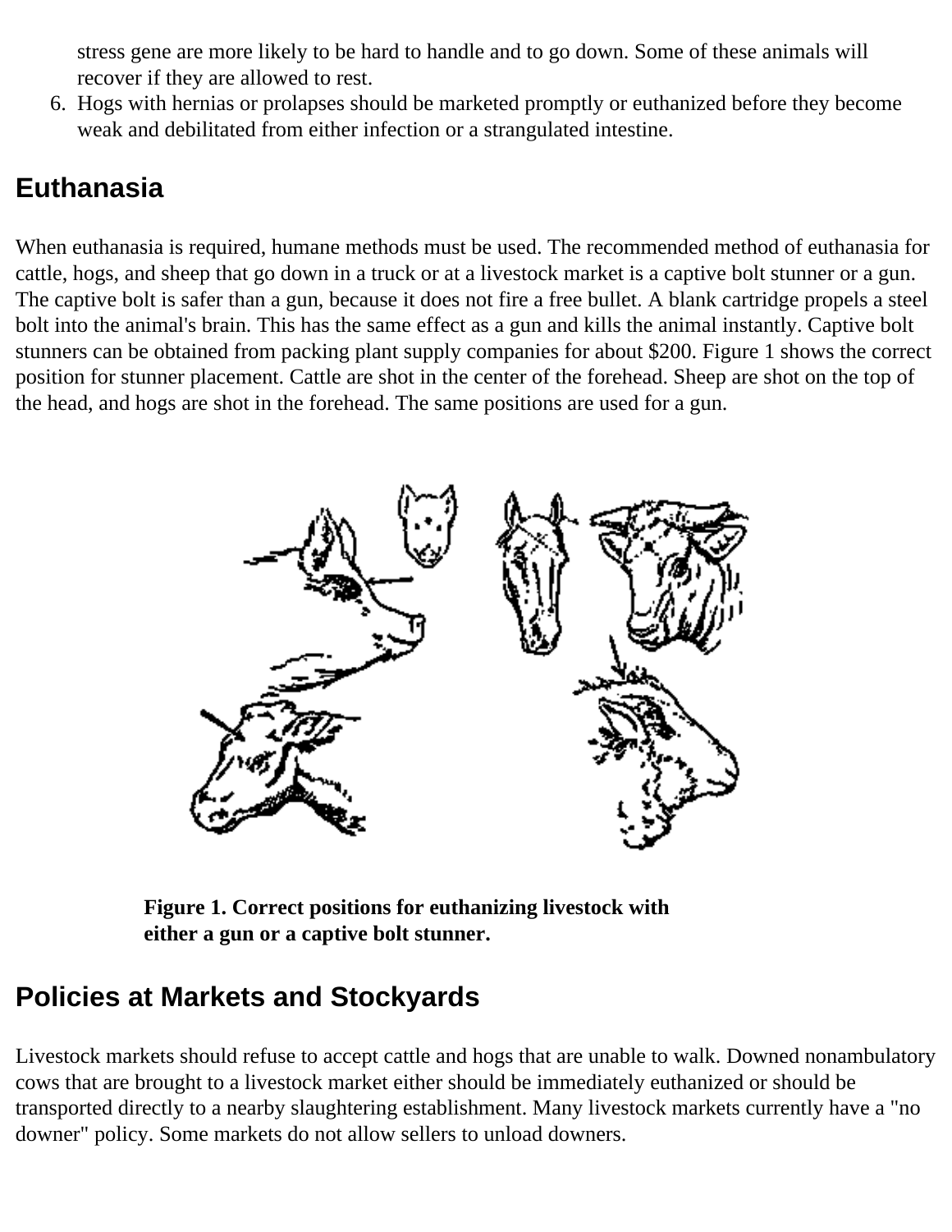stress gene are more likely to be hard to handle and to go down. Some of these animals will recover if they are allowed to rest.

6. Hogs with hernias or prolapses should be marketed promptly or euthanized before they become weak and debilitated from either infection or a strangulated intestine.

## Euthanasia

When euthanasia is required, humane methods must be used. The recommended method of euthanasia for cattle, hogs, and sheep that go down in a truck or at a livestock market is a captive bolt stunner or a gun. The captive bolt is safer than a gun, because it does not fire a free bullet. A blank cartridge propels a steel bolt into the animal's brain. This has the same effect as a gun and kills the animal instantly. Captive bolt stunners can be obtained from packing plant supply companies for about $200. Figure 1 shows the correct position for stunner placement. Cattle are shot in the center of the forehead. Sheep are shot on the top of the head, and hogs are shot in the forehead. The same positions are used for a gun.

**Figure 1. Correct positions for euthanizing livestock with either a gun or a captive bolt stunner.**

## Policies at Markets and Stockyards

Livestock markets should refuse to accept cattle and hogs that are unable to walk. Downed nonambulatory cows that are brought to a livestock market either should be immediately euthanized or should be transported directly to a nearby slaughtering establishment. Many livestock markets currently have a "no downer" policy. Some markets do not allow sellers to unload downers.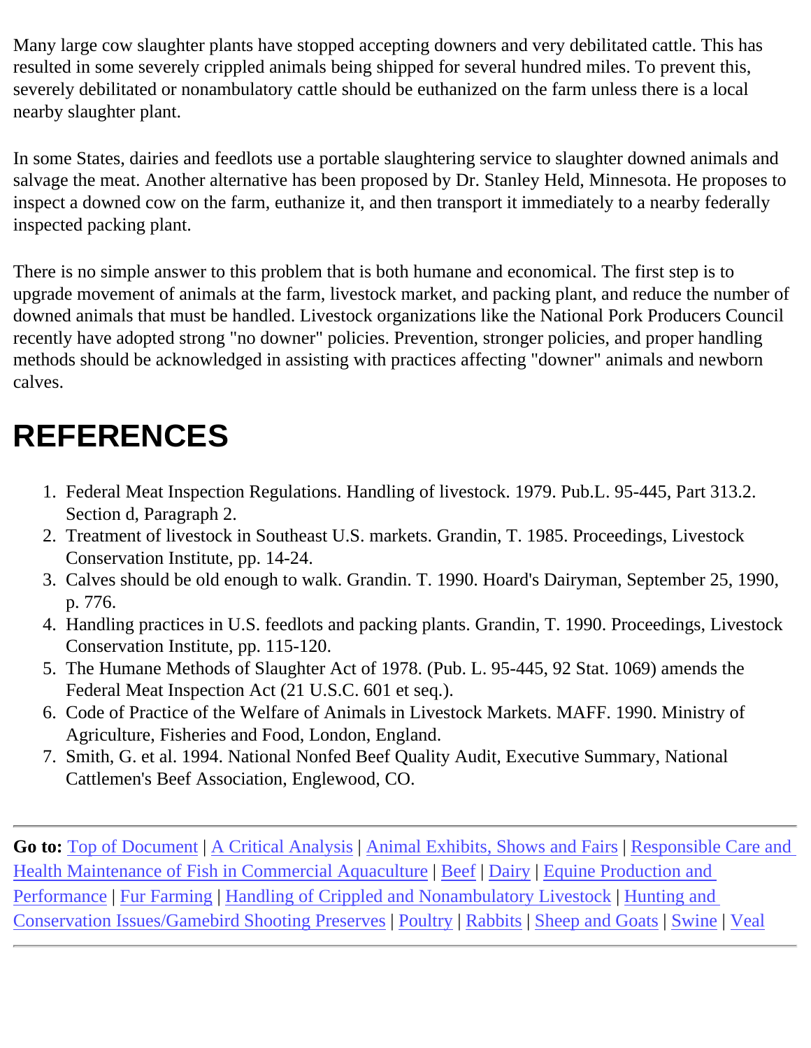Many large cow slaughter plants have stopped accepting downers and very debilitated cattle. This has resulted in some severely crippled animals being shipped for several hundred miles. To prevent this, severely debilitated or nonambulatory cattle should be euthanized on the farm unless there is a local nearby slaughter plant.

In some States, dairies and feedlots use a portable slaughtering service to slaughter downed animals and salvage the meat. Another alternative has been proposed by Dr. Stanley Held, Minnesota. He proposes to inspect a downed cow on the farm, euthanize it, and then transport it immediately to a nearby federally inspected packing plant.

There is no simple answer to this problem that is both humane and economical. The first step is to upgrade movement of animals at the farm, livestock market, and packing plant, and reduce the number of downed animals that must be handled. Livestock organizations like the National Pork Producers Council recently have adopted strong "no downer" policies. Prevention, stronger policies, and proper handling methods should be acknowledged in assisting with practices affecting "downer" animals and newborn calves.

# REFERENCES

1. Federal Meat Inspection Regulations. Handling of livestock. 1979. Pub.L. 95-445, Part 313.2. Section d, Paragraph 2.
2. Treatment of livestock in Southeast U.S. markets. Grandin, T. 1985. Proceedings, Livestock Conservation Institute, pp. 14-24.
3. Calves should be old enough to walk. Grandin. T. 1990. Hoard's Dairyman, September 25, 1990, p. 776.
4. Handling practices in U.S. feedlots and packing plants. Grandin, T. 1990. Proceedings, Livestock Conservation Institute, pp. 115-120.
5. The Humane Methods of Slaughter Act of 1978. (Pub. L. 95-445, 92 Stat. 1069) amends the Federal Meat Inspection Act (21 U.S.C. 601 et seq.).
6. Code of Practice of the Welfare of Animals in Livestock Markets. MAFF. 1990. Ministry of Agriculture, Fisheries and Food, London, England.
7. Smith, G. et al. 1994. National Nonfed Beef Quality Audit, Executive Summary, National Cattlemen's Beef Association, Englewood, CO.

---

**Go to:** Top of Document | A Critical Analysis | Animal Exhibits, Shows and Fairs | Responsible Care and Health Maintenance of Fish in Commercial Aquaculture | Beef | Dairy | Equine Production and Performance | Fur Farming | Handling of Crippled and Nonambulatory Livestock | Hunting and Conservation Issues/Gamebird Shooting Preserves | Poultry | Rabbits | Sheep and Goats | Swine | Veal

---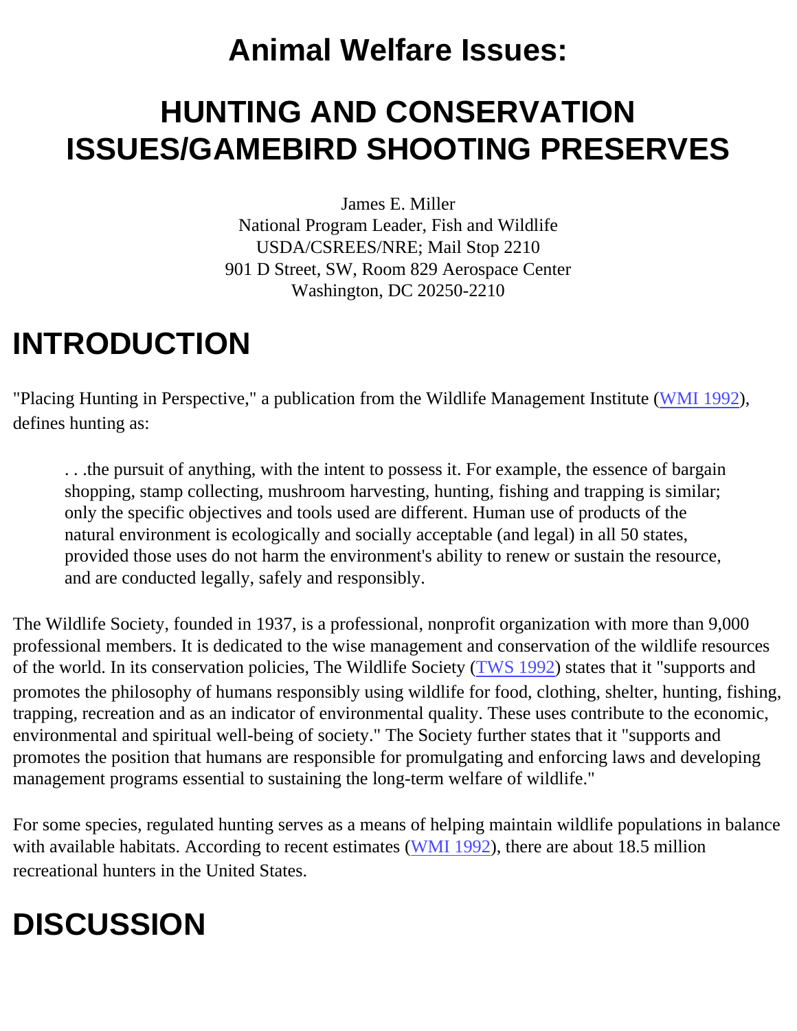# Animal Welfare Issues:

# HUNTING AND CONSERVATION ISSUES/GAMEBIRD SHOOTING PRESERVES

James E. Miller
National Program Leader, Fish and Wildlife
USDA/CSREES/NRE; Mail Stop 2210
901 D Street, SW, Room 829 Aerospace Center
Washington, DC 20250-2210

# INTRODUCTION

"Placing Hunting in Perspective," a publication from the Wildlife Management Institute (WMI 1992), defines hunting as:

> . . .the pursuit of anything, with the intent to possess it. For example, the essence of bargain shopping, stamp collecting, mushroom harvesting, hunting, fishing and trapping is similar; only the specific objectives and tools used are different. Human use of products of the natural environment is ecologically and socially acceptable (and legal) in all 50 states, provided those uses do not harm the environment's ability to renew or sustain the resource, and are conducted legally, safely and responsibly.

The Wildlife Society, founded in 1937, is a professional, nonprofit organization with more than 9,000 professional members. It is dedicated to the wise management and conservation of the wildlife resources of the world. In its conservation policies, The Wildlife Society (TWS 1992) states that it "supports and promotes the philosophy of humans responsibly using wildlife for food, clothing, shelter, hunting, fishing, trapping, recreation and as an indicator of environmental quality. These uses contribute to the economic, environmental and spiritual well-being of society." The Society further states that it "supports and promotes the position that humans are responsible for promulgating and enforcing laws and developing management programs essential to sustaining the long-term welfare of wildlife."

For some species, regulated hunting serves as a means of helping maintain wildlife populations in balance with available habitats. According to recent estimates (WMI 1992), there are about 18.5 million recreational hunters in the United States.

# DISCUSSION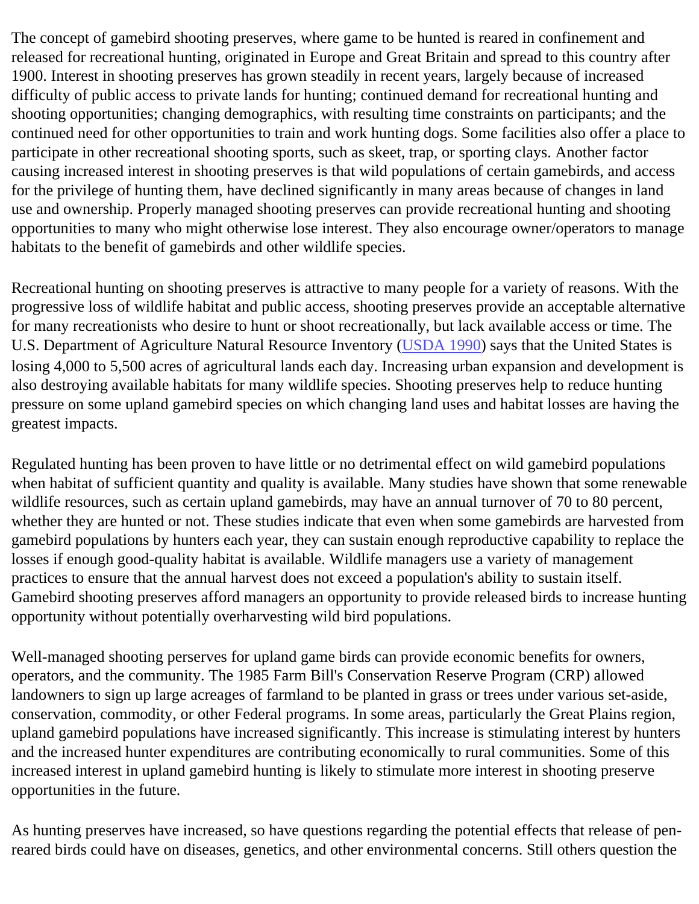The concept of gamebird shooting preserves, where game to be hunted is reared in confinement and released for recreational hunting, originated in Europe and Great Britain and spread to this country after 1900. Interest in shooting preserves has grown steadily in recent years, largely because of increased difficulty of public access to private lands for hunting; continued demand for recreational hunting and shooting opportunities; changing demographics, with resulting time constraints on participants; and the continued need for other opportunities to train and work hunting dogs. Some facilities also offer a place to participate in other recreational shooting sports, such as skeet, trap, or sporting clays. Another factor causing increased interest in shooting preserves is that wild populations of certain gamebirds, and access for the privilege of hunting them, have declined significantly in many areas because of changes in land use and ownership. Properly managed shooting preserves can provide recreational hunting and shooting opportunities to many who might otherwise lose interest. They also encourage owner/operators to manage habitats to the benefit of gamebirds and other wildlife species.

Recreational hunting on shooting preserves is attractive to many people for a variety of reasons. With the progressive loss of wildlife habitat and public access, shooting preserves provide an acceptable alternative for many recreationists who desire to hunt or shoot recreationally, but lack available access or time. The U.S. Department of Agriculture Natural Resource Inventory (USDA 1990) says that the United States is losing 4,000 to 5,500 acres of agricultural lands each day. Increasing urban expansion and development is also destroying available habitats for many wildlife species. Shooting preserves help to reduce hunting pressure on some upland gamebird species on which changing land uses and habitat losses are having the greatest impacts.

Regulated hunting has been proven to have little or no detrimental effect on wild gamebird populations when habitat of sufficient quantity and quality is available. Many studies have shown that some renewable wildlife resources, such as certain upland gamebirds, may have an annual turnover of 70 to 80 percent, whether they are hunted or not. These studies indicate that even when some gamebirds are harvested from gamebird populations by hunters each year, they can sustain enough reproductive capability to replace the losses if enough good-quality habitat is available. Wildlife managers use a variety of management practices to ensure that the annual harvest does not exceed a population's ability to sustain itself. Gamebird shooting preserves afford managers an opportunity to provide released birds to increase hunting opportunity without potentially overharvesting wild bird populations.

Well-managed shooting perserves for upland game birds can provide economic benefits for owners, operators, and the community. The 1985 Farm Bill's Conservation Reserve Program (CRP) allowed landowners to sign up large acreages of farmland to be planted in grass or trees under various set-aside, conservation, commodity, or other Federal programs. In some areas, particularly the Great Plains region, upland gamebird populations have increased significantly. This increase is stimulating interest by hunters and the increased hunter expenditures are contributing economically to rural communities. Some of this increased interest in upland gamebird hunting is likely to stimulate more interest in shooting preserve opportunities in the future.

As hunting preserves have increased, so have questions regarding the potential effects that release of pen-reared birds could have on diseases, genetics, and other environmental concerns. Still others question the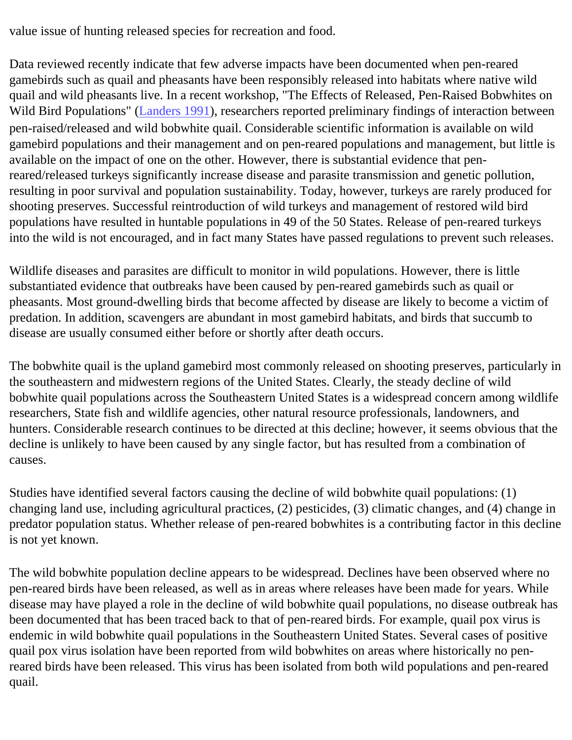value issue of hunting released species for recreation and food.

Data reviewed recently indicate that few adverse impacts have been documented when pen-reared gamebirds such as quail and pheasants have been responsibly released into habitats where native wild quail and wild pheasants live. In a recent workshop, "The Effects of Released, Pen-Raised Bobwhites on Wild Bird Populations" (Landers 1991), researchers reported preliminary findings of interaction between pen-raised/released and wild bobwhite quail. Considerable scientific information is available on wild gamebird populations and their management and on pen-reared populations and management, but little is available on the impact of one on the other. However, there is substantial evidence that pen-reared/released turkeys significantly increase disease and parasite transmission and genetic pollution, resulting in poor survival and population sustainability. Today, however, turkeys are rarely produced for shooting preserves. Successful reintroduction of wild turkeys and management of restored wild bird populations have resulted in huntable populations in 49 of the 50 States. Release of pen-reared turkeys into the wild is not encouraged, and in fact many States have passed regulations to prevent such releases.

Wildlife diseases and parasites are difficult to monitor in wild populations. However, there is little substantiated evidence that outbreaks have been caused by pen-reared gamebirds such as quail or pheasants. Most ground-dwelling birds that become affected by disease are likely to become a victim of predation. In addition, scavengers are abundant in most gamebird habitats, and birds that succumb to disease are usually consumed either before or shortly after death occurs.

The bobwhite quail is the upland gamebird most commonly released on shooting preserves, particularly in the southeastern and midwestern regions of the United States. Clearly, the steady decline of wild bobwhite quail populations across the Southeastern United States is a widespread concern among wildlife researchers, State fish and wildlife agencies, other natural resource professionals, landowners, and hunters. Considerable research continues to be directed at this decline; however, it seems obvious that the decline is unlikely to have been caused by any single factor, but has resulted from a combination of causes.

Studies have identified several factors causing the decline of wild bobwhite quail populations: (1) changing land use, including agricultural practices, (2) pesticides, (3) climatic changes, and (4) change in predator population status. Whether release of pen-reared bobwhites is a contributing factor in this decline is not yet known.

The wild bobwhite population decline appears to be widespread. Declines have been observed where no pen-reared birds have been released, as well as in areas where releases have been made for years. While disease may have played a role in the decline of wild bobwhite quail populations, no disease outbreak has been documented that has been traced back to that of pen-reared birds. For example, quail pox virus is endemic in wild bobwhite quail populations in the Southeastern United States. Several cases of positive quail pox virus isolation have been reported from wild bobwhites on areas where historically no pen-reared birds have been released. This virus has been isolated from both wild populations and pen-reared quail.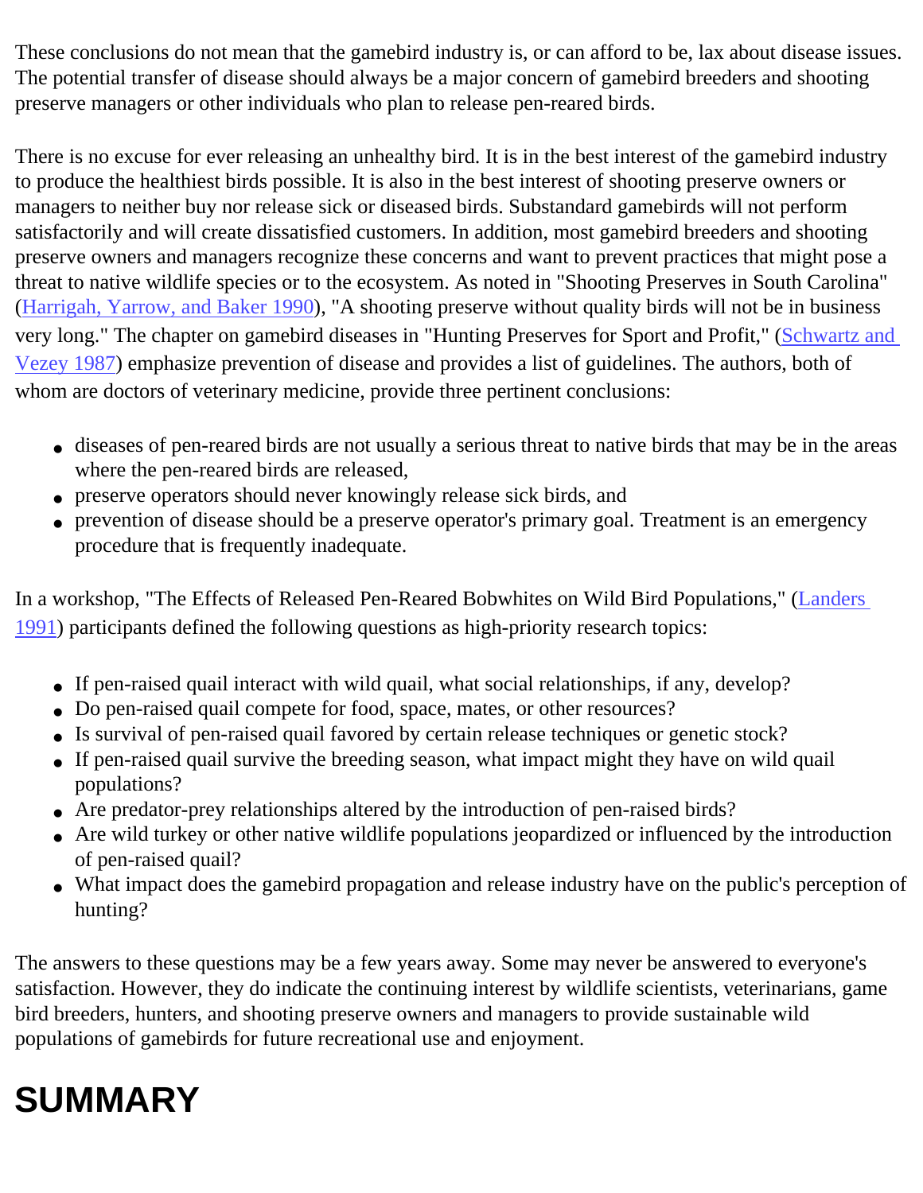These conclusions do not mean that the gamebird industry is, or can afford to be, lax about disease issues. The potential transfer of disease should always be a major concern of gamebird breeders and shooting preserve managers or other individuals who plan to release pen-reared birds.

There is no excuse for ever releasing an unhealthy bird. It is in the best interest of the gamebird industry to produce the healthiest birds possible. It is also in the best interest of shooting preserve owners or managers to neither buy nor release sick or diseased birds. Substandard gamebirds will not perform satisfactorily and will create dissatisfied customers. In addition, most gamebird breeders and shooting preserve owners and managers recognize these concerns and want to prevent practices that might pose a threat to native wildlife species or to the ecosystem. As noted in "Shooting Preserves in South Carolina" (Harrigah, Yarrow, and Baker 1990), "A shooting preserve without quality birds will not be in business very long." The chapter on gamebird diseases in "Hunting Preserves for Sport and Profit," (Schwartz and Vezey 1987) emphasize prevention of disease and provides a list of guidelines. The authors, both of whom are doctors of veterinary medicine, provide three pertinent conclusions:

- diseases of pen-reared birds are not usually a serious threat to native birds that may be in the areas where the pen-reared birds are released,
- preserve operators should never knowingly release sick birds, and
- prevention of disease should be a preserve operator's primary goal. Treatment is an emergency procedure that is frequently inadequate.

In a workshop, "The Effects of Released Pen-Reared Bobwhites on Wild Bird Populations," (Landers 1991) participants defined the following questions as high-priority research topics:

- If pen-raised quail interact with wild quail, what social relationships, if any, develop?
- Do pen-raised quail compete for food, space, mates, or other resources?
- Is survival of pen-raised quail favored by certain release techniques or genetic stock?
- If pen-raised quail survive the breeding season, what impact might they have on wild quail populations?
- Are predator-prey relationships altered by the introduction of pen-raised birds?
- Are wild turkey or other native wildlife populations jeopardized or influenced by the introduction of pen-raised quail?
- What impact does the gamebird propagation and release industry have on the public's perception of hunting?

The answers to these questions may be a few years away. Some may never be answered to everyone's satisfaction. However, they do indicate the continuing interest by wildlife scientists, veterinarians, game bird breeders, hunters, and shooting preserve owners and managers to provide sustainable wild populations of gamebirds for future recreational use and enjoyment.

# SUMMARY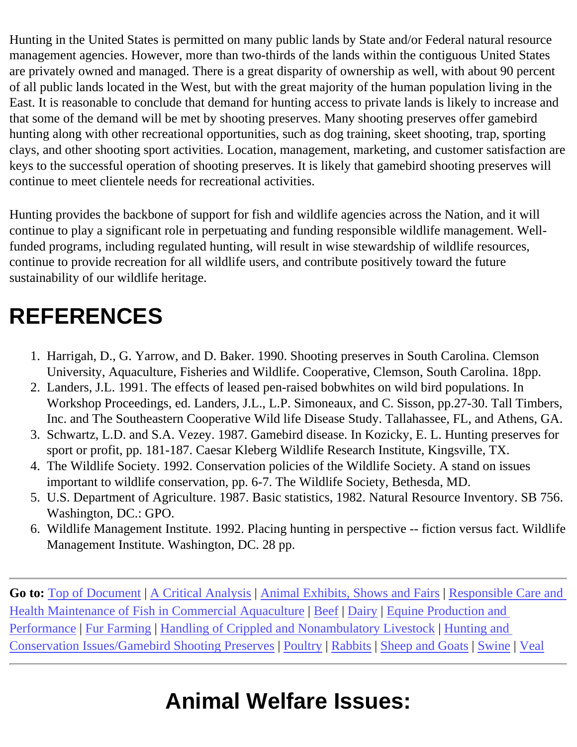Hunting in the United States is permitted on many public lands by State and/or Federal natural resource management agencies. However, more than two-thirds of the lands within the contiguous United States are privately owned and managed. There is a great disparity of ownership as well, with about 90 percent of all public lands located in the West, but with the great majority of the human population living in the East. It is reasonable to conclude that demand for hunting access to private lands is likely to increase and that some of the demand will be met by shooting preserves. Many shooting preserves offer gamebird hunting along with other recreational opportunities, such as dog training, skeet shooting, trap, sporting clays, and other shooting sport activities. Location, management, marketing, and customer satisfaction are keys to the successful operation of shooting preserves. It is likely that gamebird shooting preserves will continue to meet clientele needs for recreational activities.

Hunting provides the backbone of support for fish and wildlife agencies across the Nation, and it will continue to play a significant role in perpetuating and funding responsible wildlife management. Well-funded programs, including regulated hunting, will result in wise stewardship of wildlife resources, continue to provide recreation for all wildlife users, and contribute positively toward the future sustainability of our wildlife heritage.

# REFERENCES

1. Harrigah, D., G. Yarrow, and D. Baker. 1990. Shooting preserves in South Carolina. Clemson University, Aquaculture, Fisheries and Wildlife. Cooperative, Clemson, South Carolina. 18pp.
2. Landers, J.L. 1991. The effects of leased pen-raised bobwhites on wild bird populations. In Workshop Proceedings, ed. Landers, J.L., L.P. Simoneaux, and C. Sisson, pp.27-30. Tall Timbers, Inc. and The Southeastern Cooperative Wild life Disease Study. Tallahassee, FL, and Athens, GA.
3. Schwartz, L.D. and S.A. Vezey. 1987. Gamebird disease. In Kozicky, E. L. Hunting preserves for sport or profit, pp. 181-187. Caesar Kleberg Wildlife Research Institute, Kingsville, TX.
4. The Wildlife Society. 1992. Conservation policies of the Wildlife Society. A stand on issues important to wildlife conservation, pp. 6-7. The Wildlife Society, Bethesda, MD.
5. U.S. Department of Agriculture. 1987. Basic statistics, 1982. Natural Resource Inventory. SB 756. Washington, DC.: GPO.
6. Wildlife Management Institute. 1992. Placing hunting in perspective -- fiction versus fact. Wildlife Management Institute. Washington, DC. 28 pp.

---

**Go to:** Top of Document | A Critical Analysis | Animal Exhibits, Shows and Fairs | Responsible Care and Health Maintenance of Fish in Commercial Aquaculture | Beef | Dairy | Equine Production and Performance | Fur Farming | Handling of Crippled and Nonambulatory Livestock | Hunting and Conservation Issues/Gamebird Shooting Preserves | Poultry | Rabbits | Sheep and Goats | Swine | Veal

---

# Animal Welfare Issues: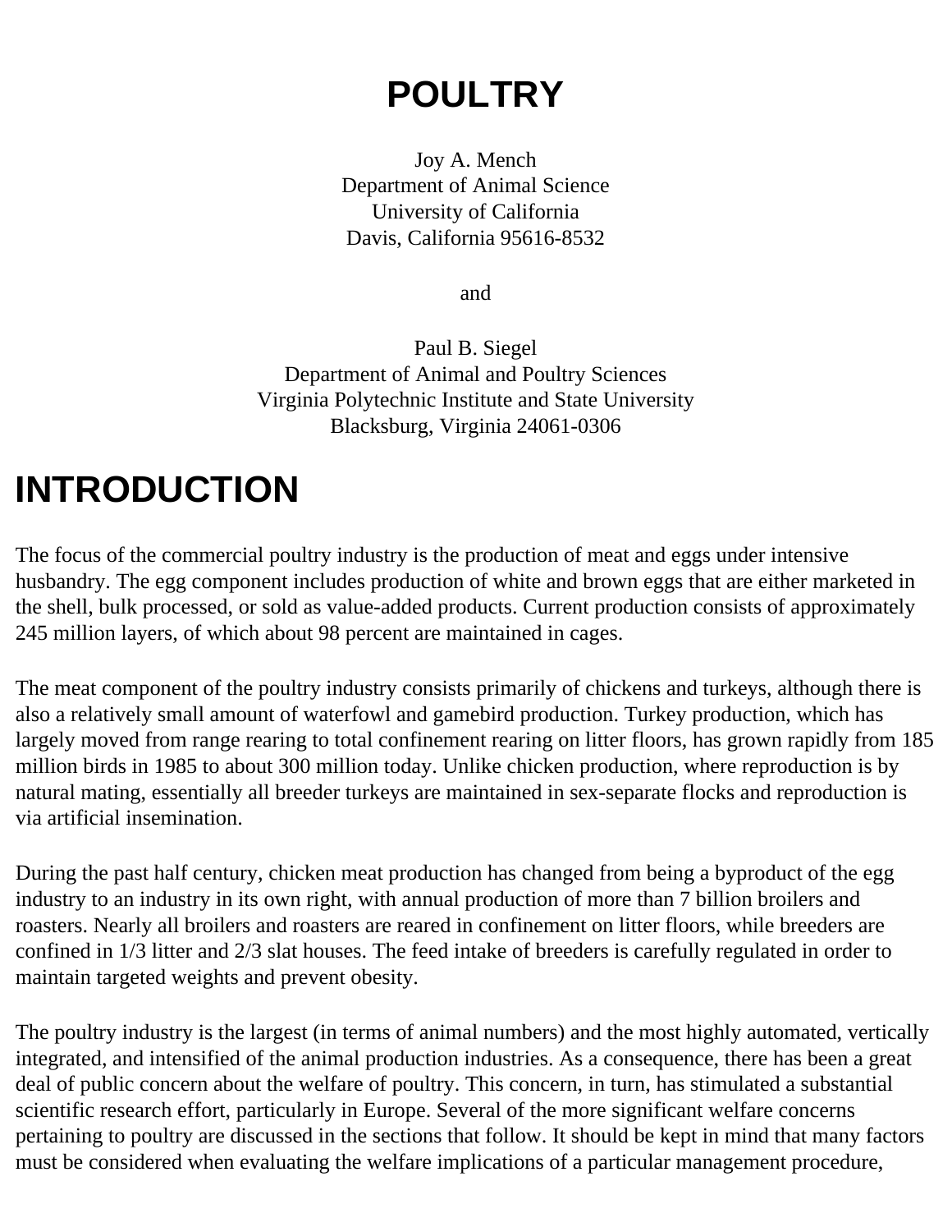# POULTRY

Joy A. Mench
Department of Animal Science
University of California
Davis, California 95616-8532

and

Paul B. Siegel
Department of Animal and Poultry Sciences
Virginia Polytechnic Institute and State University
Blacksburg, Virginia 24061-0306

## INTRODUCTION

The focus of the commercial poultry industry is the production of meat and eggs under intensive husbandry. The egg component includes production of white and brown eggs that are either marketed in the shell, bulk processed, or sold as value-added products. Current production consists of approximately 245 million layers, of which about 98 percent are maintained in cages.

The meat component of the poultry industry consists primarily of chickens and turkeys, although there is also a relatively small amount of waterfowl and gamebird production. Turkey production, which has largely moved from range rearing to total confinement rearing on litter floors, has grown rapidly from 185 million birds in 1985 to about 300 million today. Unlike chicken production, where reproduction is by natural mating, essentially all breeder turkeys are maintained in sex-separate flocks and reproduction is via artificial insemination.

During the past half century, chicken meat production has changed from being a byproduct of the egg industry to an industry in its own right, with annual production of more than 7 billion broilers and roasters. Nearly all broilers and roasters are reared in confinement on litter floors, while breeders are confined in 1/3 litter and 2/3 slat houses. The feed intake of breeders is carefully regulated in order to maintain targeted weights and prevent obesity.

The poultry industry is the largest (in terms of animal numbers) and the most highly automated, vertically integrated, and intensified of the animal production industries. As a consequence, there has been a great deal of public concern about the welfare of poultry. This concern, in turn, has stimulated a substantial scientific research effort, particularly in Europe. Several of the more significant welfare concerns pertaining to poultry are discussed in the sections that follow. It should be kept in mind that many factors must be considered when evaluating the welfare implications of a particular management procedure,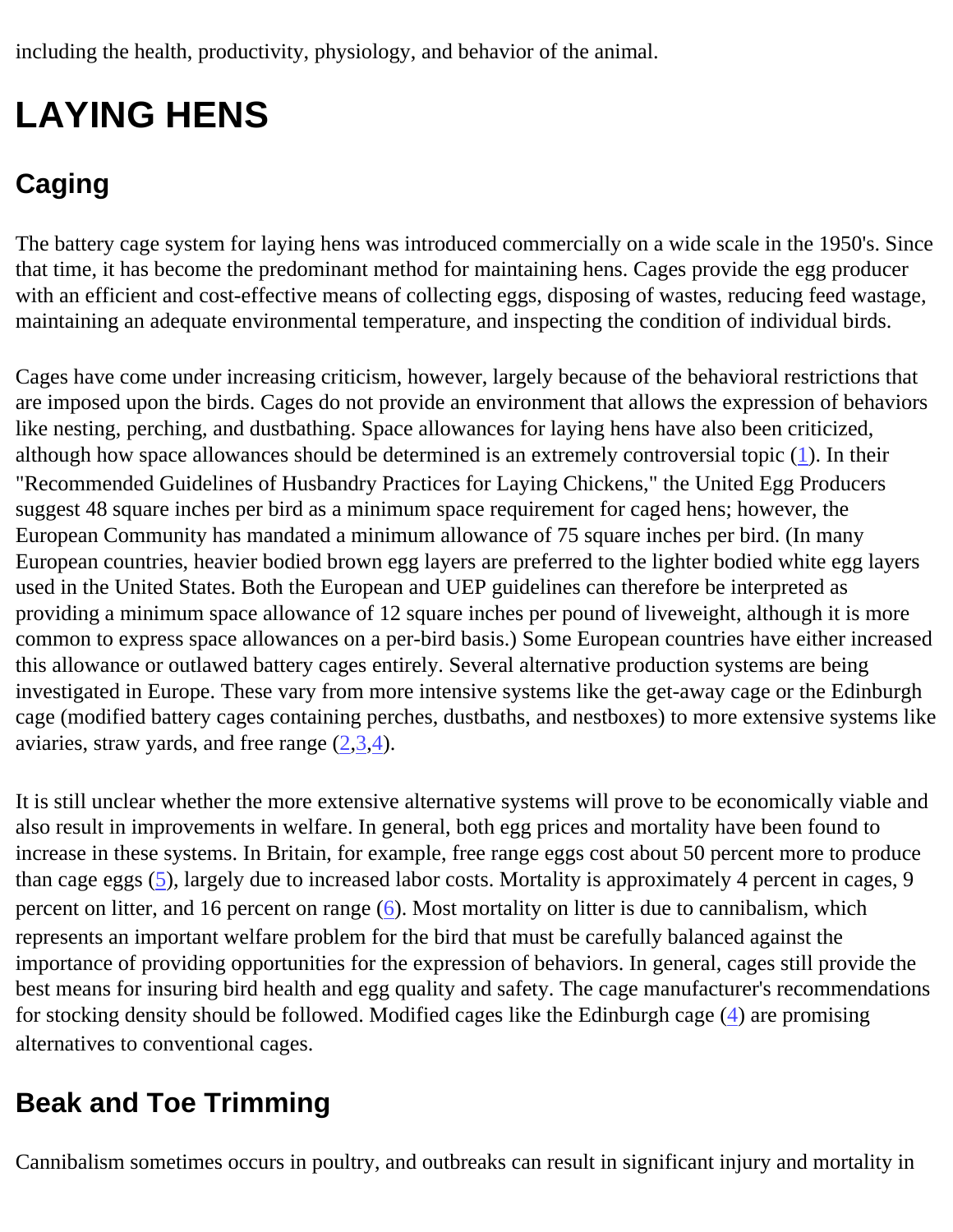including the health, productivity, physiology, and behavior of the animal.

# LAYING HENS

## Caging

The battery cage system for laying hens was introduced commercially on a wide scale in the 1950's. Since that time, it has become the predominant method for maintaining hens. Cages provide the egg producer with an efficient and cost-effective means of collecting eggs, disposing of wastes, reducing feed wastage, maintaining an adequate environmental temperature, and inspecting the condition of individual birds.

Cages have come under increasing criticism, however, largely because of the behavioral restrictions that are imposed upon the birds. Cages do not provide an environment that allows the expression of behaviors like nesting, perching, and dustbathing. Space allowances for laying hens have also been criticized, although how space allowances should be determined is an extremely controversial topic (1). In their "Recommended Guidelines of Husbandry Practices for Laying Chickens," the United Egg Producers suggest 48 square inches per bird as a minimum space requirement for caged hens; however, the European Community has mandated a minimum allowance of 75 square inches per bird. (In many European countries, heavier bodied brown egg layers are preferred to the lighter bodied white egg layers used in the United States. Both the European and UEP guidelines can therefore be interpreted as providing a minimum space allowance of 12 square inches per pound of liveweight, although it is more common to express space allowances on a per-bird basis.) Some European countries have either increased this allowance or outlawed battery cages entirely. Several alternative production systems are being investigated in Europe. These vary from more intensive systems like the get-away cage or the Edinburgh cage (modified battery cages containing perches, dustbaths, and nestboxes) to more extensive systems like aviaries, straw yards, and free range (2,3,4).

It is still unclear whether the more extensive alternative systems will prove to be economically viable and also result in improvements in welfare. In general, both egg prices and mortality have been found to increase in these systems. In Britain, for example, free range eggs cost about 50 percent more to produce than cage eggs (5), largely due to increased labor costs. Mortality is approximately 4 percent in cages, 9 percent on litter, and 16 percent on range (6). Most mortality on litter is due to cannibalism, which represents an important welfare problem for the bird that must be carefully balanced against the importance of providing opportunities for the expression of behaviors. In general, cages still provide the best means for insuring bird health and egg quality and safety. The cage manufacturer's recommendations for stocking density should be followed. Modified cages like the Edinburgh cage (4) are promising alternatives to conventional cages.

## Beak and Toe Trimming

Cannibalism sometimes occurs in poultry, and outbreaks can result in significant injury and mortality in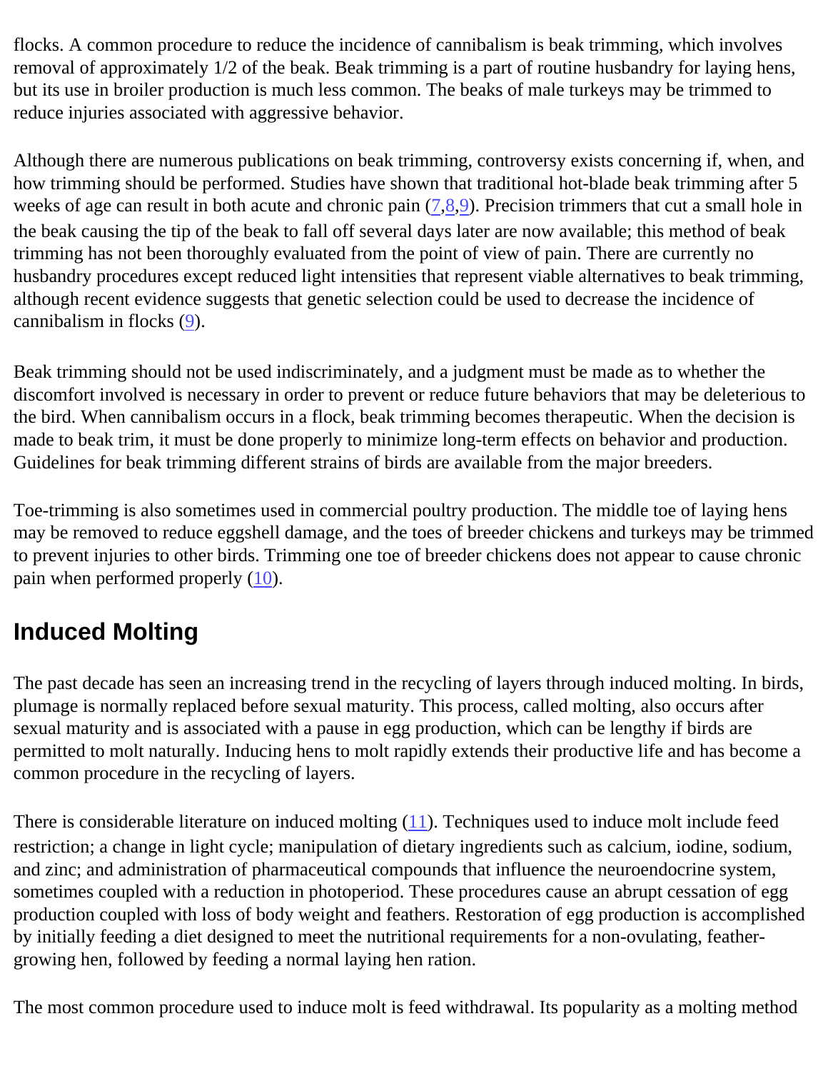flocks. A common procedure to reduce the incidence of cannibalism is beak trimming, which involves removal of approximately 1/2 of the beak. Beak trimming is a part of routine husbandry for laying hens, but its use in broiler production is much less common. The beaks of male turkeys may be trimmed to reduce injuries associated with aggressive behavior.

Although there are numerous publications on beak trimming, controversy exists concerning if, when, and how trimming should be performed. Studies have shown that traditional hot-blade beak trimming after 5 weeks of age can result in both acute and chronic pain (7,8,9). Precision trimmers that cut a small hole in the beak causing the tip of the beak to fall off several days later are now available; this method of beak trimming has not been thoroughly evaluated from the point of view of pain. There are currently no husbandry procedures except reduced light intensities that represent viable alternatives to beak trimming, although recent evidence suggests that genetic selection could be used to decrease the incidence of cannibalism in flocks (9).

Beak trimming should not be used indiscriminately, and a judgment must be made as to whether the discomfort involved is necessary in order to prevent or reduce future behaviors that may be deleterious to the bird. When cannibalism occurs in a flock, beak trimming becomes therapeutic. When the decision is made to beak trim, it must be done properly to minimize long-term effects on behavior and production. Guidelines for beak trimming different strains of birds are available from the major breeders.

Toe-trimming is also sometimes used in commercial poultry production. The middle toe of laying hens may be removed to reduce eggshell damage, and the toes of breeder chickens and turkeys may be trimmed to prevent injuries to other birds. Trimming one toe of breeder chickens does not appear to cause chronic pain when performed properly (10).

## Induced Molting

The past decade has seen an increasing trend in the recycling of layers through induced molting. In birds, plumage is normally replaced before sexual maturity. This process, called molting, also occurs after sexual maturity and is associated with a pause in egg production, which can be lengthy if birds are permitted to molt naturally. Inducing hens to molt rapidly extends their productive life and has become a common procedure in the recycling of layers.

There is considerable literature on induced molting (11). Techniques used to induce molt include feed restriction; a change in light cycle; manipulation of dietary ingredients such as calcium, iodine, sodium, and zinc; and administration of pharmaceutical compounds that influence the neuroendocrine system, sometimes coupled with a reduction in photoperiod. These procedures cause an abrupt cessation of egg production coupled with loss of body weight and feathers. Restoration of egg production is accomplished by initially feeding a diet designed to meet the nutritional requirements for a non-ovulating, feather-growing hen, followed by feeding a normal laying hen ration.

The most common procedure used to induce molt is feed withdrawal. Its popularity as a molting method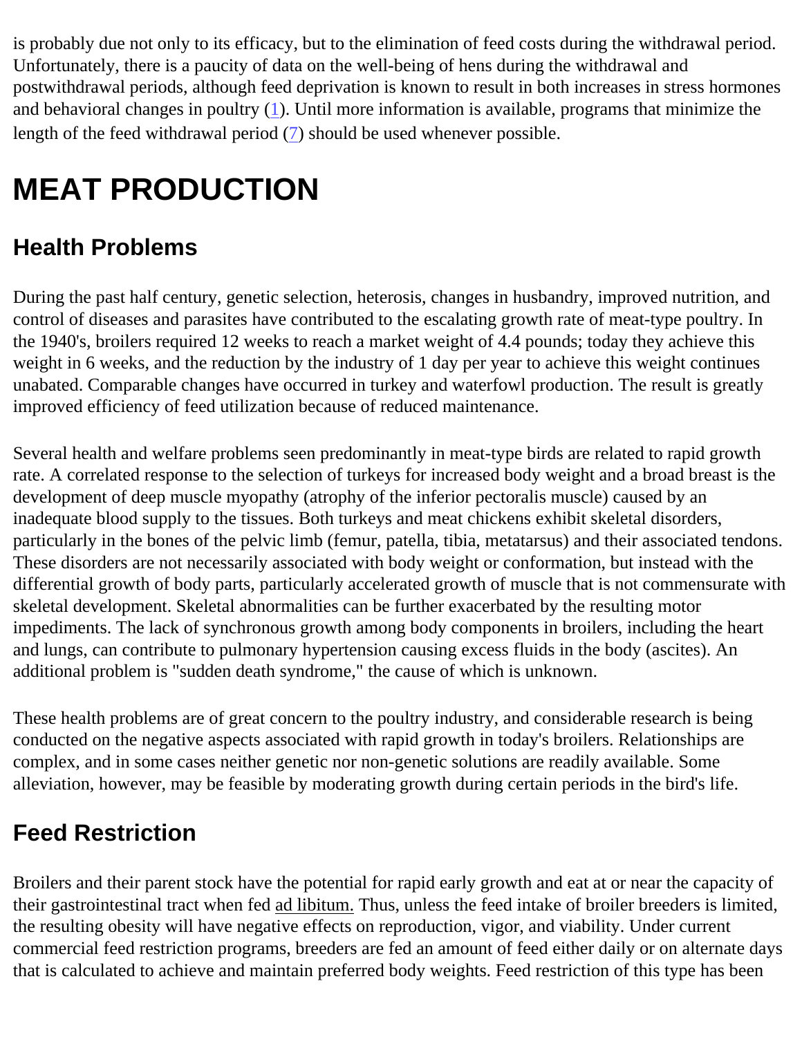is probably due not only to its efficacy, but to the elimination of feed costs during the withdrawal period. Unfortunately, there is a paucity of data on the well-being of hens during the withdrawal and postwithdrawal periods, although feed deprivation is known to result in both increases in stress hormones and behavioral changes in poultry (1). Until more information is available, programs that minimize the length of the feed withdrawal period (7) should be used whenever possible.

# MEAT PRODUCTION

## Health Problems

During the past half century, genetic selection, heterosis, changes in husbandry, improved nutrition, and control of diseases and parasites have contributed to the escalating growth rate of meat-type poultry. In the 1940's, broilers required 12 weeks to reach a market weight of 4.4 pounds; today they achieve this weight in 6 weeks, and the reduction by the industry of 1 day per year to achieve this weight continues unabated. Comparable changes have occurred in turkey and waterfowl production. The result is greatly improved efficiency of feed utilization because of reduced maintenance.

Several health and welfare problems seen predominantly in meat-type birds are related to rapid growth rate. A correlated response to the selection of turkeys for increased body weight and a broad breast is the development of deep muscle myopathy (atrophy of the inferior pectoralis muscle) caused by an inadequate blood supply to the tissues. Both turkeys and meat chickens exhibit skeletal disorders, particularly in the bones of the pelvic limb (femur, patella, tibia, metatarsus) and their associated tendons. These disorders are not necessarily associated with body weight or conformation, but instead with the differential growth of body parts, particularly accelerated growth of muscle that is not commensurate with skeletal development. Skeletal abnormalities can be further exacerbated by the resulting motor impediments. The lack of synchronous growth among body components in broilers, including the heart and lungs, can contribute to pulmonary hypertension causing excess fluids in the body (ascites). An additional problem is "sudden death syndrome," the cause of which is unknown.

These health problems are of great concern to the poultry industry, and considerable research is being conducted on the negative aspects associated with rapid growth in today's broilers. Relationships are complex, and in some cases neither genetic nor non-genetic solutions are readily available. Some alleviation, however, may be feasible by moderating growth during certain periods in the bird's life.

## Feed Restriction

Broilers and their parent stock have the potential for rapid early growth and eat at or near the capacity of their gastrointestinal tract when fed ad libitum. Thus, unless the feed intake of broiler breeders is limited, the resulting obesity will have negative effects on reproduction, vigor, and viability. Under current commercial feed restriction programs, breeders are fed an amount of feed either daily or on alternate days that is calculated to achieve and maintain preferred body weights. Feed restriction of this type has been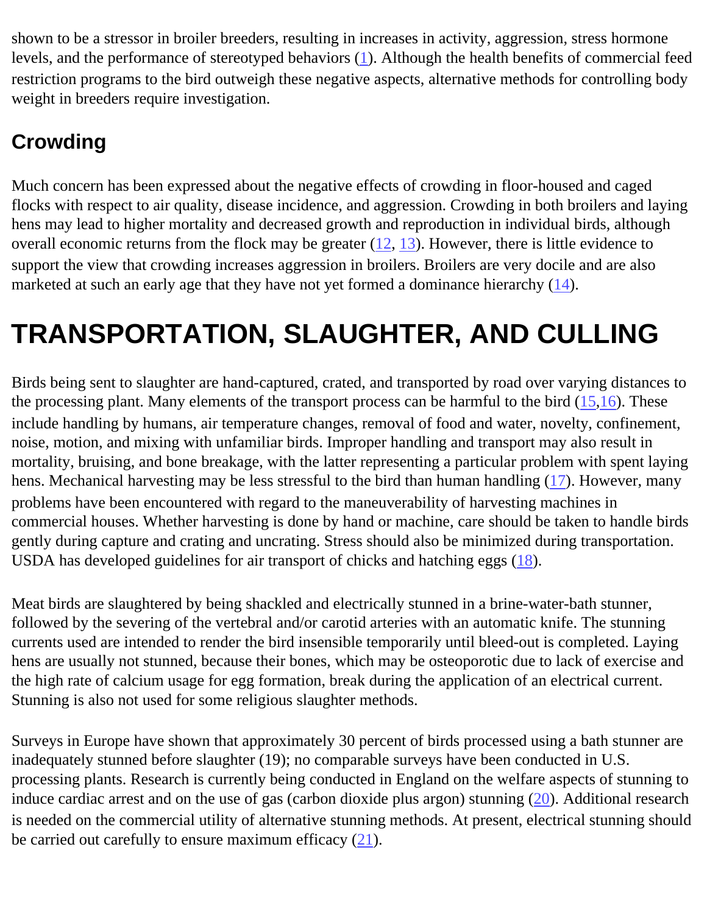shown to be a stressor in broiler breeders, resulting in increases in activity, aggression, stress hormone levels, and the performance of stereotyped behaviors (1). Although the health benefits of commercial feed restriction programs to the bird outweigh these negative aspects, alternative methods for controlling body weight in breeders require investigation.

## Crowding

Much concern has been expressed about the negative effects of crowding in floor-housed and caged flocks with respect to air quality, disease incidence, and aggression. Crowding in both broilers and laying hens may lead to higher mortality and decreased growth and reproduction in individual birds, although overall economic returns from the flock may be greater (12, 13). However, there is little evidence to support the view that crowding increases aggression in broilers. Broilers are very docile and are also marketed at such an early age that they have not yet formed a dominance hierarchy (14).

# TRANSPORTATION, SLAUGHTER, AND CULLING

Birds being sent to slaughter are hand-captured, crated, and transported by road over varying distances to the processing plant. Many elements of the transport process can be harmful to the bird (15,16). These include handling by humans, air temperature changes, removal of food and water, novelty, confinement, noise, motion, and mixing with unfamiliar birds. Improper handling and transport may also result in mortality, bruising, and bone breakage, with the latter representing a particular problem with spent laying hens. Mechanical harvesting may be less stressful to the bird than human handling (17). However, many problems have been encountered with regard to the maneuverability of harvesting machines in commercial houses. Whether harvesting is done by hand or machine, care should be taken to handle birds gently during capture and crating and uncrating. Stress should also be minimized during transportation. USDA has developed guidelines for air transport of chicks and hatching eggs (18).

Meat birds are slaughtered by being shackled and electrically stunned in a brine-water-bath stunner, followed by the severing of the vertebral and/or carotid arteries with an automatic knife. The stunning currents used are intended to render the bird insensible temporarily until bleed-out is completed. Laying hens are usually not stunned, because their bones, which may be osteoporotic due to lack of exercise and the high rate of calcium usage for egg formation, break during the application of an electrical current. Stunning is also not used for some religious slaughter methods.

Surveys in Europe have shown that approximately 30 percent of birds processed using a bath stunner are inadequately stunned before slaughter (19); no comparable surveys have been conducted in U.S. processing plants. Research is currently being conducted in England on the welfare aspects of stunning to induce cardiac arrest and on the use of gas (carbon dioxide plus argon) stunning (20). Additional research is needed on the commercial utility of alternative stunning methods. At present, electrical stunning should be carried out carefully to ensure maximum efficacy (21).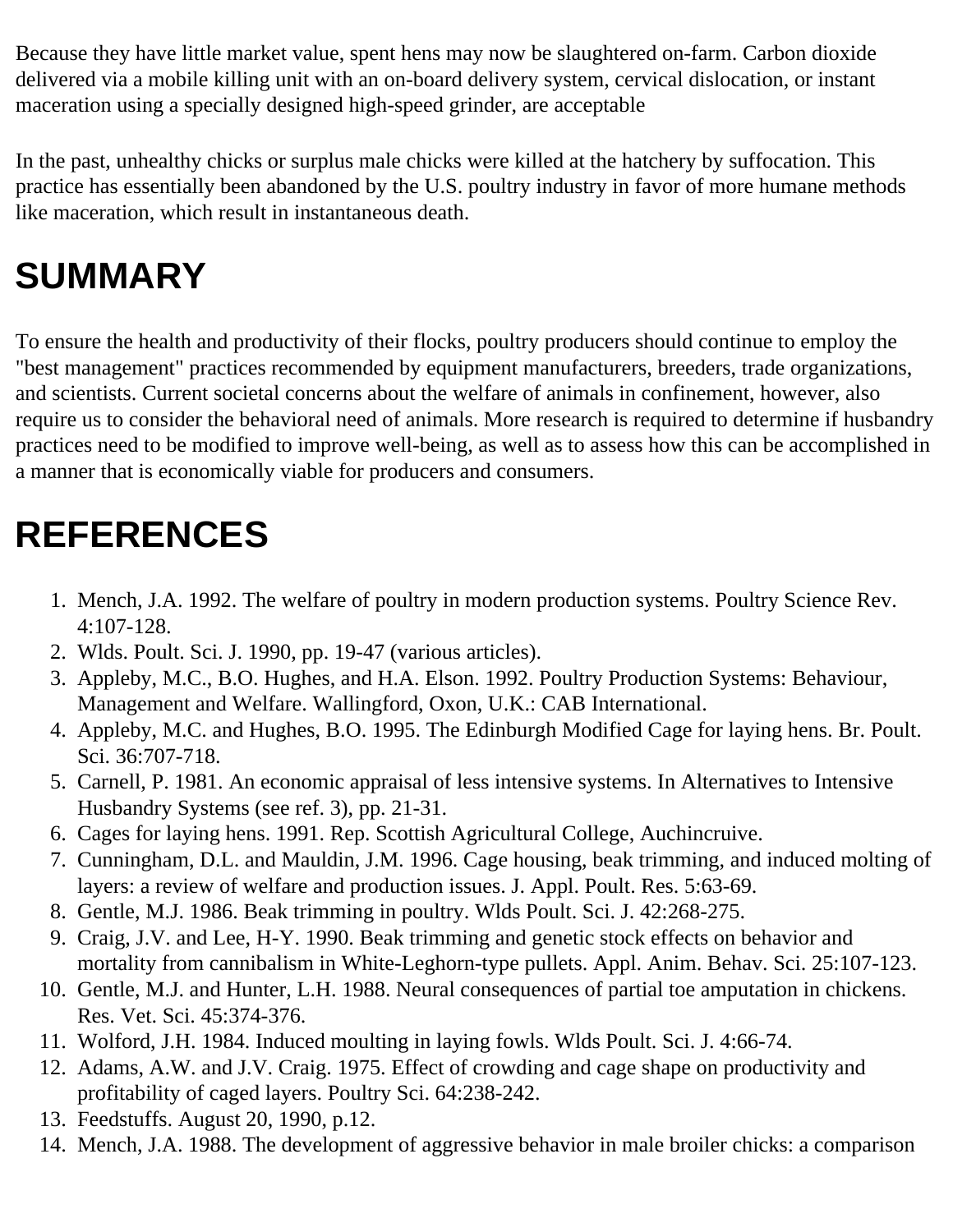Because they have little market value, spent hens may now be slaughtered on-farm. Carbon dioxide delivered via a mobile killing unit with an on-board delivery system, cervical dislocation, or instant maceration using a specially designed high-speed grinder, are acceptable

In the past, unhealthy chicks or surplus male chicks were killed at the hatchery by suffocation. This practice has essentially been abandoned by the U.S. poultry industry in favor of more humane methods like maceration, which result in instantaneous death.

# SUMMARY

To ensure the health and productivity of their flocks, poultry producers should continue to employ the "best management" practices recommended by equipment manufacturers, breeders, trade organizations, and scientists. Current societal concerns about the welfare of animals in confinement, however, also require us to consider the behavioral need of animals. More research is required to determine if husbandry practices need to be modified to improve well-being, as well as to assess how this can be accomplished in a manner that is economically viable for producers and consumers.

# REFERENCES

1. Mench, J.A. 1992. The welfare of poultry in modern production systems. Poultry Science Rev. 4:107-128.
2. Wlds. Poult. Sci. J. 1990, pp. 19-47 (various articles).
3. Appleby, M.C., B.O. Hughes, and H.A. Elson. 1992. Poultry Production Systems: Behaviour, Management and Welfare. Wallingford, Oxon, U.K.: CAB International.
4. Appleby, M.C. and Hughes, B.O. 1995. The Edinburgh Modified Cage for laying hens. Br. Poult. Sci. 36:707-718.
5. Carnell, P. 1981. An economic appraisal of less intensive systems. In Alternatives to Intensive Husbandry Systems (see ref. 3), pp. 21-31.
6. Cages for laying hens. 1991. Rep. Scottish Agricultural College, Auchincruive.
7. Cunningham, D.L. and Mauldin, J.M. 1996. Cage housing, beak trimming, and induced molting of layers: a review of welfare and production issues. J. Appl. Poult. Res. 5:63-69.
8. Gentle, M.J. 1986. Beak trimming in poultry. Wlds Poult. Sci. J. 42:268-275.
9. Craig, J.V. and Lee, H-Y. 1990. Beak trimming and genetic stock effects on behavior and mortality from cannibalism in White-Leghorn-type pullets. Appl. Anim. Behav. Sci. 25:107-123.
10. Gentle, M.J. and Hunter, L.H. 1988. Neural consequences of partial toe amputation in chickens. Res. Vet. Sci. 45:374-376.
11. Wolford, J.H. 1984. Induced moulting in laying fowls. Wlds Poult. Sci. J. 4:66-74.
12. Adams, A.W. and J.V. Craig. 1975. Effect of crowding and cage shape on productivity and profitability of caged layers. Poultry Sci. 64:238-242.
13. Feedstuffs. August 20, 1990, p.12.
14. Mench, J.A. 1988. The development of aggressive behavior in male broiler chicks: a comparison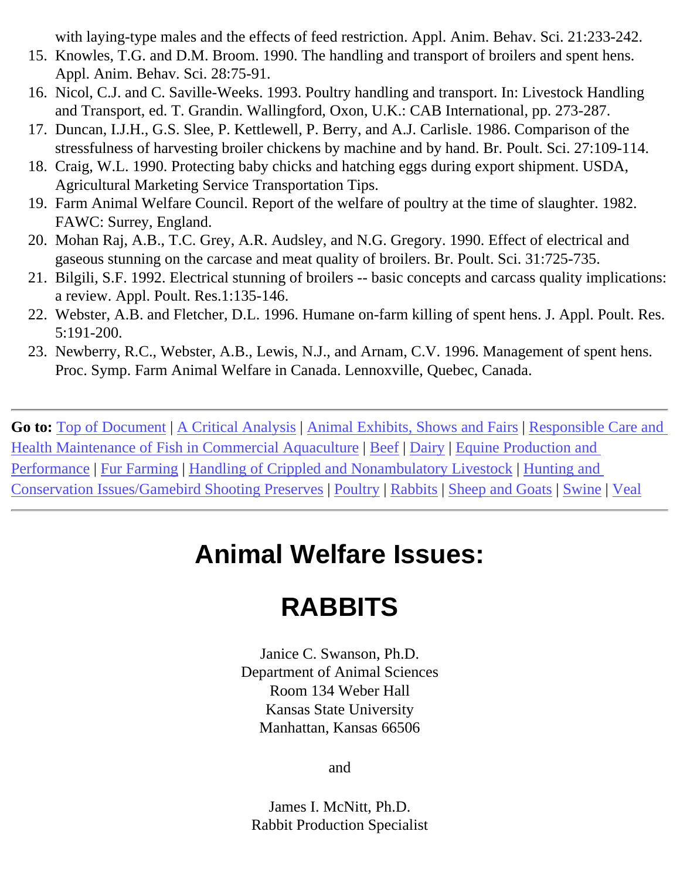with laying-type males and the effects of feed restriction. Appl. Anim. Behav. Sci. 21:233-242.

15. Knowles, T.G. and D.M. Broom. 1990. The handling and transport of broilers and spent hens. Appl. Anim. Behav. Sci. 28:75-91.
16. Nicol, C.J. and C. Saville-Weeks. 1993. Poultry handling and transport. In: Livestock Handling and Transport, ed. T. Grandin. Wallingford, Oxon, U.K.: CAB International, pp. 273-287.
17. Duncan, I.J.H., G.S. Slee, P. Kettlewell, P. Berry, and A.J. Carlisle. 1986. Comparison of the stressfulness of harvesting broiler chickens by machine and by hand. Br. Poult. Sci. 27:109-114.
18. Craig, W.L. 1990. Protecting baby chicks and hatching eggs during export shipment. USDA, Agricultural Marketing Service Transportation Tips.
19. Farm Animal Welfare Council. Report of the welfare of poultry at the time of slaughter. 1982. FAWC: Surrey, England.
20. Mohan Raj, A.B., T.C. Grey, A.R. Audsley, and N.G. Gregory. 1990. Effect of electrical and gaseous stunning on the carcase and meat quality of broilers. Br. Poult. Sci. 31:725-735.
21. Bilgili, S.F. 1992. Electrical stunning of broilers -- basic concepts and carcass quality implications: a review. Appl. Poult. Res.1:135-146.
22. Webster, A.B. and Fletcher, D.L. 1996. Humane on-farm killing of spent hens. J. Appl. Poult. Res. 5:191-200.
23. Newberry, R.C., Webster, A.B., Lewis, N.J., and Arnam, C.V. 1996. Management of spent hens. Proc. Symp. Farm Animal Welfare in Canada. Lennoxville, Quebec, Canada.

---

**Go to:** Top of Document | A Critical Analysis | Animal Exhibits, Shows and Fairs | Responsible Care and Health Maintenance of Fish in Commercial Aquaculture | Beef | Dairy | Equine Production and Performance | Fur Farming | Handling of Crippled and Nonambulatory Livestock | Hunting and Conservation Issues/Gamebird Shooting Preserves | Poultry | Rabbits | Sheep and Goats | Swine | Veal

---

# Animal Welfare Issues:

# RABBITS

Janice C. Swanson, Ph.D.
Department of Animal Sciences
Room 134 Weber Hall
Kansas State University
Manhattan, Kansas 66506

and

James I. McNitt, Ph.D.
Rabbit Production Specialist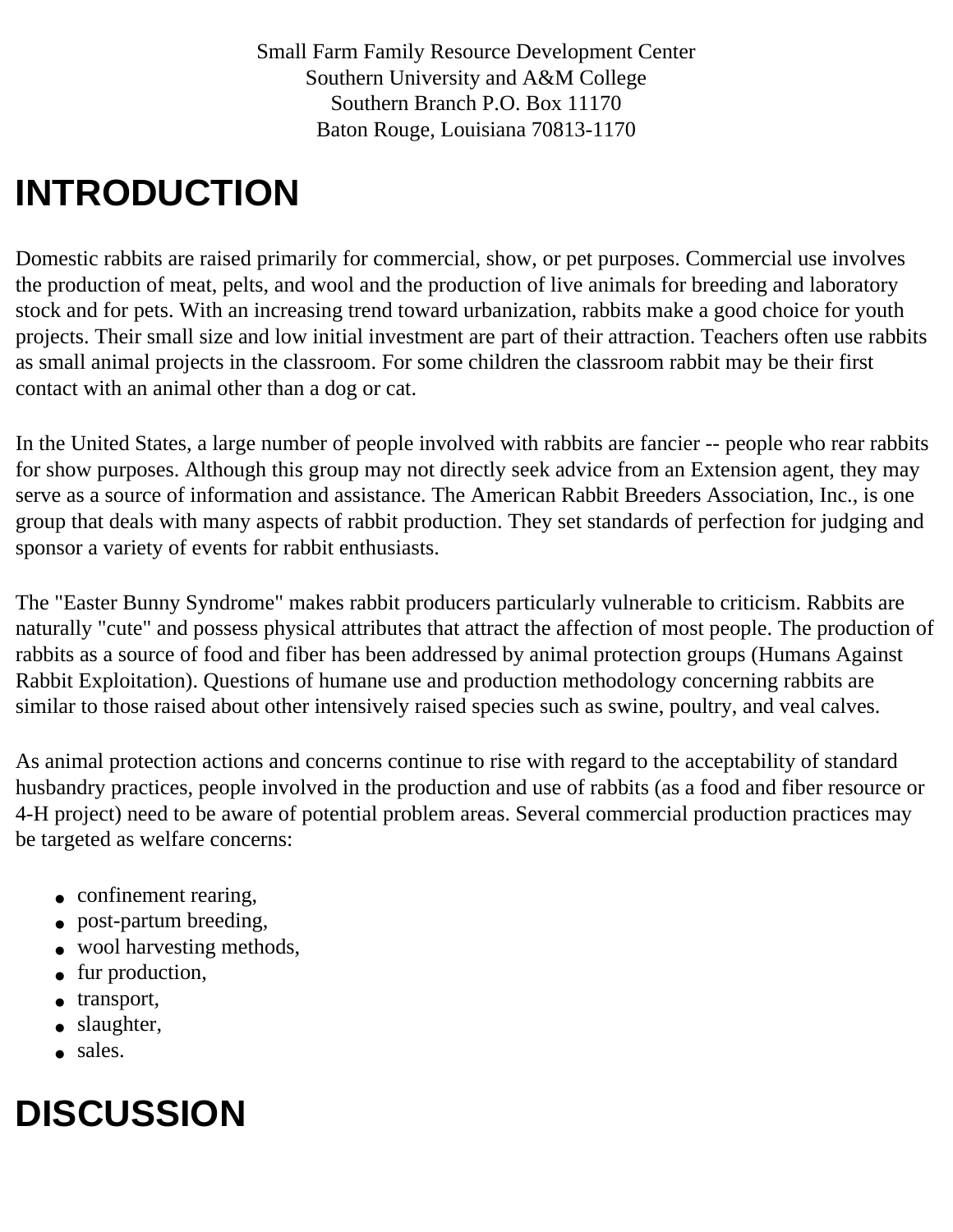Small Farm Family Resource Development Center
Southern University and A&M College
Southern Branch P.O. Box 11170
Baton Rouge, Louisiana 70813-1170

# INTRODUCTION

Domestic rabbits are raised primarily for commercial, show, or pet purposes. Commercial use involves the production of meat, pelts, and wool and the production of live animals for breeding and laboratory stock and for pets. With an increasing trend toward urbanization, rabbits make a good choice for youth projects. Their small size and low initial investment are part of their attraction. Teachers often use rabbits as small animal projects in the classroom. For some children the classroom rabbit may be their first contact with an animal other than a dog or cat.

In the United States, a large number of people involved with rabbits are fancier -- people who rear rabbits for show purposes. Although this group may not directly seek advice from an Extension agent, they may serve as a source of information and assistance. The American Rabbit Breeders Association, Inc., is one group that deals with many aspects of rabbit production. They set standards of perfection for judging and sponsor a variety of events for rabbit enthusiasts.

The "Easter Bunny Syndrome" makes rabbit producers particularly vulnerable to criticism. Rabbits are naturally "cute" and possess physical attributes that attract the affection of most people. The production of rabbits as a source of food and fiber has been addressed by animal protection groups (Humans Against Rabbit Exploitation). Questions of humane use and production methodology concerning rabbits are similar to those raised about other intensively raised species such as swine, poultry, and veal calves.

As animal protection actions and concerns continue to rise with regard to the acceptability of standard husbandry practices, people involved in the production and use of rabbits (as a food and fiber resource or 4-H project) need to be aware of potential problem areas. Several commercial production practices may be targeted as welfare concerns:

- confinement rearing,
- post-partum breeding,
- wool harvesting methods,
- fur production,
- transport,
- slaughter,
- sales.

# DISCUSSION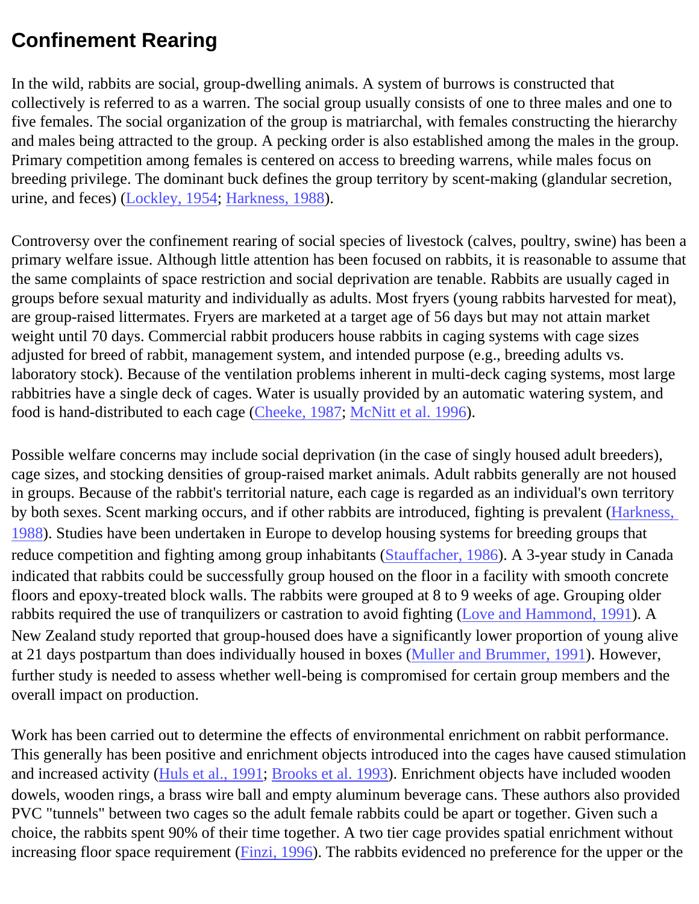## Confinement Rearing

In the wild, rabbits are social, group-dwelling animals. A system of burrows is constructed that collectively is referred to as a warren. The social group usually consists of one to three males and one to five females. The social organization of the group is matriarchal, with females constructing the hierarchy and males being attracted to the group. A pecking order is also established among the males in the group. Primary competition among females is centered on access to breeding warrens, while males focus on breeding privilege. The dominant buck defines the group territory by scent-making (glandular secretion, urine, and feces) (Lockley, 1954; Harkness, 1988).

Controversy over the confinement rearing of social species of livestock (calves, poultry, swine) has been a primary welfare issue. Although little attention has been focused on rabbits, it is reasonable to assume that the same complaints of space restriction and social deprivation are tenable. Rabbits are usually caged in groups before sexual maturity and individually as adults. Most fryers (young rabbits harvested for meat), are group-raised littermates. Fryers are marketed at a target age of 56 days but may not attain market weight until 70 days. Commercial rabbit producers house rabbits in caging systems with cage sizes adjusted for breed of rabbit, management system, and intended purpose (e.g., breeding adults vs. laboratory stock). Because of the ventilation problems inherent in multi-deck caging systems, most large rabbitries have a single deck of cages. Water is usually provided by an automatic watering system, and food is hand-distributed to each cage (Cheeke, 1987; McNitt et al. 1996).

Possible welfare concerns may include social deprivation (in the case of singly housed adult breeders), cage sizes, and stocking densities of group-raised market animals. Adult rabbits generally are not housed in groups. Because of the rabbit's territorial nature, each cage is regarded as an individual's own territory by both sexes. Scent marking occurs, and if other rabbits are introduced, fighting is prevalent (Harkness, 1988). Studies have been undertaken in Europe to develop housing systems for breeding groups that reduce competition and fighting among group inhabitants (Stauffacher, 1986). A 3-year study in Canada indicated that rabbits could be successfully group housed on the floor in a facility with smooth concrete floors and epoxy-treated block walls. The rabbits were grouped at 8 to 9 weeks of age. Grouping older rabbits required the use of tranquilizers or castration to avoid fighting (Love and Hammond, 1991). A New Zealand study reported that group-housed does have a significantly lower proportion of young alive at 21 days postpartum than does individually housed in boxes (Muller and Brummer, 1991). However, further study is needed to assess whether well-being is compromised for certain group members and the overall impact on production.

Work has been carried out to determine the effects of environmental enrichment on rabbit performance. This generally has been positive and enrichment objects introduced into the cages have caused stimulation and increased activity (Huls et al., 1991; Brooks et al. 1993). Enrichment objects have included wooden dowels, wooden rings, a brass wire ball and empty aluminum beverage cans. These authors also provided PVC "tunnels" between two cages so the adult female rabbits could be apart or together. Given such a choice, the rabbits spent 90% of their time together. A two tier cage provides spatial enrichment without increasing floor space requirement (Finzi, 1996). The rabbits evidenced no preference for the upper or the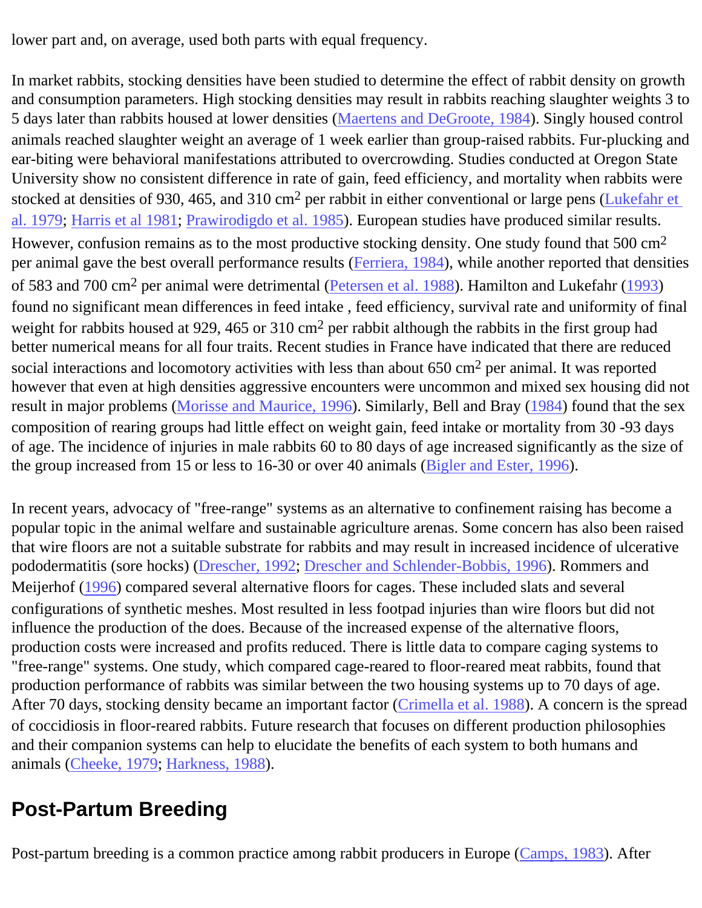lower part and, on average, used both parts with equal frequency.

In market rabbits, stocking densities have been studied to determine the effect of rabbit density on growth and consumption parameters. High stocking densities may result in rabbits reaching slaughter weights 3 to 5 days later than rabbits housed at lower densities (Maertens and DeGroote, 1984). Singly housed control animals reached slaughter weight an average of 1 week earlier than group-raised rabbits. Fur-plucking and ear-biting were behavioral manifestations attributed to overcrowding. Studies conducted at Oregon State University show no consistent difference in rate of gain, feed efficiency, and mortality when rabbits were stocked at densities of 930, 465, and 310 $cm^2$ per rabbit in either conventional or large pens (Lukefahr et al. 1979; Harris et al 1981; Prawirodigdo et al. 1985). European studies have produced similar results. However, confusion remains as to the most productive stocking density. One study found that 500 $cm^2$ per animal gave the best overall performance results (Ferriera, 1984), while another reported that densities of 583 and 700 $cm^2$ per animal were detrimental (Petersen et al. 1988). Hamilton and Lukefahr (1993) found no significant mean differences in feed intake , feed efficiency, survival rate and uniformity of final weight for rabbits housed at 929, 465 or 310 $cm^2$ per rabbit although the rabbits in the first group had better numerical means for all four traits. Recent studies in France have indicated that there are reduced social interactions and locomotory activities with less than about 650 $cm^2$ per animal. It was reported however that even at high densities aggressive encounters were uncommon and mixed sex housing did not result in major problems (Morisse and Maurice, 1996). Similarly, Bell and Bray (1984) found that the sex composition of rearing groups had little effect on weight gain, feed intake or mortality from 30 -93 days of age. The incidence of injuries in male rabbits 60 to 80 days of age increased significantly as the size of the group increased from 15 or less to 16-30 or over 40 animals (Bigler and Ester, 1996).

In recent years, advocacy of "free-range" systems as an alternative to confinement raising has become a popular topic in the animal welfare and sustainable agriculture arenas. Some concern has also been raised that wire floors are not a suitable substrate for rabbits and may result in increased incidence of ulcerative pododermatitis (sore hocks) (Drescher, 1992; Drescher and Schlender-Bobbis, 1996). Rommers and Meijerhof (1996) compared several alternative floors for cages. These included slats and several configurations of synthetic meshes. Most resulted in less footpad injuries than wire floors but did not influence the production of the does. Because of the increased expense of the alternative floors, production costs were increased and profits reduced. There is little data to compare caging systems to "free-range" systems. One study, which compared cage-reared to floor-reared meat rabbits, found that production performance of rabbits was similar between the two housing systems up to 70 days of age. After 70 days, stocking density became an important factor (Crimella et al. 1988). A concern is the spread of coccidiosis in floor-reared rabbits. Future research that focuses on different production philosophies and their companion systems can help to elucidate the benefits of each system to both humans and animals (Cheeke, 1979; Harkness, 1988).

## Post-Partum Breeding

Post-partum breeding is a common practice among rabbit producers in Europe (Camps, 1983). After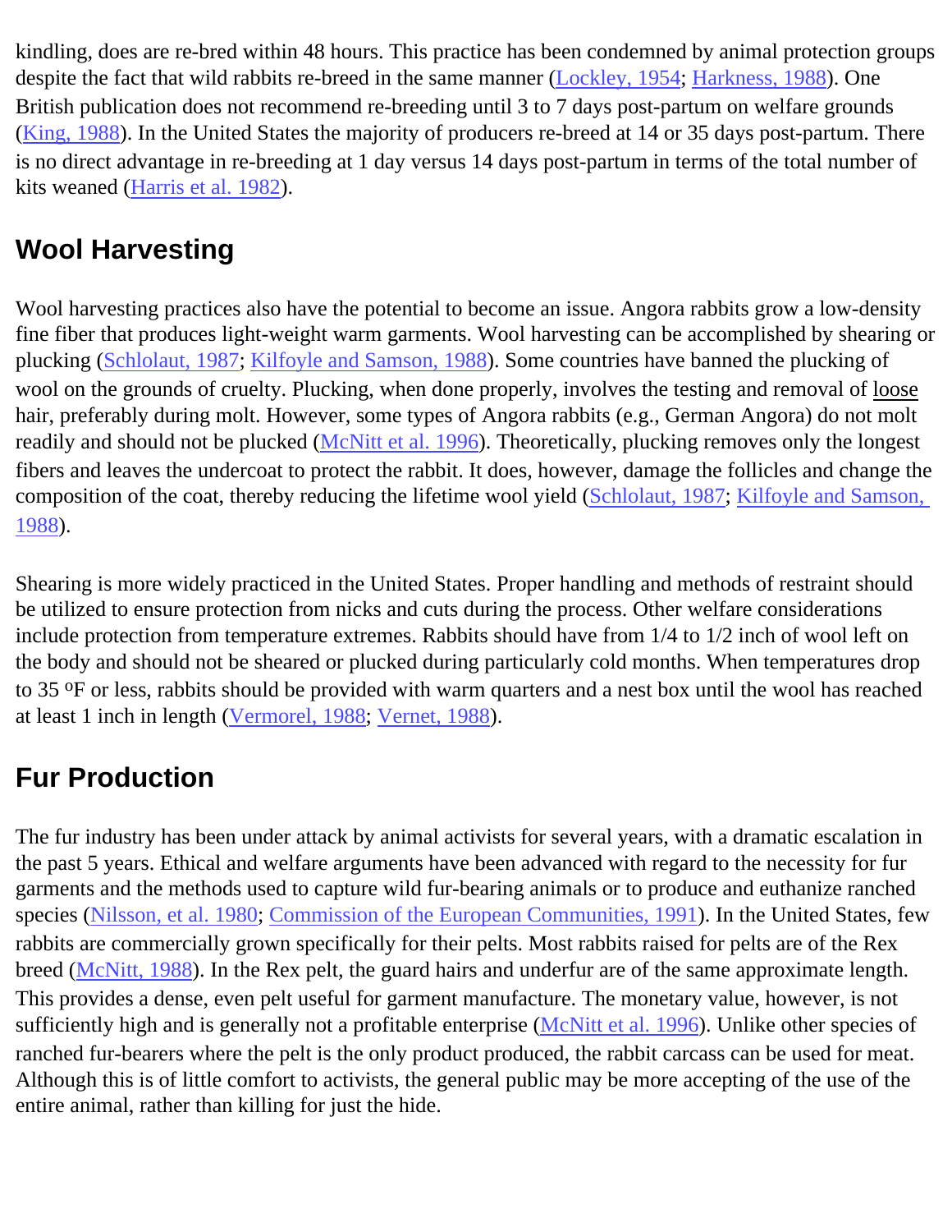kindling, does are re-bred within 48 hours. This practice has been condemned by animal protection groups despite the fact that wild rabbits re-breed in the same manner (Lockley, 1954; Harkness, 1988). One British publication does not recommend re-breeding until 3 to 7 days post-partum on welfare grounds (King, 1988). In the United States the majority of producers re-breed at 14 or 35 days post-partum. There is no direct advantage in re-breeding at 1 day versus 14 days post-partum in terms of the total number of kits weaned (Harris et al. 1982).

## Wool Harvesting

Wool harvesting practices also have the potential to become an issue. Angora rabbits grow a low-density fine fiber that produces light-weight warm garments. Wool harvesting can be accomplished by shearing or plucking (Schlolaut, 1987; Kilfoyle and Samson, 1988). Some countries have banned the plucking of wool on the grounds of cruelty. Plucking, when done properly, involves the testing and removal of loose hair, preferably during molt. However, some types of Angora rabbits (e.g., German Angora) do not molt readily and should not be plucked (McNitt et al. 1996). Theoretically, plucking removes only the longest fibers and leaves the undercoat to protect the rabbit. It does, however, damage the follicles and change the composition of the coat, thereby reducing the lifetime wool yield (Schlolaut, 1987; Kilfoyle and Samson, 1988).

Shearing is more widely practiced in the United States. Proper handling and methods of restraint should be utilized to ensure protection from nicks and cuts during the process. Other welfare considerations include protection from temperature extremes. Rabbits should have from 1/4 to 1/2 inch of wool left on the body and should not be sheared or plucked during particularly cold months. When temperatures drop to 35 ºF or less, rabbits should be provided with warm quarters and a nest box until the wool has reached at least 1 inch in length (Vermorel, 1988; Vernet, 1988).

## Fur Production

The fur industry has been under attack by animal activists for several years, with a dramatic escalation in the past 5 years. Ethical and welfare arguments have been advanced with regard to the necessity for fur garments and the methods used to capture wild fur-bearing animals or to produce and euthanize ranched species (Nilsson, et al. 1980; Commission of the European Communities, 1991). In the United States, few rabbits are commercially grown specifically for their pelts. Most rabbits raised for pelts are of the Rex breed (McNitt, 1988). In the Rex pelt, the guard hairs and underfur are of the same approximate length. This provides a dense, even pelt useful for garment manufacture. The monetary value, however, is not sufficiently high and is generally not a profitable enterprise (McNitt et al. 1996). Unlike other species of ranched fur-bearers where the pelt is the only product produced, the rabbit carcass can be used for meat. Although this is of little comfort to activists, the general public may be more accepting of the use of the entire animal, rather than killing for just the hide.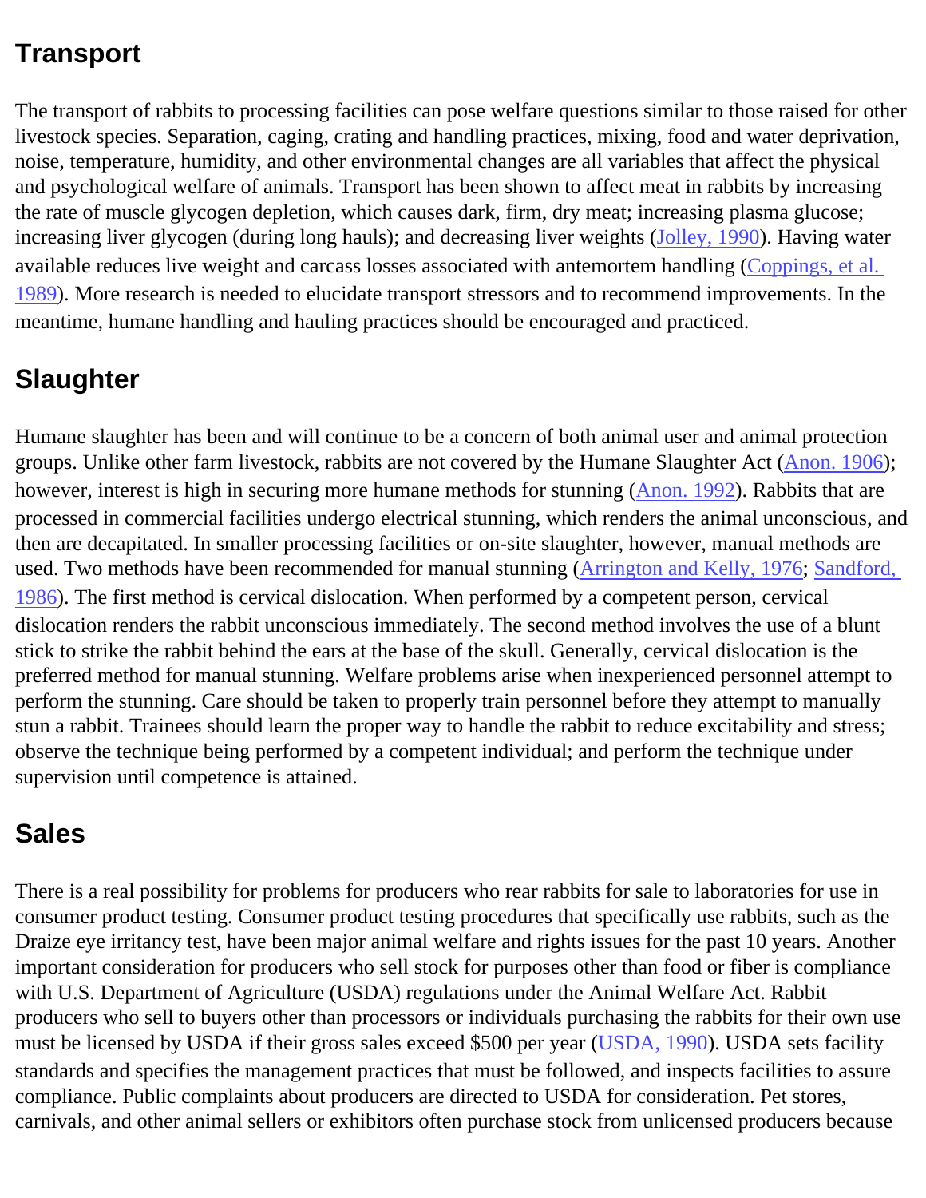## Transport

The transport of rabbits to processing facilities can pose welfare questions similar to those raised for other livestock species. Separation, caging, crating and handling practices, mixing, food and water deprivation, noise, temperature, humidity, and other environmental changes are all variables that affect the physical and psychological welfare of animals. Transport has been shown to affect meat in rabbits by increasing the rate of muscle glycogen depletion, which causes dark, firm, dry meat; increasing plasma glucose; increasing liver glycogen (during long hauls); and decreasing liver weights (Jolley, 1990). Having water available reduces live weight and carcass losses associated with antemortem handling (Coppings, et al. 1989). More research is needed to elucidate transport stressors and to recommend improvements. In the meantime, humane handling and hauling practices should be encouraged and practiced.

## Slaughter

Humane slaughter has been and will continue to be a concern of both animal user and animal protection groups. Unlike other farm livestock, rabbits are not covered by the Humane Slaughter Act (Anon. 1906); however, interest is high in securing more humane methods for stunning (Anon. 1992). Rabbits that are processed in commercial facilities undergo electrical stunning, which renders the animal unconscious, and then are decapitated. In smaller processing facilities or on-site slaughter, however, manual methods are used. Two methods have been recommended for manual stunning (Arrington and Kelly, 1976; Sandford, 1986). The first method is cervical dislocation. When performed by a competent person, cervical dislocation renders the rabbit unconscious immediately. The second method involves the use of a blunt stick to strike the rabbit behind the ears at the base of the skull. Generally, cervical dislocation is the preferred method for manual stunning. Welfare problems arise when inexperienced personnel attempt to perform the stunning. Care should be taken to properly train personnel before they attempt to manually stun a rabbit. Trainees should learn the proper way to handle the rabbit to reduce excitability and stress; observe the technique being performed by a competent individual; and perform the technique under supervision until competence is attained.

## Sales

There is a real possibility for problems for producers who rear rabbits for sale to laboratories for use in consumer product testing. Consumer product testing procedures that specifically use rabbits, such as the Draize eye irritancy test, have been major animal welfare and rights issues for the past 10 years. Another important consideration for producers who sell stock for purposes other than food or fiber is compliance with U.S. Department of Agriculture (USDA) regulations under the Animal Welfare Act. Rabbit producers who sell to buyers other than processors or individuals purchasing the rabbits for their own use must be licensed by USDA if their gross sales exceed $500 per year (USDA, 1990). USDA sets facility standards and specifies the management practices that must be followed, and inspects facilities to assure compliance. Public complaints about producers are directed to USDA for consideration. Pet stores, carnivals, and other animal sellers or exhibitors often purchase stock from unlicensed producers because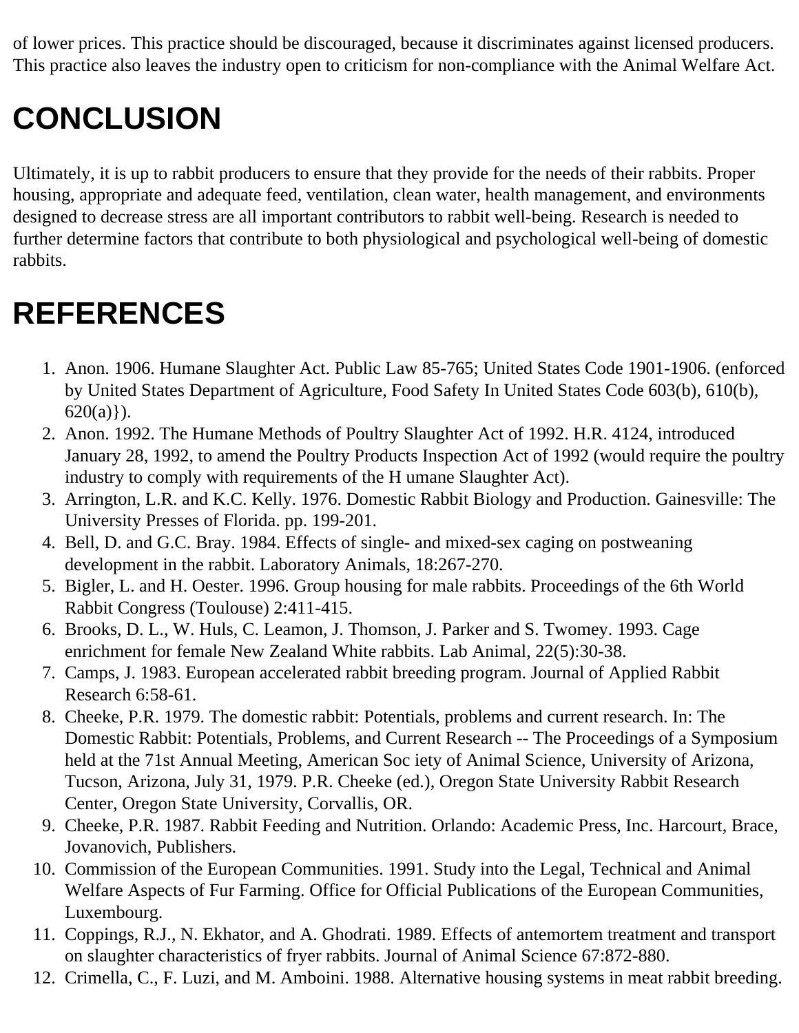of lower prices. This practice should be discouraged, because it discriminates against licensed producers. This practice also leaves the industry open to criticism for non-compliance with the Animal Welfare Act.

# CONCLUSION

Ultimately, it is up to rabbit producers to ensure that they provide for the needs of their rabbits. Proper housing, appropriate and adequate feed, ventilation, clean water, health management, and environments designed to decrease stress are all important contributors to rabbit well-being. Research is needed to further determine factors that contribute to both physiological and psychological well-being of domestic rabbits.

# REFERENCES

1. Anon. 1906. Humane Slaughter Act. Public Law 85-765; United States Code 1901-1906. (enforced by United States Department of Agriculture, Food Safety In United States Code 603(b), 610(b), 620(a)}).
2. Anon. 1992. The Humane Methods of Poultry Slaughter Act of 1992. H.R. 4124, introduced January 28, 1992, to amend the Poultry Products Inspection Act of 1992 (would require the poultry industry to comply with requirements of the H umane Slaughter Act).
3. Arrington, L.R. and K.C. Kelly. 1976. Domestic Rabbit Biology and Production. Gainesville: The University Presses of Florida. pp. 199-201.
4. Bell, D. and G.C. Bray. 1984. Effects of single- and mixed-sex caging on postweaning development in the rabbit. Laboratory Animals, 18:267-270.
5. Bigler, L. and H. Oester. 1996. Group housing for male rabbits. Proceedings of the 6th World Rabbit Congress (Toulouse) 2:411-415.
6. Brooks, D. L., W. Huls, C. Leamon, J. Thomson, J. Parker and S. Twomey. 1993. Cage enrichment for female New Zealand White rabbits. Lab Animal, 22(5):30-38.
7. Camps, J. 1983. European accelerated rabbit breeding program. Journal of Applied Rabbit Research 6:58-61.
8. Cheeke, P.R. 1979. The domestic rabbit: Potentials, problems and current research. In: The Domestic Rabbit: Potentials, Problems, and Current Research -- The Proceedings of a Symposium held at the 71st Annual Meeting, American Soc iety of Animal Science, University of Arizona, Tucson, Arizona, July 31, 1979. P.R. Cheeke (ed.), Oregon State University Rabbit Research Center, Oregon State University, Corvallis, OR.
9. Cheeke, P.R. 1987. Rabbit Feeding and Nutrition. Orlando: Academic Press, Inc. Harcourt, Brace, Jovanovich, Publishers.
10. Commission of the European Communities. 1991. Study into the Legal, Technical and Animal Welfare Aspects of Fur Farming. Office for Official Publications of the European Communities, Luxembourg.
11. Coppings, R.J., N. Ekhator, and A. Ghodrati. 1989. Effects of antemortem treatment and transport on slaughter characteristics of fryer rabbits. Journal of Animal Science 67:872-880.
12. Crimella, C., F. Luzi, and M. Amboini. 1988. Alternative housing systems in meat rabbit breeding.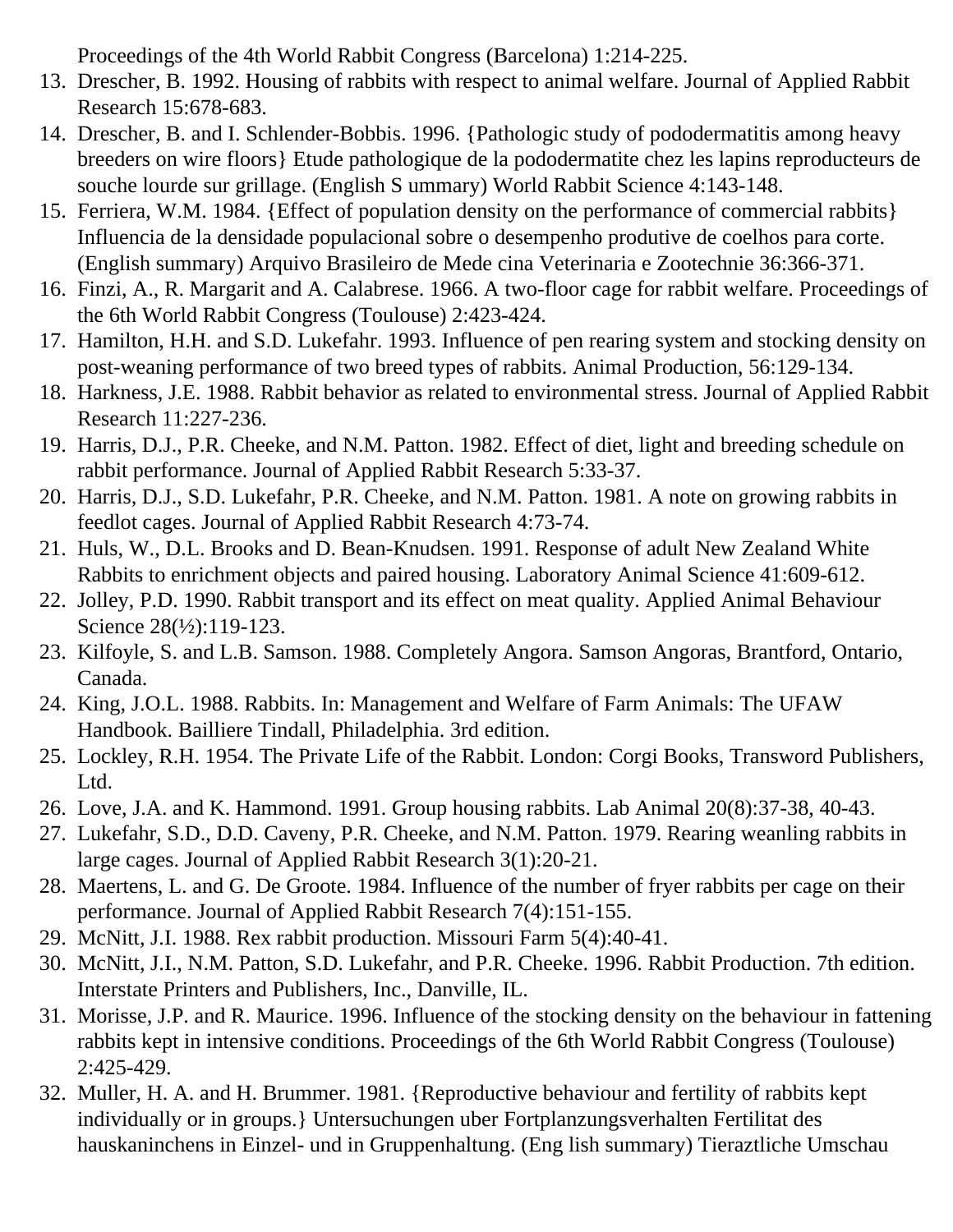Proceedings of the 4th World Rabbit Congress (Barcelona) 1:214-225.

13. Drescher, B. 1992. Housing of rabbits with respect to animal welfare. Journal of Applied Rabbit Research 15:678-683.
14. Drescher, B. and I. Schlender-Bobbis. 1996. {Pathologic study of pododermatitis among heavy breeders on wire floors} Etude pathologique de la pododermatite chez les lapins reproducteurs de souche lourde sur grillage. (English S ummary) World Rabbit Science 4:143-148.
15. Ferriera, W.M. 1984. {Effect of population density on the performance of commercial rabbits} Influencia de la densidade populacional sobre o desempenho produtive de coelhos para corte. (English summary) Arquivo Brasileiro de Mede cina Veterinaria e Zootechnie 36:366-371.
16. Finzi, A., R. Margarit and A. Calabrese. 1966. A two-floor cage for rabbit welfare. Proceedings of the 6th World Rabbit Congress (Toulouse) 2:423-424.
17. Hamilton, H.H. and S.D. Lukefahr. 1993. Influence of pen rearing system and stocking density on post-weaning performance of two breed types of rabbits. Animal Production, 56:129-134.
18. Harkness, J.E. 1988. Rabbit behavior as related to environmental stress. Journal of Applied Rabbit Research 11:227-236.
19. Harris, D.J., P.R. Cheeke, and N.M. Patton. 1982. Effect of diet, light and breeding schedule on rabbit performance. Journal of Applied Rabbit Research 5:33-37.
20. Harris, D.J., S.D. Lukefahr, P.R. Cheeke, and N.M. Patton. 1981. A note on growing rabbits in feedlot cages. Journal of Applied Rabbit Research 4:73-74.
21. Huls, W., D.L. Brooks and D. Bean-Knudsen. 1991. Response of adult New Zealand White Rabbits to enrichment objects and paired housing. Laboratory Animal Science 41:609-612.
22. Jolley, P.D. 1990. Rabbit transport and its effect on meat quality. Applied Animal Behaviour Science 28(½):119-123.
23. Kilfoyle, S. and L.B. Samson. 1988. Completely Angora. Samson Angoras, Brantford, Ontario, Canada.
24. King, J.O.L. 1988. Rabbits. In: Management and Welfare of Farm Animals: The UFAW Handbook. Bailliere Tindall, Philadelphia. 3rd edition.
25. Lockley, R.H. 1954. The Private Life of the Rabbit. London: Corgi Books, Transword Publishers, Ltd.
26. Love, J.A. and K. Hammond. 1991. Group housing rabbits. Lab Animal 20(8):37-38, 40-43.
27. Lukefahr, S.D., D.D. Caveny, P.R. Cheeke, and N.M. Patton. 1979. Rearing weanling rabbits in large cages. Journal of Applied Rabbit Research 3(1):20-21.
28. Maertens, L. and G. De Groote. 1984. Influence of the number of fryer rabbits per cage on their performance. Journal of Applied Rabbit Research 7(4):151-155.
29. McNitt, J.I. 1988. Rex rabbit production. Missouri Farm 5(4):40-41.
30. McNitt, J.I., N.M. Patton, S.D. Lukefahr, and P.R. Cheeke. 1996. Rabbit Production. 7th edition. Interstate Printers and Publishers, Inc., Danville, IL.
31. Morisse, J.P. and R. Maurice. 1996. Influence of the stocking density on the behaviour in fattening rabbits kept in intensive conditions. Proceedings of the 6th World Rabbit Congress (Toulouse) 2:425-429.
32. Muller, H. A. and H. Brummer. 1981. {Reproductive behaviour and fertility of rabbits kept individually or in groups.} Untersuchungen uber Fortplanzungsverhalten Fertilitat des hauskaninchens in Einzel- und in Gruppenhaltung. (Eng lish summary) Tieraztliche Umschau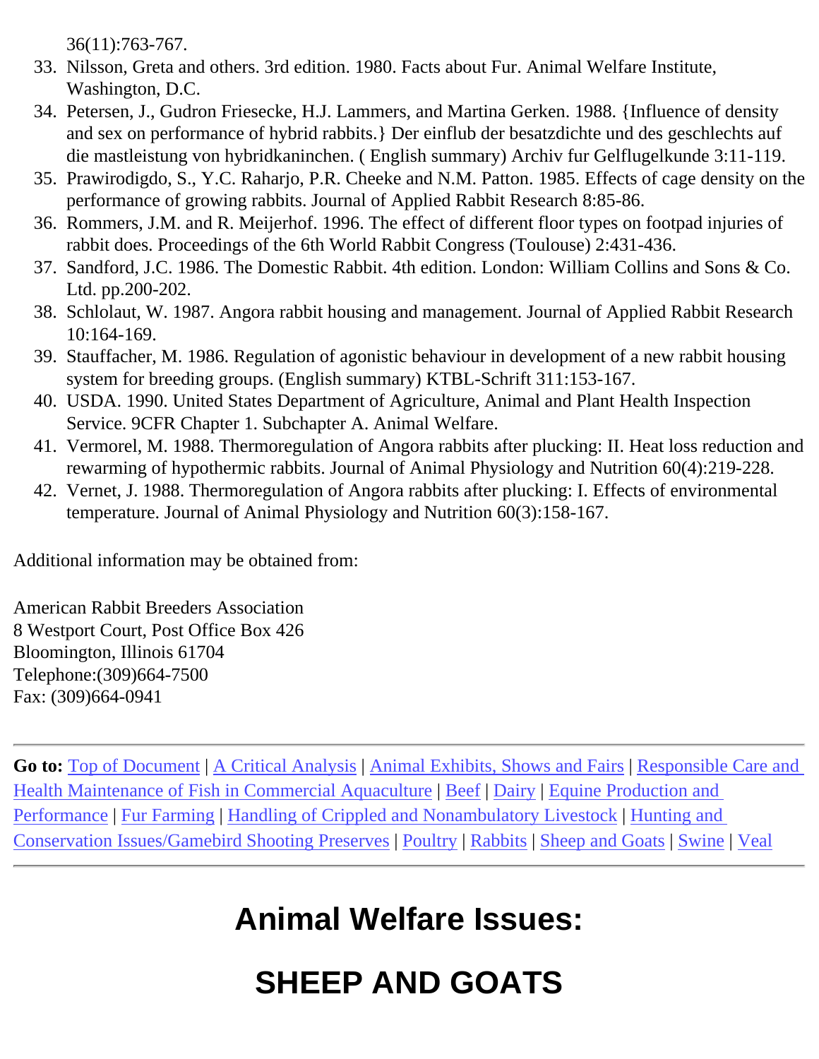36(11):763-767.

33. Nilsson, Greta and others. 3rd edition. 1980. Facts about Fur. Animal Welfare Institute, Washington, D.C.
34. Petersen, J., Gudron Friesecke, H.J. Lammers, and Martina Gerken. 1988. {Influence of density and sex on performance of hybrid rabbits.} Der einflub der besatzdichte und des geschlechts auf die mastleistung von hybridkaninchen. ( English summary) Archiv fur Gelflugelkunde 3:11-119.
35. Prawirodigdo, S., Y.C. Raharjo, P.R. Cheeke and N.M. Patton. 1985. Effects of cage density on the performance of growing rabbits. Journal of Applied Rabbit Research 8:85-86.
36. Rommers, J.M. and R. Meijerhof. 1996. The effect of different floor types on footpad injuries of rabbit does. Proceedings of the 6th World Rabbit Congress (Toulouse) 2:431-436.
37. Sandford, J.C. 1986. The Domestic Rabbit. 4th edition. London: William Collins and Sons & Co. Ltd. pp.200-202.
38. Schlolaut, W. 1987. Angora rabbit housing and management. Journal of Applied Rabbit Research 10:164-169.
39. Stauffacher, M. 1986. Regulation of agonistic behaviour in development of a new rabbit housing system for breeding groups. (English summary) KTBL-Schrift 311:153-167.
40. USDA. 1990. United States Department of Agriculture, Animal and Plant Health Inspection Service. 9CFR Chapter 1. Subchapter A. Animal Welfare.
41. Vermorel, M. 1988. Thermoregulation of Angora rabbits after plucking: II. Heat loss reduction and rewarming of hypothermic rabbits. Journal of Animal Physiology and Nutrition 60(4):219-228.
42. Vernet, J. 1988. Thermoregulation of Angora rabbits after plucking: I. Effects of environmental temperature. Journal of Animal Physiology and Nutrition 60(3):158-167.

Additional information may be obtained from:

American Rabbit Breeders Association
8 Westport Court, Post Office Box 426
Bloomington, Illinois 61704
Telephone:(309)664-7500
Fax: (309)664-0941

---

**Go to:** Top of Document | A Critical Analysis | Animal Exhibits, Shows and Fairs | Responsible Care and Health Maintenance of Fish in Commercial Aquaculture | Beef | Dairy | Equine Production and Performance | Fur Farming | Handling of Crippled and Nonambulatory Livestock | Hunting and Conservation Issues/Gamebird Shooting Preserves | Poultry | Rabbits | Sheep and Goats | Swine | Veal

---

# Animal Welfare Issues:

# SHEEP AND GOATS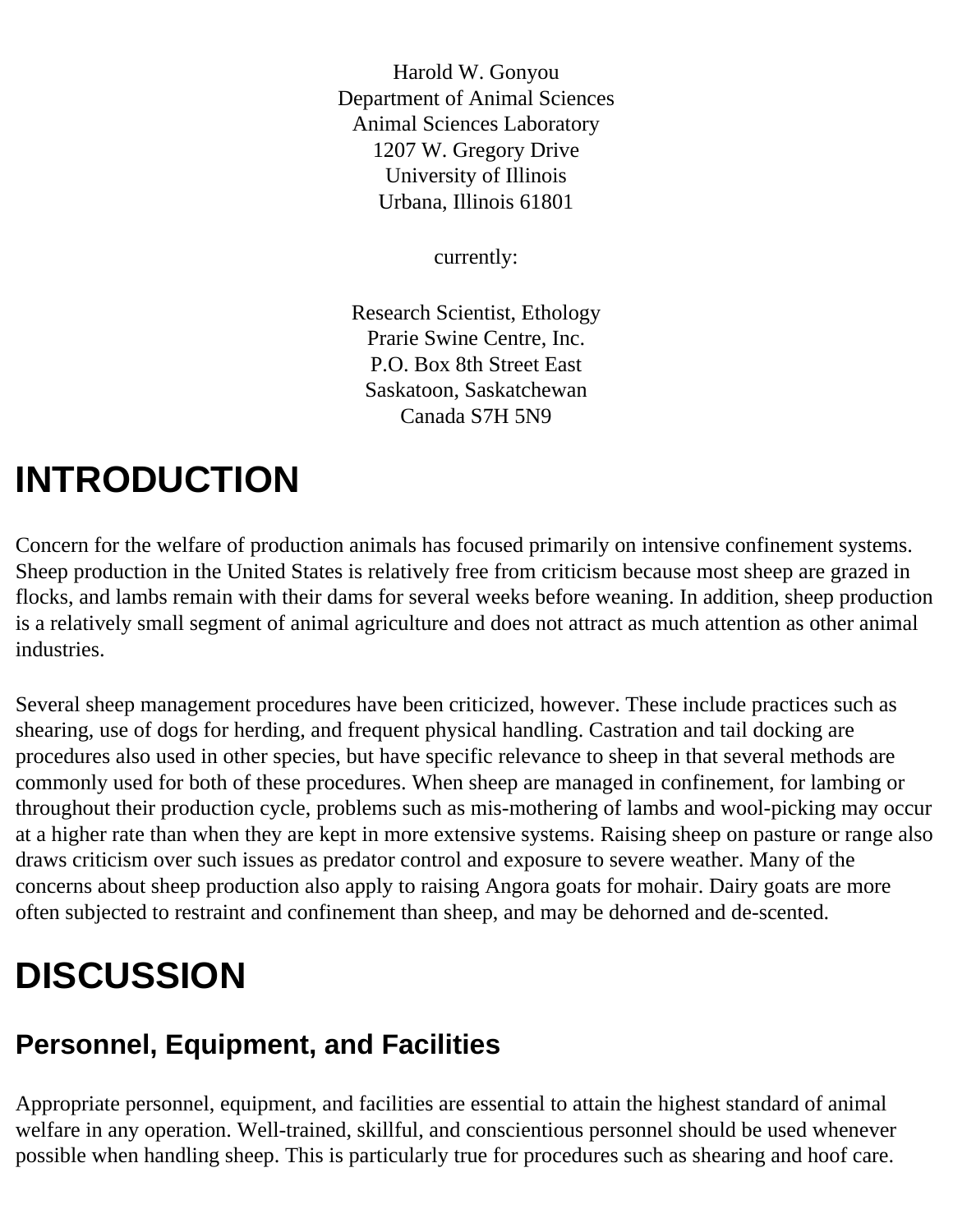Harold W. Gonyou
Department of Animal Sciences
Animal Sciences Laboratory
1207 W. Gregory Drive
University of Illinois
Urbana, Illinois 61801

currently:

Research Scientist, Ethology
Prarie Swine Centre, Inc.
P.O. Box 8th Street East
Saskatoon, Saskatchewan
Canada S7H 5N9

# INTRODUCTION

Concern for the welfare of production animals has focused primarily on intensive confinement systems. Sheep production in the United States is relatively free from criticism because most sheep are grazed in flocks, and lambs remain with their dams for several weeks before weaning. In addition, sheep production is a relatively small segment of animal agriculture and does not attract as much attention as other animal industries.

Several sheep management procedures have been criticized, however. These include practices such as shearing, use of dogs for herding, and frequent physical handling. Castration and tail docking are procedures also used in other species, but have specific relevance to sheep in that several methods are commonly used for both of these procedures. When sheep are managed in confinement, for lambing or throughout their production cycle, problems such as mis-mothering of lambs and wool-picking may occur at a higher rate than when they are kept in more extensive systems. Raising sheep on pasture or range also draws criticism over such issues as predator control and exposure to severe weather. Many of the concerns about sheep production also apply to raising Angora goats for mohair. Dairy goats are more often subjected to restraint and confinement than sheep, and may be dehorned and de-scented.

# DISCUSSION

## Personnel, Equipment, and Facilities

Appropriate personnel, equipment, and facilities are essential to attain the highest standard of animal welfare in any operation. Well-trained, skillful, and conscientious personnel should be used whenever possible when handling sheep. This is particularly true for procedures such as shearing and hoof care.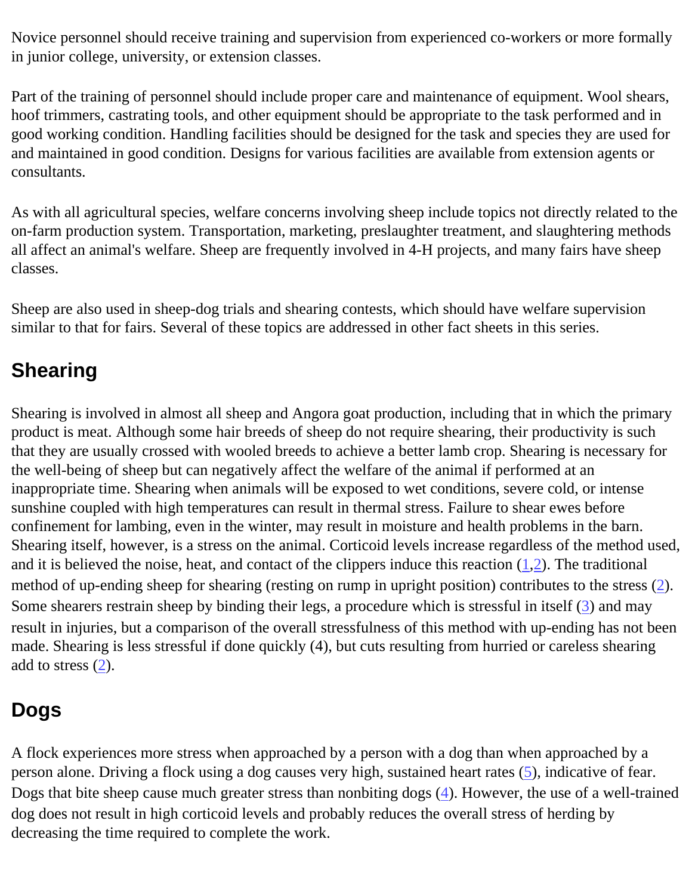Novice personnel should receive training and supervision from experienced co-workers or more formally in junior college, university, or extension classes.

Part of the training of personnel should include proper care and maintenance of equipment. Wool shears, hoof trimmers, castrating tools, and other equipment should be appropriate to the task performed and in good working condition. Handling facilities should be designed for the task and species they are used for and maintained in good condition. Designs for various facilities are available from extension agents or consultants.

As with all agricultural species, welfare concerns involving sheep include topics not directly related to the on-farm production system. Transportation, marketing, preslaughter treatment, and slaughtering methods all affect an animal's welfare. Sheep are frequently involved in 4-H projects, and many fairs have sheep classes.

Sheep are also used in sheep-dog trials and shearing contests, which should have welfare supervision similar to that for fairs. Several of these topics are addressed in other fact sheets in this series.

## Shearing

Shearing is involved in almost all sheep and Angora goat production, including that in which the primary product is meat. Although some hair breeds of sheep do not require shearing, their productivity is such that they are usually crossed with wooled breeds to achieve a better lamb crop. Shearing is necessary for the well-being of sheep but can negatively affect the welfare of the animal if performed at an inappropriate time. Shearing when animals will be exposed to wet conditions, severe cold, or intense sunshine coupled with high temperatures can result in thermal stress. Failure to shear ewes before confinement for lambing, even in the winter, may result in moisture and health problems in the barn. Shearing itself, however, is a stress on the animal. Corticoid levels increase regardless of the method used, and it is believed the noise, heat, and contact of the clippers induce this reaction (1,2). The traditional method of up-ending sheep for shearing (resting on rump in upright position) contributes to the stress (2). Some shearers restrain sheep by binding their legs, a procedure which is stressful in itself (3) and may result in injuries, but a comparison of the overall stressfulness of this method with up-ending has not been made. Shearing is less stressful if done quickly (4), but cuts resulting from hurried or careless shearing add to stress (2).

## Dogs

A flock experiences more stress when approached by a person with a dog than when approached by a person alone. Driving a flock using a dog causes very high, sustained heart rates (5), indicative of fear. Dogs that bite sheep cause much greater stress than nonbiting dogs (4). However, the use of a well-trained dog does not result in high corticoid levels and probably reduces the overall stress of herding by decreasing the time required to complete the work.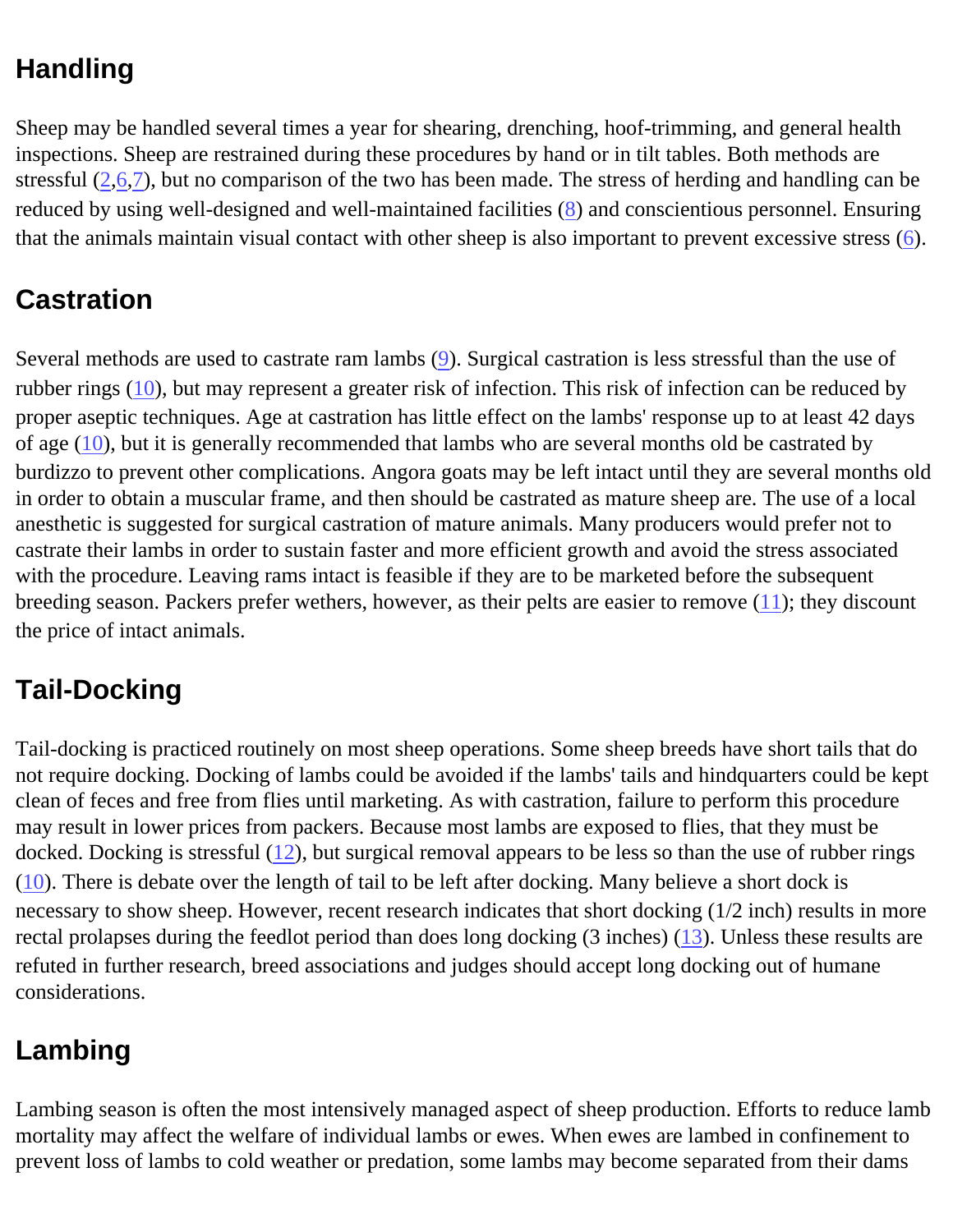## Handling

Sheep may be handled several times a year for shearing, drenching, hoof-trimming, and general health inspections. Sheep are restrained during these procedures by hand or in tilt tables. Both methods are stressful (2,6,7), but no comparison of the two has been made. The stress of herding and handling can be reduced by using well-designed and well-maintained facilities (8) and conscientious personnel. Ensuring that the animals maintain visual contact with other sheep is also important to prevent excessive stress (6).

## Castration

Several methods are used to castrate ram lambs (9). Surgical castration is less stressful than the use of rubber rings (10), but may represent a greater risk of infection. This risk of infection can be reduced by proper aseptic techniques. Age at castration has little effect on the lambs' response up to at least 42 days of age (10), but it is generally recommended that lambs who are several months old be castrated by burdizzo to prevent other complications. Angora goats may be left intact until they are several months old in order to obtain a muscular frame, and then should be castrated as mature sheep are. The use of a local anesthetic is suggested for surgical castration of mature animals. Many producers would prefer not to castrate their lambs in order to sustain faster and more efficient growth and avoid the stress associated with the procedure. Leaving rams intact is feasible if they are to be marketed before the subsequent breeding season. Packers prefer wethers, however, as their pelts are easier to remove (11); they discount the price of intact animals.

## Tail-Docking

Tail-docking is practiced routinely on most sheep operations. Some sheep breeds have short tails that do not require docking. Docking of lambs could be avoided if the lambs' tails and hindquarters could be kept clean of feces and free from flies until marketing. As with castration, failure to perform this procedure may result in lower prices from packers. Because most lambs are exposed to flies, that they must be docked. Docking is stressful (12), but surgical removal appears to be less so than the use of rubber rings (10). There is debate over the length of tail to be left after docking. Many believe a short dock is necessary to show sheep. However, recent research indicates that short docking (1/2 inch) results in more rectal prolapses during the feedlot period than does long docking (3 inches) (13). Unless these results are refuted in further research, breed associations and judges should accept long docking out of humane considerations.

## Lambing

Lambing season is often the most intensively managed aspect of sheep production. Efforts to reduce lamb mortality may affect the welfare of individual lambs or ewes. When ewes are lambed in confinement to prevent loss of lambs to cold weather or predation, some lambs may become separated from their dams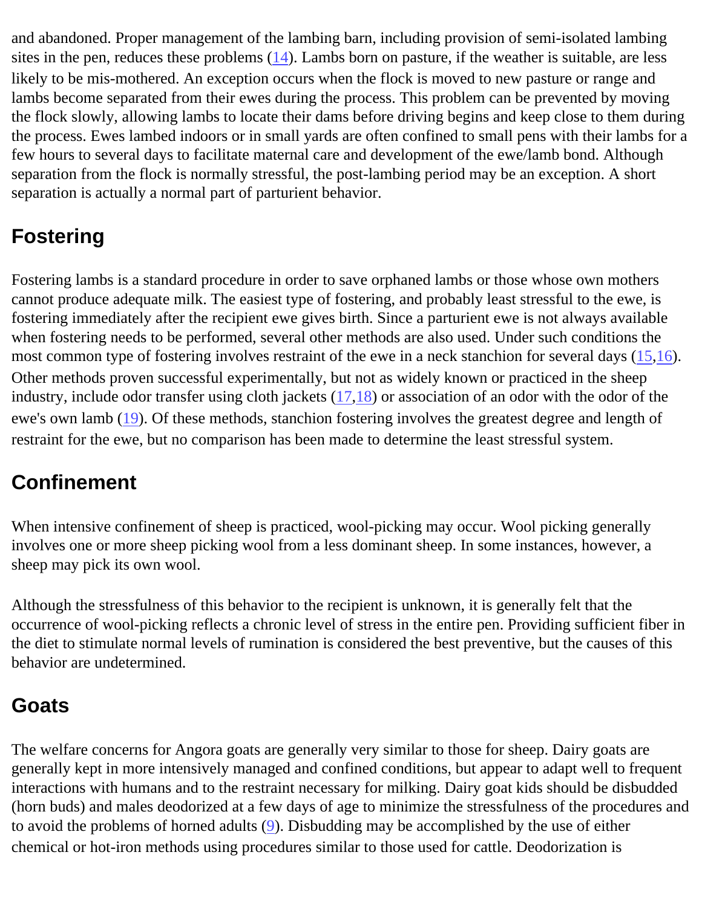and abandoned. Proper management of the lambing barn, including provision of semi-isolated lambing sites in the pen, reduces these problems (14). Lambs born on pasture, if the weather is suitable, are less likely to be mis-mothered. An exception occurs when the flock is moved to new pasture or range and lambs become separated from their ewes during the process. This problem can be prevented by moving the flock slowly, allowing lambs to locate their dams before driving begins and keep close to them during the process. Ewes lambed indoors or in small yards are often confined to small pens with their lambs for a few hours to several days to facilitate maternal care and development of the ewe/lamb bond. Although separation from the flock is normally stressful, the post-lambing period may be an exception. A short separation is actually a normal part of parturient behavior.

## Fostering

Fostering lambs is a standard procedure in order to save orphaned lambs or those whose own mothers cannot produce adequate milk. The easiest type of fostering, and probably least stressful to the ewe, is fostering immediately after the recipient ewe gives birth. Since a parturient ewe is not always available when fostering needs to be performed, several other methods are also used. Under such conditions the most common type of fostering involves restraint of the ewe in a neck stanchion for several days (15,16). Other methods proven successful experimentally, but not as widely known or practiced in the sheep industry, include odor transfer using cloth jackets (17,18) or association of an odor with the odor of the ewe's own lamb (19). Of these methods, stanchion fostering involves the greatest degree and length of restraint for the ewe, but no comparison has been made to determine the least stressful system.

## Confinement

When intensive confinement of sheep is practiced, wool-picking may occur. Wool picking generally involves one or more sheep picking wool from a less dominant sheep. In some instances, however, a sheep may pick its own wool.

Although the stressfulness of this behavior to the recipient is unknown, it is generally felt that the occurrence of wool-picking reflects a chronic level of stress in the entire pen. Providing sufficient fiber in the diet to stimulate normal levels of rumination is considered the best preventive, but the causes of this behavior are undetermined.

## Goats

The welfare concerns for Angora goats are generally very similar to those for sheep. Dairy goats are generally kept in more intensively managed and confined conditions, but appear to adapt well to frequent interactions with humans and to the restraint necessary for milking. Dairy goat kids should be disbudded (horn buds) and males deodorized at a few days of age to minimize the stressfulness of the procedures and to avoid the problems of horned adults (9). Disbudding may be accomplished by the use of either chemical or hot-iron methods using procedures similar to those used for cattle. Deodorization is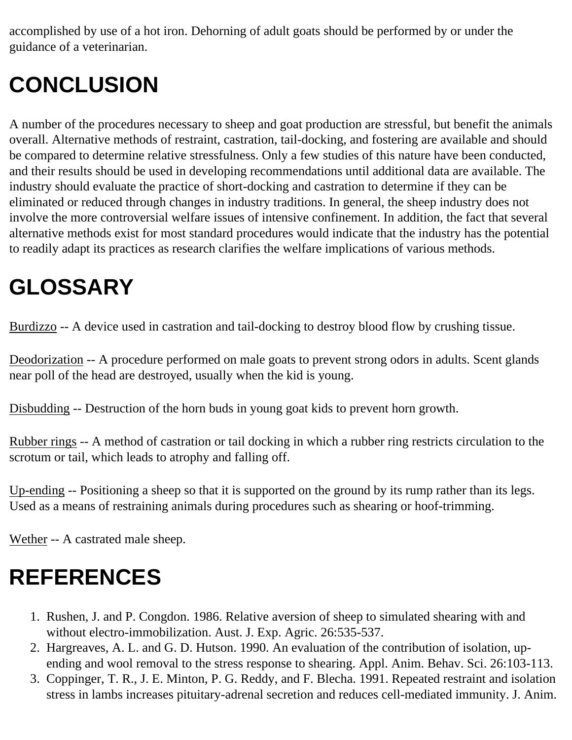accomplished by use of a hot iron. Dehorning of adult goats should be performed by or under the guidance of a veterinarian.

# CONCLUSION

A number of the procedures necessary to sheep and goat production are stressful, but benefit the animals overall. Alternative methods of restraint, castration, tail-docking, and fostering are available and should be compared to determine relative stressfulness. Only a few studies of this nature have been conducted, and their results should be used in developing recommendations until additional data are available. The industry should evaluate the practice of short-docking and castration to determine if they can be eliminated or reduced through changes in industry traditions. In general, the sheep industry does not involve the more controversial welfare issues of intensive confinement. In addition, the fact that several alternative methods exist for most standard procedures would indicate that the industry has the potential to readily adapt its practices as research clarifies the welfare implications of various methods.

# GLOSSARY

Burdizzo -- A device used in castration and tail-docking to destroy blood flow by crushing tissue.

Deodorization -- A procedure performed on male goats to prevent strong odors in adults. Scent glands near poll of the head are destroyed, usually when the kid is young.

Disbudding -- Destruction of the horn buds in young goat kids to prevent horn growth.

Rubber rings -- A method of castration or tail docking in which a rubber ring restricts circulation to the scrotum or tail, which leads to atrophy and falling off.

Up-ending -- Positioning a sheep so that it is supported on the ground by its rump rather than its legs. Used as a means of restraining animals during procedures such as shearing or hoof-trimming.

Wether -- A castrated male sheep.

# REFERENCES

1. Rushen, J. and P. Congdon. 1986. Relative aversion of sheep to simulated shearing with and without electro-immobilization. Aust. J. Exp. Agric. 26:535-537.
2. Hargreaves, A. L. and G. D. Hutson. 1990. An evaluation of the contribution of isolation, up-ending and wool removal to the stress response to shearing. Appl. Anim. Behav. Sci. 26:103-113.
3. Coppinger, T. R., J. E. Minton, P. G. Reddy, and F. Blecha. 1991. Repeated restraint and isolation stress in lambs increases pituitary-adrenal secretion and reduces cell-mediated immunity. J. Anim.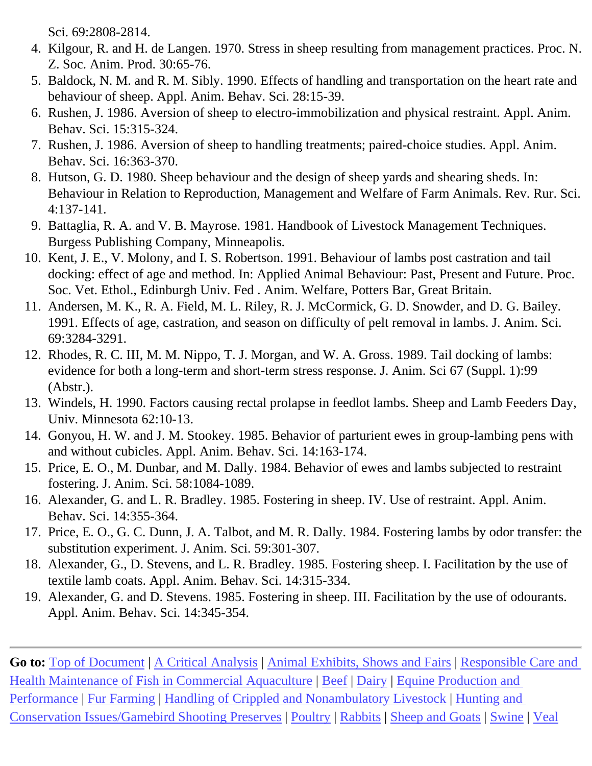Sci. 69:2808-2814.

4. Kilgour, R. and H. de Langen. 1970. Stress in sheep resulting from management practices. Proc. N. Z. Soc. Anim. Prod. 30:65-76.
5. Baldock, N. M. and R. M. Sibly. 1990. Effects of handling and transportation on the heart rate and behaviour of sheep. Appl. Anim. Behav. Sci. 28:15-39.
6. Rushen, J. 1986. Aversion of sheep to electro-immobilization and physical restraint. Appl. Anim. Behav. Sci. 15:315-324.
7. Rushen, J. 1986. Aversion of sheep to handling treatments; paired-choice studies. Appl. Anim. Behav. Sci. 16:363-370.
8. Hutson, G. D. 1980. Sheep behaviour and the design of sheep yards and shearing sheds. In: Behaviour in Relation to Reproduction, Management and Welfare of Farm Animals. Rev. Rur. Sci. 4:137-141.
9. Battaglia, R. A. and V. B. Mayrose. 1981. Handbook of Livestock Management Techniques. Burgess Publishing Company, Minneapolis.
10. Kent, J. E., V. Molony, and I. S. Robertson. 1991. Behaviour of lambs post castration and tail docking: effect of age and method. In: Applied Animal Behaviour: Past, Present and Future. Proc. Soc. Vet. Ethol., Edinburgh Univ. Fed . Anim. Welfare, Potters Bar, Great Britain.
11. Andersen, M. K., R. A. Field, M. L. Riley, R. J. McCormick, G. D. Snowder, and D. G. Bailey. 1991. Effects of age, castration, and season on difficulty of pelt removal in lambs. J. Anim. Sci. 69:3284-3291.
12. Rhodes, R. C. III, M. M. Nippo, T. J. Morgan, and W. A. Gross. 1989. Tail docking of lambs: evidence for both a long-term and short-term stress response. J. Anim. Sci 67 (Suppl. 1):99 (Abstr.).
13. Windels, H. 1990. Factors causing rectal prolapse in feedlot lambs. Sheep and Lamb Feeders Day, Univ. Minnesota 62:10-13.
14. Gonyou, H. W. and J. M. Stookey. 1985. Behavior of parturient ewes in group-lambing pens with and without cubicles. Appl. Anim. Behav. Sci. 14:163-174.
15. Price, E. O., M. Dunbar, and M. Dally. 1984. Behavior of ewes and lambs subjected to restraint fostering. J. Anim. Sci. 58:1084-1089.
16. Alexander, G. and L. R. Bradley. 1985. Fostering in sheep. IV. Use of restraint. Appl. Anim. Behav. Sci. 14:355-364.
17. Price, E. O., G. C. Dunn, J. A. Talbot, and M. R. Dally. 1984. Fostering lambs by odor transfer: the substitution experiment. J. Anim. Sci. 59:301-307.
18. Alexander, G., D. Stevens, and L. R. Bradley. 1985. Fostering sheep. I. Facilitation by the use of textile lamb coats. Appl. Anim. Behav. Sci. 14:315-334.
19. Alexander, G. and D. Stevens. 1985. Fostering in sheep. III. Facilitation by the use of odourants. Appl. Anim. Behav. Sci. 14:345-354.

---

**Go to:** Top of Document | A Critical Analysis | Animal Exhibits, Shows and Fairs | Responsible Care and Health Maintenance of Fish in Commercial Aquaculture | Beef | Dairy | Equine Production and Performance | Fur Farming | Handling of Crippled and Nonambulatory Livestock | Hunting and Conservation Issues/Gamebird Shooting Preserves | Poultry | Rabbits | Sheep and Goats | Swine | Veal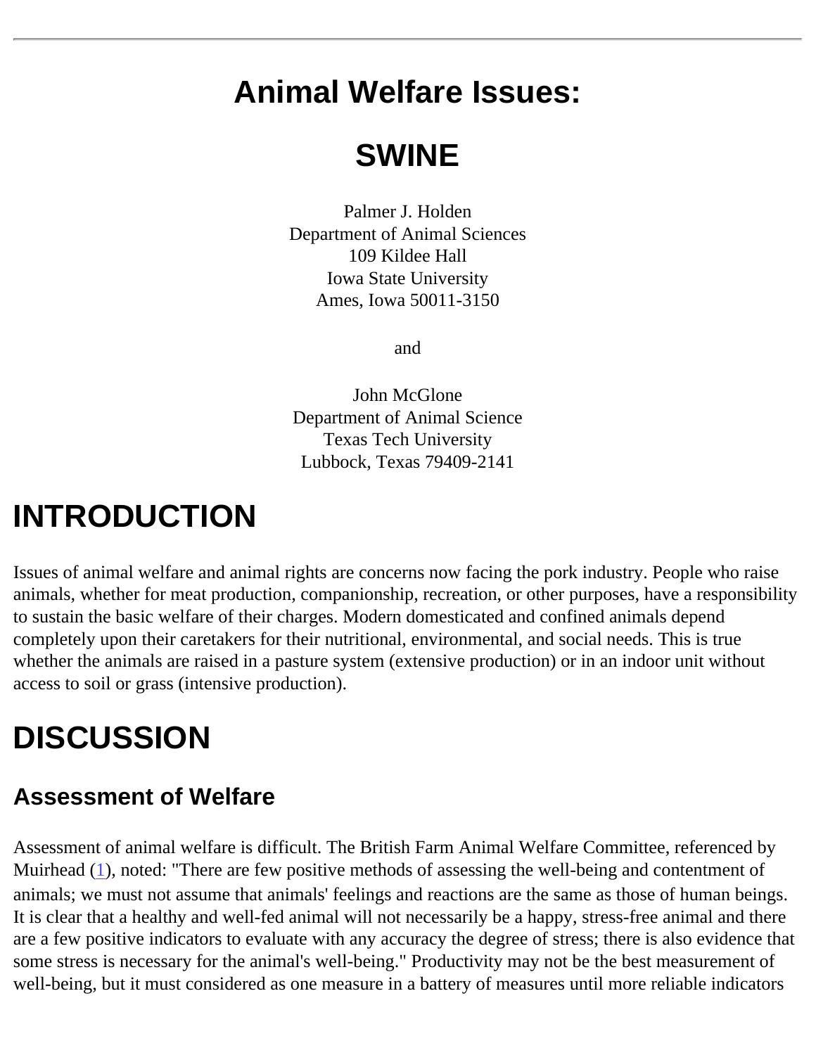# Animal Welfare Issues:

# SWINE

Palmer J. Holden
Department of Animal Sciences
109 Kildee Hall
Iowa State University
Ames, Iowa 50011-3150

and

John McGlone
Department of Animal Science
Texas Tech University
Lubbock, Texas 79409-2141

# INTRODUCTION

Issues of animal welfare and animal rights are concerns now facing the pork industry. People who raise animals, whether for meat production, companionship, recreation, or other purposes, have a responsibility to sustain the basic welfare of their charges. Modern domesticated and confined animals depend completely upon their caretakers for their nutritional, environmental, and social needs. This is true whether the animals are raised in a pasture system (extensive production) or in an indoor unit without access to soil or grass (intensive production).

# DISCUSSION

## Assessment of Welfare

Assessment of animal welfare is difficult. The British Farm Animal Welfare Committee, referenced by Muirhead (1), noted: "There are few positive methods of assessing the well-being and contentment of animals; we must not assume that animals' feelings and reactions are the same as those of human beings. It is clear that a healthy and well-fed animal will not necessarily be a happy, stress-free animal and there are a few positive indicators to evaluate with any accuracy the degree of stress; there is also evidence that some stress is necessary for the animal's well-being." Productivity may not be the best measurement of well-being, but it must considered as one measure in a battery of measures until more reliable indicators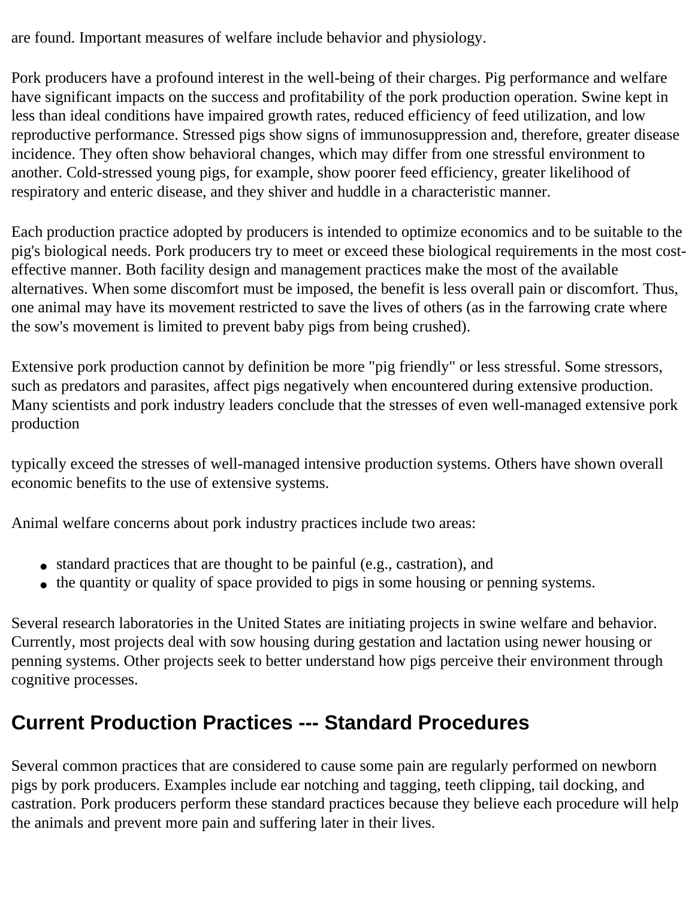are found. Important measures of welfare include behavior and physiology.

Pork producers have a profound interest in the well-being of their charges. Pig performance and welfare have significant impacts on the success and profitability of the pork production operation. Swine kept in less than ideal conditions have impaired growth rates, reduced efficiency of feed utilization, and low reproductive performance. Stressed pigs show signs of immunosuppression and, therefore, greater disease incidence. They often show behavioral changes, which may differ from one stressful environment to another. Cold-stressed young pigs, for example, show poorer feed efficiency, greater likelihood of respiratory and enteric disease, and they shiver and huddle in a characteristic manner.

Each production practice adopted by producers is intended to optimize economics and to be suitable to the pig's biological needs. Pork producers try to meet or exceed these biological requirements in the most cost-effective manner. Both facility design and management practices make the most of the available alternatives. When some discomfort must be imposed, the benefit is less overall pain or discomfort. Thus, one animal may have its movement restricted to save the lives of others (as in the farrowing crate where the sow's movement is limited to prevent baby pigs from being crushed).

Extensive pork production cannot by definition be more "pig friendly" or less stressful. Some stressors, such as predators and parasites, affect pigs negatively when encountered during extensive production. Many scientists and pork industry leaders conclude that the stresses of even well-managed extensive pork production typically exceed the stresses of well-managed intensive production systems. Others have shown overall economic benefits to the use of extensive systems.

Animal welfare concerns about pork industry practices include two areas:

- standard practices that are thought to be painful (e.g., castration), and
- the quantity or quality of space provided to pigs in some housing or penning systems.

Several research laboratories in the United States are initiating projects in swine welfare and behavior. Currently, most projects deal with sow housing during gestation and lactation using newer housing or penning systems. Other projects seek to better understand how pigs perceive their environment through cognitive processes.

## Current Production Practices --- Standard Procedures

Several common practices that are considered to cause some pain are regularly performed on newborn pigs by pork producers. Examples include ear notching and tagging, teeth clipping, tail docking, and castration. Pork producers perform these standard practices because they believe each procedure will help the animals and prevent more pain and suffering later in their lives.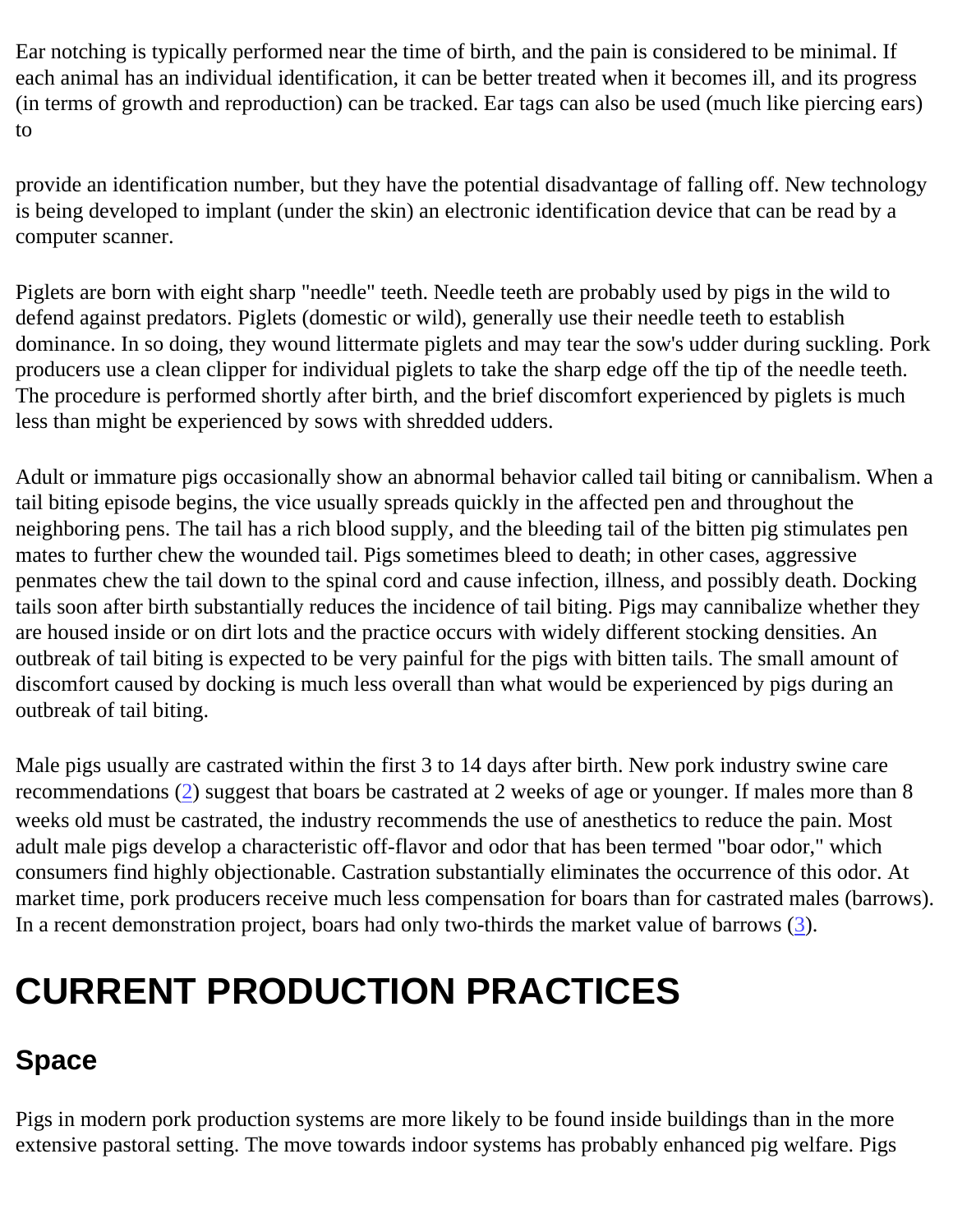Ear notching is typically performed near the time of birth, and the pain is considered to be minimal. If each animal has an individual identification, it can be better treated when it becomes ill, and its progress (in terms of growth and reproduction) can be tracked. Ear tags can also be used (much like piercing ears) to provide an identification number, but they have the potential disadvantage of falling off. New technology is being developed to implant (under the skin) an electronic identification device that can be read by a computer scanner.

Piglets are born with eight sharp "needle" teeth. Needle teeth are probably used by pigs in the wild to defend against predators. Piglets (domestic or wild), generally use their needle teeth to establish dominance. In so doing, they wound littermate piglets and may tear the sow's udder during suckling. Pork producers use a clean clipper for individual piglets to take the sharp edge off the tip of the needle teeth. The procedure is performed shortly after birth, and the brief discomfort experienced by piglets is much less than might be experienced by sows with shredded udders.

Adult or immature pigs occasionally show an abnormal behavior called tail biting or cannibalism. When a tail biting episode begins, the vice usually spreads quickly in the affected pen and throughout the neighboring pens. The tail has a rich blood supply, and the bleeding tail of the bitten pig stimulates pen mates to further chew the wounded tail. Pigs sometimes bleed to death; in other cases, aggressive penmates chew the tail down to the spinal cord and cause infection, illness, and possibly death. Docking tails soon after birth substantially reduces the incidence of tail biting. Pigs may cannibalize whether they are housed inside or on dirt lots and the practice occurs with widely different stocking densities. An outbreak of tail biting is expected to be very painful for the pigs with bitten tails. The small amount of discomfort caused by docking is much less overall than what would be experienced by pigs during an outbreak of tail biting.

Male pigs usually are castrated within the first 3 to 14 days after birth. New pork industry swine care recommendations (2) suggest that boars be castrated at 2 weeks of age or younger. If males more than 8 weeks old must be castrated, the industry recommends the use of anesthetics to reduce the pain. Most adult male pigs develop a characteristic off-flavor and odor that has been termed "boar odor," which consumers find highly objectionable. Castration substantially eliminates the occurrence of this odor. At market time, pork producers receive much less compensation for boars than for castrated males (barrows). In a recent demonstration project, boars had only two-thirds the market value of barrows (3).

# CURRENT PRODUCTION PRACTICES

## Space

Pigs in modern pork production systems are more likely to be found inside buildings than in the more extensive pastoral setting. The move towards indoor systems has probably enhanced pig welfare. Pigs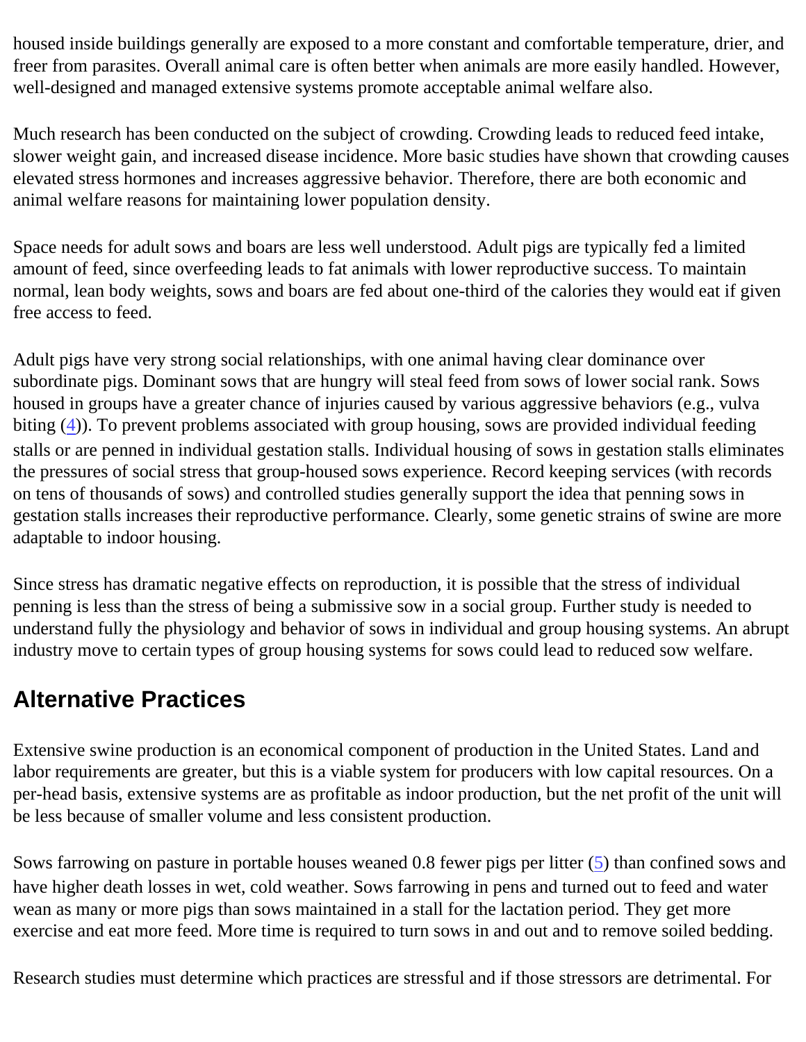housed inside buildings generally are exposed to a more constant and comfortable temperature, drier, and freer from parasites. Overall animal care is often better when animals are more easily handled. However, well-designed and managed extensive systems promote acceptable animal welfare also.

Much research has been conducted on the subject of crowding. Crowding leads to reduced feed intake, slower weight gain, and increased disease incidence. More basic studies have shown that crowding causes elevated stress hormones and increases aggressive behavior. Therefore, there are both economic and animal welfare reasons for maintaining lower population density.

Space needs for adult sows and boars are less well understood. Adult pigs are typically fed a limited amount of feed, since overfeeding leads to fat animals with lower reproductive success. To maintain normal, lean body weights, sows and boars are fed about one-third of the calories they would eat if given free access to feed.

Adult pigs have very strong social relationships, with one animal having clear dominance over subordinate pigs. Dominant sows that are hungry will steal feed from sows of lower social rank. Sows housed in groups have a greater chance of injuries caused by various aggressive behaviors (e.g., vulva biting (4)). To prevent problems associated with group housing, sows are provided individual feeding stalls or are penned in individual gestation stalls. Individual housing of sows in gestation stalls eliminates the pressures of social stress that group-housed sows experience. Record keeping services (with records on tens of thousands of sows) and controlled studies generally support the idea that penning sows in gestation stalls increases their reproductive performance. Clearly, some genetic strains of swine are more adaptable to indoor housing.

Since stress has dramatic negative effects on reproduction, it is possible that the stress of individual penning is less than the stress of being a submissive sow in a social group. Further study is needed to understand fully the physiology and behavior of sows in individual and group housing systems. An abrupt industry move to certain types of group housing systems for sows could lead to reduced sow welfare.

## Alternative Practices

Extensive swine production is an economical component of production in the United States. Land and labor requirements are greater, but this is a viable system for producers with low capital resources. On a per-head basis, extensive systems are as profitable as indoor production, but the net profit of the unit will be less because of smaller volume and less consistent production.

Sows farrowing on pasture in portable houses weaned 0.8 fewer pigs per litter (5) than confined sows and have higher death losses in wet, cold weather. Sows farrowing in pens and turned out to feed and water wean as many or more pigs than sows maintained in a stall for the lactation period. They get more exercise and eat more feed. More time is required to turn sows in and out and to remove soiled bedding.

Research studies must determine which practices are stressful and if those stressors are detrimental. For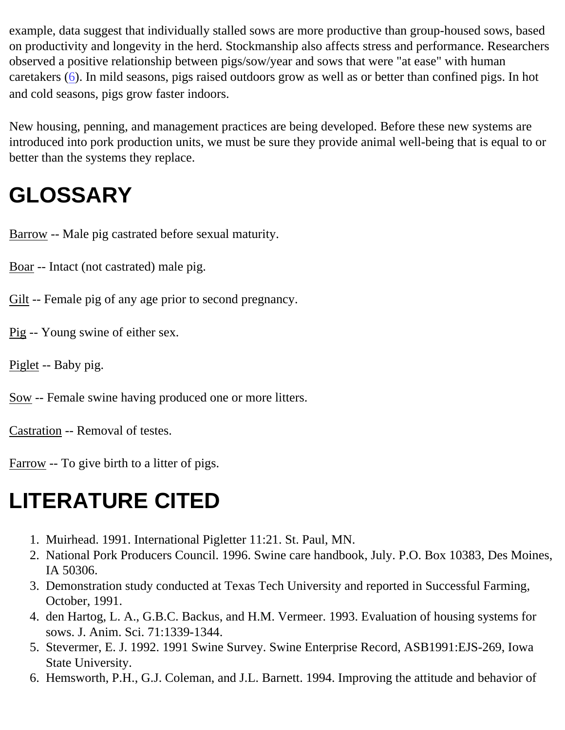example, data suggest that individually stalled sows are more productive than group-housed sows, based on productivity and longevity in the herd. Stockmanship also affects stress and performance. Researchers observed a positive relationship between pigs/sow/year and sows that were "at ease" with human caretakers (6). In mild seasons, pigs raised outdoors grow as well as or better than confined pigs. In hot and cold seasons, pigs grow faster indoors.

New housing, penning, and management practices are being developed. Before these new systems are introduced into pork production units, we must be sure they provide animal well-being that is equal to or better than the systems they replace.

# GLOSSARY

Barrow -- Male pig castrated before sexual maturity.

Boar -- Intact (not castrated) male pig.

Gilt -- Female pig of any age prior to second pregnancy.

Pig -- Young swine of either sex.

Piglet -- Baby pig.

Sow -- Female swine having produced one or more litters.

Castration -- Removal of testes.

Farrow -- To give birth to a litter of pigs.

# LITERATURE CITED

1. Muirhead. 1991. International Pigletter 11:21. St. Paul, MN.
2. National Pork Producers Council. 1996. Swine care handbook, July. P.O. Box 10383, Des Moines, IA 50306.
3. Demonstration study conducted at Texas Tech University and reported in Successful Farming, October, 1991.
4. den Hartog, L. A., G.B.C. Backus, and H.M. Vermeer. 1993. Evaluation of housing systems for sows. J. Anim. Sci. 71:1339-1344.
5. Stevermer, E. J. 1992. 1991 Swine Survey. Swine Enterprise Record, ASB1991:EJS-269, Iowa State University.
6. Hemsworth, P.H., G.J. Coleman, and J.L. Barnett. 1994. Improving the attitude and behavior of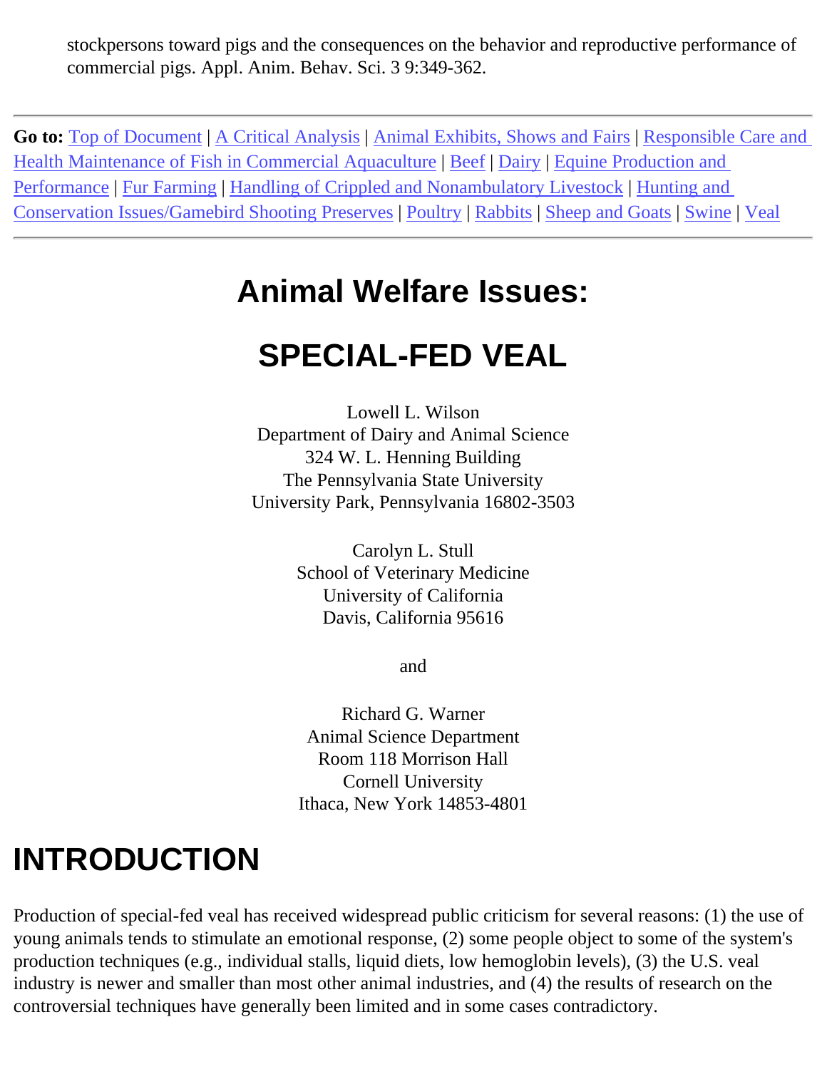stockpersons toward pigs and the consequences on the behavior and reproductive performance of commercial pigs. Appl. Anim. Behav. Sci. 3 9:349-362.

---

**Go to:** Top of Document | A Critical Analysis | Animal Exhibits, Shows and Fairs | Responsible Care and Health Maintenance of Fish in Commercial Aquaculture | Beef | Dairy | Equine Production and Performance | Fur Farming | Handling of Crippled and Nonambulatory Livestock | Hunting and Conservation Issues/Gamebird Shooting Preserves | Poultry | Rabbits | Sheep and Goats | Swine | Veal

---

# Animal Welfare Issues:

# SPECIAL-FED VEAL

Lowell L. Wilson
Department of Dairy and Animal Science
324 W. L. Henning Building
The Pennsylvania State University
University Park, Pennsylvania 16802-3503

Carolyn L. Stull
School of Veterinary Medicine
University of California
Davis, California 95616

and

Richard G. Warner
Animal Science Department
Room 118 Morrison Hall
Cornell University
Ithaca, New York 14853-4801

## INTRODUCTION

Production of special-fed veal has received widespread public criticism for several reasons: (1) the use of young animals tends to stimulate an emotional response, (2) some people object to some of the system's production techniques (e.g., individual stalls, liquid diets, low hemoglobin levels), (3) the U.S. veal industry is newer and smaller than most other animal industries, and (4) the results of research on the controversial techniques have generally been limited and in some cases contradictory.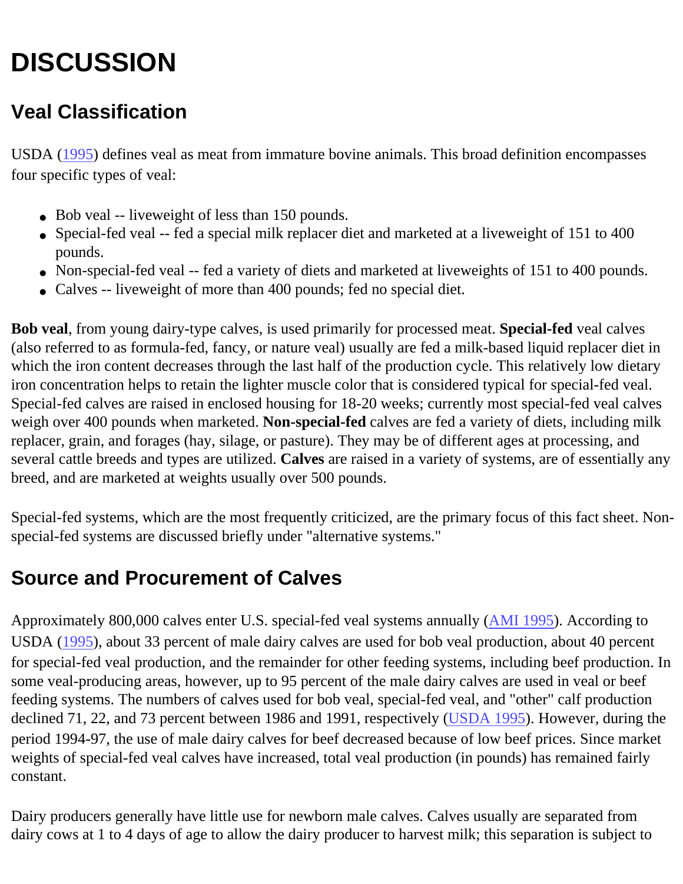# DISCUSSION

## Veal Classification

USDA (1995) defines veal as meat from immature bovine animals. This broad definition encompasses four specific types of veal:

- Bob veal -- liveweight of less than 150 pounds.
- Special-fed veal -- fed a special milk replacer diet and marketed at a liveweight of 151 to 400 pounds.
- Non-special-fed veal -- fed a variety of diets and marketed at liveweights of 151 to 400 pounds.
- Calves -- liveweight of more than 400 pounds; fed no special diet.

**Bob veal**, from young dairy-type calves, is used primarily for processed meat. **Special-fed** veal calves (also referred to as formula-fed, fancy, or nature veal) usually are fed a milk-based liquid replacer diet in which the iron content decreases through the last half of the production cycle. This relatively low dietary iron concentration helps to retain the lighter muscle color that is considered typical for special-fed veal. Special-fed calves are raised in enclosed housing for 18-20 weeks; currently most special-fed veal calves weigh over 400 pounds when marketed. **Non-special-fed** calves are fed a variety of diets, including milk replacer, grain, and forages (hay, silage, or pasture). They may be of different ages at processing, and several cattle breeds and types are utilized. **Calves** are raised in a variety of systems, are of essentially any breed, and are marketed at weights usually over 500 pounds.

Special-fed systems, which are the most frequently criticized, are the primary focus of this fact sheet. Non-special-fed systems are discussed briefly under "alternative systems."

## Source and Procurement of Calves

Approximately 800,000 calves enter U.S. special-fed veal systems annually (AMI 1995). According to USDA (1995), about 33 percent of male dairy calves are used for bob veal production, about 40 percent for special-fed veal production, and the remainder for other feeding systems, including beef production. In some veal-producing areas, however, up to 95 percent of the male dairy calves are used in veal or beef feeding systems. The numbers of calves used for bob veal, special-fed veal, and "other" calf production declined 71, 22, and 73 percent between 1986 and 1991, respectively (USDA 1995). However, during the period 1994-97, the use of male dairy calves for beef decreased because of low beef prices. Since market weights of special-fed veal calves have increased, total veal production (in pounds) has remained fairly constant.

Dairy producers generally have little use for newborn male calves. Calves usually are separated from dairy cows at 1 to 4 days of age to allow the dairy producer to harvest milk; this separation is subject to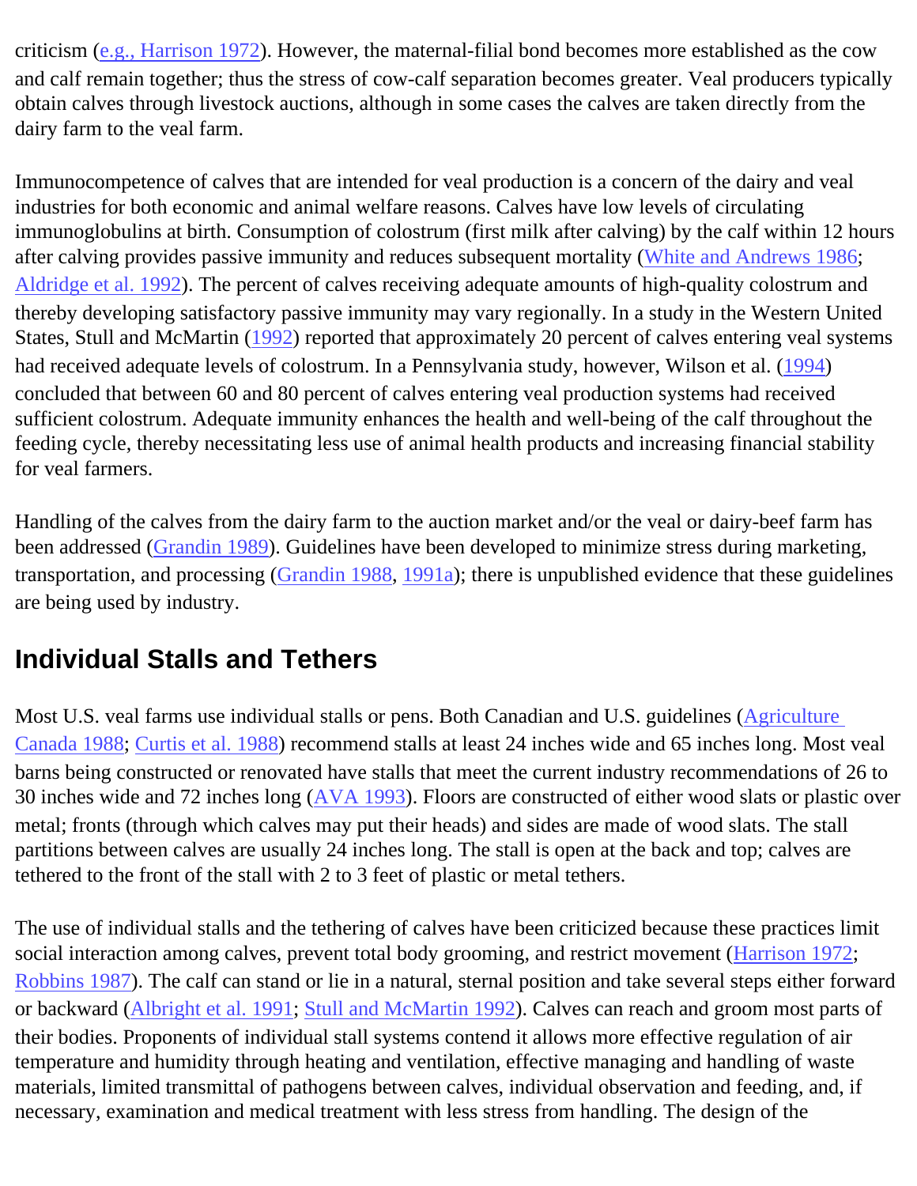criticism (e.g., Harrison 1972). However, the maternal-filial bond becomes more established as the cow and calf remain together; thus the stress of cow-calf separation becomes greater. Veal producers typically obtain calves through livestock auctions, although in some cases the calves are taken directly from the dairy farm to the veal farm.

Immunocompetence of calves that are intended for veal production is a concern of the dairy and veal industries for both economic and animal welfare reasons. Calves have low levels of circulating immunoglobulins at birth. Consumption of colostrum (first milk after calving) by the calf within 12 hours after calving provides passive immunity and reduces subsequent mortality (White and Andrews 1986; Aldridge et al. 1992). The percent of calves receiving adequate amounts of high-quality colostrum and thereby developing satisfactory passive immunity may vary regionally. In a study in the Western United States, Stull and McMartin (1992) reported that approximately 20 percent of calves entering veal systems had received adequate levels of colostrum. In a Pennsylvania study, however, Wilson et al. (1994) concluded that between 60 and 80 percent of calves entering veal production systems had received sufficient colostrum. Adequate immunity enhances the health and well-being of the calf throughout the feeding cycle, thereby necessitating less use of animal health products and increasing financial stability for veal farmers.

Handling of the calves from the dairy farm to the auction market and/or the veal or dairy-beef farm has been addressed (Grandin 1989). Guidelines have been developed to minimize stress during marketing, transportation, and processing (Grandin 1988, 1991a); there is unpublished evidence that these guidelines are being used by industry.

## Individual Stalls and Tethers

Most U.S. veal farms use individual stalls or pens. Both Canadian and U.S. guidelines (Agriculture Canada 1988; Curtis et al. 1988) recommend stalls at least 24 inches wide and 65 inches long. Most veal barns being constructed or renovated have stalls that meet the current industry recommendations of 26 to 30 inches wide and 72 inches long (AVA 1993). Floors are constructed of either wood slats or plastic over metal; fronts (through which calves may put their heads) and sides are made of wood slats. The stall partitions between calves are usually 24 inches long. The stall is open at the back and top; calves are tethered to the front of the stall with 2 to 3 feet of plastic or metal tethers.

The use of individual stalls and the tethering of calves have been criticized because these practices limit social interaction among calves, prevent total body grooming, and restrict movement (Harrison 1972; Robbins 1987). The calf can stand or lie in a natural, sternal position and take several steps either forward or backward (Albright et al. 1991; Stull and McMartin 1992). Calves can reach and groom most parts of their bodies. Proponents of individual stall systems contend it allows more effective regulation of air temperature and humidity through heating and ventilation, effective managing and handling of waste materials, limited transmittal of pathogens between calves, individual observation and feeding, and, if necessary, examination and medical treatment with less stress from handling. The design of the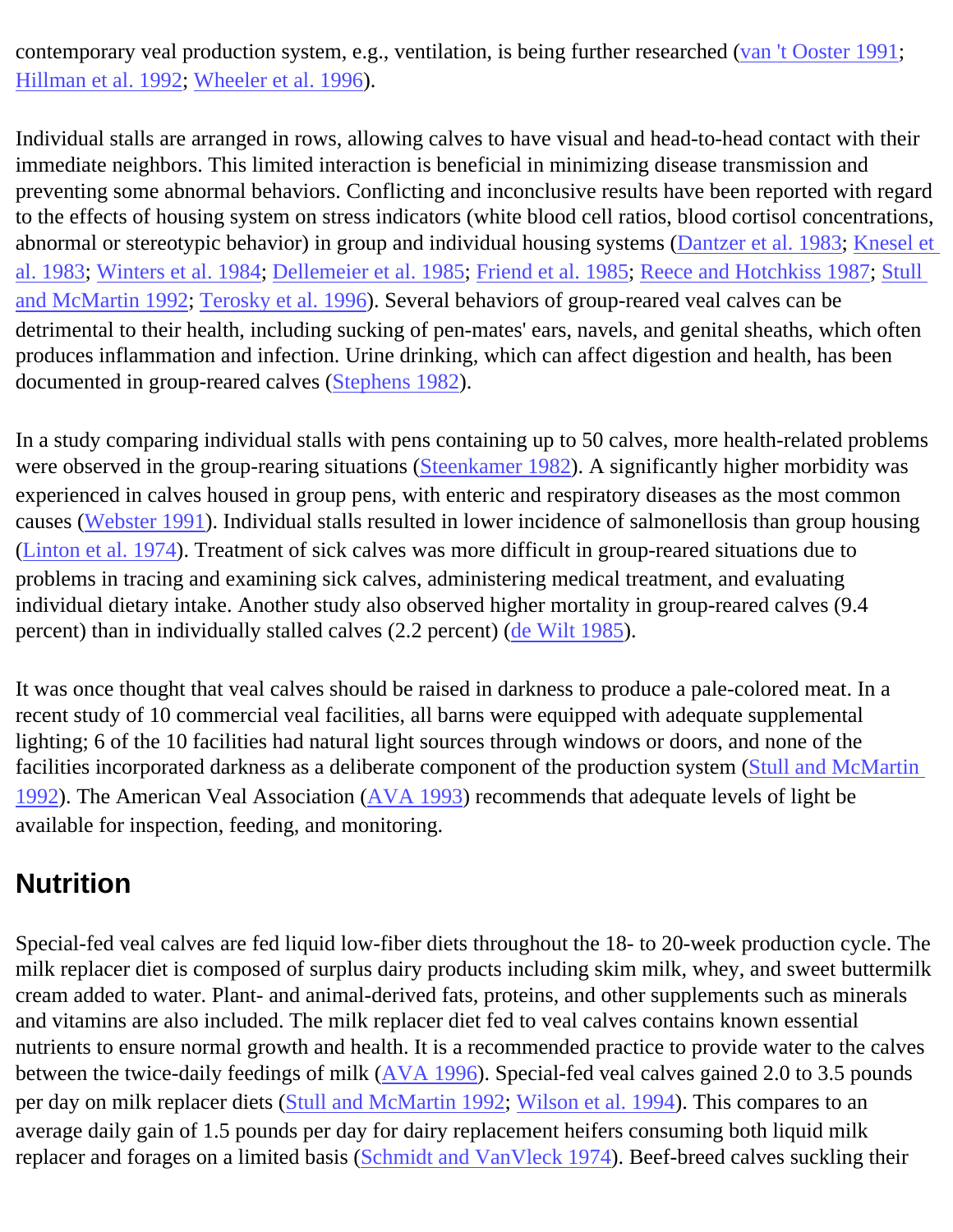contemporary veal production system, e.g., ventilation, is being further researched (van 't Ooster 1991; Hillman et al. 1992; Wheeler et al. 1996).

Individual stalls are arranged in rows, allowing calves to have visual and head-to-head contact with their immediate neighbors. This limited interaction is beneficial in minimizing disease transmission and preventing some abnormal behaviors. Conflicting and inconclusive results have been reported with regard to the effects of housing system on stress indicators (white blood cell ratios, blood cortisol concentrations, abnormal or stereotypic behavior) in group and individual housing systems (Dantzer et al. 1983; Knesel et al. 1983; Winters et al. 1984; Dellemeier et al. 1985; Friend et al. 1985; Reece and Hotchkiss 1987; Stull and McMartin 1992; Terosky et al. 1996). Several behaviors of group-reared veal calves can be detrimental to their health, including sucking of pen-mates' ears, navels, and genital sheaths, which often produces inflammation and infection. Urine drinking, which can affect digestion and health, has been documented in group-reared calves (Stephens 1982).

In a study comparing individual stalls with pens containing up to 50 calves, more health-related problems were observed in the group-rearing situations (Steenkamer 1982). A significantly higher morbidity was experienced in calves housed in group pens, with enteric and respiratory diseases as the most common causes (Webster 1991). Individual stalls resulted in lower incidence of salmonellosis than group housing (Linton et al. 1974). Treatment of sick calves was more difficult in group-reared situations due to problems in tracing and examining sick calves, administering medical treatment, and evaluating individual dietary intake. Another study also observed higher mortality in group-reared calves (9.4 percent) than in individually stalled calves (2.2 percent) (de Wilt 1985).

It was once thought that veal calves should be raised in darkness to produce a pale-colored meat. In a recent study of 10 commercial veal facilities, all barns were equipped with adequate supplemental lighting; 6 of the 10 facilities had natural light sources through windows or doors, and none of the facilities incorporated darkness as a deliberate component of the production system (Stull and McMartin 1992). The American Veal Association (AVA 1993) recommends that adequate levels of light be available for inspection, feeding, and monitoring.

## Nutrition

Special-fed veal calves are fed liquid low-fiber diets throughout the 18- to 20-week production cycle. The milk replacer diet is composed of surplus dairy products including skim milk, whey, and sweet buttermilk cream added to water. Plant- and animal-derived fats, proteins, and other supplements such as minerals and vitamins are also included. The milk replacer diet fed to veal calves contains known essential nutrients to ensure normal growth and health. It is a recommended practice to provide water to the calves between the twice-daily feedings of milk (AVA 1996). Special-fed veal calves gained 2.0 to 3.5 pounds per day on milk replacer diets (Stull and McMartin 1992; Wilson et al. 1994). This compares to an average daily gain of 1.5 pounds per day for dairy replacement heifers consuming both liquid milk replacer and forages on a limited basis (Schmidt and VanVleck 1974). Beef-breed calves suckling their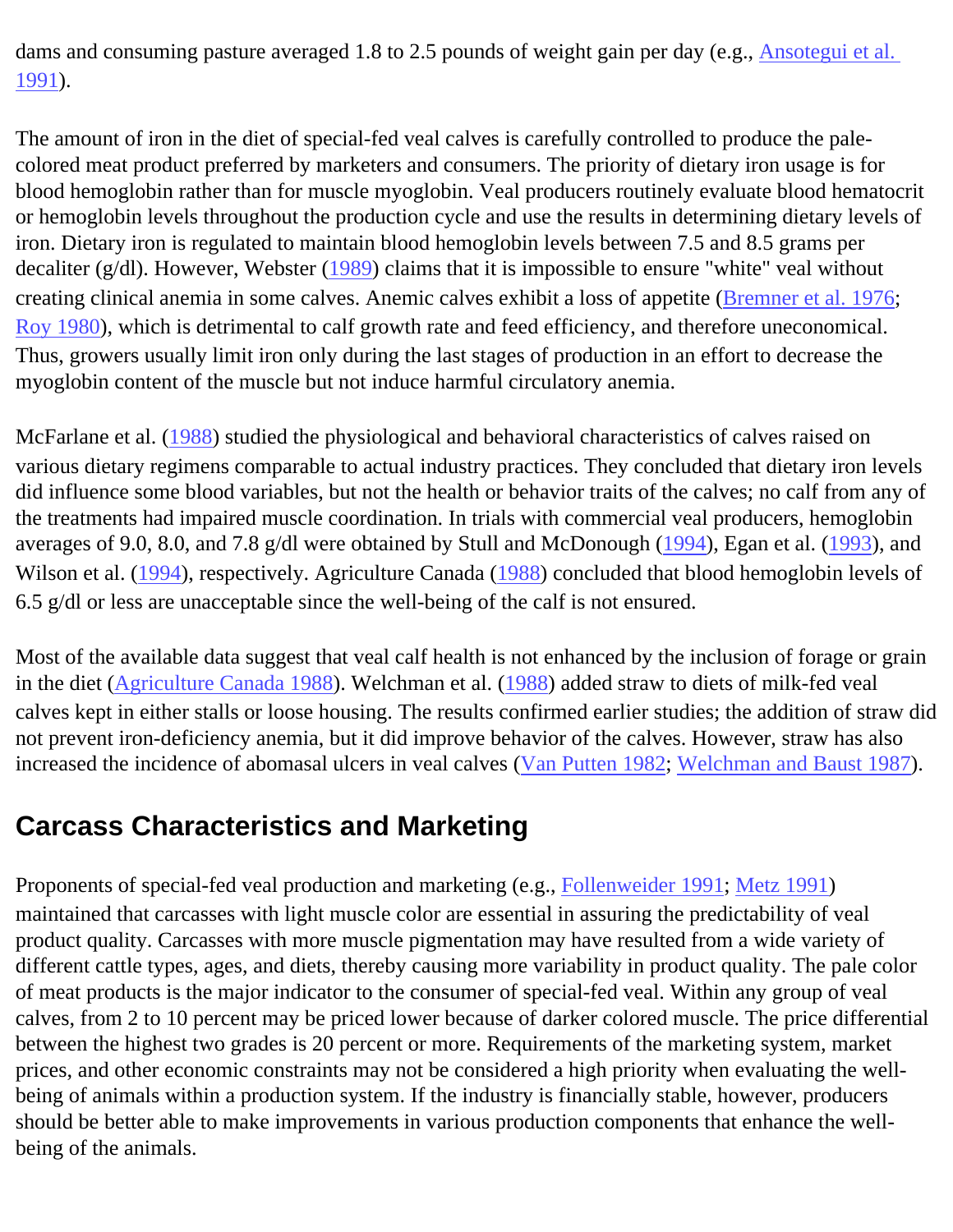dams and consuming pasture averaged 1.8 to 2.5 pounds of weight gain per day (e.g., Ansotegui et al. 1991).

The amount of iron in the diet of special-fed veal calves is carefully controlled to produce the pale-colored meat product preferred by marketers and consumers. The priority of dietary iron usage is for blood hemoglobin rather than for muscle myoglobin. Veal producers routinely evaluate blood hematocrit or hemoglobin levels throughout the production cycle and use the results in determining dietary levels of iron. Dietary iron is regulated to maintain blood hemoglobin levels between 7.5 and 8.5 grams per decaliter (g/dl). However, Webster (1989) claims that it is impossible to ensure "white" veal without creating clinical anemia in some calves. Anemic calves exhibit a loss of appetite (Bremner et al. 1976; Roy 1980), which is detrimental to calf growth rate and feed efficiency, and therefore uneconomical. Thus, growers usually limit iron only during the last stages of production in an effort to decrease the myoglobin content of the muscle but not induce harmful circulatory anemia.

McFarlane et al. (1988) studied the physiological and behavioral characteristics of calves raised on various dietary regimens comparable to actual industry practices. They concluded that dietary iron levels did influence some blood variables, but not the health or behavior traits of the calves; no calf from any of the treatments had impaired muscle coordination. In trials with commercial veal producers, hemoglobin averages of 9.0, 8.0, and 7.8 g/dl were obtained by Stull and McDonough (1994), Egan et al. (1993), and Wilson et al. (1994), respectively. Agriculture Canada (1988) concluded that blood hemoglobin levels of 6.5 g/dl or less are unacceptable since the well-being of the calf is not ensured.

Most of the available data suggest that veal calf health is not enhanced by the inclusion of forage or grain in the diet (Agriculture Canada 1988). Welchman et al. (1988) added straw to diets of milk-fed veal calves kept in either stalls or loose housing. The results confirmed earlier studies; the addition of straw did not prevent iron-deficiency anemia, but it did improve behavior of the calves. However, straw has also increased the incidence of abomasal ulcers in veal calves (Van Putten 1982; Welchman and Baust 1987).

## Carcass Characteristics and Marketing

Proponents of special-fed veal production and marketing (e.g., Follenweider 1991; Metz 1991) maintained that carcasses with light muscle color are essential in assuring the predictability of veal product quality. Carcasses with more muscle pigmentation may have resulted from a wide variety of different cattle types, ages, and diets, thereby causing more variability in product quality. The pale color of meat products is the major indicator to the consumer of special-fed veal. Within any group of veal calves, from 2 to 10 percent may be priced lower because of darker colored muscle. The price differential between the highest two grades is 20 percent or more. Requirements of the marketing system, market prices, and other economic constraints may not be considered a high priority when evaluating the well-being of animals within a production system. If the industry is financially stable, however, producers should be better able to make improvements in various production components that enhance the well-being of the animals.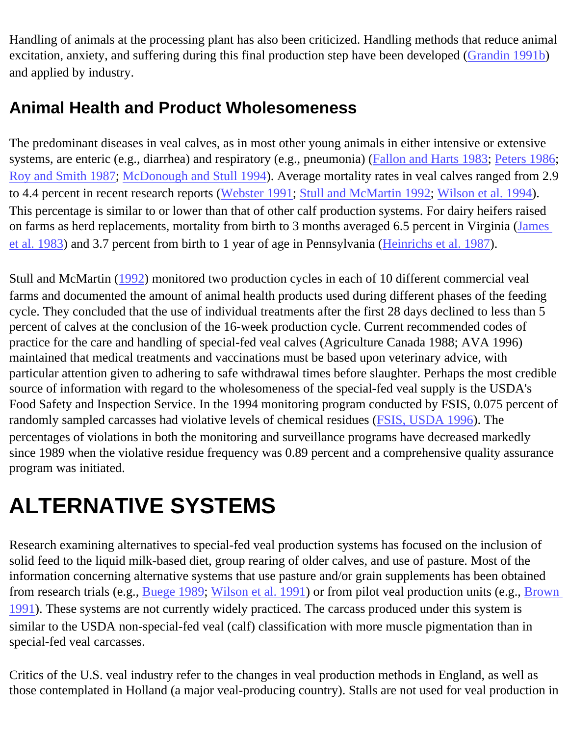Handling of animals at the processing plant has also been criticized. Handling methods that reduce animal excitation, anxiety, and suffering during this final production step have been developed (Grandin 1991b) and applied by industry.

## Animal Health and Product Wholesomeness

The predominant diseases in veal calves, as in most other young animals in either intensive or extensive systems, are enteric (e.g., diarrhea) and respiratory (e.g., pneumonia) (Fallon and Harts 1983; Peters 1986; Roy and Smith 1987; McDonough and Stull 1994). Average mortality rates in veal calves ranged from 2.9 to 4.4 percent in recent research reports (Webster 1991; Stull and McMartin 1992; Wilson et al. 1994). This percentage is similar to or lower than that of other calf production systems. For dairy heifers raised on farms as herd replacements, mortality from birth to 3 months averaged 6.5 percent in Virginia (James et al. 1983) and 3.7 percent from birth to 1 year of age in Pennsylvania (Heinrichs et al. 1987).

Stull and McMartin (1992) monitored two production cycles in each of 10 different commercial veal farms and documented the amount of animal health products used during different phases of the feeding cycle. They concluded that the use of individual treatments after the first 28 days declined to less than 5 percent of calves at the conclusion of the 16-week production cycle. Current recommended codes of practice for the care and handling of special-fed veal calves (Agriculture Canada 1988; AVA 1996) maintained that medical treatments and vaccinations must be based upon veterinary advice, with particular attention given to adhering to safe withdrawal times before slaughter. Perhaps the most credible source of information with regard to the wholesomeness of the special-fed veal supply is the USDA's Food Safety and Inspection Service. In the 1994 monitoring program conducted by FSIS, 0.075 percent of randomly sampled carcasses had violative levels of chemical residues (FSIS, USDA 1996). The percentages of violations in both the monitoring and surveillance programs have decreased markedly since 1989 when the violative residue frequency was 0.89 percent and a comprehensive quality assurance program was initiated.

# ALTERNATIVE SYSTEMS

Research examining alternatives to special-fed veal production systems has focused on the inclusion of solid feed to the liquid milk-based diet, group rearing of older calves, and use of pasture. Most of the information concerning alternative systems that use pasture and/or grain supplements has been obtained from research trials (e.g., Buege 1989; Wilson et al. 1991) or from pilot veal production units (e.g., Brown 1991). These systems are not currently widely practiced. The carcass produced under this system is similar to the USDA non-special-fed veal (calf) classification with more muscle pigmentation than in special-fed veal carcasses.

Critics of the U.S. veal industry refer to the changes in veal production methods in England, as well as those contemplated in Holland (a major veal-producing country). Stalls are not used for veal production in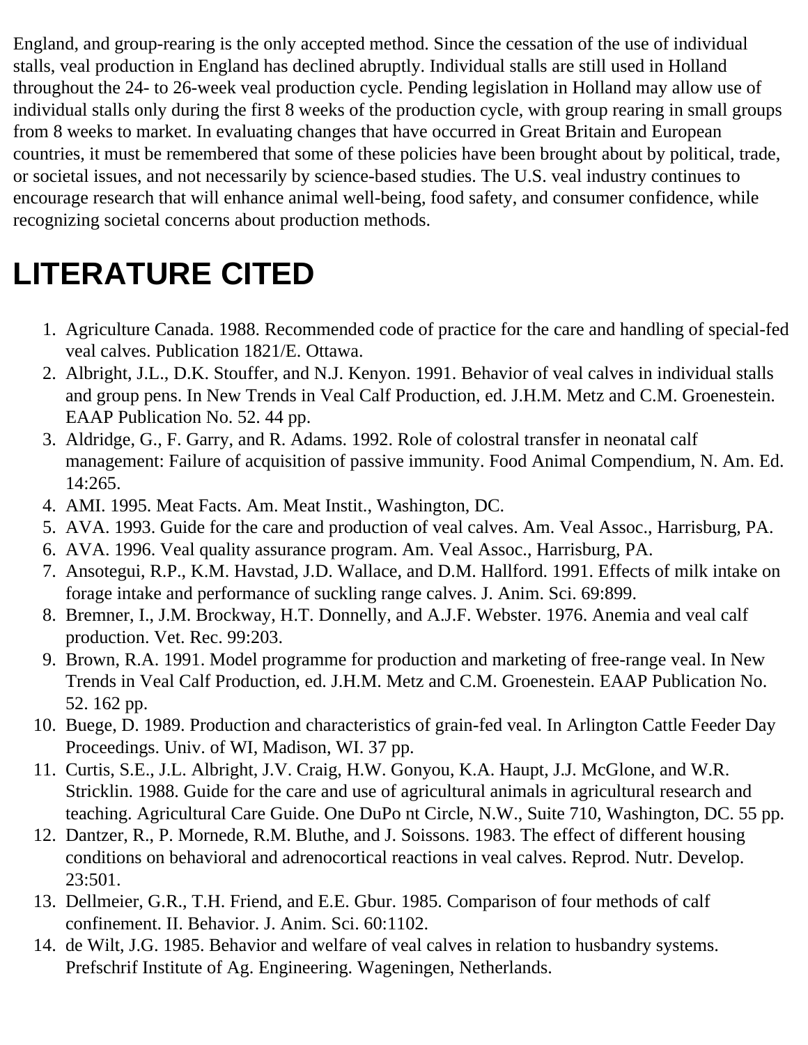England, and group-rearing is the only accepted method. Since the cessation of the use of individual stalls, veal production in England has declined abruptly. Individual stalls are still used in Holland throughout the 24- to 26-week veal production cycle. Pending legislation in Holland may allow use of individual stalls only during the first 8 weeks of the production cycle, with group rearing in small groups from 8 weeks to market. In evaluating changes that have occurred in Great Britain and European countries, it must be remembered that some of these policies have been brought about by political, trade, or societal issues, and not necessarily by science-based studies. The U.S. veal industry continues to encourage research that will enhance animal well-being, food safety, and consumer confidence, while recognizing societal concerns about production methods.

# LITERATURE CITED

1. Agriculture Canada. 1988. Recommended code of practice for the care and handling of special-fed veal calves. Publication 1821/E. Ottawa.
2. Albright, J.L., D.K. Stouffer, and N.J. Kenyon. 1991. Behavior of veal calves in individual stalls and group pens. In New Trends in Veal Calf Production, ed. J.H.M. Metz and C.M. Groenestein. EAAP Publication No. 52. 44 pp.
3. Aldridge, G., F. Garry, and R. Adams. 1992. Role of colostral transfer in neonatal calf management: Failure of acquisition of passive immunity. Food Animal Compendium, N. Am. Ed. 14:265.
4. AMI. 1995. Meat Facts. Am. Meat Instit., Washington, DC.
5. AVA. 1993. Guide for the care and production of veal calves. Am. Veal Assoc., Harrisburg, PA.
6. AVA. 1996. Veal quality assurance program. Am. Veal Assoc., Harrisburg, PA.
7. Ansotegui, R.P., K.M. Havstad, J.D. Wallace, and D.M. Hallford. 1991. Effects of milk intake on forage intake and performance of suckling range calves. J. Anim. Sci. 69:899.
8. Bremner, I., J.M. Brockway, H.T. Donnelly, and A.J.F. Webster. 1976. Anemia and veal calf production. Vet. Rec. 99:203.
9. Brown, R.A. 1991. Model programme for production and marketing of free-range veal. In New Trends in Veal Calf Production, ed. J.H.M. Metz and C.M. Groenestein. EAAP Publication No. 52. 162 pp.
10. Buege, D. 1989. Production and characteristics of grain-fed veal. In Arlington Cattle Feeder Day Proceedings. Univ. of WI, Madison, WI. 37 pp.
11. Curtis, S.E., J.L. Albright, J.V. Craig, H.W. Gonyou, K.A. Haupt, J.J. McGlone, and W.R. Stricklin. 1988. Guide for the care and use of agricultural animals in agricultural research and teaching. Agricultural Care Guide. One DuPo nt Circle, N.W., Suite 710, Washington, DC. 55 pp.
12. Dantzer, R., P. Mornede, R.M. Bluthe, and J. Soissons. 1983. The effect of different housing conditions on behavioral and adrenocortical reactions in veal calves. Reprod. Nutr. Develop. 23:501.
13. Dellmeier, G.R., T.H. Friend, and E.E. Gbur. 1985. Comparison of four methods of calf confinement. II. Behavior. J. Anim. Sci. 60:1102.
14. de Wilt, J.G. 1985. Behavior and welfare of veal calves in relation to husbandry systems. Prefschrif Institute of Ag. Engineering. Wageningen, Netherlands.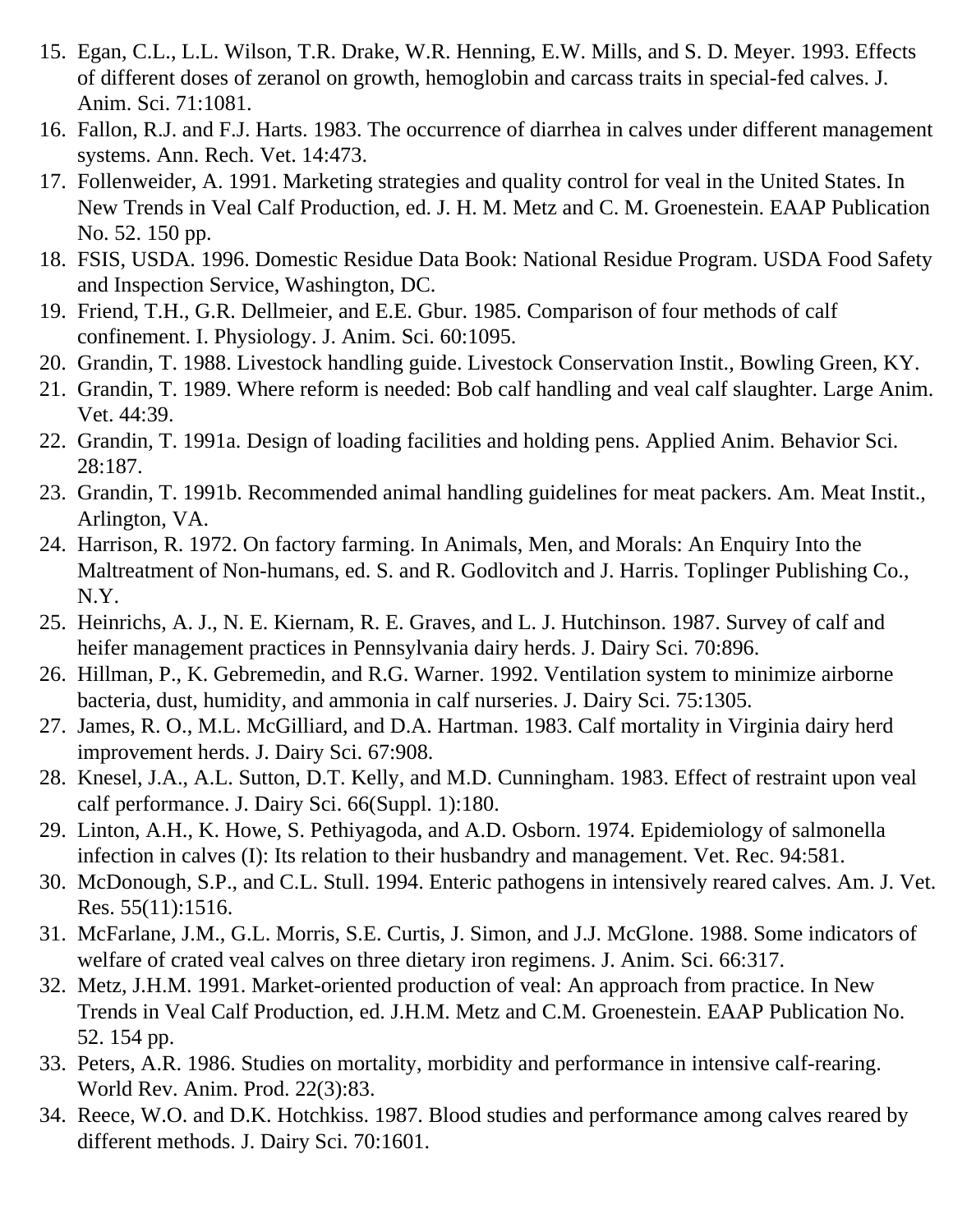15. Egan, C.L., L.L. Wilson, T.R. Drake, W.R. Henning, E.W. Mills, and S. D. Meyer. 1993. Effects of different doses of zeranol on growth, hemoglobin and carcass traits in special-fed calves. J. Anim. Sci. 71:1081.
16. Fallon, R.J. and F.J. Harts. 1983. The occurrence of diarrhea in calves under different management systems. Ann. Rech. Vet. 14:473.
17. Follenweider, A. 1991. Marketing strategies and quality control for veal in the United States. In New Trends in Veal Calf Production, ed. J. H. M. Metz and C. M. Groenestein. EAAP Publication No. 52. 150 pp.
18. FSIS, USDA. 1996. Domestic Residue Data Book: National Residue Program. USDA Food Safety and Inspection Service, Washington, DC.
19. Friend, T.H., G.R. Dellmeier, and E.E. Gbur. 1985. Comparison of four methods of calf confinement. I. Physiology. J. Anim. Sci. 60:1095.
20. Grandin, T. 1988. Livestock handling guide. Livestock Conservation Instit., Bowling Green, KY.
21. Grandin, T. 1989. Where reform is needed: Bob calf handling and veal calf slaughter. Large Anim. Vet. 44:39.
22. Grandin, T. 1991a. Design of loading facilities and holding pens. Applied Anim. Behavior Sci. 28:187.
23. Grandin, T. 1991b. Recommended animal handling guidelines for meat packers. Am. Meat Instit., Arlington, VA.
24. Harrison, R. 1972. On factory farming. In Animals, Men, and Morals: An Enquiry Into the Maltreatment of Non-humans, ed. S. and R. Godlovitch and J. Harris. Toplinger Publishing Co., N.Y.
25. Heinrichs, A. J., N. E. Kiernam, R. E. Graves, and L. J. Hutchinson. 1987. Survey of calf and heifer management practices in Pennsylvania dairy herds. J. Dairy Sci. 70:896.
26. Hillman, P., K. Gebremedin, and R.G. Warner. 1992. Ventilation system to minimize airborne bacteria, dust, humidity, and ammonia in calf nurseries. J. Dairy Sci. 75:1305.
27. James, R. O., M.L. McGilliard, and D.A. Hartman. 1983. Calf mortality in Virginia dairy herd improvement herds. J. Dairy Sci. 67:908.
28. Knesel, J.A., A.L. Sutton, D.T. Kelly, and M.D. Cunningham. 1983. Effect of restraint upon veal calf performance. J. Dairy Sci. 66(Suppl. 1):180.
29. Linton, A.H., K. Howe, S. Pethiyagoda, and A.D. Osborn. 1974. Epidemiology of salmonella infection in calves (I): Its relation to their husbandry and management. Vet. Rec. 94:581.
30. McDonough, S.P., and C.L. Stull. 1994. Enteric pathogens in intensively reared calves. Am. J. Vet. Res. 55(11):1516.
31. McFarlane, J.M., G.L. Morris, S.E. Curtis, J. Simon, and J.J. McGlone. 1988. Some indicators of welfare of crated veal calves on three dietary iron regimens. J. Anim. Sci. 66:317.
32. Metz, J.H.M. 1991. Market-oriented production of veal: An approach from practice. In New Trends in Veal Calf Production, ed. J.H.M. Metz and C.M. Groenestein. EAAP Publication No. 52. 154 pp.
33. Peters, A.R. 1986. Studies on mortality, morbidity and performance in intensive calf-rearing. World Rev. Anim. Prod. 22(3):83.
34. Reece, W.O. and D.K. Hotchkiss. 1987. Blood studies and performance among calves reared by different methods. J. Dairy Sci. 70:1601.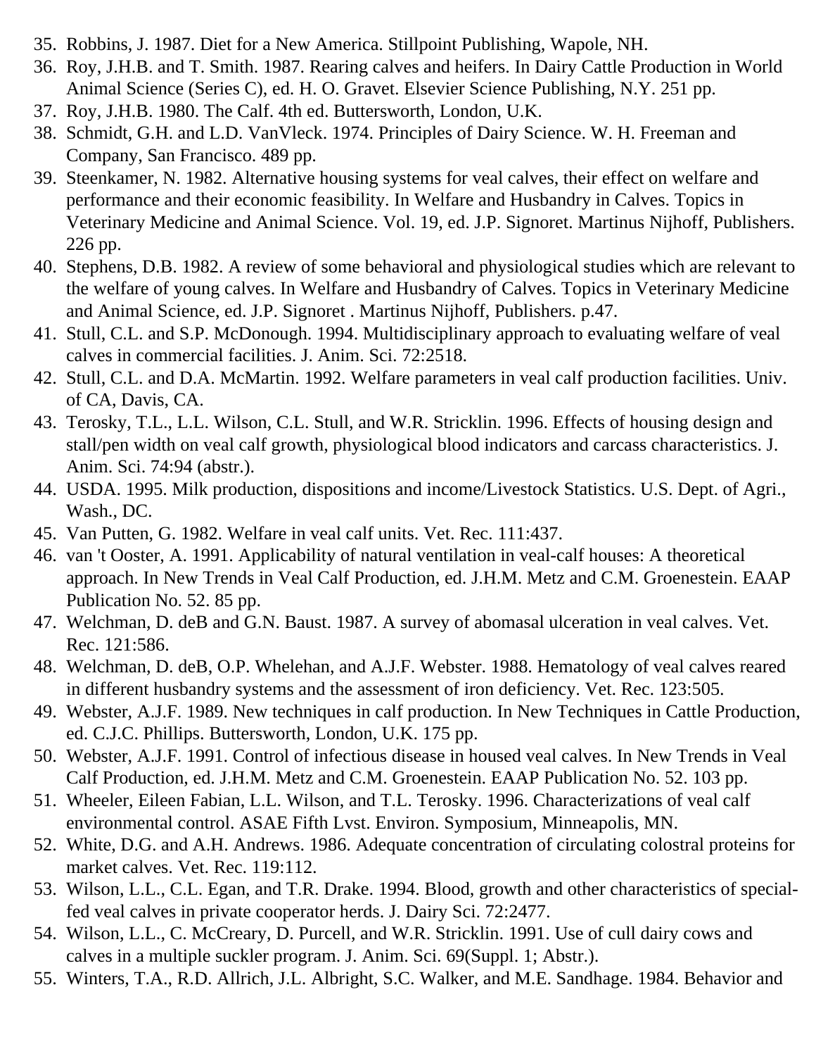35. Robbins, J. 1987. Diet for a New America. Stillpoint Publishing, Wapole, NH.
36. Roy, J.H.B. and T. Smith. 1987. Rearing calves and heifers. In Dairy Cattle Production in World Animal Science (Series C), ed. H. O. Gravet. Elsevier Science Publishing, N.Y. 251 pp.
37. Roy, J.H.B. 1980. The Calf. 4th ed. Buttersworth, London, U.K.
38. Schmidt, G.H. and L.D. VanVleck. 1974. Principles of Dairy Science. W. H. Freeman and Company, San Francisco. 489 pp.
39. Steenkamer, N. 1982. Alternative housing systems for veal calves, their effect on welfare and performance and their economic feasibility. In Welfare and Husbandry in Calves. Topics in Veterinary Medicine and Animal Science. Vol. 19, ed. J.P. Signoret. Martinus Nijhoff, Publishers. 226 pp.
40. Stephens, D.B. 1982. A review of some behavioral and physiological studies which are relevant to the welfare of young calves. In Welfare and Husbandry of Calves. Topics in Veterinary Medicine and Animal Science, ed. J.P. Signoret . Martinus Nijhoff, Publishers. p.47.
41. Stull, C.L. and S.P. McDonough. 1994. Multidisciplinary approach to evaluating welfare of veal calves in commercial facilities. J. Anim. Sci. 72:2518.
42. Stull, C.L. and D.A. McMartin. 1992. Welfare parameters in veal calf production facilities. Univ. of CA, Davis, CA.
43. Terosky, T.L., L.L. Wilson, C.L. Stull, and W.R. Stricklin. 1996. Effects of housing design and stall/pen width on veal calf growth, physiological blood indicators and carcass characteristics. J. Anim. Sci. 74:94 (abstr.).
44. USDA. 1995. Milk production, dispositions and income/Livestock Statistics. U.S. Dept. of Agri., Wash., DC.
45. Van Putten, G. 1982. Welfare in veal calf units. Vet. Rec. 111:437.
46. van 't Ooster, A. 1991. Applicability of natural ventilation in veal-calf houses: A theoretical approach. In New Trends in Veal Calf Production, ed. J.H.M. Metz and C.M. Groenestein. EAAP Publication No. 52. 85 pp.
47. Welchman, D. deB and G.N. Baust. 1987. A survey of abomasal ulceration in veal calves. Vet. Rec. 121:586.
48. Welchman, D. deB, O.P. Whelehan, and A.J.F. Webster. 1988. Hematology of veal calves reared in different husbandry systems and the assessment of iron deficiency. Vet. Rec. 123:505.
49. Webster, A.J.F. 1989. New techniques in calf production. In New Techniques in Cattle Production, ed. C.J.C. Phillips. Buttersworth, London, U.K. 175 pp.
50. Webster, A.J.F. 1991. Control of infectious disease in housed veal calves. In New Trends in Veal Calf Production, ed. J.H.M. Metz and C.M. Groenestein. EAAP Publication No. 52. 103 pp.
51. Wheeler, Eileen Fabian, L.L. Wilson, and T.L. Terosky. 1996. Characterizations of veal calf environmental control. ASAE Fifth Lvst. Environ. Symposium, Minneapolis, MN.
52. White, D.G. and A.H. Andrews. 1986. Adequate concentration of circulating colostral proteins for market calves. Vet. Rec. 119:112.
53. Wilson, L.L., C.L. Egan, and T.R. Drake. 1994. Blood, growth and other characteristics of special-fed veal calves in private cooperator herds. J. Dairy Sci. 72:2477.
54. Wilson, L.L., C. McCreary, D. Purcell, and W.R. Stricklin. 1991. Use of cull dairy cows and calves in a multiple suckler program. J. Anim. Sci. 69(Suppl. 1; Abstr.).
55. Winters, T.A., R.D. Allrich, J.L. Albright, S.C. Walker, and M.E. Sandhage. 1984. Behavior and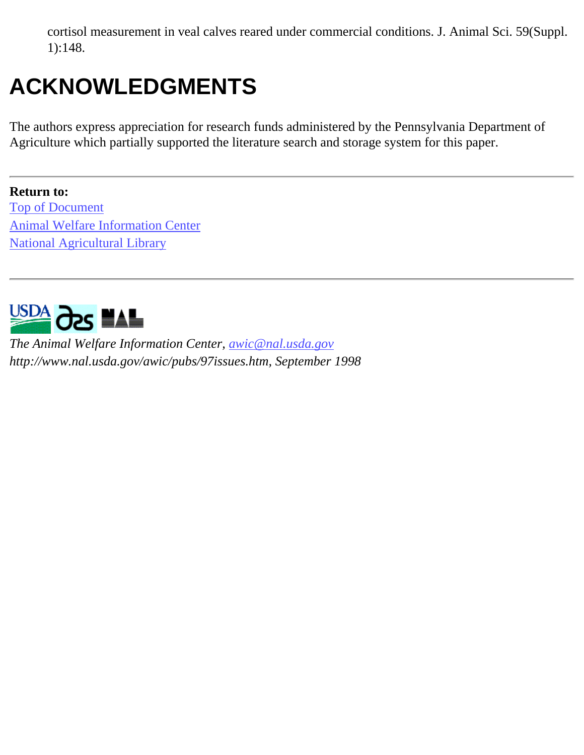cortisol measurement in veal calves reared under commercial conditions. J. Animal Sci. 59(Suppl. 1):148.

# ACKNOWLEDGMENTS

The authors express appreciation for research funds administered by the Pennsylvania Department of Agriculture which partially supported the literature search and storage system for this paper.

---

**Return to:**
Top of Document
Animal Welfare Information Center
National Agricultural Library

---

*The Animal Welfare Information Center, awic@nal.usda.gov*
*http://www.nal.usda.gov/awic/pubs/97issues.htm, September 1998*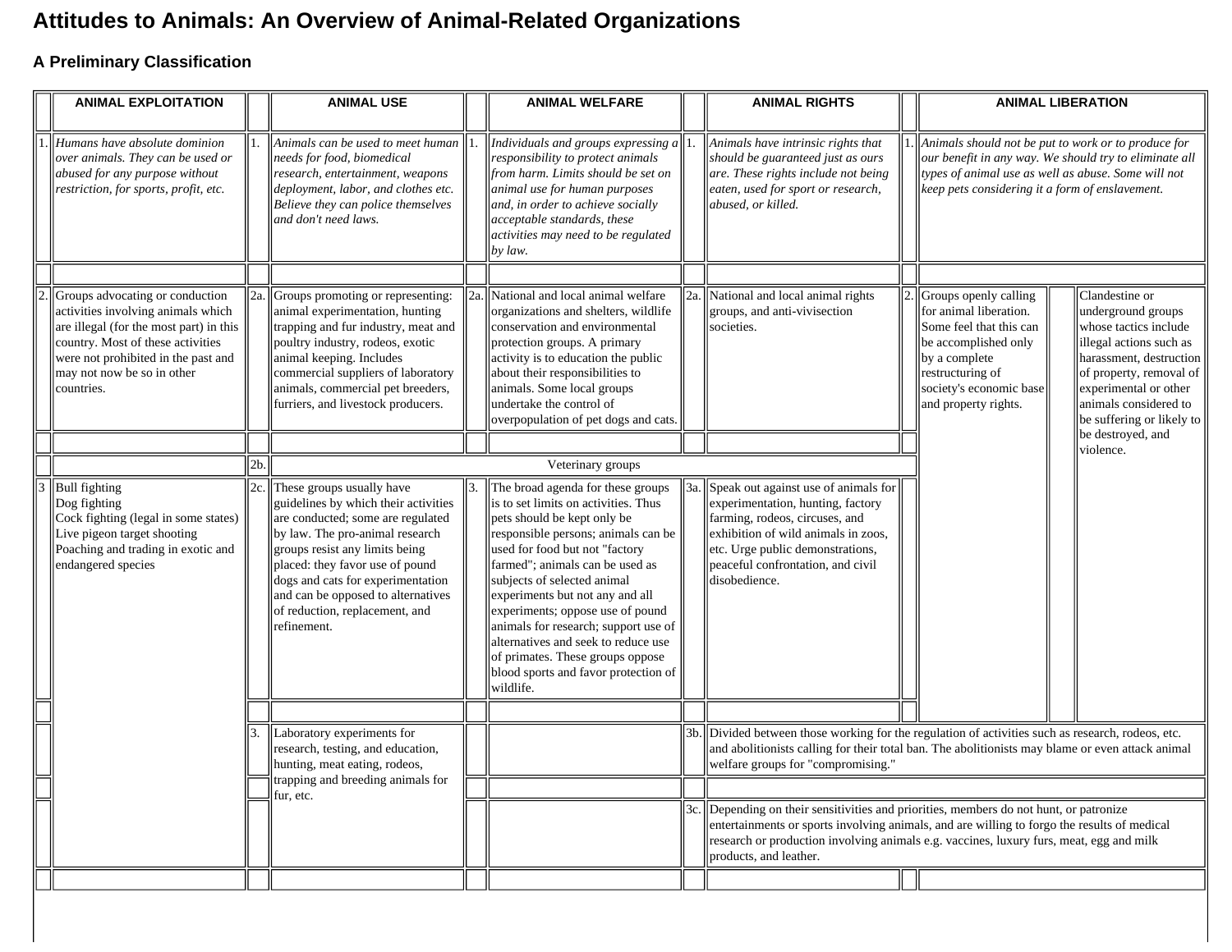# Attitudes to Animals: An Overview of Animal-Related Organizations

## A Preliminary Classification

| | ANIMAL EXPLOITATION | | ANIMAL USE | | ANIMAL WELFARE | | ANIMAL RIGHTS | | ANIMAL LIBERATION | | |
|---|---|---|---|---|---|---|---|---|---|---|---|
| 1. | *Humans have absolute dominion over animals. They can be used or abused for any purpose without restriction, for sports, profit, etc.* | 1. | *Animals can be used to meet human needs for food, biomedical research, entertainment, weapons deployment, labor, and clothes etc. Believe they can police themselves and don't need laws.* | 1. | *Individuals and groups expressing a responsibility to protect animals from harm. Limits should be set on animal use for human purposes and, in order to achieve socially acceptable standards, these activities may need to be regulated by law.* | 1. | *Animals have intrinsic rights that should be guaranteed just as ours are. These rights include not being eaten, used for sport or research, abused, or killed.* | 1. | *Animals should not be put to work or to produce for our benefit in any way. We should try to eliminate all types of animal use as well as abuse. Some will not keep pets considering it a form of enslavement.* | | |
| 2. | Groups advocating or conduction activities involving animals which are illegal (for the most part) in this country. Most of these activities were not prohibited in the past and may not now be so in other countries. | 2a. | Groups promoting or representing: animal experimentation, hunting trapping and fur industry, meat and poultry industry, rodeos, exotic animal keeping. Includes commercial suppliers of laboratory animals, commercial pet breeders, furriers, and livestock producers. | 2a. | National and local animal welfare organizations and shelters, wildlife conservation and environmental protection groups. A primary activity is to education the public about their responsibilities to animals. Some local groups undertake the control of overpopulation of pet dogs and cats. | 2a. | National and local animal rights groups, and anti-vivisection societies. | 2. | Groups openly calling for animal liberation. Some feel that this can be accomplished only by a complete restructuring of society's economic base and property rights. | | Clandestine or underground groups whose tactics include illegal actions such as harassment, destruction of property, removal of experimental or other animals considered to be suffering or likely to be destroyed, and violence. |
| | | 2b. | Veterinary groups | | | | | | | | |
| 3 | Bull fighting<br>Dog fighting<br>Cock fighting (legal in some states)<br>Live pigeon target shooting<br>Poaching and trading in exotic and endangered species | 2c. | These groups usually have guidelines by which their activities are conducted; some are regulated by law. The pro-animal research groups resist any limits being placed: they favor use of pound dogs and cats for experimentation and can be opposed to alternatives of reduction, replacement, and refinement. | 3. | The broad agenda for these groups is to set limits on activities. Thus pets should be kept only be responsible persons; animals can be used for food but not "factory farmed"; animals can be used as subjects of selected animal experiments but not any and all experiments; oppose use of pound animals for research; support use of alternatives and seek to reduce use of primates. These groups oppose blood sports and favor protection of wildlife. | 3a. | Speak out against use of animals for experimentation, hunting, factory farming, rodeos, circuses, and exhibition of wild animals in zoos, etc. Urge public demonstrations, peaceful confrontation, and civil disobedience. | | | | |
| | | 3. | Laboratory experiments for research, testing, and education, hunting, meat eating, rodeos, trapping and breeding animals for fur, etc. | | | 3b. | Divided between those working for the regulation of activities such as research, rodeos, etc. and abolitionists calling for their total ban. The abolitionists may blame or even attack animal welfare groups for "compromising." | | | | |
| | | | | | | 3c. | Depending on their sensitivities and priorities, members do not hunt, or patronize entertainments or sports involving animals, and are willing to forgo the results of medical research or production involving animals e.g. vaccines, luxury furs, meat, egg and milk products, and leather. | | | | |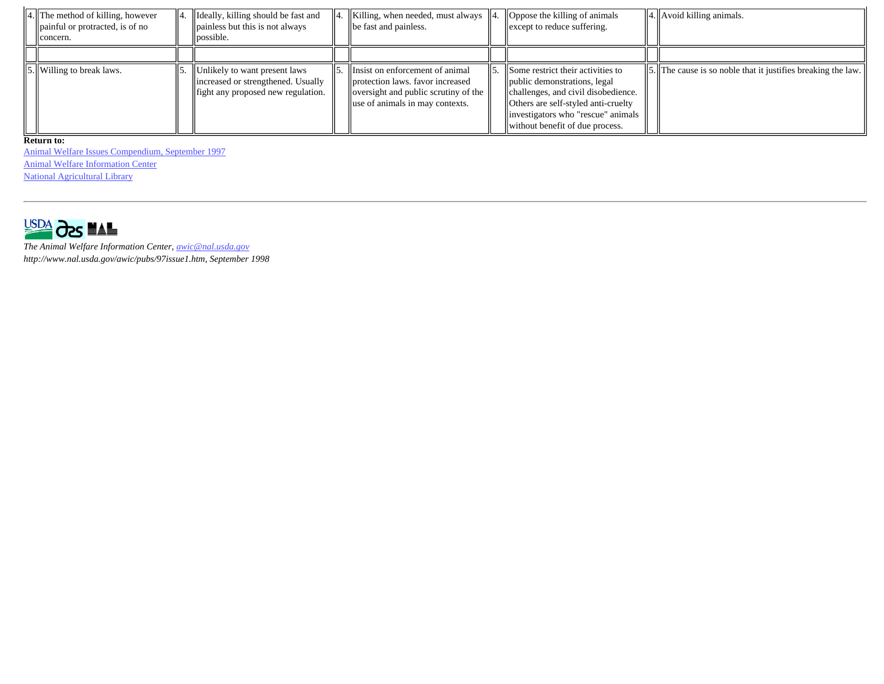| | | | | | | | | | |
|---|---|---|---|---|---|---|---|---|---|
| 4. | The method of killing, however painful or protracted, is of no concern. | 4. | Ideally, killing should be fast and painless but this is not always possible. | 4. | Killing, when needed, must always be fast and painless. | 4. | Oppose the killing of animals except to reduce suffering. | 4. | Avoid killing animals. |
| | | | | | | | | | |
| 5. | Willing to break laws. | 5. | Unlikely to want present laws increased or strengthened. Usually fight any proposed new regulation. | 5. | Insist on enforcement of animal protection laws. favor increased oversight and public scrutiny of the use of animals in may contexts. | 5. | Some restrict their activities to public demonstrations, legal challenges, and civil disobedience. Others are self-styled anti-cruelty investigators who "rescue" animals without benefit of due process. | 5. | The cause is so noble that it justifies breaking the law. |

**Return to:**

Animal Welfare Issues Compendium, September 1997

Animal Welfare Information Center

National Agricultural Library

---

*The Animal Welfare Information Center, awic@nal.usda.gov*
*http://www.nal.usda.gov/awic/pubs/97issue1.htm, September 1998*